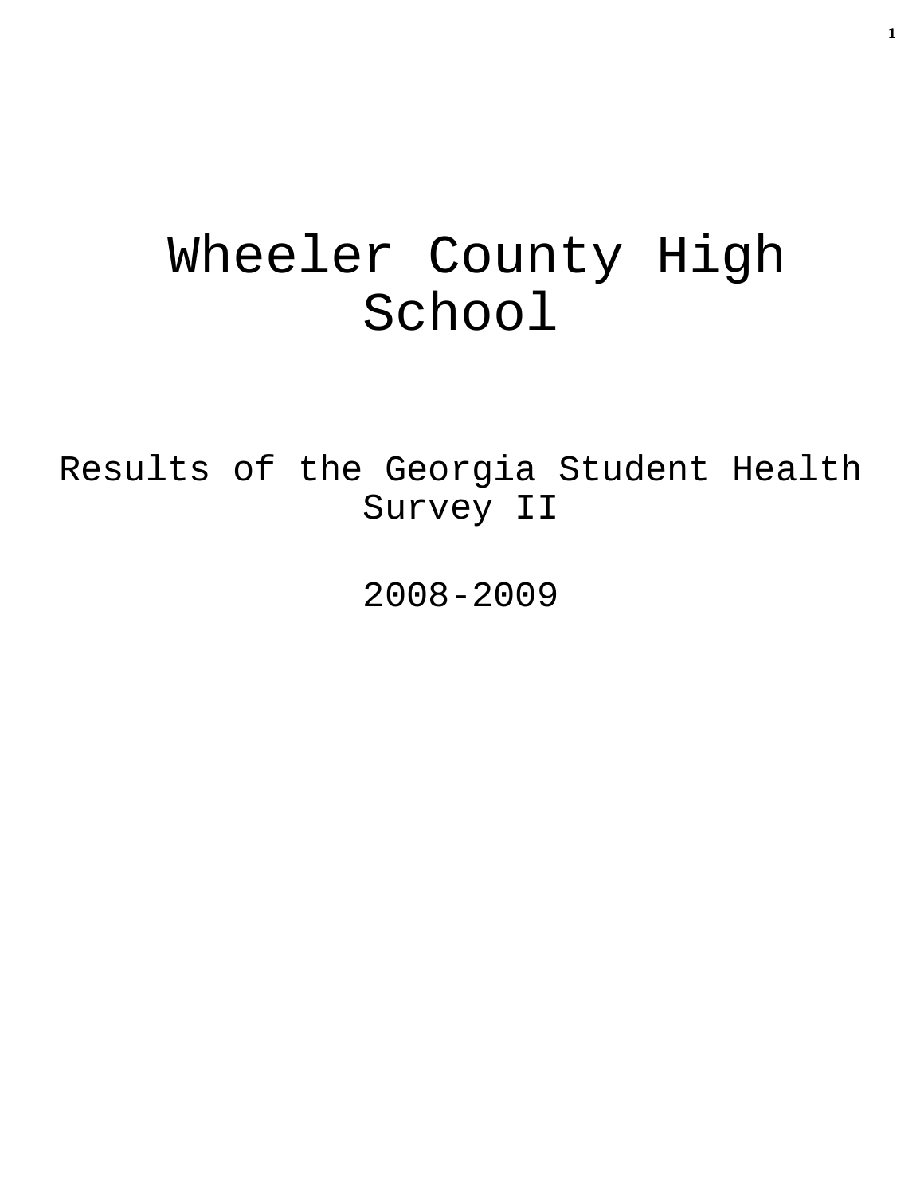# Wheeler County High School

## Results of the Georgia Student Health Survey II

## 2008-2009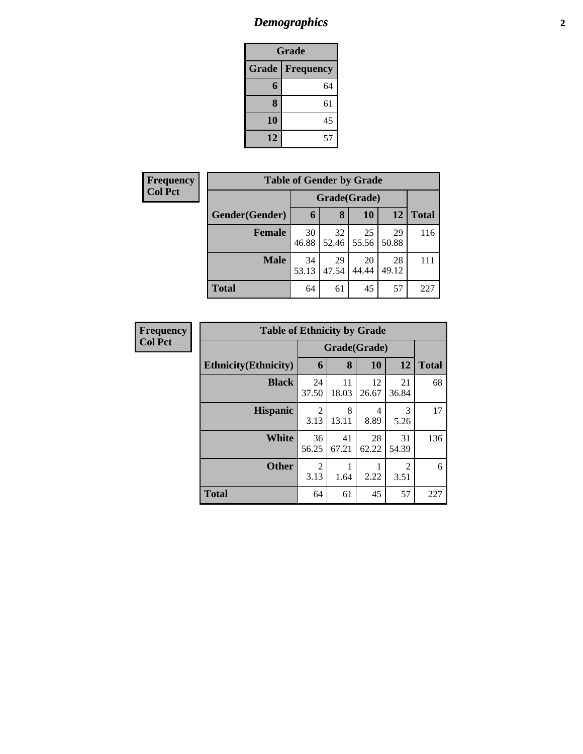# *Demographics*

| Grade | |
|---|---|
| **Grade** | **Frequency** |
| **6** | 64 |
| **8** | 61 |
| **10** | 45 |
| **12** | 57 |

**Frequency**
**Col Pct**

| Table of Gender by Grade | | | | | |
|---|---|---|---|---|---|
| | Grade(Grade) | | | | |
| **Gender(Gender)** | **6** | **8** | **10** | **12** | **Total** |
| **Female** | 30<br>46.88 | 32<br>52.46 | 25<br>55.56 | 29<br>50.88 | 116 |
| **Male** | 34<br>53.13 | 29<br>47.54 | 20<br>44.44 | 28<br>49.12 | 111 |
| **Total** | 64 | 61 | 45 | 57 | 227 |

**Frequency**
**Col Pct**

| Table of Ethnicity by Grade | | | | | |
|---|---|---|---|---|---|
| | Grade(Grade) | | | | |
| **Ethnicity(Ethnicity)** | **6** | **8** | **10** | **12** | **Total** |
| **Black** | 24<br>37.50 | 11<br>18.03 | 12<br>26.67 | 21<br>36.84 | 68 |
| **Hispanic** | 2<br>3.13 | 8<br>13.11 | 4<br>8.89 | 3<br>5.26 | 17 |
| **White** | 36<br>56.25 | 41<br>67.21 | 28<br>62.22 | 31<br>54.39 | 136 |
| **Other** | 2<br>3.13 | 1<br>1.64 | 1<br>2.22 | 2<br>3.51 | 6 |
| **Total** | 64 | 61 | 45 | 57 | 227 |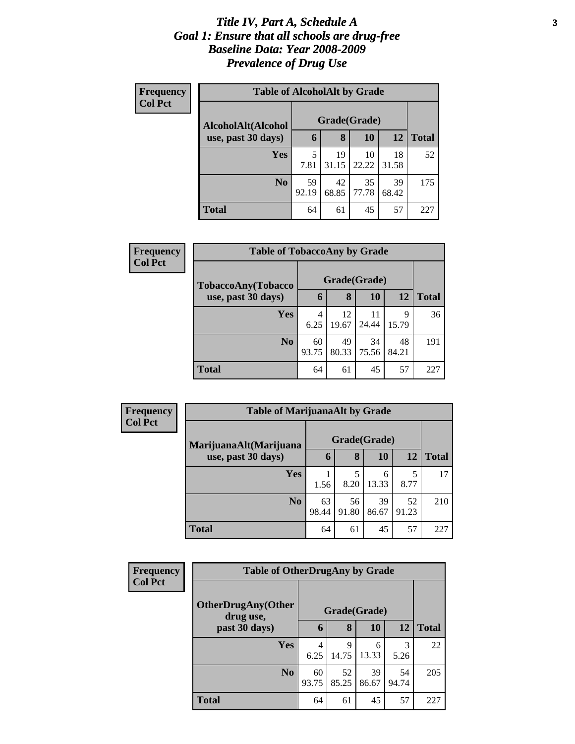# *Title IV, Part A, Schedule A*
# *Goal 1: Ensure that all schools are drug-free*
# *Baseline Data: Year 2008-2009*
# *Prevalence of Drug Use*

**Frequency**
**Col Pct**

| Table of AlcoholAlt by Grade | | | | | |
|---|---|---|---|---|---|
| **AlcoholAlt(Alcohol use, past 30 days)** | **Grade(Grade)** | | | | |
| | **6** | **8** | **10** | **12** | **Total** |
| **Yes** | 5<br>7.81 | 19<br>31.15 | 10<br>22.22 | 18<br>31.58 | 52 |
| **No** | 59<br>92.19 | 42<br>68.85 | 35<br>77.78 | 39<br>68.42 | 175 |
| **Total** | 64 | 61 | 45 | 57 | 227 |

**Frequency**
**Col Pct**

| Table of TobaccoAny by Grade | | | | | |
|---|---|---|---|---|---|
| **TobaccoAny(Tobacco use, past 30 days)** | **Grade(Grade)** | | | | |
| | **6** | **8** | **10** | **12** | **Total** |
| **Yes** | 4<br>6.25 | 12<br>19.67 | 11<br>24.44 | 9<br>15.79 | 36 |
| **No** | 60<br>93.75 | 49<br>80.33 | 34<br>75.56 | 48<br>84.21 | 191 |
| **Total** | 64 | 61 | 45 | 57 | 227 |

**Frequency**
**Col Pct**

| Table of MarijuanaAlt by Grade | | | | | |
|---|---|---|---|---|---|
| **MarijuanaAlt(Marijuana use, past 30 days)** | **Grade(Grade)** | | | | |
| | **6** | **8** | **10** | **12** | **Total** |
| **Yes** | 1<br>1.56 | 5<br>8.20 | 6<br>13.33 | 5<br>8.77 | 17 |
| **No** | 63<br>98.44 | 56<br>91.80 | 39<br>86.67 | 52<br>91.23 | 210 |
| **Total** | 64 | 61 | 45 | 57 | 227 |

**Frequency**
**Col Pct**

| Table of OtherDrugAny by Grade | | | | | |
|---|---|---|---|---|---|
| **OtherDrugAny(Other drug use, past 30 days)** | **Grade(Grade)** | | | | |
| | **6** | **8** | **10** | **12** | **Total** |
| **Yes** | 4<br>6.25 | 9<br>14.75 | 6<br>13.33 | 3<br>5.26 | 22 |
| **No** | 60<br>93.75 | 52<br>85.25 | 39<br>86.67 | 54<br>94.74 | 205 |
| **Total** | 64 | 61 | 45 | 57 | 227 |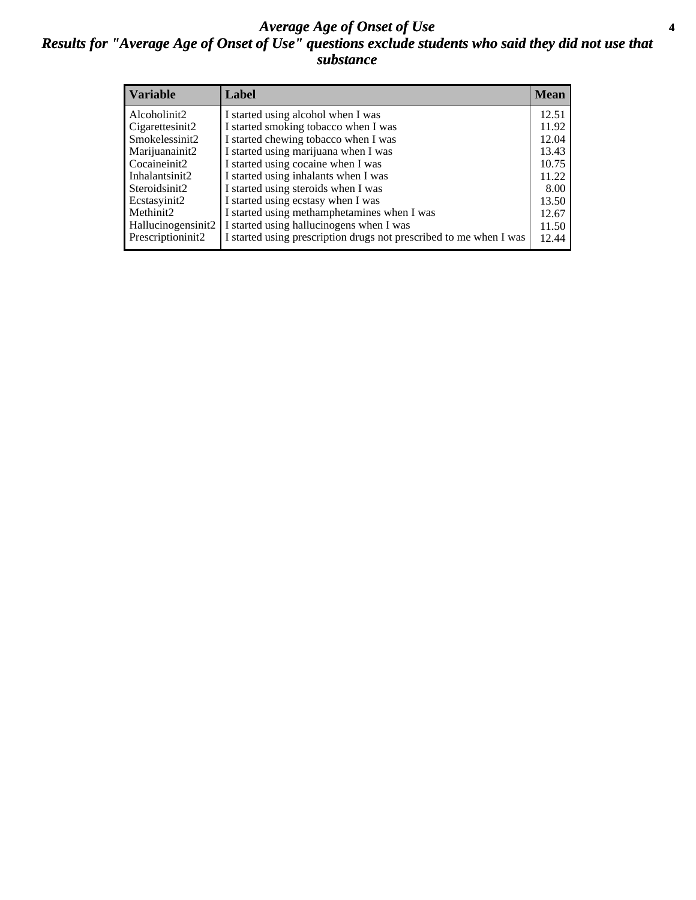# *Average Age of Onset of Use*

## *Results for "Average Age of Onset of Use" questions exclude students who said they did not use that substance*

| Variable | Label | Mean |
| --- | --- | --- |
| Alcoholinit2 | I started using alcohol when I was | 12.51 |
| Cigarettesinit2 | I started smoking tobacco when I was | 11.92 |
| Smokelessinit2 | I started chewing tobacco when I was | 12.04 |
| Marijuanainit2 | I started using marijuana when I was | 13.43 |
| Cocaineinit2 | I started using cocaine when I was | 10.75 |
| Inhalantsinit2 | I started using inhalants when I was | 11.22 |
| Steroidsinit2 | I started using steroids when I was | 8.00 |
| Ecstasyinit2 | I started using ecstasy when I was | 13.50 |
| Methinit2 | I started using methamphetamines when I was | 12.67 |
| Hallucinogensinit2 | I started using hallucinogens when I was | 11.50 |
| Prescriptioninit2 | I started using prescription drugs not prescribed to me when I was | 12.44 |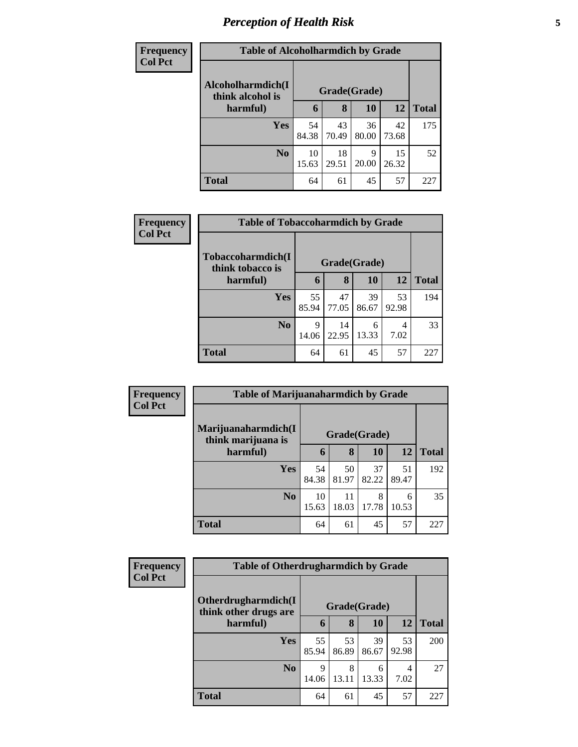# Perception of Health Risk

**Frequency**
**Col Pct**

**Table of Alcoholharmdich by Grade**

| Alcoholharmdich(I think alcohol is harmful) | Grade(Grade) | | | | Total |
|---|---|---|---|---|---|
| | 6 | 8 | 10 | 12 | |
| Yes | 54<br>84.38 | 43<br>70.49 | 36<br>80.00 | 42<br>73.68 | 175 |
| No | 10<br>15.63 | 18<br>29.51 | 9<br>20.00 | 15<br>26.32 | 52 |
| Total | 64 | 61 | 45 | 57 | 227 |

**Frequency**
**Col Pct**

**Table of Tobaccoharmdich by Grade**

| Tobaccoharmdich(I think tobacco is harmful) | Grade(Grade) | | | | Total |
|---|---|---|---|---|---|
| | 6 | 8 | 10 | 12 | |
| Yes | 55<br>85.94 | 47<br>77.05 | 39<br>86.67 | 53<br>92.98 | 194 |
| No | 9<br>14.06 | 14<br>22.95 | 6<br>13.33 | 4<br>7.02 | 33 |
| Total | 64 | 61 | 45 | 57 | 227 |

**Frequency**
**Col Pct**

**Table of Marijuanaharmdich by Grade**

| Marijuanaharmdich(I think marijuana is harmful) | Grade(Grade) | | | | Total |
|---|---|---|---|---|---|
| | 6 | 8 | 10 | 12 | |
| Yes | 54<br>84.38 | 50<br>81.97 | 37<br>82.22 | 51<br>89.47 | 192 |
| No | 10<br>15.63 | 11<br>18.03 | 8<br>17.78 | 6<br>10.53 | 35 |
| Total | 64 | 61 | 45 | 57 | 227 |

**Frequency**
**Col Pct**

**Table of Otherdrugharmdich by Grade**

| Otherdrugharmdich(I think other drugs are harmful) | Grade(Grade) | | | | Total |
|---|---|---|---|---|---|
| | 6 | 8 | 10 | 12 | |
| Yes | 55<br>85.94 | 53<br>86.89 | 39<br>86.67 | 53<br>92.98 | 200 |
| No | 9<br>14.06 | 8<br>13.11 | 6<br>13.33 | 4<br>7.02 | 27 |
| Total | 64 | 61 | 45 | 57 | 227 |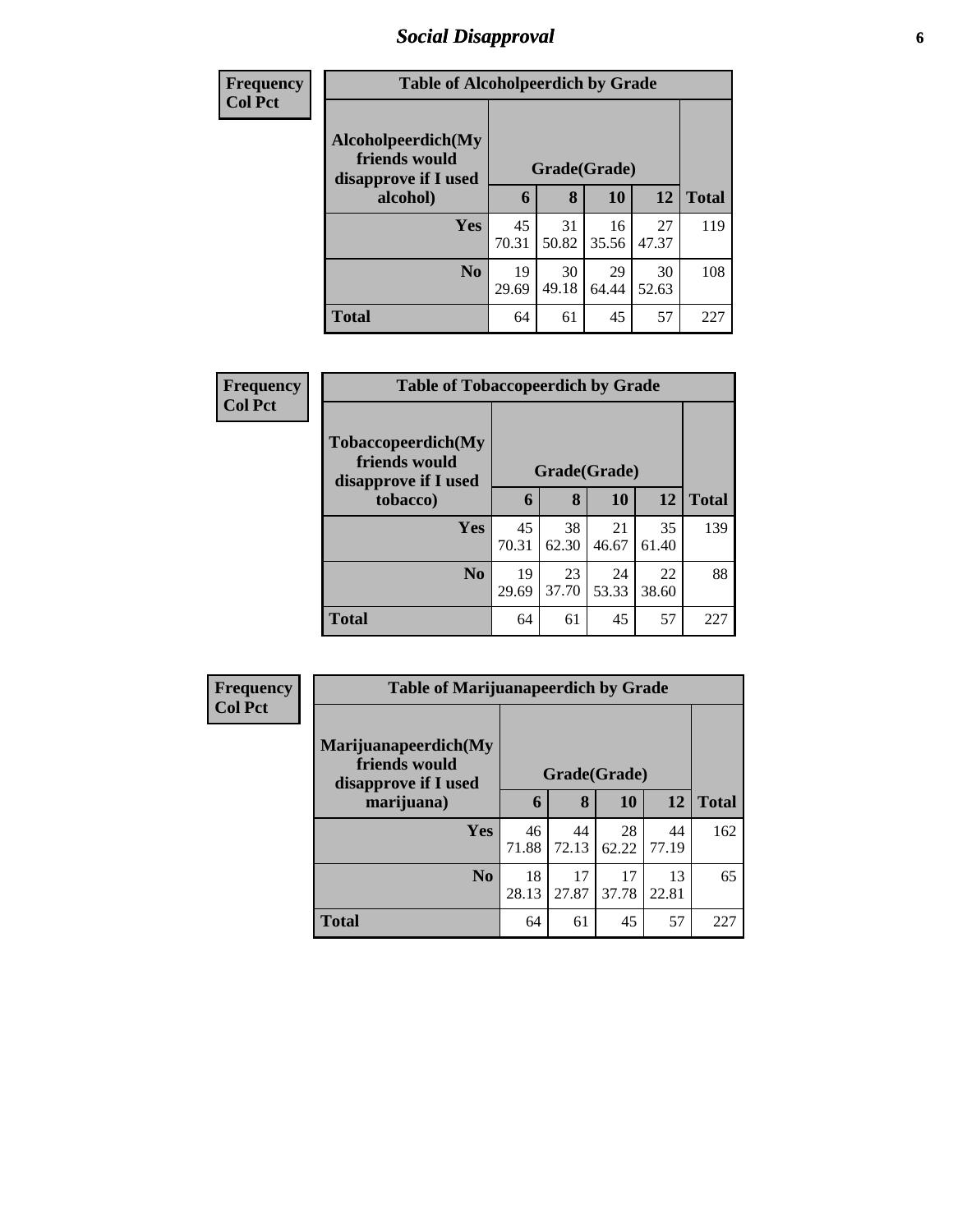# Social Disapproval

**Frequency**
**Col Pct**

| Table of Alcoholpeerdich by Grade | | | | | |
|---|---|---|---|---|---|
| Alcoholpeerdich(My friends would disapprove if I used alcohol) | Grade(Grade) | | | | |
| | 6 | 8 | 10 | 12 | Total |
| **Yes** | 45<br>70.31 | 31<br>50.82 | 16<br>35.56 | 27<br>47.37 | 119 |
| **No** | 19<br>29.69 | 30<br>49.18 | 29<br>64.44 | 30<br>52.63 | 108 |
| **Total** | 64 | 61 | 45 | 57 | 227 |

**Frequency**
**Col Pct**

| Table of Tobaccopeerdich by Grade | | | | | |
|---|---|---|---|---|---|
| Tobaccopeerdich(My friends would disapprove if I used tobacco) | Grade(Grade) | | | | |
| | 6 | 8 | 10 | 12 | Total |
| **Yes** | 45<br>70.31 | 38<br>62.30 | 21<br>46.67 | 35<br>61.40 | 139 |
| **No** | 19<br>29.69 | 23<br>37.70 | 24<br>53.33 | 22<br>38.60 | 88 |
| **Total** | 64 | 61 | 45 | 57 | 227 |

**Frequency**
**Col Pct**

| Table of Marijuanapeerdich by Grade | | | | | |
|---|---|---|---|---|---|
| Marijuanapeerdich(My friends would disapprove if I used marijuana) | Grade(Grade) | | | | |
| | 6 | 8 | 10 | 12 | Total |
| **Yes** | 46<br>71.88 | 44<br>72.13 | 28<br>62.22 | 44<br>77.19 | 162 |
| **No** | 18<br>28.13 | 17<br>27.87 | 17<br>37.78 | 13<br>22.81 | 65 |
| **Total** | 64 | 61 | 45 | 57 | 227 |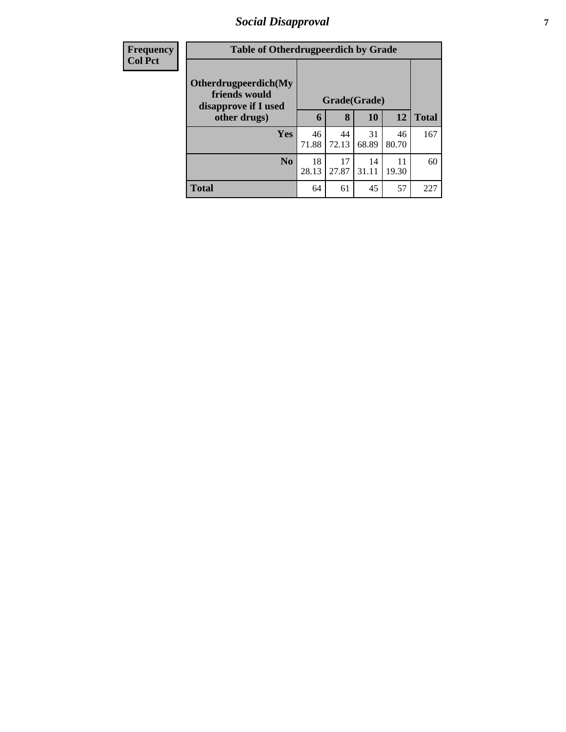| Frequency<br>Col Pct |
|---|

| Table of Otherdrugpeerdich by Grade | | | | | |
|---|---|---|---|---|---|
| Otherdrugpeerdich(My friends would disapprove if I used other drugs) | Grade(Grade) | | | | |
| | 6 | 8 | 10 | 12 | Total |
| Yes | 46<br>71.88 | 44<br>72.13 | 31<br>68.89 | 46<br>80.70 | 167 |
| No | 18<br>28.13 | 17<br>27.87 | 14<br>31.11 | 11<br>19.30 | 60 |
| Total | 64 | 61 | 45 | 57 | 227 |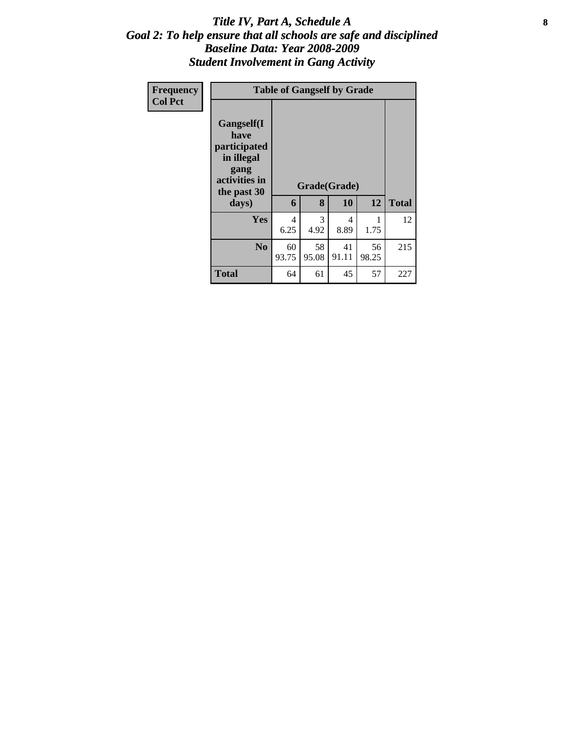# *Title IV, Part A, Schedule A*
## *Goal 2: To help ensure that all schools are safe and disciplined*
## *Baseline Data: Year 2008-2009*
## *Student Involvement in Gang Activity*

| Frequency<br>Col Pct |
|---|

| Table of Gangself by Grade | | | | | |
|---|---|---|---|---|---|
| **Gangself(I have participated in illegal gang activities in the past 30 days)** | **Grade(Grade)** | | | | |
| | **6** | **8** | **10** | **12** | **Total** |
| **Yes** | 4<br>6.25 | 3<br>4.92 | 4<br>8.89 | 1<br>1.75 | 12 |
| **No** | 60<br>93.75 | 58<br>95.08 | 41<br>91.11 | 56<br>98.25 | 215 |
| **Total** | 64 | 61 | 45 | 57 | 227 |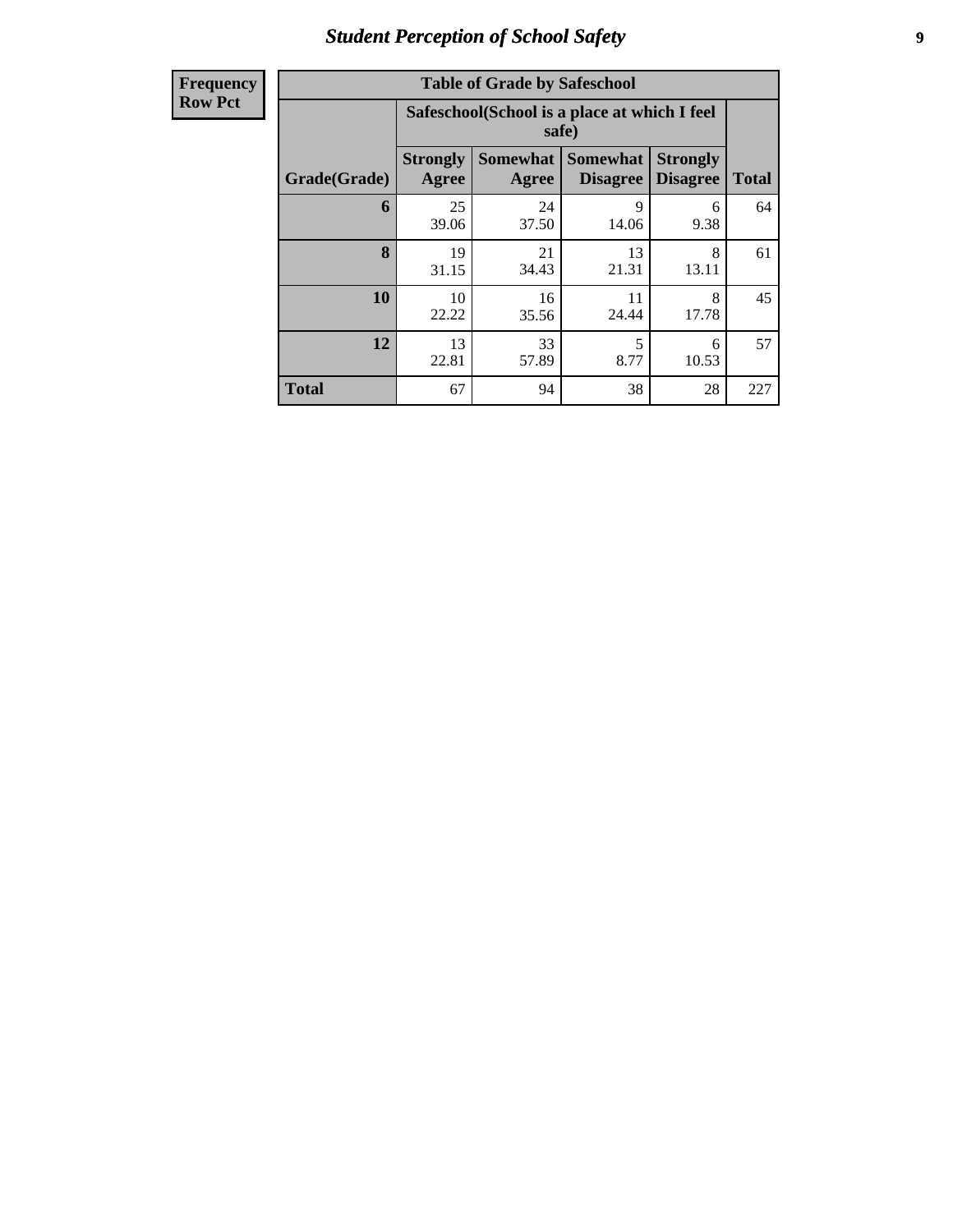| Frequency Row Pct |
|---|

**Table of Grade by Safeschool**

| Grade(Grade) | Safeschool(School is a place at which I feel safe) | | | | Total |
|---|---|---|---|---|---|
| | Strongly Agree | Somewhat Agree | Somewhat Disagree | Strongly Disagree | |
| **6** | 25<br>39.06 | 24<br>37.50 | 9<br>14.06 | 6<br>9.38 | 64 |
| **8** | 19<br>31.15 | 21<br>34.43 | 13<br>21.31 | 8<br>13.11 | 61 |
| **10** | 10<br>22.22 | 16<br>35.56 | 11<br>24.44 | 8<br>17.78 | 45 |
| **12** | 13<br>22.81 | 33<br>57.89 | 5<br>8.77 | 6<br>10.53 | 57 |
| **Total** | 67 | 94 | 38 | 28 | 227 |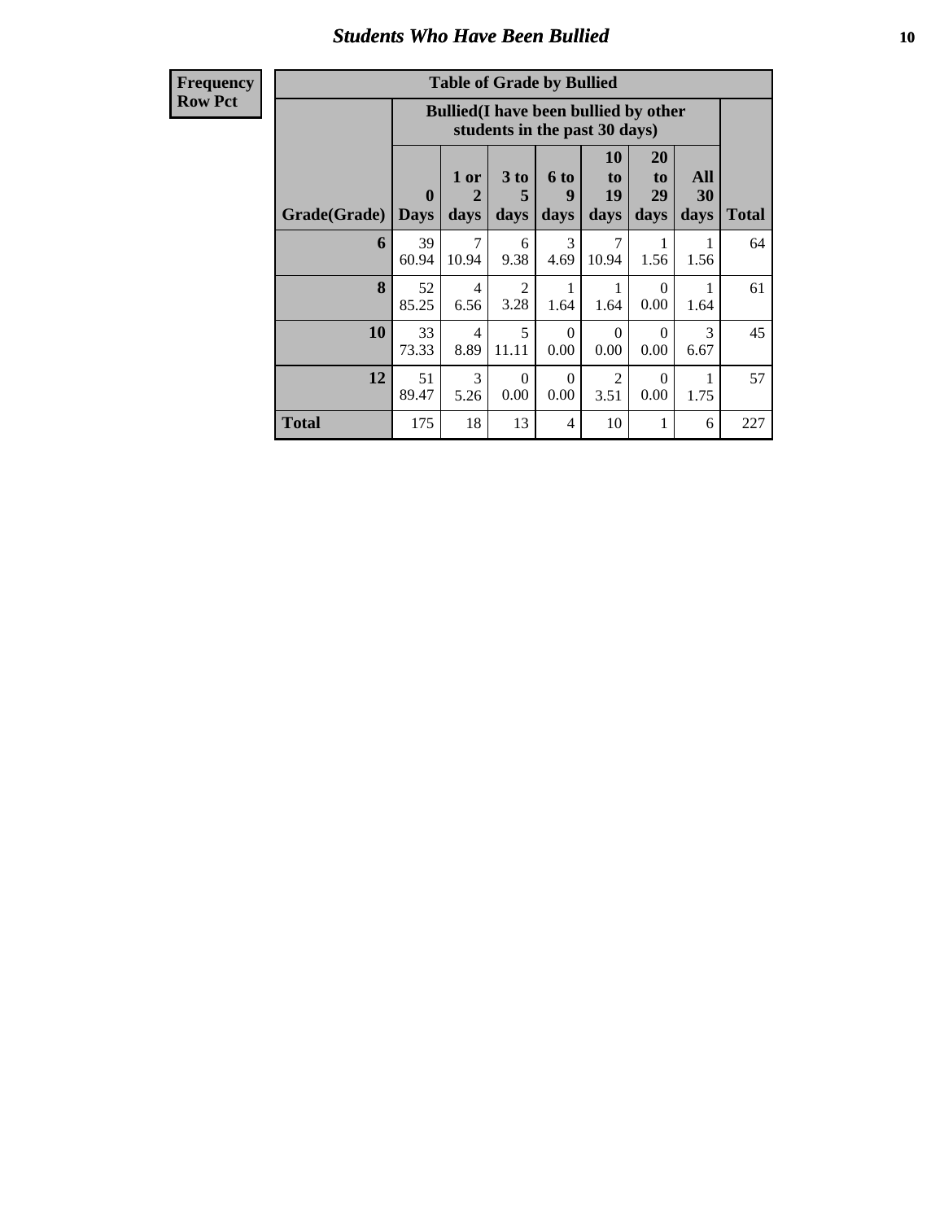**Frequency**
**Row Pct**

| Table of Grade by Bullied | | | | | | | | |
|---|---|---|---|---|---|---|---|---|
| | **Bullied(I have been bullied by other students in the past 30 days)** | | | | | | | |
| **Grade(Grade)** | **0 Days** | **1 or 2 days** | **3 to 5 days** | **6 to 9 days** | **10 to 19 days** | **20 to 29 days** | **All 30 days** | **Total** |
| **6** | 39<br>60.94 | 7<br>10.94 | 6<br>9.38 | 3<br>4.69 | 7<br>10.94 | 1<br>1.56 | 1<br>1.56 | 64 |
| **8** | 52<br>85.25 | 4<br>6.56 | 2<br>3.28 | 1<br>1.64 | 1<br>1.64 | 0<br>0.00 | 1<br>1.64 | 61 |
| **10** | 33<br>73.33 | 4<br>8.89 | 5<br>11.11 | 0<br>0.00 | 0<br>0.00 | 0<br>0.00 | 3<br>6.67 | 45 |
| **12** | 51<br>89.47 | 3<br>5.26 | 0<br>0.00 | 0<br>0.00 | 2<br>3.51 | 0<br>0.00 | 1<br>1.75 | 57 |
| **Total** | 175 | 18 | 13 | 4 | 10 | 1 | 6 | 227 |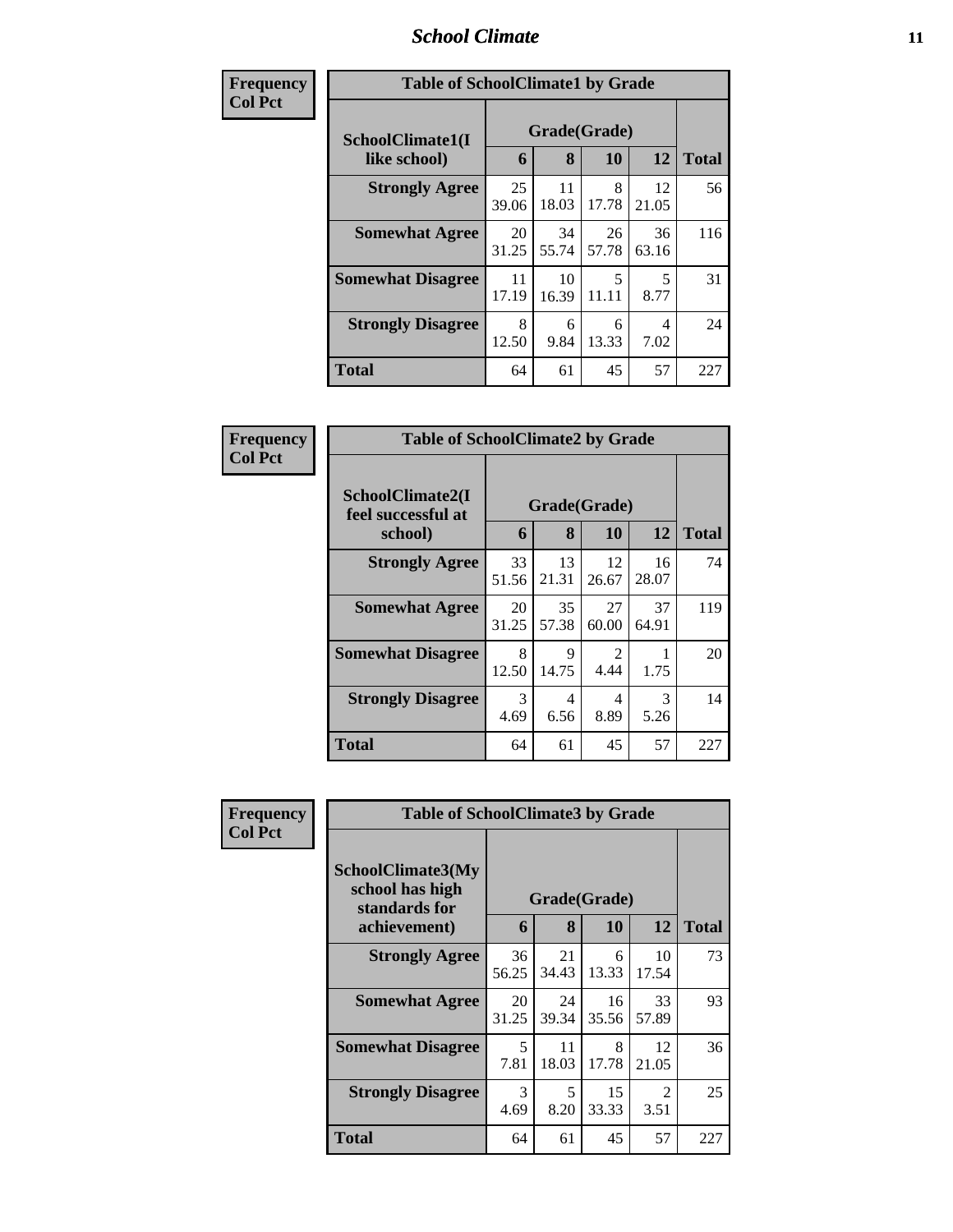| Frequency<br>Col Pct | Table of SchoolClimate1 by Grade | | | | |
|---|---|---|---|---|---|
| SchoolClimate1(I like school) | Grade(Grade) | | | | |
| | 6 | 8 | 10 | 12 | Total |
| Strongly Agree | 25<br>39.06 | 11<br>18.03 | 8<br>17.78 | 12<br>21.05 | 56 |
| Somewhat Agree | 20<br>31.25 | 34<br>55.74 | 26<br>57.78 | 36<br>63.16 | 116 |
| Somewhat Disagree | 11<br>17.19 | 10<br>16.39 | 5<br>11.11 | 5<br>8.77 | 31 |
| Strongly Disagree | 8<br>12.50 | 6<br>9.84 | 6<br>13.33 | 4<br>7.02 | 24 |
| Total | 64 | 61 | 45 | 57 | 227 |

| Frequency<br>Col Pct | Table of SchoolClimate2 by Grade | | | | |
|---|---|---|---|---|---|
| SchoolClimate2(I feel successful at school) | Grade(Grade) | | | | |
| | 6 | 8 | 10 | 12 | Total |
| Strongly Agree | 33<br>51.56 | 13<br>21.31 | 12<br>26.67 | 16<br>28.07 | 74 |
| Somewhat Agree | 20<br>31.25 | 35<br>57.38 | 27<br>60.00 | 37<br>64.91 | 119 |
| Somewhat Disagree | 8<br>12.50 | 9<br>14.75 | 2<br>4.44 | 1<br>1.75 | 20 |
| Strongly Disagree | 3<br>4.69 | 4<br>6.56 | 4<br>8.89 | 3<br>5.26 | 14 |
| Total | 64 | 61 | 45 | 57 | 227 |

| Frequency<br>Col Pct | Table of SchoolClimate3 by Grade | | | | |
|---|---|---|---|---|---|
| SchoolClimate3(My school has high standards for achievement) | Grade(Grade) | | | | |
| | 6 | 8 | 10 | 12 | Total |
| Strongly Agree | 36<br>56.25 | 21<br>34.43 | 6<br>13.33 | 10<br>17.54 | 73 |
| Somewhat Agree | 20<br>31.25 | 24<br>39.34 | 16<br>35.56 | 33<br>57.89 | 93 |
| Somewhat Disagree | 5<br>7.81 | 11<br>18.03 | 8<br>17.78 | 12<br>21.05 | 36 |
| Strongly Disagree | 3<br>4.69 | 5<br>8.20 | 15<br>33.33 | 2<br>3.51 | 25 |
| Total | 64 | 61 | 45 | 57 | 227 |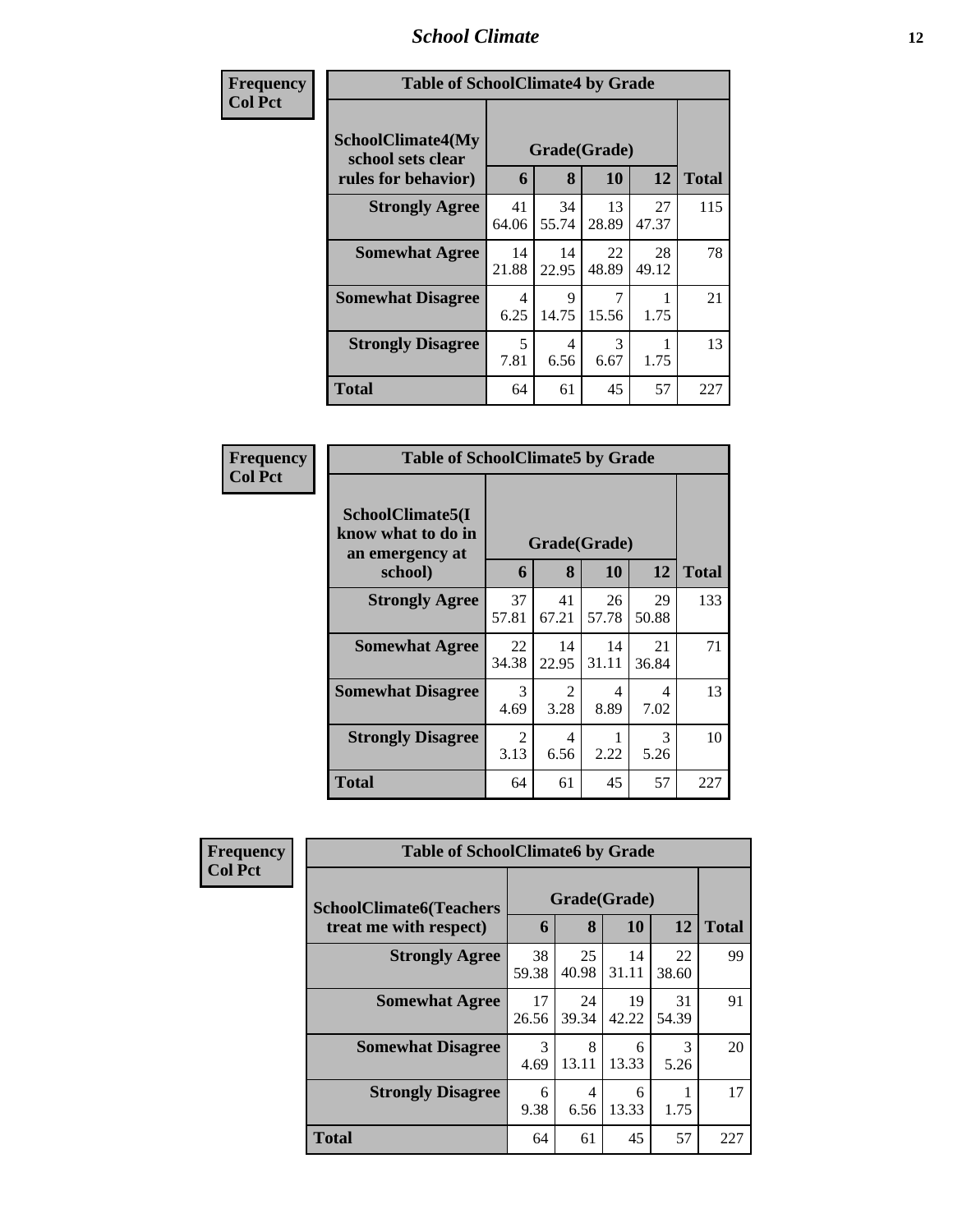| Frequency<br>Col Pct | Table of SchoolClimate4 by Grade | | | | |
|---|---|---|---|---|---|
| SchoolClimate4(My school sets clear rules for behavior) | Grade(Grade) | | | | |
| | 6 | 8 | 10 | 12 | Total |
| Strongly Agree | 41<br>64.06 | 34<br>55.74 | 13<br>28.89 | 27<br>47.37 | 115 |
| Somewhat Agree | 14<br>21.88 | 14<br>22.95 | 22<br>48.89 | 28<br>49.12 | 78 |
| Somewhat Disagree | 4<br>6.25 | 9<br>14.75 | 7<br>15.56 | 1<br>1.75 | 21 |
| Strongly Disagree | 5<br>7.81 | 4<br>6.56 | 3<br>6.67 | 1<br>1.75 | 13 |
| Total | 64 | 61 | 45 | 57 | 227 |

| Frequency<br>Col Pct | Table of SchoolClimate5 by Grade | | | | |
|---|---|---|---|---|---|
| SchoolClimate5(I know what to do in an emergency at school) | Grade(Grade) | | | | |
| | 6 | 8 | 10 | 12 | Total |
| Strongly Agree | 37<br>57.81 | 41<br>67.21 | 26<br>57.78 | 29<br>50.88 | 133 |
| Somewhat Agree | 22<br>34.38 | 14<br>22.95 | 14<br>31.11 | 21<br>36.84 | 71 |
| Somewhat Disagree | 3<br>4.69 | 2<br>3.28 | 4<br>8.89 | 4<br>7.02 | 13 |
| Strongly Disagree | 2<br>3.13 | 4<br>6.56 | 1<br>2.22 | 3<br>5.26 | 10 |
| Total | 64 | 61 | 45 | 57 | 227 |

| Frequency<br>Col Pct | Table of SchoolClimate6 by Grade | | | | |
|---|---|---|---|---|---|
| SchoolClimate6(Teachers treat me with respect) | Grade(Grade) | | | | |
| | 6 | 8 | 10 | 12 | Total |
| Strongly Agree | 38<br>59.38 | 25<br>40.98 | 14<br>31.11 | 22<br>38.60 | 99 |
| Somewhat Agree | 17<br>26.56 | 24<br>39.34 | 19<br>42.22 | 31<br>54.39 | 91 |
| Somewhat Disagree | 3<br>4.69 | 8<br>13.11 | 6<br>13.33 | 3<br>5.26 | 20 |
| Strongly Disagree | 6<br>9.38 | 4<br>6.56 | 6<br>13.33 | 1<br>1.75 | 17 |
| Total | 64 | 61 | 45 | 57 | 227 |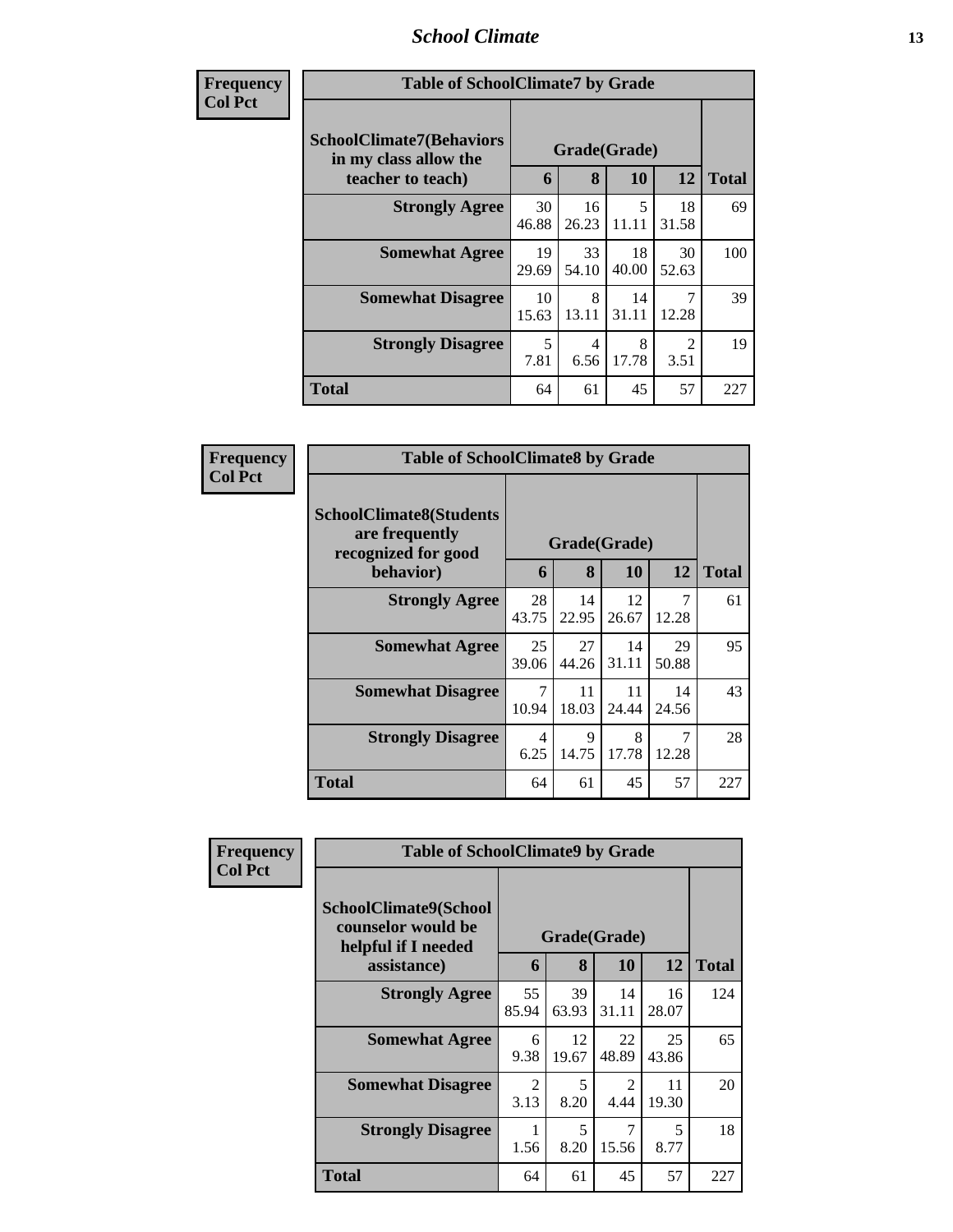| Frequency<br>Col Pct | Table of SchoolClimate7 by Grade | | | | |
|---|---|---|---|---|---|
| SchoolClimate7(Behaviors in my class allow the teacher to teach) | Grade(Grade) | | | | Total |
| | 6 | 8 | 10 | 12 | |
| Strongly Agree | 30<br>46.88 | 16<br>26.23 | 5<br>11.11 | 18<br>31.58 | 69 |
| Somewhat Agree | 19<br>29.69 | 33<br>54.10 | 18<br>40.00 | 30<br>52.63 | 100 |
| Somewhat Disagree | 10<br>15.63 | 8<br>13.11 | 14<br>31.11 | 7<br>12.28 | 39 |
| Strongly Disagree | 5<br>7.81 | 4<br>6.56 | 8<br>17.78 | 2<br>3.51 | 19 |
| Total | 64 | 61 | 45 | 57 | 227 |

| Frequency<br>Col Pct | Table of SchoolClimate8 by Grade | | | | |
|---|---|---|---|---|---|
| SchoolClimate8(Students are frequently recognized for good behavior) | Grade(Grade) | | | | Total |
| | 6 | 8 | 10 | 12 | |
| Strongly Agree | 28<br>43.75 | 14<br>22.95 | 12<br>26.67 | 7<br>12.28 | 61 |
| Somewhat Agree | 25<br>39.06 | 27<br>44.26 | 14<br>31.11 | 29<br>50.88 | 95 |
| Somewhat Disagree | 7<br>10.94 | 11<br>18.03 | 11<br>24.44 | 14<br>24.56 | 43 |
| Strongly Disagree | 4<br>6.25 | 9<br>14.75 | 8<br>17.78 | 7<br>12.28 | 28 |
| Total | 64 | 61 | 45 | 57 | 227 |

| Frequency<br>Col Pct | Table of SchoolClimate9 by Grade | | | | |
|---|---|---|---|---|---|
| SchoolClimate9(School counselor would be helpful if I needed assistance) | Grade(Grade) | | | | Total |
| | 6 | 8 | 10 | 12 | |
| Strongly Agree | 55<br>85.94 | 39<br>63.93 | 14<br>31.11 | 16<br>28.07 | 124 |
| Somewhat Agree | 6<br>9.38 | 12<br>19.67 | 22<br>48.89 | 25<br>43.86 | 65 |
| Somewhat Disagree | 2<br>3.13 | 5<br>8.20 | 2<br>4.44 | 11<br>19.30 | 20 |
| Strongly Disagree | 1<br>1.56 | 5<br>8.20 | 7<br>15.56 | 5<br>8.77 | 18 |
| Total | 64 | 61 | 45 | 57 | 227 |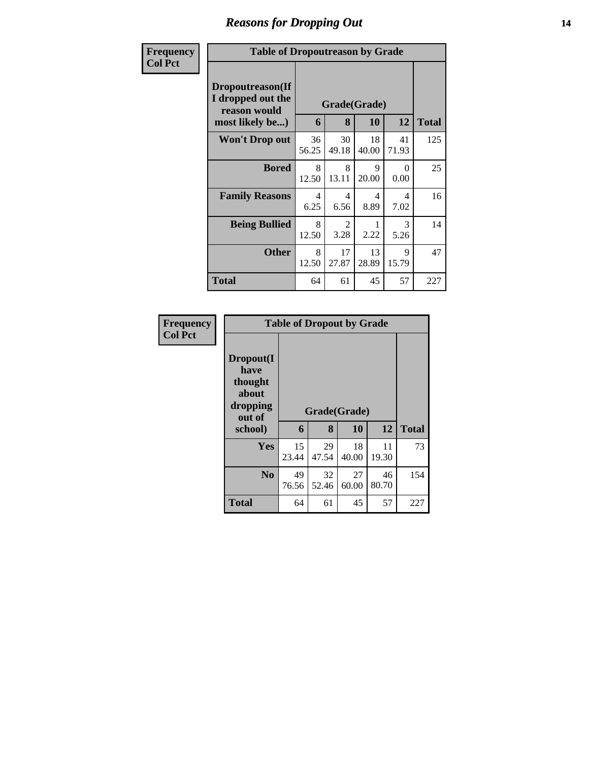# Reasons for Dropping Out

**Frequency**
**Col Pct**

| Table of Dropoutreason by Grade | | | | | |
|---|---|---|---|---|---|
| **Dropoutreason(If I dropped out the reason would most likely be...)** | **Grade(Grade)** | | | | |
| | **6** | **8** | **10** | **12** | **Total** |
| **Won't Drop out** | 36<br>56.25 | 30<br>49.18 | 18<br>40.00 | 41<br>71.93 | 125 |
| **Bored** | 8<br>12.50 | 8<br>13.11 | 9<br>20.00 | 0<br>0.00 | 25 |
| **Family Reasons** | 4<br>6.25 | 4<br>6.56 | 4<br>8.89 | 4<br>7.02 | 16 |
| **Being Bullied** | 8<br>12.50 | 2<br>3.28 | 1<br>2.22 | 3<br>5.26 | 14 |
| **Other** | 8<br>12.50 | 17<br>27.87 | 13<br>28.89 | 9<br>15.79 | 47 |
| **Total** | 64 | 61 | 45 | 57 | 227 |

**Frequency**
**Col Pct**

| Table of Dropout by Grade | | | | | |
|---|---|---|---|---|---|
| **Dropout(I have thought about dropping out of school)** | **Grade(Grade)** | | | | |
| | **6** | **8** | **10** | **12** | **Total** |
| **Yes** | 15<br>23.44 | 29<br>47.54 | 18<br>40.00 | 11<br>19.30 | 73 |
| **No** | 49<br>76.56 | 32<br>52.46 | 27<br>60.00 | 46<br>80.70 | 154 |
| **Total** | 64 | 61 | 45 | 57 | 227 |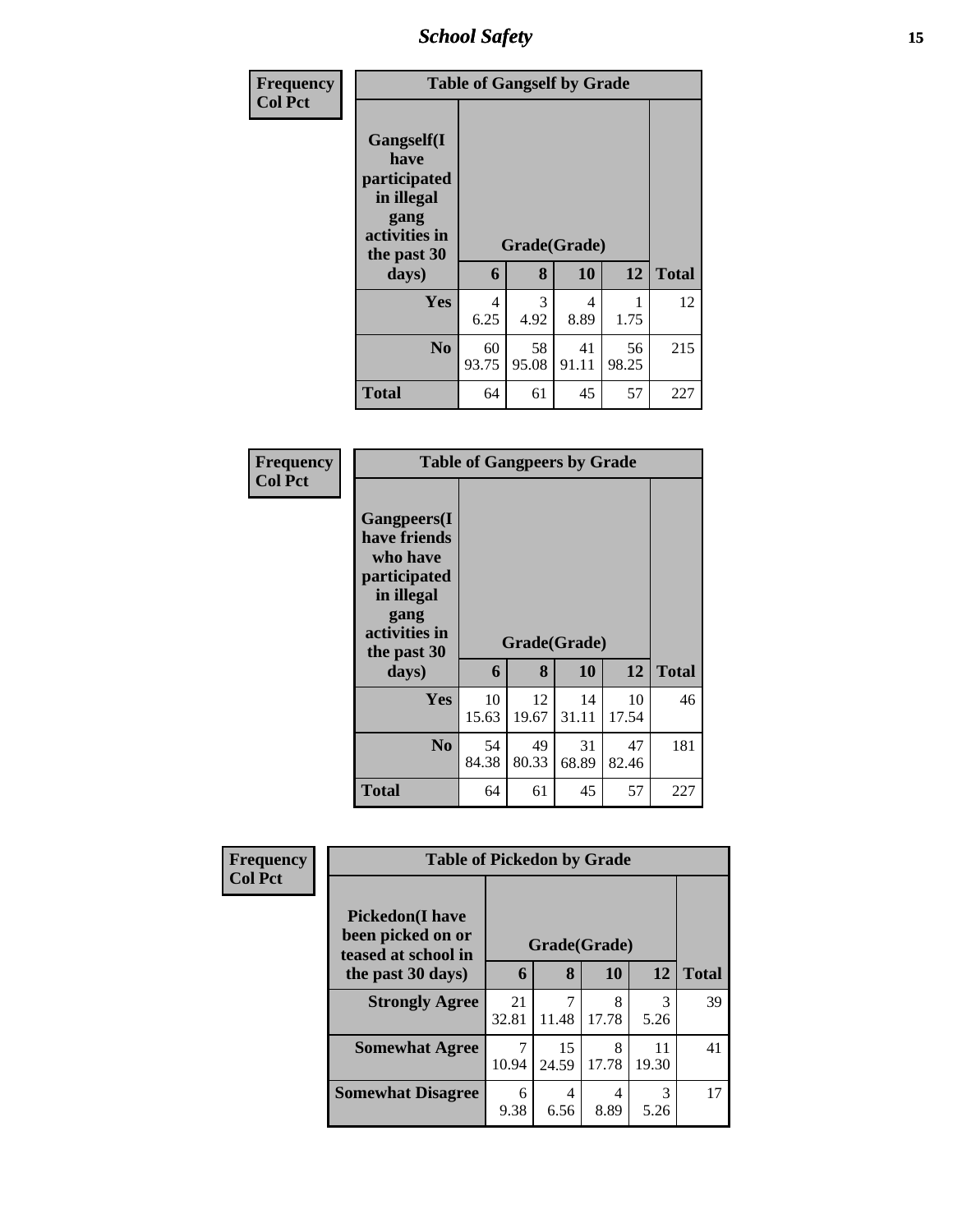| Frequency<br>Col Pct |
|---|

**Table of Gangself by Grade**

| Gangself(I have participated in illegal gang activities in the past 30 days) | Grade(Grade) | | | | |
|---|---|---|---|---|---|
| | 6 | 8 | 10 | 12 | Total |
| Yes | 4<br>6.25 | 3<br>4.92 | 4<br>8.89 | 1<br>1.75 | 12 |
| No | 60<br>93.75 | 58<br>95.08 | 41<br>91.11 | 56<br>98.25 | 215 |
| Total | 64 | 61 | 45 | 57 | 227 |

| Frequency<br>Col Pct |
|---|

**Table of Gangpeers by Grade**

| Gangpeers(I have friends who have participated in illegal gang activities in the past 30 days) | Grade(Grade) | | | | |
|---|---|---|---|---|---|
| | 6 | 8 | 10 | 12 | Total |
| Yes | 10<br>15.63 | 12<br>19.67 | 14<br>31.11 | 10<br>17.54 | 46 |
| No | 54<br>84.38 | 49<br>80.33 | 31<br>68.89 | 47<br>82.46 | 181 |
| Total | 64 | 61 | 45 | 57 | 227 |

| Frequency<br>Col Pct |
|---|

**Table of Pickedon by Grade**

| Pickedon(I have been picked on or teased at school in the past 30 days) | Grade(Grade) | | | | |
|---|---|---|---|---|---|
| | 6 | 8 | 10 | 12 | Total |
| Strongly Agree | 21<br>32.81 | 7<br>11.48 | 8<br>17.78 | 3<br>5.26 | 39 |
| Somewhat Agree | 7<br>10.94 | 15<br>24.59 | 8<br>17.78 | 11<br>19.30 | 41 |
| Somewhat Disagree | 6<br>9.38 | 4<br>6.56 | 4<br>8.89 | 3<br>5.26 | 17 |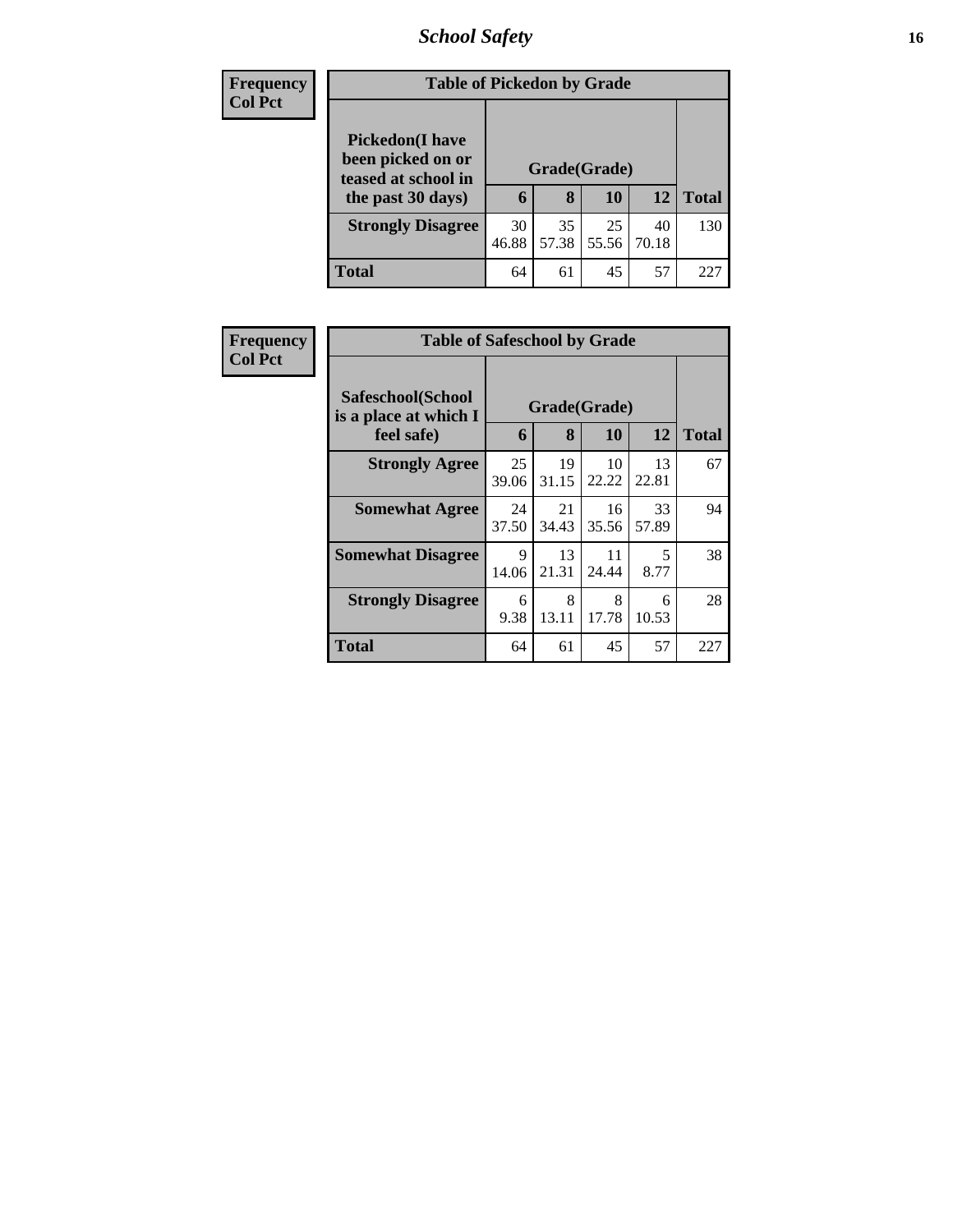| Frequency<br>Col Pct |
|---|

**Table of Pickedon by Grade**

| Pickedon(I have been picked on or teased at school in the past 30 days) | Grade(Grade) | | | | Total |
|---|---|---|---|---|---|
| | 6 | 8 | 10 | 12 | |
| **Strongly Disagree** | 30<br>46.88 | 35<br>57.38 | 25<br>55.56 | 40<br>70.18 | 130 |
| **Total** | 64 | 61 | 45 | 57 | 227 |

| Frequency<br>Col Pct |
|---|

**Table of Safeschool by Grade**

| Safeschool(School is a place at which I feel safe) | Grade(Grade) | | | | Total |
|---|---|---|---|---|---|
| | 6 | 8 | 10 | 12 | |
| **Strongly Agree** | 25<br>39.06 | 19<br>31.15 | 10<br>22.22 | 13<br>22.81 | 67 |
| **Somewhat Agree** | 24<br>37.50 | 21<br>34.43 | 16<br>35.56 | 33<br>57.89 | 94 |
| **Somewhat Disagree** | 9<br>14.06 | 13<br>21.31 | 11<br>24.44 | 5<br>8.77 | 38 |
| **Strongly Disagree** | 6<br>9.38 | 8<br>13.11 | 8<br>17.78 | 6<br>10.53 | 28 |
| **Total** | 64 | 61 | 45 | 57 | 227 |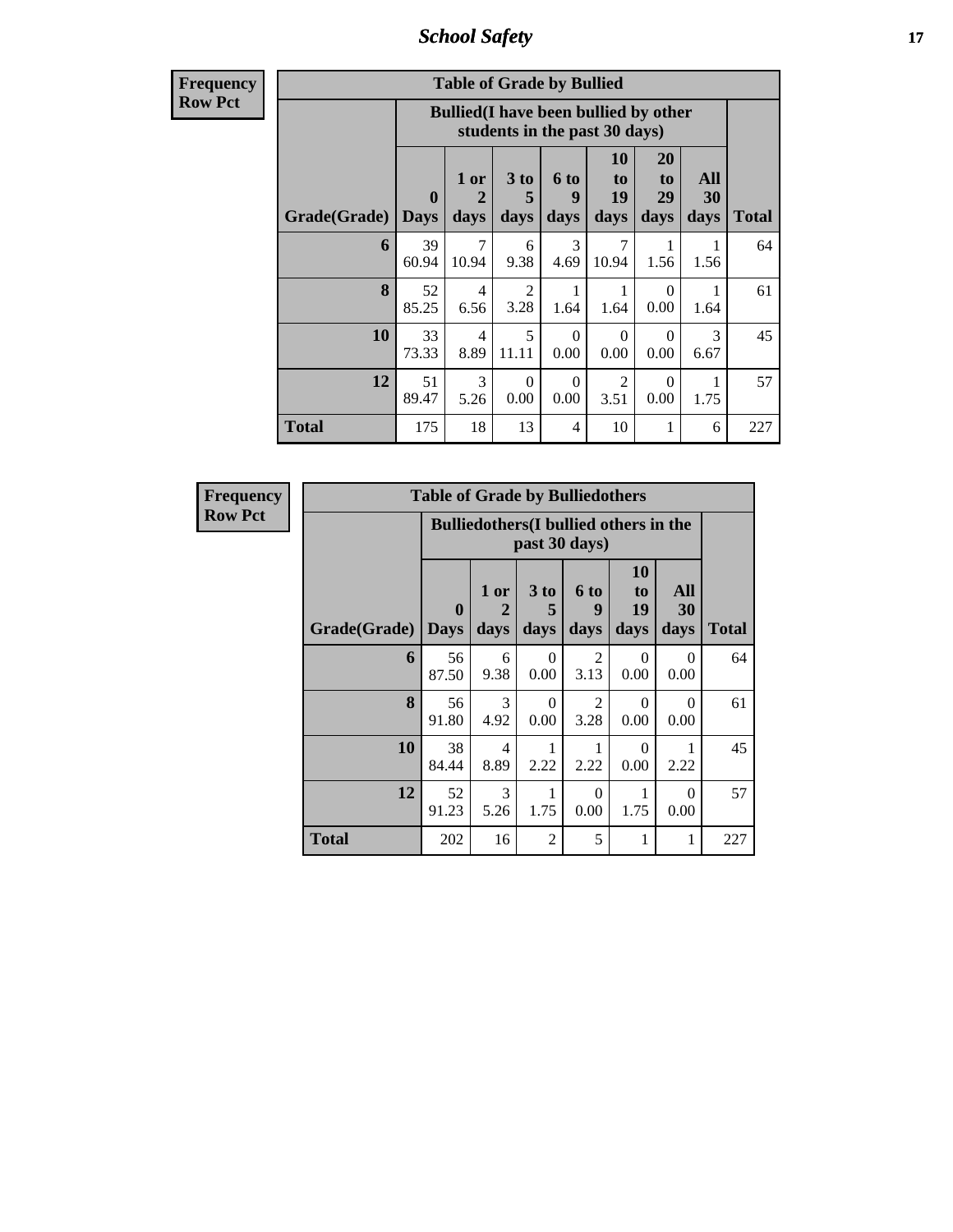# School Safety

| Frequency Row Pct |
|---|

| Table of Grade by Bullied | | | | | | | | |
|---|---|---|---|---|---|---|---|---|
| | Bullied(I have been bullied by other students in the past 30 days) | | | | | | | |
| Grade(Grade) | 0 Days | 1 or 2 days | 3 to 5 days | 6 to 9 days | 10 to 19 days | 20 to 29 days | All 30 days | Total |
| 6 | 39<br>60.94 | 7<br>10.94 | 6<br>9.38 | 3<br>4.69 | 7<br>10.94 | 1<br>1.56 | 1<br>1.56 | 64 |
| 8 | 52<br>85.25 | 4<br>6.56 | 2<br>3.28 | 1<br>1.64 | 1<br>1.64 | 0<br>0.00 | 1<br>1.64 | 61 |
| 10 | 33<br>73.33 | 4<br>8.89 | 5<br>11.11 | 0<br>0.00 | 0<br>0.00 | 0<br>0.00 | 3<br>6.67 | 45 |
| 12 | 51<br>89.47 | 3<br>5.26 | 0<br>0.00 | 0<br>0.00 | 2<br>3.51 | 0<br>0.00 | 1<br>1.75 | 57 |
| Total | 175 | 18 | 13 | 4 | 10 | 1 | 6 | 227 |

| Frequency Row Pct |
|---|

| Table of Grade by Bulliedothers | | | | | | | |
|---|---|---|---|---|---|---|---|
| | Bulliedothers(I bullied others in the past 30 days) | | | | | | |
| Grade(Grade) | 0 Days | 1 or 2 days | 3 to 5 days | 6 to 9 days | 10 to 19 days | All 30 days | Total |
| 6 | 56<br>87.50 | 6<br>9.38 | 0<br>0.00 | 2<br>3.13 | 0<br>0.00 | 0<br>0.00 | 64 |
| 8 | 56<br>91.80 | 3<br>4.92 | 0<br>0.00 | 2<br>3.28 | 0<br>0.00 | 0<br>0.00 | 61 |
| 10 | 38<br>84.44 | 4<br>8.89 | 1<br>2.22 | 1<br>2.22 | 0<br>0.00 | 1<br>2.22 | 45 |
| 12 | 52<br>91.23 | 3<br>5.26 | 1<br>1.75 | 0<br>0.00 | 1<br>1.75 | 0<br>0.00 | 57 |
| Total | 202 | 16 | 2 | 5 | 1 | 1 | 227 |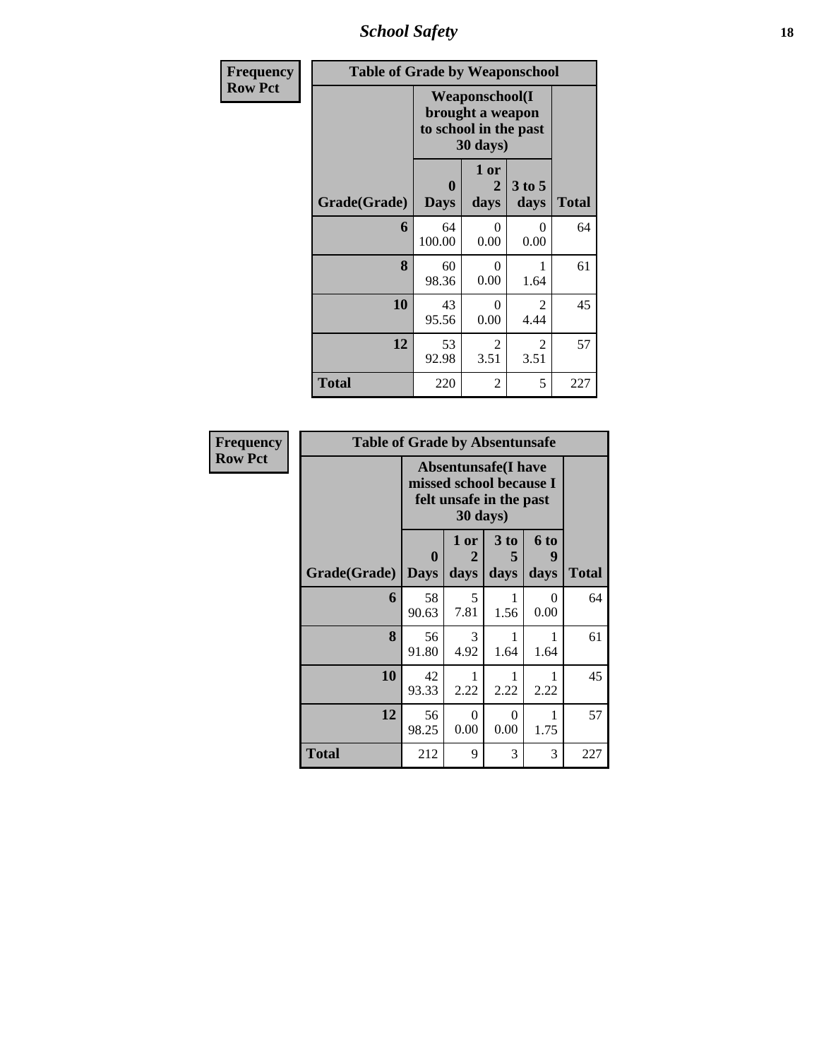| Frequency<br>Row Pct | Table of Grade by Weaponschool | | | |
|---|---|---|---|---|
| | Weaponschool(I brought a weapon to school in the past 30 days) | | | |
| Grade(Grade) | 0 Days | 1 or 2 days | 3 to 5 days | Total |
| 6 | 64<br>100.00 | 0<br>0.00 | 0<br>0.00 | 64 |
| 8 | 60<br>98.36 | 0<br>0.00 | 1<br>1.64 | 61 |
| 10 | 43<br>95.56 | 0<br>0.00 | 2<br>4.44 | 45 |
| 12 | 53<br>92.98 | 2<br>3.51 | 2<br>3.51 | 57 |
| Total | 220 | 2 | 5 | 227 |

| Frequency<br>Row Pct | Table of Grade by Absentunsafe | | | | |
|---|---|---|---|---|---|
| | Absentunsafe(I have missed school because I felt unsafe in the past 30 days) | | | | |
| Grade(Grade) | 0 Days | 1 or 2 days | 3 to 5 days | 6 to 9 days | Total |
| 6 | 58<br>90.63 | 5<br>7.81 | 1<br>1.56 | 0<br>0.00 | 64 |
| 8 | 56<br>91.80 | 3<br>4.92 | 1<br>1.64 | 1<br>1.64 | 61 |
| 10 | 42<br>93.33 | 1<br>2.22 | 1<br>2.22 | 1<br>2.22 | 45 |
| 12 | 56<br>98.25 | 0<br>0.00 | 0<br>0.00 | 1<br>1.75 | 57 |
| Total | 212 | 9 | 3 | 3 | 227 |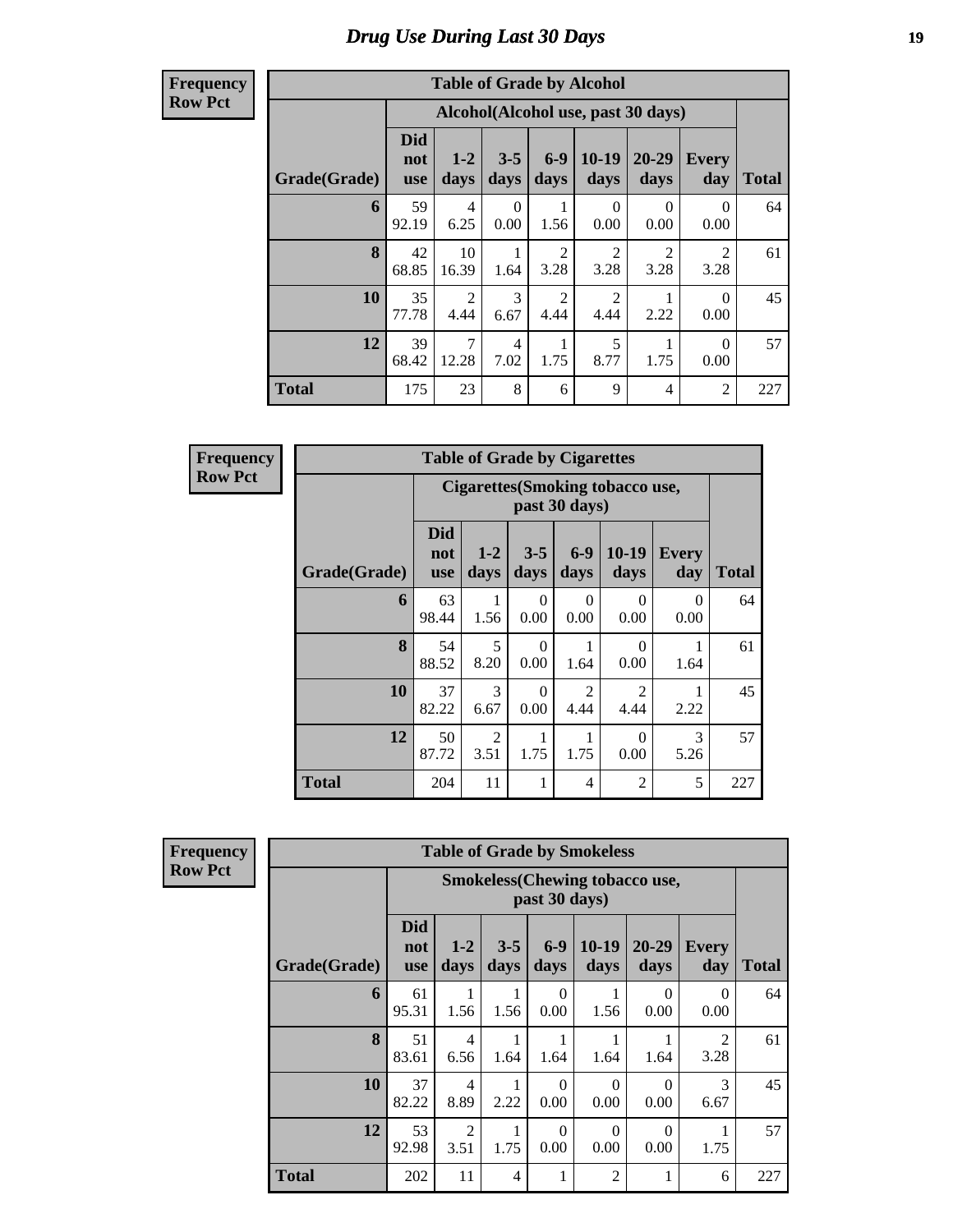# *Drug Use During Last 30 Days*

**Frequency**
**Row Pct**

| Table of Grade by Alcohol | | | | | | | | |
|---|---|---|---|---|---|---|---|---|
| | Alcohol(Alcohol use, past 30 days) | | | | | | | |
| Grade(Grade) | Did not use | 1-2 days | 3-5 days | 6-9 days | 10-19 days | 20-29 days | Every day | Total |
| **6** | 59<br>92.19 | 4<br>6.25 | 0<br>0.00 | 1<br>1.56 | 0<br>0.00 | 0<br>0.00 | 0<br>0.00 | 64 |
| **8** | 42<br>68.85 | 10<br>16.39 | 1<br>1.64 | 2<br>3.28 | 2<br>3.28 | 2<br>3.28 | 2<br>3.28 | 61 |
| **10** | 35<br>77.78 | 2<br>4.44 | 3<br>6.67 | 2<br>4.44 | 2<br>4.44 | 1<br>2.22 | 0<br>0.00 | 45 |
| **12** | 39<br>68.42 | 7<br>12.28 | 4<br>7.02 | 1<br>1.75 | 5<br>8.77 | 1<br>1.75 | 0<br>0.00 | 57 |
| **Total** | 175 | 23 | 8 | 6 | 9 | 4 | 2 | 227 |

**Frequency**
**Row Pct**

| Table of Grade by Cigarettes | | | | | | | |
|---|---|---|---|---|---|---|---|
| | Cigarettes(Smoking tobacco use, past 30 days) | | | | | | |
| Grade(Grade) | Did not use | 1-2 days | 3-5 days | 6-9 days | 10-19 days | Every day | Total |
| **6** | 63<br>98.44 | 1<br>1.56 | 0<br>0.00 | 0<br>0.00 | 0<br>0.00 | 0<br>0.00 | 64 |
| **8** | 54<br>88.52 | 5<br>8.20 | 0<br>0.00 | 1<br>1.64 | 0<br>0.00 | 1<br>1.64 | 61 |
| **10** | 37<br>82.22 | 3<br>6.67 | 0<br>0.00 | 2<br>4.44 | 2<br>4.44 | 1<br>2.22 | 45 |
| **12** | 50<br>87.72 | 2<br>3.51 | 1<br>1.75 | 1<br>1.75 | 0<br>0.00 | 3<br>5.26 | 57 |
| **Total** | 204 | 11 | 1 | 4 | 2 | 5 | 227 |

**Frequency**
**Row Pct**

| Table of Grade by Smokeless | | | | | | | | |
|---|---|---|---|---|---|---|---|---|
| | Smokeless(Chewing tobacco use, past 30 days) | | | | | | | |
| Grade(Grade) | Did not use | 1-2 days | 3-5 days | 6-9 days | 10-19 days | 20-29 days | Every day | Total |
| **6** | 61<br>95.31 | 1<br>1.56 | 1<br>1.56 | 0<br>0.00 | 1<br>1.56 | 0<br>0.00 | 0<br>0.00 | 64 |
| **8** | 51<br>83.61 | 4<br>6.56 | 1<br>1.64 | 1<br>1.64 | 1<br>1.64 | 1<br>1.64 | 2<br>3.28 | 61 |
| **10** | 37<br>82.22 | 4<br>8.89 | 1<br>2.22 | 0<br>0.00 | 0<br>0.00 | 0<br>0.00 | 3<br>6.67 | 45 |
| **12** | 53<br>92.98 | 2<br>3.51 | 1<br>1.75 | 0<br>0.00 | 0<br>0.00 | 0<br>0.00 | 1<br>1.75 | 57 |
| **Total** | 202 | 11 | 4 | 1 | 2 | 1 | 6 | 227 |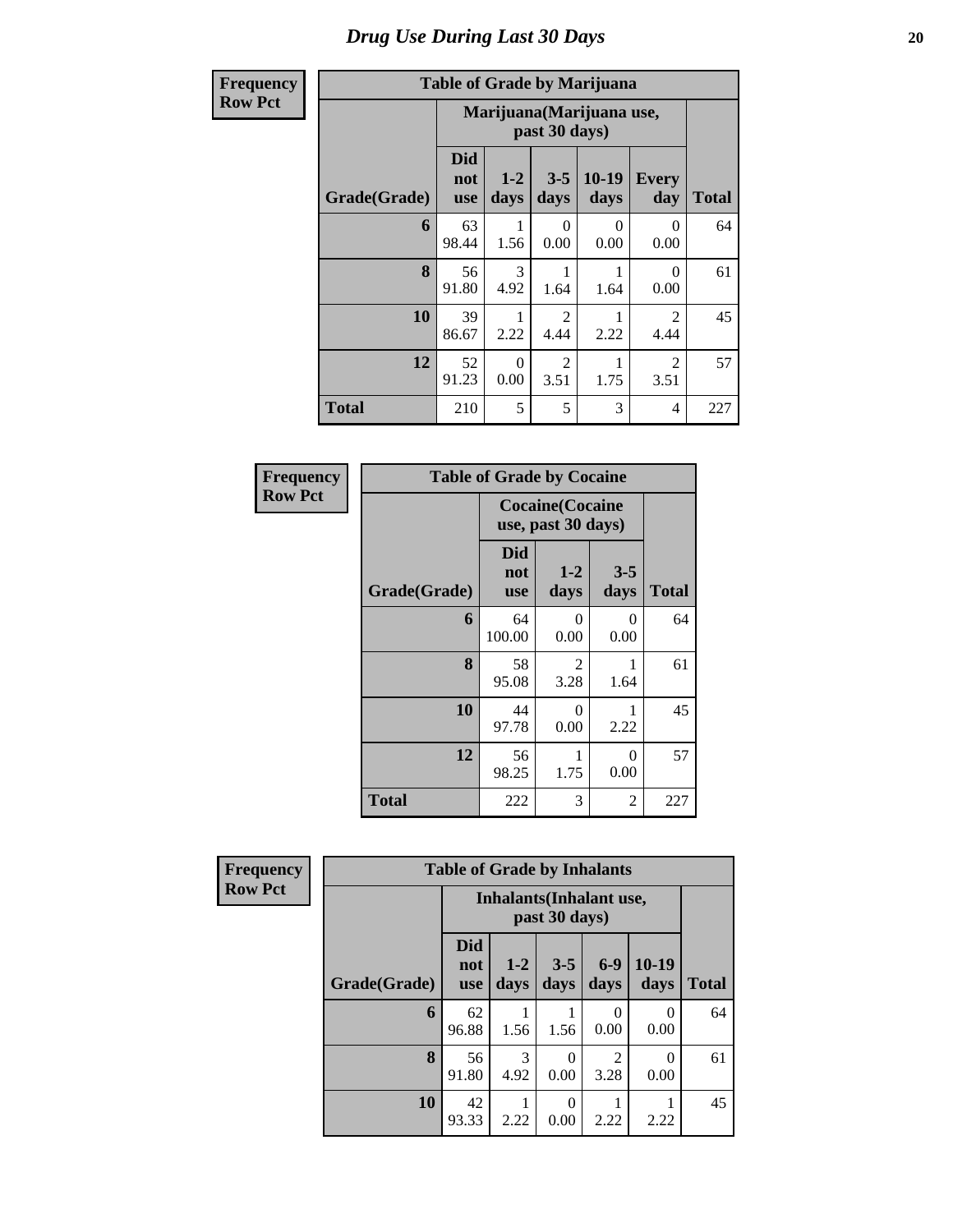# Drug Use During Last 30 Days

| Frequency Row Pct |
|---|

**Table of Grade by Marijuana**

| Grade(Grade) | Marijuana(Marijuana use, past 30 days) | | | | | Total |
|---|---|---|---|---|---|---|
| | Did not use | 1-2 days | 3-5 days | 10-19 days | Every day | |
| 6 | 63<br>98.44 | 1<br>1.56 | 0<br>0.00 | 0<br>0.00 | 0<br>0.00 | 64 |
| 8 | 56<br>91.80 | 3<br>4.92 | 1<br>1.64 | 1<br>1.64 | 0<br>0.00 | 61 |
| 10 | 39<br>86.67 | 1<br>2.22 | 2<br>4.44 | 1<br>2.22 | 2<br>4.44 | 45 |
| 12 | 52<br>91.23 | 0<br>0.00 | 2<br>3.51 | 1<br>1.75 | 2<br>3.51 | 57 |
| Total | 210 | 5 | 5 | 3 | 4 | 227 |

| Frequency Row Pct |
|---|

**Table of Grade by Cocaine**

| Grade(Grade) | Cocaine(Cocaine use, past 30 days) | | | Total |
|---|---|---|---|---|
| | Did not use | 1-2 days | 3-5 days | |
| 6 | 64<br>100.00 | 0<br>0.00 | 0<br>0.00 | 64 |
| 8 | 58<br>95.08 | 2<br>3.28 | 1<br>1.64 | 61 |
| 10 | 44<br>97.78 | 0<br>0.00 | 1<br>2.22 | 45 |
| 12 | 56<br>98.25 | 1<br>1.75 | 0<br>0.00 | 57 |
| Total | 222 | 3 | 2 | 227 |

| Frequency Row Pct |
|---|

**Table of Grade by Inhalants**

| Grade(Grade) | Inhalants(Inhalant use, past 30 days) | | | | | Total |
|---|---|---|---|---|---|---|
| | Did not use | 1-2 days | 3-5 days | 6-9 days | 10-19 days | |
| 6 | 62<br>96.88 | 1<br>1.56 | 1<br>1.56 | 0<br>0.00 | 0<br>0.00 | 64 |
| 8 | 56<br>91.80 | 3<br>4.92 | 0<br>0.00 | 2<br>3.28 | 0<br>0.00 | 61 |
| 10 | 42<br>93.33 | 1<br>2.22 | 0<br>0.00 | 1<br>2.22 | 1<br>2.22 | 45 |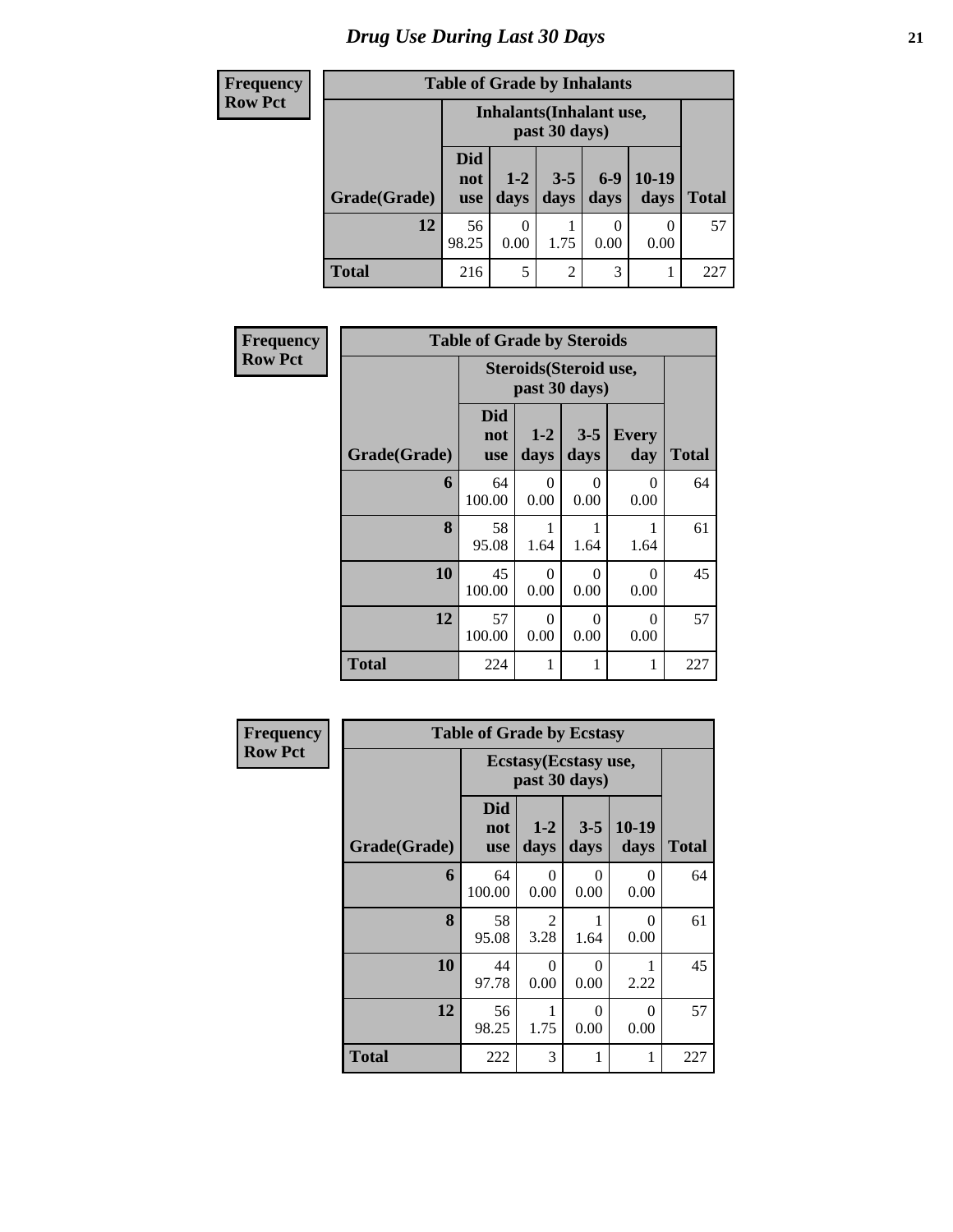# Drug Use During Last 30 Days

| Frequency<br>Row Pct |
|---|

**Table of Grade by Inhalants**

| | Inhalants(Inhalant use, past 30 days) | | | | | |
|---|---|---|---|---|---|---|
| Grade(Grade) | Did not use | 1-2 days | 3-5 days | 6-9 days | 10-19 days | Total |
| 12 | 56<br>98.25 | 0<br>0.00 | 1<br>1.75 | 0<br>0.00 | 0<br>0.00 | 57 |
| Total | 216 | 5 | 2 | 3 | 1 | 227 |

| Frequency<br>Row Pct |
|---|

**Table of Grade by Steroids**

| | Steroids(Steroid use, past 30 days) | | | | |
|---|---|---|---|---|---|
| Grade(Grade) | Did not use | 1-2 days | 3-5 days | Every day | Total |
| 6 | 64<br>100.00 | 0<br>0.00 | 0<br>0.00 | 0<br>0.00 | 64 |
| 8 | 58<br>95.08 | 1<br>1.64 | 1<br>1.64 | 1<br>1.64 | 61 |
| 10 | 45<br>100.00 | 0<br>0.00 | 0<br>0.00 | 0<br>0.00 | 45 |
| 12 | 57<br>100.00 | 0<br>0.00 | 0<br>0.00 | 0<br>0.00 | 57 |
| Total | 224 | 1 | 1 | 1 | 227 |

| Frequency<br>Row Pct |
|---|

**Table of Grade by Ecstasy**

| | Ecstasy(Ecstasy use, past 30 days) | | | | |
|---|---|---|---|---|---|
| Grade(Grade) | Did not use | 1-2 days | 3-5 days | 10-19 days | Total |
| 6 | 64<br>100.00 | 0<br>0.00 | 0<br>0.00 | 0<br>0.00 | 64 |
| 8 | 58<br>95.08 | 2<br>3.28 | 1<br>1.64 | 0<br>0.00 | 61 |
| 10 | 44<br>97.78 | 0<br>0.00 | 0<br>0.00 | 1<br>2.22 | 45 |
| 12 | 56<br>98.25 | 1<br>1.75 | 0<br>0.00 | 0<br>0.00 | 57 |
| Total | 222 | 3 | 1 | 1 | 227 |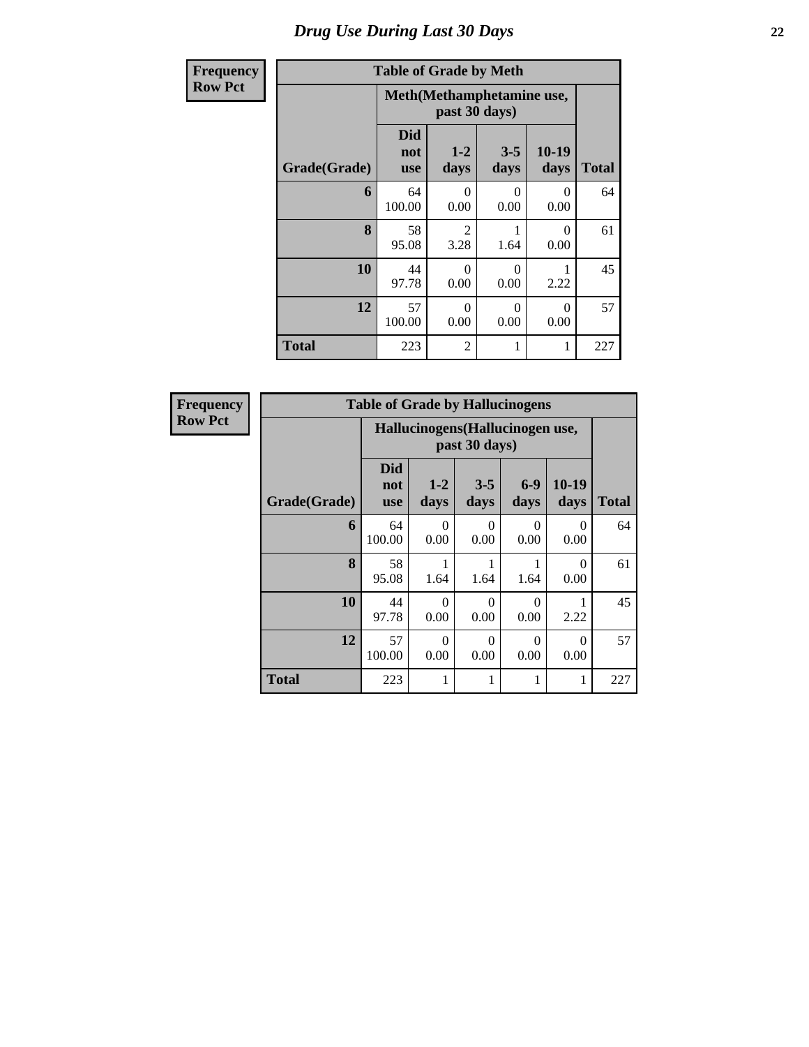# Drug Use During Last 30 Days

**Frequency**
**Row Pct**

| Table of Grade by Meth | | | | | |
|---|---|---|---|---|---|
| | Meth(Methamphetamine use, past 30 days) | | | | |
| Grade(Grade) | Did not use | 1-2 days | 3-5 days | 10-19 days | Total |
| 6 | 64<br>100.00 | 0<br>0.00 | 0<br>0.00 | 0<br>0.00 | 64 |
| 8 | 58<br>95.08 | 2<br>3.28 | 1<br>1.64 | 0<br>0.00 | 61 |
| 10 | 44<br>97.78 | 0<br>0.00 | 0<br>0.00 | 1<br>2.22 | 45 |
| 12 | 57<br>100.00 | 0<br>0.00 | 0<br>0.00 | 0<br>0.00 | 57 |
| Total | 223 | 2 | 1 | 1 | 227 |

**Frequency**
**Row Pct**

| Table of Grade by Hallucinogens | | | | | | |
|---|---|---|---|---|---|---|
| | Hallucinogens(Hallucinogen use, past 30 days) | | | | | |
| Grade(Grade) | Did not use | 1-2 days | 3-5 days | 6-9 days | 10-19 days | Total |
| 6 | 64<br>100.00 | 0<br>0.00 | 0<br>0.00 | 0<br>0.00 | 0<br>0.00 | 64 |
| 8 | 58<br>95.08 | 1<br>1.64 | 1<br>1.64 | 1<br>1.64 | 0<br>0.00 | 61 |
| 10 | 44<br>97.78 | 0<br>0.00 | 0<br>0.00 | 0<br>0.00 | 1<br>2.22 | 45 |
| 12 | 57<br>100.00 | 0<br>0.00 | 0<br>0.00 | 0<br>0.00 | 0<br>0.00 | 57 |
| Total | 223 | 1 | 1 | 1 | 1 | 227 |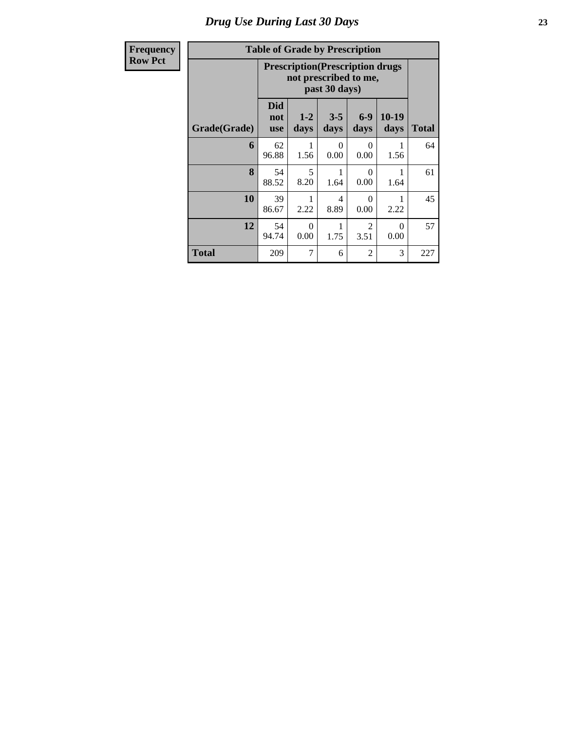# *Drug Use During Last 30 Days*

| Frequency<br>Row Pct |
|---|

**Table of Grade by Prescription**

| Grade(Grade) | Prescription(Prescription drugs not prescribed to me, past 30 days) | | | | | Total |
|---|---|---|---|---|---|---|
| | Did not use | 1-2 days | 3-5 days | 6-9 days | 10-19 days | |
| **6** | 62<br>96.88 | 1<br>1.56 | 0<br>0.00 | 0<br>0.00 | 1<br>1.56 | 64 |
| **8** | 54<br>88.52 | 5<br>8.20 | 1<br>1.64 | 0<br>0.00 | 1<br>1.64 | 61 |
| **10** | 39<br>86.67 | 1<br>2.22 | 4<br>8.89 | 0<br>0.00 | 1<br>2.22 | 45 |
| **12** | 54<br>94.74 | 0<br>0.00 | 1<br>1.75 | 2<br>3.51 | 0<br>0.00 | 57 |
| **Total** | 209 | 7 | 6 | 2 | 3 | 227 |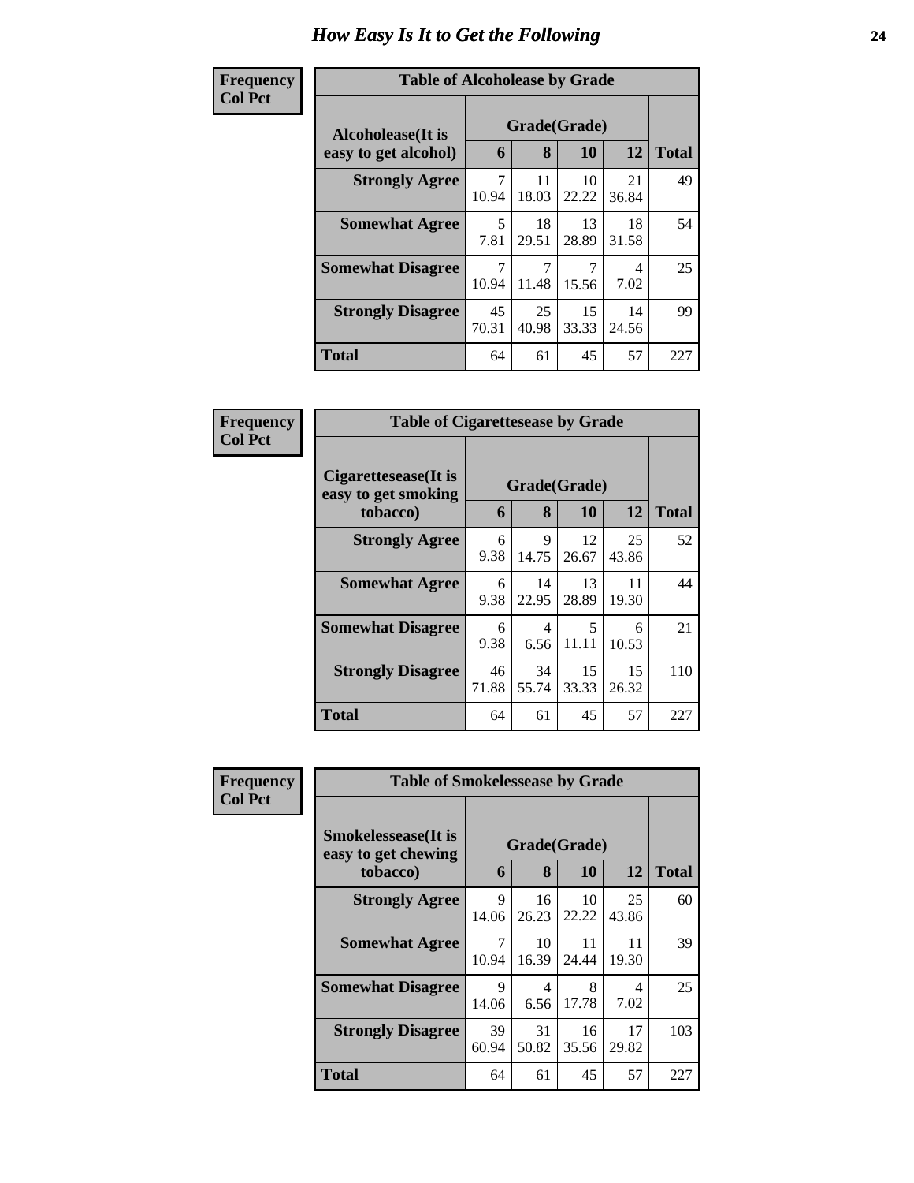# How Easy Is It to Get the Following

**Frequency**
**Col Pct**

**Table of Alcoholease by Grade**

| Alcoholease(It is easy to get alcohol) | Grade(Grade) | | | | Total |
|---|---|---|---|---|---|
| | 6 | 8 | 10 | 12 | |
| **Strongly Agree** | 7<br>10.94 | 11<br>18.03 | 10<br>22.22 | 21<br>36.84 | 49 |
| **Somewhat Agree** | 5<br>7.81 | 18<br>29.51 | 13<br>28.89 | 18<br>31.58 | 54 |
| **Somewhat Disagree** | 7<br>10.94 | 7<br>11.48 | 7<br>15.56 | 4<br>7.02 | 25 |
| **Strongly Disagree** | 45<br>70.31 | 25<br>40.98 | 15<br>33.33 | 14<br>24.56 | 99 |
| **Total** | 64 | 61 | 45 | 57 | 227 |

**Frequency**
**Col Pct**

**Table of Cigarettesease by Grade**

| Cigarettesease(It is easy to get smoking tobacco) | Grade(Grade) | | | | Total |
|---|---|---|---|---|---|
| | 6 | 8 | 10 | 12 | |
| **Strongly Agree** | 6<br>9.38 | 9<br>14.75 | 12<br>26.67 | 25<br>43.86 | 52 |
| **Somewhat Agree** | 6<br>9.38 | 14<br>22.95 | 13<br>28.89 | 11<br>19.30 | 44 |
| **Somewhat Disagree** | 6<br>9.38 | 4<br>6.56 | 5<br>11.11 | 6<br>10.53 | 21 |
| **Strongly Disagree** | 46<br>71.88 | 34<br>55.74 | 15<br>33.33 | 15<br>26.32 | 110 |
| **Total** | 64 | 61 | 45 | 57 | 227 |

**Frequency**
**Col Pct**

**Table of Smokelessease by Grade**

| Smokelessease(It is easy to get chewing tobacco) | Grade(Grade) | | | | Total |
|---|---|---|---|---|---|
| | 6 | 8 | 10 | 12 | |
| **Strongly Agree** | 9<br>14.06 | 16<br>26.23 | 10<br>22.22 | 25<br>43.86 | 60 |
| **Somewhat Agree** | 7<br>10.94 | 10<br>16.39 | 11<br>24.44 | 11<br>19.30 | 39 |
| **Somewhat Disagree** | 9<br>14.06 | 4<br>6.56 | 8<br>17.78 | 4<br>7.02 | 25 |
| **Strongly Disagree** | 39<br>60.94 | 31<br>50.82 | 16<br>35.56 | 17<br>29.82 | 103 |
| **Total** | 64 | 61 | 45 | 57 | 227 |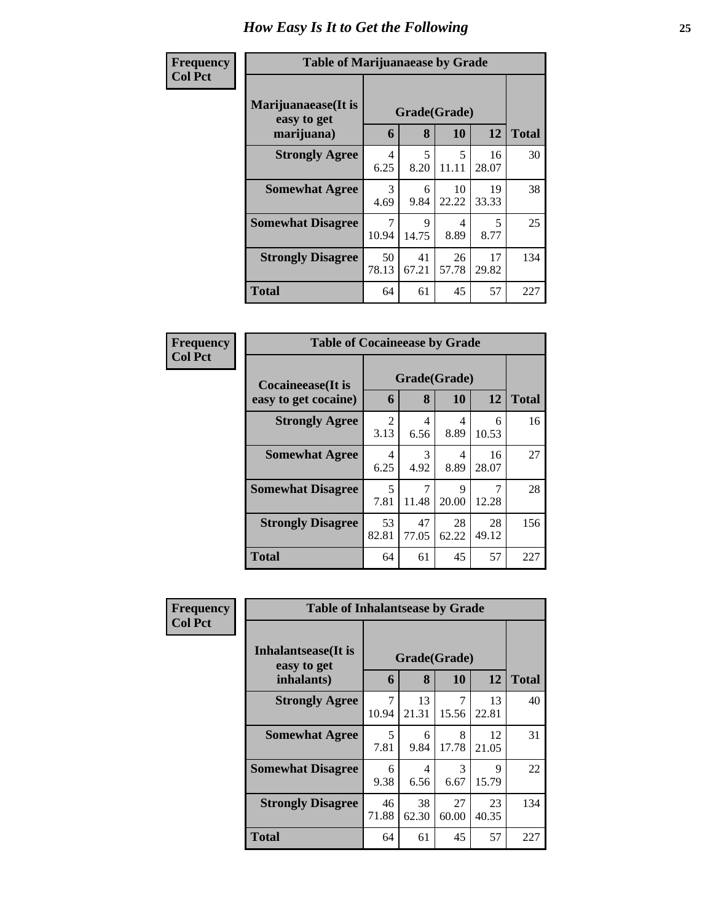# How Easy Is It to Get the Following

**Frequency**
**Col Pct**

**Table of Marijuanaease by Grade**

| Marijuanaease(It is easy to get marijuana) | Grade(Grade) | | | | Total |
|---|---|---|---|---|---|
| | 6 | 8 | 10 | 12 | |
| **Strongly Agree** | 4<br>6.25 | 5<br>8.20 | 5<br>11.11 | 16<br>28.07 | 30 |
| **Somewhat Agree** | 3<br>4.69 | 6<br>9.84 | 10<br>22.22 | 19<br>33.33 | 38 |
| **Somewhat Disagree** | 7<br>10.94 | 9<br>14.75 | 4<br>8.89 | 5<br>8.77 | 25 |
| **Strongly Disagree** | 50<br>78.13 | 41<br>67.21 | 26<br>57.78 | 17<br>29.82 | 134 |
| **Total** | 64 | 61 | 45 | 57 | 227 |

**Frequency**
**Col Pct**

**Table of Cocaineease by Grade**

| Cocaineease(It is easy to get cocaine) | Grade(Grade) | | | | Total |
|---|---|---|---|---|---|
| | 6 | 8 | 10 | 12 | |
| **Strongly Agree** | 2<br>3.13 | 4<br>6.56 | 4<br>8.89 | 6<br>10.53 | 16 |
| **Somewhat Agree** | 4<br>6.25 | 3<br>4.92 | 4<br>8.89 | 16<br>28.07 | 27 |
| **Somewhat Disagree** | 5<br>7.81 | 7<br>11.48 | 9<br>20.00 | 7<br>12.28 | 28 |
| **Strongly Disagree** | 53<br>82.81 | 47<br>77.05 | 28<br>62.22 | 28<br>49.12 | 156 |
| **Total** | 64 | 61 | 45 | 57 | 227 |

**Frequency**
**Col Pct**

**Table of Inhalantsease by Grade**

| Inhalantsease(It is easy to get inhalants) | Grade(Grade) | | | | Total |
|---|---|---|---|---|---|
| | 6 | 8 | 10 | 12 | |
| **Strongly Agree** | 7<br>10.94 | 13<br>21.31 | 7<br>15.56 | 13<br>22.81 | 40 |
| **Somewhat Agree** | 5<br>7.81 | 6<br>9.84 | 8<br>17.78 | 12<br>21.05 | 31 |
| **Somewhat Disagree** | 6<br>9.38 | 4<br>6.56 | 3<br>6.67 | 9<br>15.79 | 22 |
| **Strongly Disagree** | 46<br>71.88 | 38<br>62.30 | 27<br>60.00 | 23<br>40.35 | 134 |
| **Total** | 64 | 61 | 45 | 57 | 227 |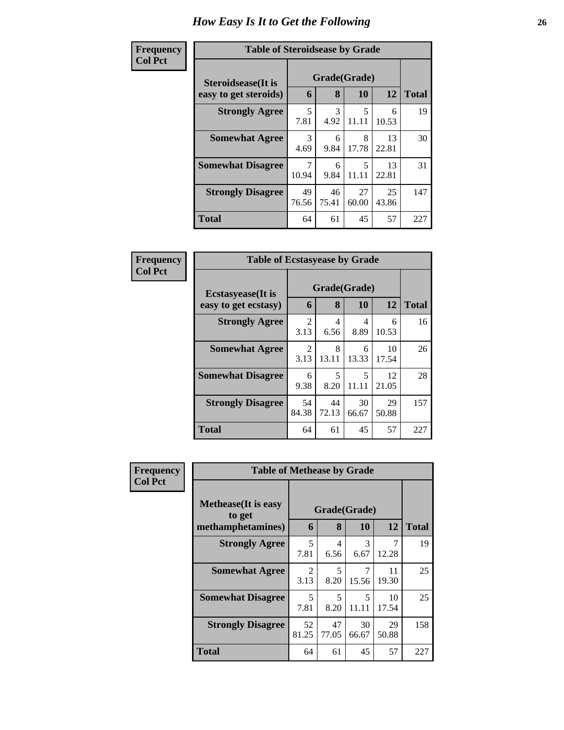# How Easy Is It to Get the Following

**Frequency / Col Pct**

| Table of Steroidsease by Grade | | | | | |
|---|---|---|---|---|---|
| **Steroidsease(It is easy to get steroids)** | **Grade(Grade)** | | | | |
| | **6** | **8** | **10** | **12** | **Total** |
| **Strongly Agree** | 5<br>7.81 | 3<br>4.92 | 5<br>11.11 | 6<br>10.53 | 19 |
| **Somewhat Agree** | 3<br>4.69 | 6<br>9.84 | 8<br>17.78 | 13<br>22.81 | 30 |
| **Somewhat Disagree** | 7<br>10.94 | 6<br>9.84 | 5<br>11.11 | 13<br>22.81 | 31 |
| **Strongly Disagree** | 49<br>76.56 | 46<br>75.41 | 27<br>60.00 | 25<br>43.86 | 147 |
| **Total** | 64 | 61 | 45 | 57 | 227 |

**Frequency / Col Pct**

| Table of Ecstasyease by Grade | | | | | |
|---|---|---|---|---|---|
| **Ecstasyease(It is easy to get ecstasy)** | **Grade(Grade)** | | | | |
| | **6** | **8** | **10** | **12** | **Total** |
| **Strongly Agree** | 2<br>3.13 | 4<br>6.56 | 4<br>8.89 | 6<br>10.53 | 16 |
| **Somewhat Agree** | 2<br>3.13 | 8<br>13.11 | 6<br>13.33 | 10<br>17.54 | 26 |
| **Somewhat Disagree** | 6<br>9.38 | 5<br>8.20 | 5<br>11.11 | 12<br>21.05 | 28 |
| **Strongly Disagree** | 54<br>84.38 | 44<br>72.13 | 30<br>66.67 | 29<br>50.88 | 157 |
| **Total** | 64 | 61 | 45 | 57 | 227 |

**Frequency / Col Pct**

| Table of Methease by Grade | | | | | |
|---|---|---|---|---|---|
| **Methease(It is easy to get methamphetamines)** | **Grade(Grade)** | | | | |
| | **6** | **8** | **10** | **12** | **Total** |
| **Strongly Agree** | 5<br>7.81 | 4<br>6.56 | 3<br>6.67 | 7<br>12.28 | 19 |
| **Somewhat Agree** | 2<br>3.13 | 5<br>8.20 | 7<br>15.56 | 11<br>19.30 | 25 |
| **Somewhat Disagree** | 5<br>7.81 | 5<br>8.20 | 5<br>11.11 | 10<br>17.54 | 25 |
| **Strongly Disagree** | 52<br>81.25 | 47<br>77.05 | 30<br>66.67 | 29<br>50.88 | 158 |
| **Total** | 64 | 61 | 45 | 57 | 227 |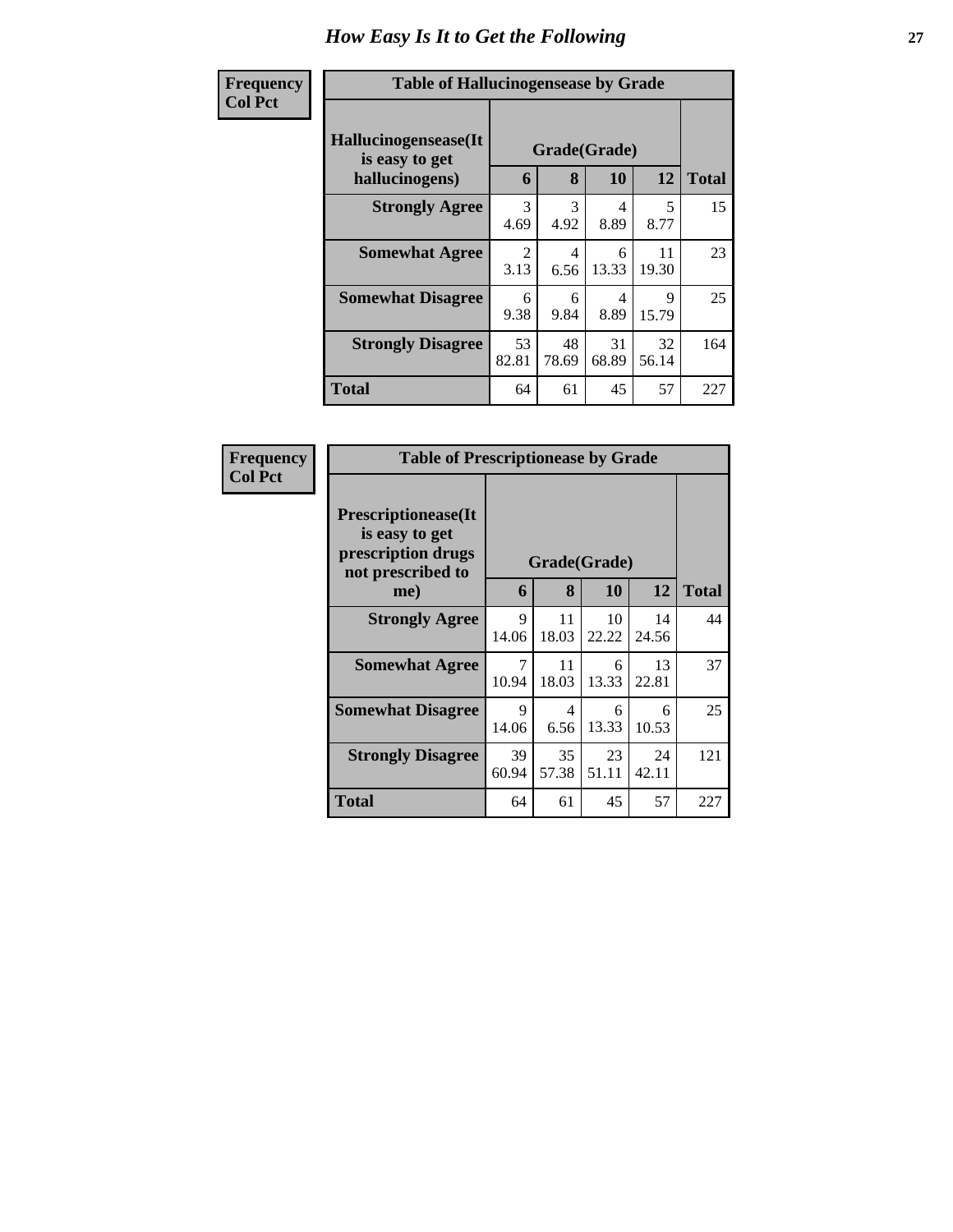# How Easy Is It to Get the Following

**Frequency**
**Col Pct**

| Table of Hallucinogensease by Grade | | | | | |
|---|---|---|---|---|---|
| **Hallucinogensease(It is easy to get hallucinogens)** | **Grade(Grade)** | | | | |
| | **6** | **8** | **10** | **12** | **Total** |
| **Strongly Agree** | 3<br>4.69 | 3<br>4.92 | 4<br>8.89 | 5<br>8.77 | 15 |
| **Somewhat Agree** | 2<br>3.13 | 4<br>6.56 | 6<br>13.33 | 11<br>19.30 | 23 |
| **Somewhat Disagree** | 6<br>9.38 | 6<br>9.84 | 4<br>8.89 | 9<br>15.79 | 25 |
| **Strongly Disagree** | 53<br>82.81 | 48<br>78.69 | 31<br>68.89 | 32<br>56.14 | 164 |
| **Total** | 64 | 61 | 45 | 57 | 227 |

**Frequency**
**Col Pct**

| Table of Prescriptionease by Grade | | | | | |
|---|---|---|---|---|---|
| **Prescriptionease(It is easy to get prescription drugs not prescribed to me)** | **Grade(Grade)** | | | | |
| | **6** | **8** | **10** | **12** | **Total** |
| **Strongly Agree** | 9<br>14.06 | 11<br>18.03 | 10<br>22.22 | 14<br>24.56 | 44 |
| **Somewhat Agree** | 7<br>10.94 | 11<br>18.03 | 6<br>13.33 | 13<br>22.81 | 37 |
| **Somewhat Disagree** | 9<br>14.06 | 4<br>6.56 | 6<br>13.33 | 6<br>10.53 | 25 |
| **Strongly Disagree** | 39<br>60.94 | 35<br>57.38 | 23<br>51.11 | 24<br>42.11 | 121 |
| **Total** | 64 | 61 | 45 | 57 | 227 |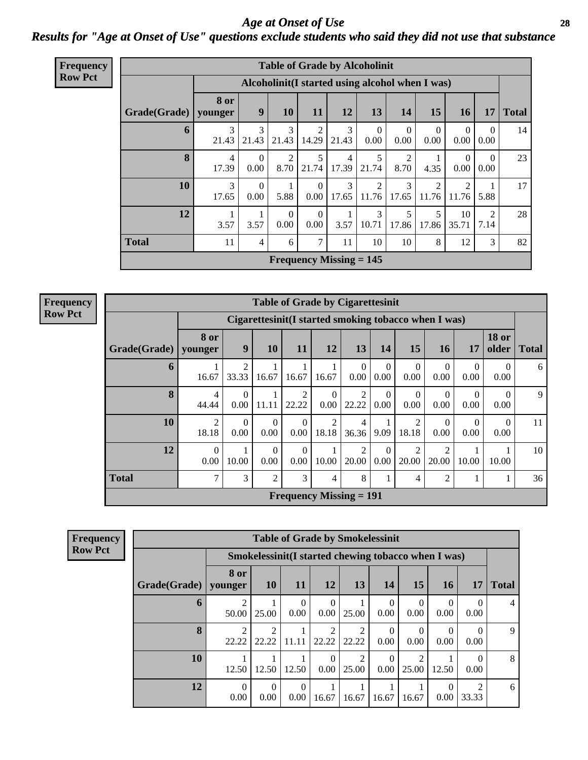# *Age at Onset of Use*

## *Results for "Age at Onset of Use" questions exclude students who said they did not use that substance*

**Frequency**
**Row Pct**

| Table of Grade by Alcoholinit | | | | | | | | | | | |
|---|---|---|---|---|---|---|---|---|---|---|---|
| | Alcoholinit(I started using alcohol when I was) | | | | | | | | | | |
| Grade(Grade) | 8 or younger | 9 | 10 | 11 | 12 | 13 | 14 | 15 | 16 | 17 | Total |
| 6 | 3<br>21.43 | 3<br>21.43 | 3<br>21.43 | 2<br>14.29 | 3<br>21.43 | 0<br>0.00 | 0<br>0.00 | 0<br>0.00 | 0<br>0.00 | 0<br>0.00 | 14 |
| 8 | 4<br>17.39 | 0<br>0.00 | 2<br>8.70 | 5<br>21.74 | 4<br>17.39 | 5<br>21.74 | 2<br>8.70 | 1<br>4.35 | 0<br>0.00 | 0<br>0.00 | 23 |
| 10 | 3<br>17.65 | 0<br>0.00 | 1<br>5.88 | 0<br>0.00 | 3<br>17.65 | 2<br>11.76 | 3<br>17.65 | 2<br>11.76 | 2<br>11.76 | 1<br>5.88 | 17 |
| 12 | 1<br>3.57 | 1<br>3.57 | 0<br>0.00 | 0<br>0.00 | 1<br>3.57 | 3<br>10.71 | 5<br>17.86 | 5<br>17.86 | 10<br>35.71 | 2<br>7.14 | 28 |
| Total | 11 | 4 | 6 | 7 | 11 | 10 | 10 | 8 | 12 | 3 | 82 |
| Frequency Missing = 145 | | | | | | | | | | | |

**Frequency**
**Row Pct**

| Table of Grade by Cigarettesinit | | | | | | | | | | | | |
|---|---|---|---|---|---|---|---|---|---|---|---|---|
| | Cigarettesinit(I started smoking tobacco when I was) | | | | | | | | | | | |
| Grade(Grade) | 8 or younger | 9 | 10 | 11 | 12 | 13 | 14 | 15 | 16 | 17 | 18 or older | Total |
| 6 | 1<br>16.67 | 2<br>33.33 | 1<br>16.67 | 1<br>16.67 | 1<br>16.67 | 0<br>0.00 | 0<br>0.00 | 0<br>0.00 | 0<br>0.00 | 0<br>0.00 | 0<br>0.00 | 6 |
| 8 | 4<br>44.44 | 0<br>0.00 | 1<br>11.11 | 2<br>22.22 | 0<br>0.00 | 2<br>22.22 | 0<br>0.00 | 0<br>0.00 | 0<br>0.00 | 0<br>0.00 | 0<br>0.00 | 9 |
| 10 | 2<br>18.18 | 0<br>0.00 | 0<br>0.00 | 0<br>0.00 | 2<br>18.18 | 4<br>36.36 | 1<br>9.09 | 2<br>18.18 | 0<br>0.00 | 0<br>0.00 | 0<br>0.00 | 11 |
| 12 | 0<br>0.00 | 1<br>10.00 | 0<br>0.00 | 0<br>0.00 | 1<br>10.00 | 2<br>20.00 | 0<br>0.00 | 2<br>20.00 | 2<br>20.00 | 1<br>10.00 | 1<br>10.00 | 10 |
| Total | 7 | 3 | 2 | 3 | 4 | 8 | 1 | 4 | 2 | 1 | 1 | 36 |
| Frequency Missing = 191 | | | | | | | | | | | | |

**Frequency**
**Row Pct**

| Table of Grade by Smokelessinit | | | | | | | | | | |
|---|---|---|---|---|---|---|---|---|---|---|
| | Smokelessinit(I started chewing tobacco when I was) | | | | | | | | | |
| Grade(Grade) | 8 or younger | 10 | 11 | 12 | 13 | 14 | 15 | 16 | 17 | Total |
| 6 | 2<br>50.00 | 1<br>25.00 | 0<br>0.00 | 0<br>0.00 | 1<br>25.00 | 0<br>0.00 | 0<br>0.00 | 0<br>0.00 | 0<br>0.00 | 4 |
| 8 | 2<br>22.22 | 2<br>22.22 | 1<br>11.11 | 2<br>22.22 | 2<br>22.22 | 0<br>0.00 | 0<br>0.00 | 0<br>0.00 | 0<br>0.00 | 9 |
| 10 | 1<br>12.50 | 1<br>12.50 | 1<br>12.50 | 0<br>0.00 | 2<br>25.00 | 0<br>0.00 | 2<br>25.00 | 1<br>12.50 | 0<br>0.00 | 8 |
| 12 | 0<br>0.00 | 0<br>0.00 | 0<br>0.00 | 1<br>16.67 | 1<br>16.67 | 1<br>16.67 | 1<br>16.67 | 0<br>0.00 | 2<br>33.33 | 6 |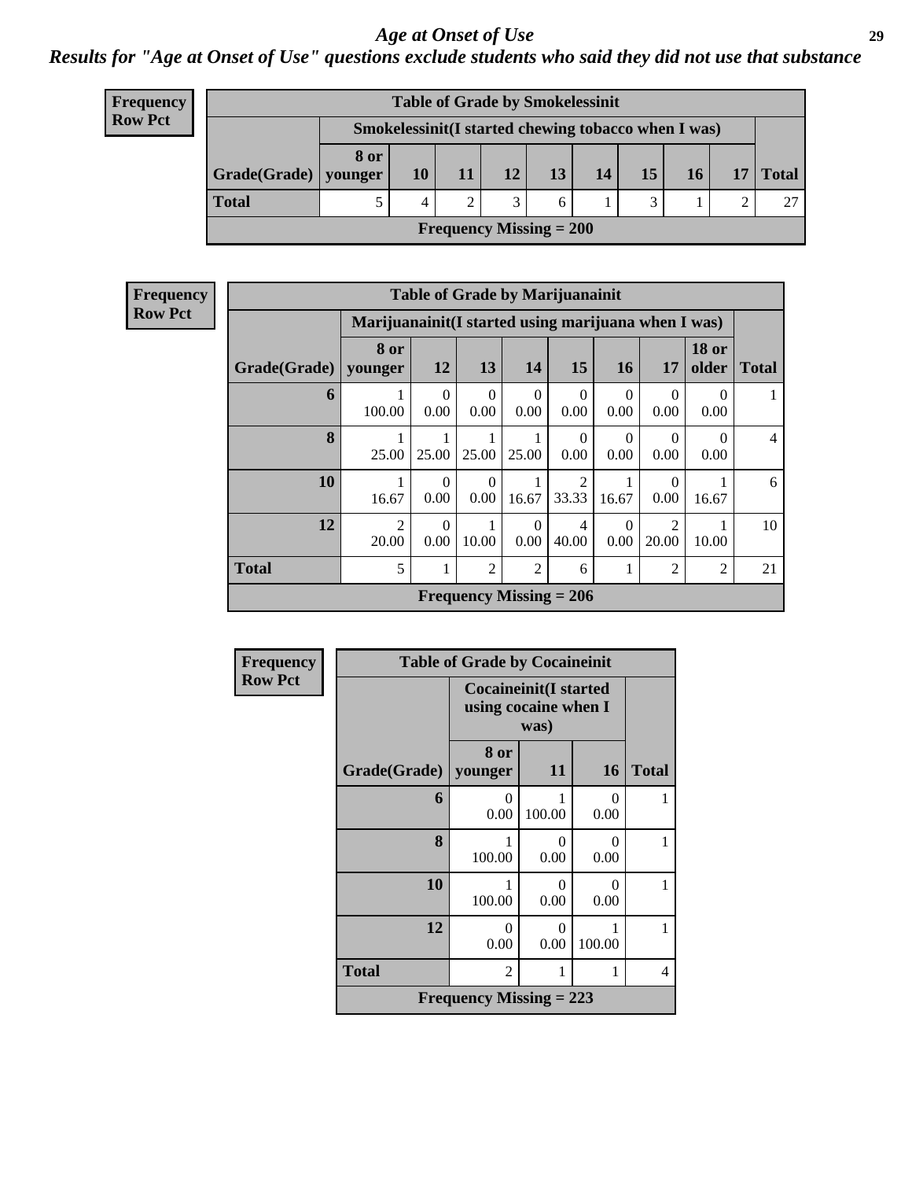# Age at Onset of Use

*Results for "Age at Onset of Use" questions exclude students who said they did not use that substance*

**Frequency**
**Row Pct**

| Table of Grade by Smokelessinit | | | | | | | | | | |
|---|---|---|---|---|---|---|---|---|---|---|
| | Smokelessinit(I started chewing tobacco when I was) | | | | | | | | | |
| Grade(Grade) | 8 or younger | 10 | 11 | 12 | 13 | 14 | 15 | 16 | 17 | Total |
| **Total** | 5 | 4 | 2 | 3 | 6 | 1 | 3 | 1 | 2 | 27 |
| Frequency Missing = 200 | | | | | | | | | | |

**Frequency**
**Row Pct**

| Table of Grade by Marijuanainit | | | | | | | | | |
|---|---|---|---|---|---|---|---|---|---|
| | Marijuanainit(I started using marijuana when I was) | | | | | | | | |
| Grade(Grade) | 8 or younger | 12 | 13 | 14 | 15 | 16 | 17 | 18 or older | Total |
| **6** | 1<br>100.00 | 0<br>0.00 | 0<br>0.00 | 0<br>0.00 | 0<br>0.00 | 0<br>0.00 | 0<br>0.00 | 0<br>0.00 | 1 |
| **8** | 1<br>25.00 | 1<br>25.00 | 1<br>25.00 | 1<br>25.00 | 0<br>0.00 | 0<br>0.00 | 0<br>0.00 | 0<br>0.00 | 4 |
| **10** | 1<br>16.67 | 0<br>0.00 | 0<br>0.00 | 1<br>16.67 | 2<br>33.33 | 1<br>16.67 | 0<br>0.00 | 1<br>16.67 | 6 |
| **12** | 2<br>20.00 | 0<br>0.00 | 1<br>10.00 | 0<br>0.00 | 4<br>40.00 | 0<br>0.00 | 2<br>20.00 | 1<br>10.00 | 10 |
| **Total** | 5 | 1 | 2 | 2 | 6 | 1 | 2 | 2 | 21 |
| Frequency Missing = 206 | | | | | | | | | |

**Frequency**
**Row Pct**

| Table of Grade by Cocaineinit | | | | |
|---|---|---|---|---|
| | Cocaineinit(I started using cocaine when I was) | | | |
| Grade(Grade) | 8 or younger | 11 | 16 | Total |
| **6** | 0<br>0.00 | 1<br>100.00 | 0<br>0.00 | 1 |
| **8** | 1<br>100.00 | 0<br>0.00 | 0<br>0.00 | 1 |
| **10** | 1<br>100.00 | 0<br>0.00 | 0<br>0.00 | 1 |
| **12** | 0<br>0.00 | 0<br>0.00 | 1<br>100.00 | 1 |
| **Total** | 2 | 1 | 1 | 4 |
| Frequency Missing = 223 | | | | |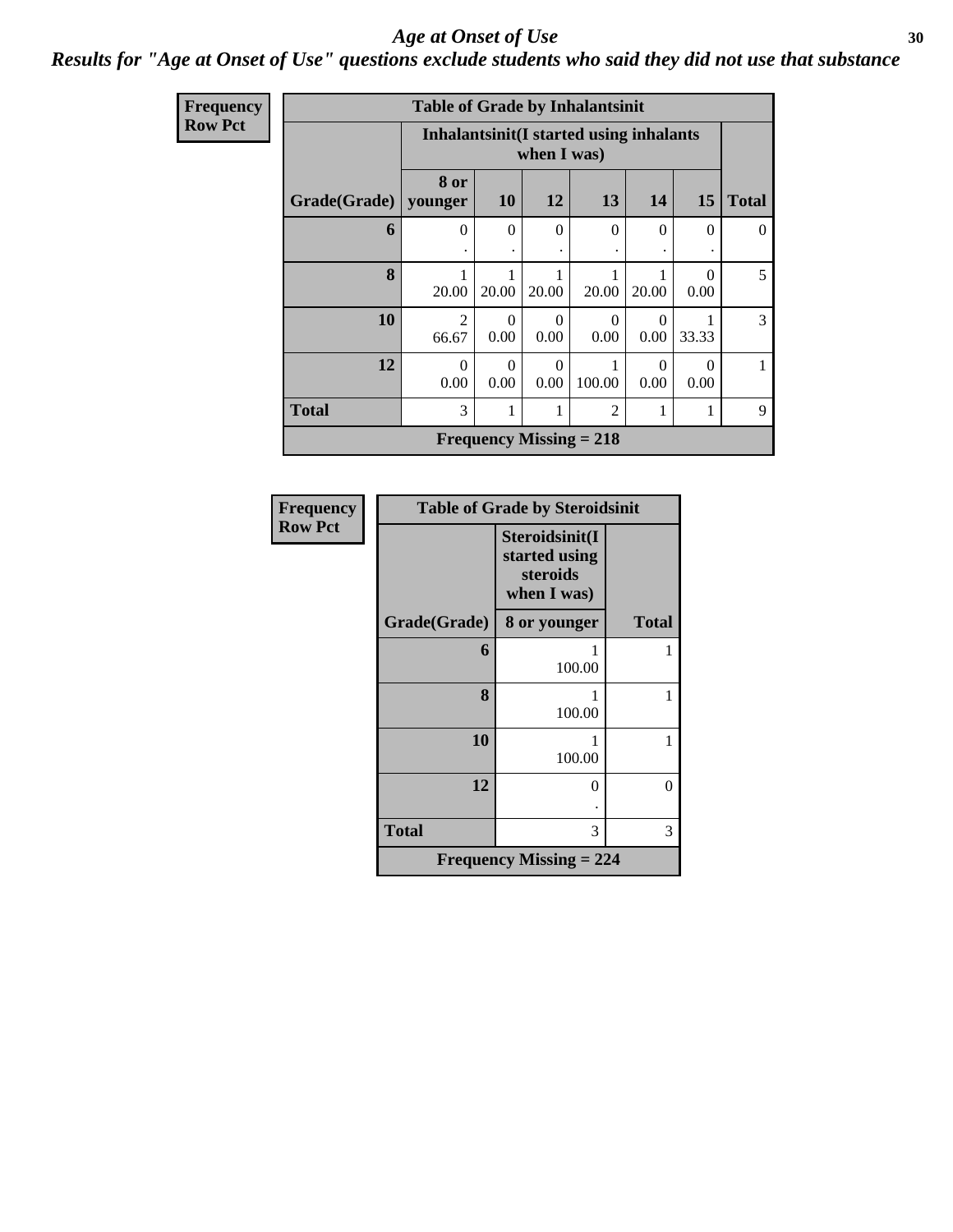# *Age at Onset of Use*

## *Results for "Age at Onset of Use" questions exclude students who said they did not use that substance*

**Frequency**
**Row Pct**

**Table of Grade by Inhalantsinit**

| Grade(Grade) | Inhalantsinit(I started using inhalants when I was) | | | | | | Total |
|---|---|---|---|---|---|---|---|
| | 8 or younger | 10 | 12 | 13 | 14 | 15 | |
| 6 | 0<br>. | 0<br>. | 0<br>. | 0<br>. | 0<br>. | 0<br>. | 0 |
| 8 | 1<br>20.00 | 1<br>20.00 | 1<br>20.00 | 1<br>20.00 | 1<br>20.00 | 0<br>0.00 | 5 |
| 10 | 2<br>66.67 | 0<br>0.00 | 0<br>0.00 | 0<br>0.00 | 0<br>0.00 | 1<br>33.33 | 3 |
| 12 | 0<br>0.00 | 0<br>0.00 | 0<br>0.00 | 1<br>100.00 | 0<br>0.00 | 0<br>0.00 | 1 |
| Total | 3 | 1 | 1 | 2 | 1 | 1 | 9 |

**Frequency Missing = 218**

**Frequency**
**Row Pct**

**Table of Grade by Steroidsinit**

| Grade(Grade) | Steroidsinit(I started using steroids when I was) | Total |
|---|---|---|
| | 8 or younger | |
| 6 | 1<br>100.00 | 1 |
| 8 | 1<br>100.00 | 1 |
| 10 | 1<br>100.00 | 1 |
| 12 | 0<br>. | 0 |
| Total | 3 | 3 |

**Frequency Missing = 224**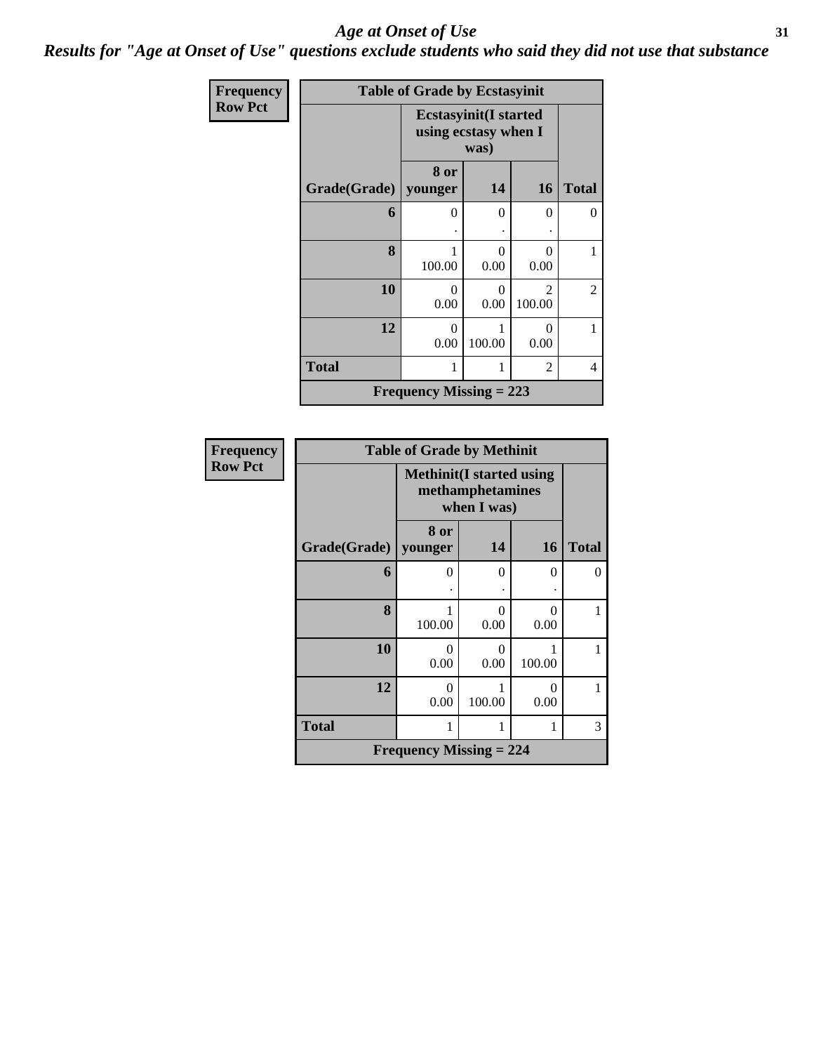## *Age at Onset of Use*

### *Results for "Age at Onset of Use" questions exclude students who said they did not use that substance*

| Frequency Row Pct | Table of Grade by Ecstasyinit | | | |
|---|---|---|---|---|
| | Ecstasyinit(I started using ecstasy when I was) | | | |
| Grade(Grade) | 8 or younger | 14 | 16 | Total |
| 6 | 0<br>. | 0<br>. | 0<br>. | 0 |
| 8 | 1<br>100.00 | 0<br>0.00 | 0<br>0.00 | 1 |
| 10 | 0<br>0.00 | 0<br>0.00 | 2<br>100.00 | 2 |
| 12 | 0<br>0.00 | 1<br>100.00 | 0<br>0.00 | 1 |
| Total | 1 | 1 | 2 | 4 |
| Frequency Missing = 223 | | | | |

| Frequency Row Pct | Table of Grade by Methinit | | | |
|---|---|---|---|---|
| | Methinit(I started using methamphetamines when I was) | | | |
| Grade(Grade) | 8 or younger | 14 | 16 | Total |
| 6 | 0<br>. | 0<br>. | 0<br>. | 0 |
| 8 | 1<br>100.00 | 0<br>0.00 | 0<br>0.00 | 1 |
| 10 | 0<br>0.00 | 0<br>0.00 | 1<br>100.00 | 1 |
| 12 | 0<br>0.00 | 1<br>100.00 | 0<br>0.00 | 1 |
| Total | 1 | 1 | 1 | 3 |
| Frequency Missing = 224 | | | | |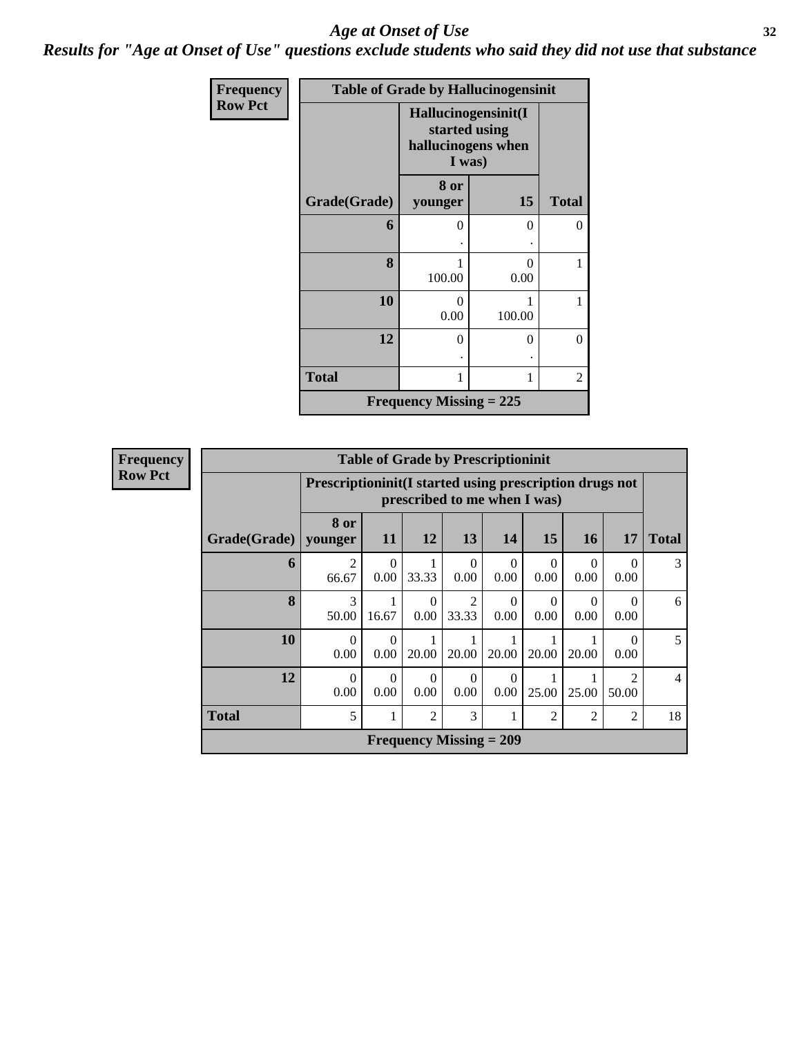# *Age at Onset of Use*

## *Results for "Age at Onset of Use" questions exclude students who said they did not use that substance*

**Frequency**
**Row Pct**

| Table of Grade by Hallucinogensinit | | | |
|---|---|---|---|
| | Hallucinogensinit(I started using hallucinogens when I was) | | |
| Grade(Grade) | 8 or younger | 15 | Total |
| 6 | 0<br>. | 0<br>. | 0 |
| 8 | 1<br>100.00 | 0<br>0.00 | 1 |
| 10 | 0<br>0.00 | 1<br>100.00 | 1 |
| 12 | 0<br>. | 0<br>. | 0 |
| Total | 1 | 1 | 2 |
| Frequency Missing = 225 | | | |

**Frequency**
**Row Pct**

| Table of Grade by Prescriptioninit | | | | | | | | | |
|---|---|---|---|---|---|---|---|---|---|
| | Prescriptioninit(I started using prescription drugs not prescribed to me when I was) | | | | | | | | |
| Grade(Grade) | 8 or younger | 11 | 12 | 13 | 14 | 15 | 16 | 17 | Total |
| 6 | 2<br>66.67 | 0<br>0.00 | 1<br>33.33 | 0<br>0.00 | 0<br>0.00 | 0<br>0.00 | 0<br>0.00 | 0<br>0.00 | 3 |
| 8 | 3<br>50.00 | 1<br>16.67 | 0<br>0.00 | 2<br>33.33 | 0<br>0.00 | 0<br>0.00 | 0<br>0.00 | 0<br>0.00 | 6 |
| 10 | 0<br>0.00 | 0<br>0.00 | 1<br>20.00 | 1<br>20.00 | 1<br>20.00 | 1<br>20.00 | 1<br>20.00 | 0<br>0.00 | 5 |
| 12 | 0<br>0.00 | 0<br>0.00 | 0<br>0.00 | 0<br>0.00 | 0<br>0.00 | 1<br>25.00 | 1<br>25.00 | 2<br>50.00 | 4 |
| Total | 5 | 1 | 2 | 3 | 1 | 2 | 2 | 2 | 18 |
| Frequency Missing = 209 | | | | | | | | | |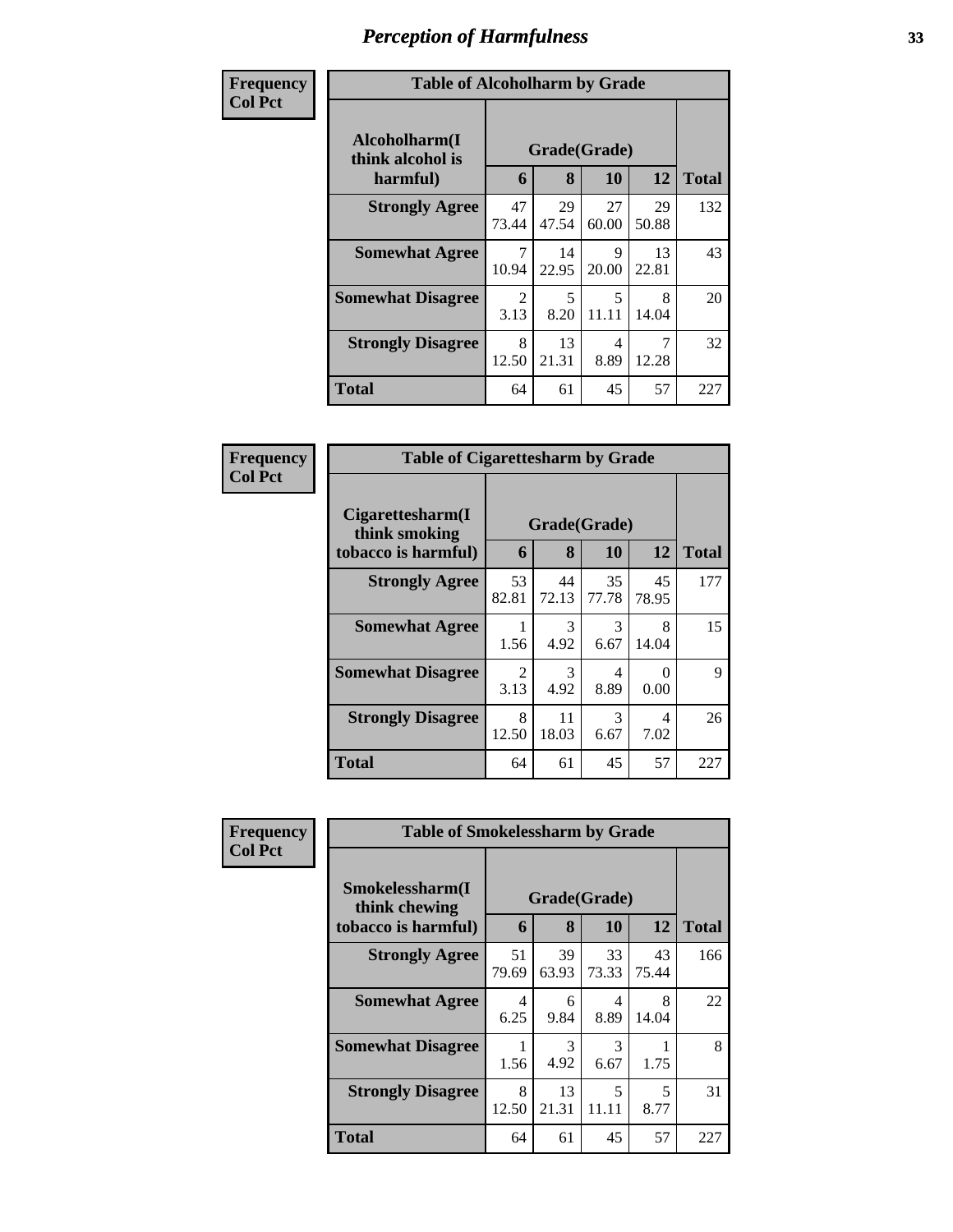# Perception of Harmfulness

**Frequency**
**Col Pct**

**Table of Alcoholharm by Grade**

| Alcoholharm(I think alcohol is harmful) | Grade(Grade) | | | | Total |
|---|---|---|---|---|---|
| | 6 | 8 | 10 | 12 | |
| **Strongly Agree** | 47<br>73.44 | 29<br>47.54 | 27<br>60.00 | 29<br>50.88 | 132 |
| **Somewhat Agree** | 7<br>10.94 | 14<br>22.95 | 9<br>20.00 | 13<br>22.81 | 43 |
| **Somewhat Disagree** | 2<br>3.13 | 5<br>8.20 | 5<br>11.11 | 8<br>14.04 | 20 |
| **Strongly Disagree** | 8<br>12.50 | 13<br>21.31 | 4<br>8.89 | 7<br>12.28 | 32 |
| **Total** | 64 | 61 | 45 | 57 | 227 |

**Frequency**
**Col Pct**

**Table of Cigarettesharm by Grade**

| Cigarettesharm(I think smoking tobacco is harmful) | Grade(Grade) | | | | Total |
|---|---|---|---|---|---|
| | 6 | 8 | 10 | 12 | |
| **Strongly Agree** | 53<br>82.81 | 44<br>72.13 | 35<br>77.78 | 45<br>78.95 | 177 |
| **Somewhat Agree** | 1<br>1.56 | 3<br>4.92 | 3<br>6.67 | 8<br>14.04 | 15 |
| **Somewhat Disagree** | 2<br>3.13 | 3<br>4.92 | 4<br>8.89 | 0<br>0.00 | 9 |
| **Strongly Disagree** | 8<br>12.50 | 11<br>18.03 | 3<br>6.67 | 4<br>7.02 | 26 |
| **Total** | 64 | 61 | 45 | 57 | 227 |

**Frequency**
**Col Pct**

**Table of Smokelessharm by Grade**

| Smokelessharm(I think chewing tobacco is harmful) | Grade(Grade) | | | | Total |
|---|---|---|---|---|---|
| | 6 | 8 | 10 | 12 | |
| **Strongly Agree** | 51<br>79.69 | 39<br>63.93 | 33<br>73.33 | 43<br>75.44 | 166 |
| **Somewhat Agree** | 4<br>6.25 | 6<br>9.84 | 4<br>8.89 | 8<br>14.04 | 22 |
| **Somewhat Disagree** | 1<br>1.56 | 3<br>4.92 | 3<br>6.67 | 1<br>1.75 | 8 |
| **Strongly Disagree** | 8<br>12.50 | 13<br>21.31 | 5<br>11.11 | 5<br>8.77 | 31 |
| **Total** | 64 | 61 | 45 | 57 | 227 |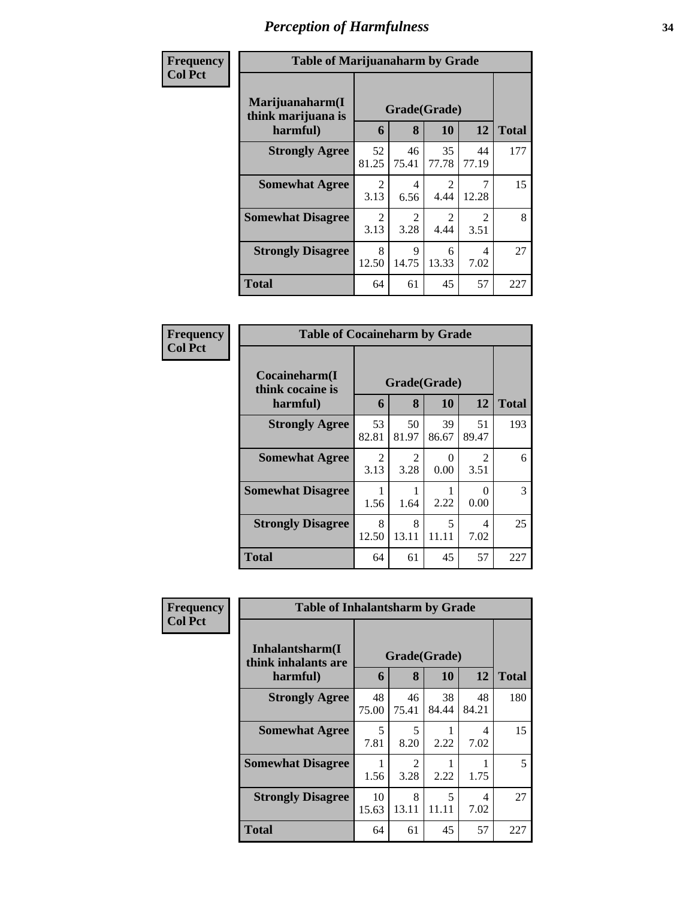# Perception of Harmfulness

Frequency
Col Pct

| Table of Marijuanaharm by Grade | | | | | |
|---|---|---|---|---|---|
| Marijuanaharm(I think marijuana is harmful) | Grade(Grade) | | | | |
| | 6 | 8 | 10 | 12 | Total |
| Strongly Agree | 52<br>81.25 | 46<br>75.41 | 35<br>77.78 | 44<br>77.19 | 177 |
| Somewhat Agree | 2<br>3.13 | 4<br>6.56 | 2<br>4.44 | 7<br>12.28 | 15 |
| Somewhat Disagree | 2<br>3.13 | 2<br>3.28 | 2<br>4.44 | 2<br>3.51 | 8 |
| Strongly Disagree | 8<br>12.50 | 9<br>14.75 | 6<br>13.33 | 4<br>7.02 | 27 |
| Total | 64 | 61 | 45 | 57 | 227 |

Frequency
Col Pct

| Table of Cocaineharm by Grade | | | | | |
|---|---|---|---|---|---|
| Cocaineharm(I think cocaine is harmful) | Grade(Grade) | | | | |
| | 6 | 8 | 10 | 12 | Total |
| Strongly Agree | 53<br>82.81 | 50<br>81.97 | 39<br>86.67 | 51<br>89.47 | 193 |
| Somewhat Agree | 2<br>3.13 | 2<br>3.28 | 0<br>0.00 | 2<br>3.51 | 6 |
| Somewhat Disagree | 1<br>1.56 | 1<br>1.64 | 1<br>2.22 | 0<br>0.00 | 3 |
| Strongly Disagree | 8<br>12.50 | 8<br>13.11 | 5<br>11.11 | 4<br>7.02 | 25 |
| Total | 64 | 61 | 45 | 57 | 227 |

Frequency
Col Pct

| Table of Inhalantsharm by Grade | | | | | |
|---|---|---|---|---|---|
| Inhalantsharm(I think inhalants are harmful) | Grade(Grade) | | | | |
| | 6 | 8 | 10 | 12 | Total |
| Strongly Agree | 48<br>75.00 | 46<br>75.41 | 38<br>84.44 | 48<br>84.21 | 180 |
| Somewhat Agree | 5<br>7.81 | 5<br>8.20 | 1<br>2.22 | 4<br>7.02 | 15 |
| Somewhat Disagree | 1<br>1.56 | 2<br>3.28 | 1<br>2.22 | 1<br>1.75 | 5 |
| Strongly Disagree | 10<br>15.63 | 8<br>13.11 | 5<br>11.11 | 4<br>7.02 | 27 |
| Total | 64 | 61 | 45 | 57 | 227 |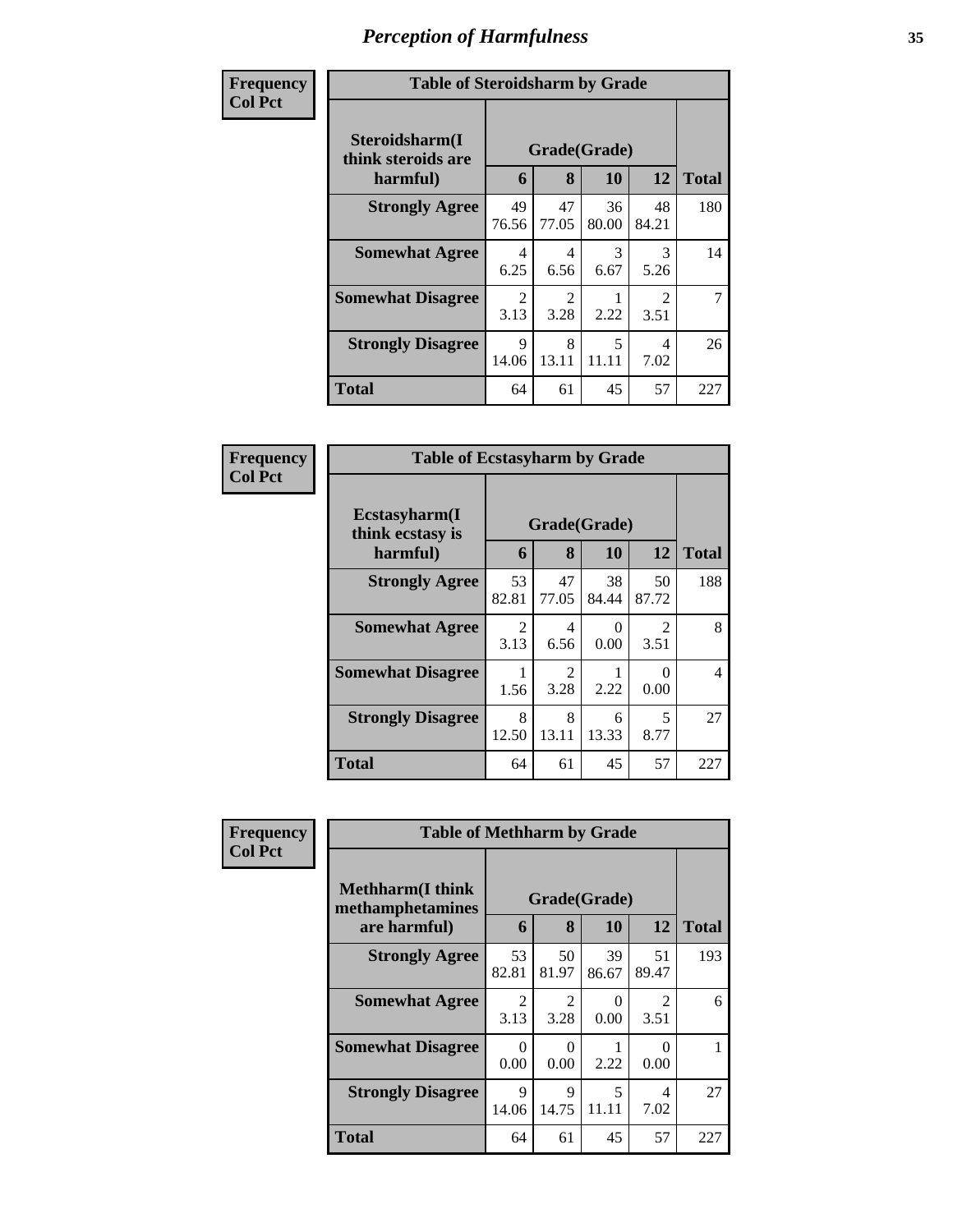# Perception of Harmfulness

**Frequency**
**Col Pct**

| Table of Steroidsharm by Grade | | | | | |
|---|---|---|---|---|---|
| **Steroidsharm(I think steroids are harmful)** | **Grade(Grade)** | | | | |
| | **6** | **8** | **10** | **12** | **Total** |
| **Strongly Agree** | 49<br>76.56 | 47<br>77.05 | 36<br>80.00 | 48<br>84.21 | 180 |
| **Somewhat Agree** | 4<br>6.25 | 4<br>6.56 | 3<br>6.67 | 3<br>5.26 | 14 |
| **Somewhat Disagree** | 2<br>3.13 | 2<br>3.28 | 1<br>2.22 | 2<br>3.51 | 7 |
| **Strongly Disagree** | 9<br>14.06 | 8<br>13.11 | 5<br>11.11 | 4<br>7.02 | 26 |
| **Total** | 64 | 61 | 45 | 57 | 227 |

**Frequency**
**Col Pct**

| Table of Ecstasyharm by Grade | | | | | |
|---|---|---|---|---|---|
| **Ecstasyharm(I think ecstasy is harmful)** | **Grade(Grade)** | | | | |
| | **6** | **8** | **10** | **12** | **Total** |
| **Strongly Agree** | 53<br>82.81 | 47<br>77.05 | 38<br>84.44 | 50<br>87.72 | 188 |
| **Somewhat Agree** | 2<br>3.13 | 4<br>6.56 | 0<br>0.00 | 2<br>3.51 | 8 |
| **Somewhat Disagree** | 1<br>1.56 | 2<br>3.28 | 1<br>2.22 | 0<br>0.00 | 4 |
| **Strongly Disagree** | 8<br>12.50 | 8<br>13.11 | 6<br>13.33 | 5<br>8.77 | 27 |
| **Total** | 64 | 61 | 45 | 57 | 227 |

**Frequency**
**Col Pct**

| Table of Methharm by Grade | | | | | |
|---|---|---|---|---|---|
| **Methharm(I think methamphetamines are harmful)** | **Grade(Grade)** | | | | |
| | **6** | **8** | **10** | **12** | **Total** |
| **Strongly Agree** | 53<br>82.81 | 50<br>81.97 | 39<br>86.67 | 51<br>89.47 | 193 |
| **Somewhat Agree** | 2<br>3.13 | 2<br>3.28 | 0<br>0.00 | 2<br>3.51 | 6 |
| **Somewhat Disagree** | 0<br>0.00 | 0<br>0.00 | 1<br>2.22 | 0<br>0.00 | 1 |
| **Strongly Disagree** | 9<br>14.06 | 9<br>14.75 | 5<br>11.11 | 4<br>7.02 | 27 |
| **Total** | 64 | 61 | 45 | 57 | 227 |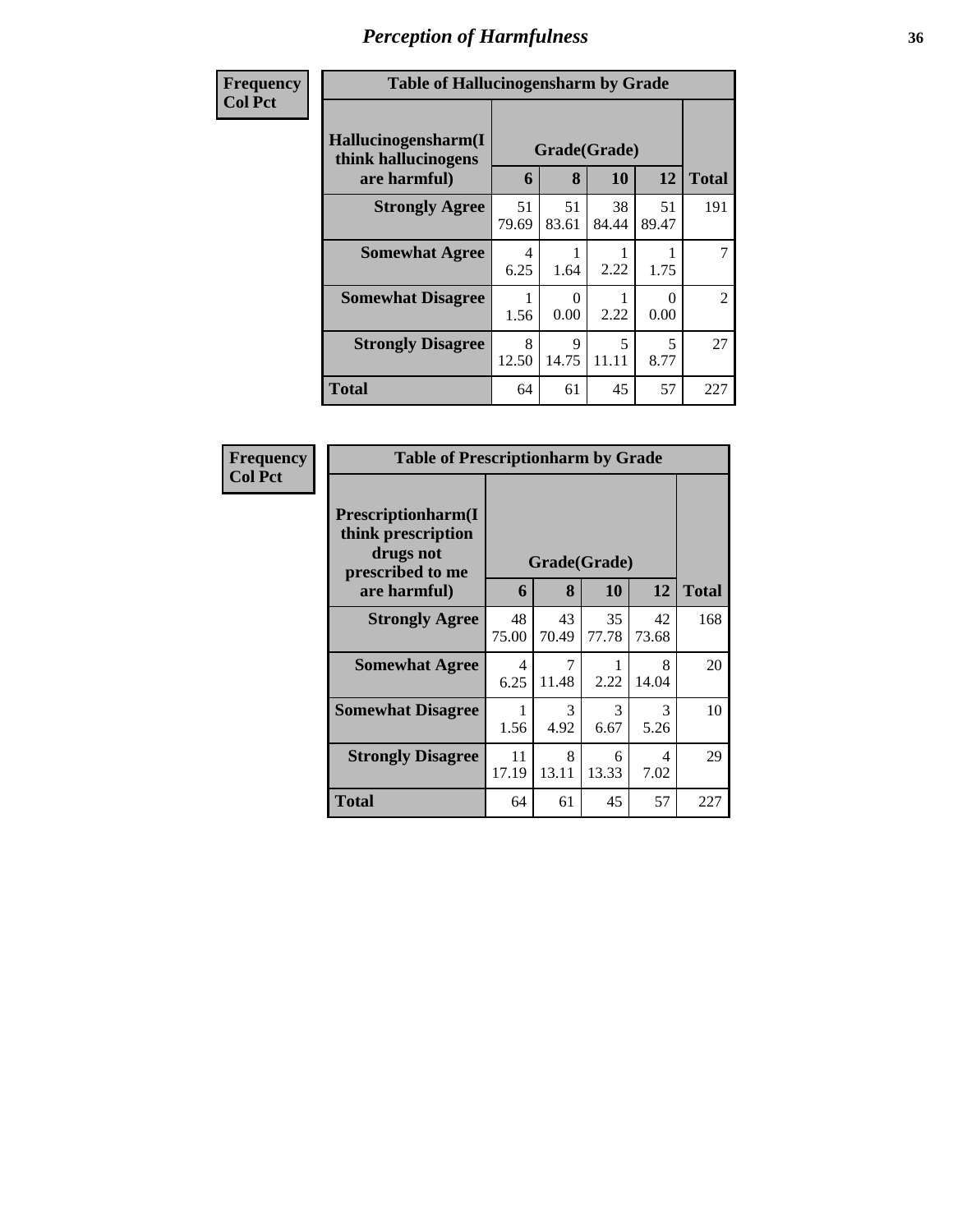# Perception of Harmfulness

| Frequency<br>Col Pct |
|---|

**Table of Hallucinogensharm by Grade**

| Hallucinogensharm(I think hallucinogens are harmful) | Grade(Grade) | | | | Total |
|---|---|---|---|---|---|
| | 6 | 8 | 10 | 12 | |
| **Strongly Agree** | 51<br>79.69 | 51<br>83.61 | 38<br>84.44 | 51<br>89.47 | 191 |
| **Somewhat Agree** | 4<br>6.25 | 1<br>1.64 | 1<br>2.22 | 1<br>1.75 | 7 |
| **Somewhat Disagree** | 1<br>1.56 | 0<br>0.00 | 1<br>2.22 | 0<br>0.00 | 2 |
| **Strongly Disagree** | 8<br>12.50 | 9<br>14.75 | 5<br>11.11 | 5<br>8.77 | 27 |
| **Total** | 64 | 61 | 45 | 57 | 227 |

| Frequency<br>Col Pct |
|---|

**Table of Prescriptionharm by Grade**

| Prescriptionharm(I think prescription drugs not prescribed to me are harmful) | Grade(Grade) | | | | Total |
|---|---|---|---|---|---|
| | 6 | 8 | 10 | 12 | |
| **Strongly Agree** | 48<br>75.00 | 43<br>70.49 | 35<br>77.78 | 42<br>73.68 | 168 |
| **Somewhat Agree** | 4<br>6.25 | 7<br>11.48 | 1<br>2.22 | 8<br>14.04 | 20 |
| **Somewhat Disagree** | 1<br>1.56 | 3<br>4.92 | 3<br>6.67 | 3<br>5.26 | 10 |
| **Strongly Disagree** | 11<br>17.19 | 8<br>13.11 | 6<br>13.33 | 4<br>7.02 | 29 |
| **Total** | 64 | 61 | 45 | 57 | 227 |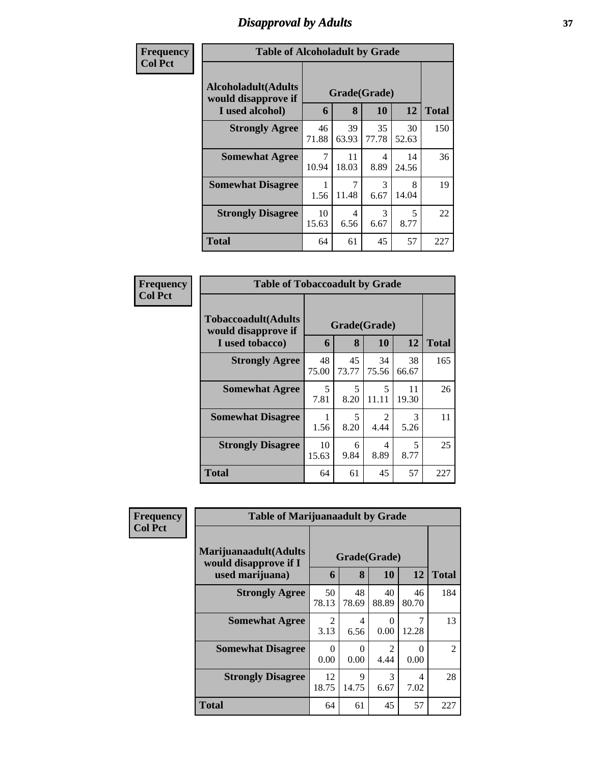## Disapproval by Adults

**Frequency**
**Col Pct**

**Table of Alcoholadult by Grade**

| Alcoholadult(Adults would disapprove if I used alcohol) | Grade(Grade) | | | | Total |
|---|---|---|---|---|---|
| | 6 | 8 | 10 | 12 | |
| **Strongly Agree** | 46<br>71.88 | 39<br>63.93 | 35<br>77.78 | 30<br>52.63 | 150 |
| **Somewhat Agree** | 7<br>10.94 | 11<br>18.03 | 4<br>8.89 | 14<br>24.56 | 36 |
| **Somewhat Disagree** | 1<br>1.56 | 7<br>11.48 | 3<br>6.67 | 8<br>14.04 | 19 |
| **Strongly Disagree** | 10<br>15.63 | 4<br>6.56 | 3<br>6.67 | 5<br>8.77 | 22 |
| **Total** | 64 | 61 | 45 | 57 | 227 |

**Frequency**
**Col Pct**

**Table of Tobaccoadult by Grade**

| Tobaccoadult(Adults would disapprove if I used tobacco) | Grade(Grade) | | | | Total |
|---|---|---|---|---|---|
| | 6 | 8 | 10 | 12 | |
| **Strongly Agree** | 48<br>75.00 | 45<br>73.77 | 34<br>75.56 | 38<br>66.67 | 165 |
| **Somewhat Agree** | 5<br>7.81 | 5<br>8.20 | 5<br>11.11 | 11<br>19.30 | 26 |
| **Somewhat Disagree** | 1<br>1.56 | 5<br>8.20 | 2<br>4.44 | 3<br>5.26 | 11 |
| **Strongly Disagree** | 10<br>15.63 | 6<br>9.84 | 4<br>8.89 | 5<br>8.77 | 25 |
| **Total** | 64 | 61 | 45 | 57 | 227 |

**Frequency**
**Col Pct**

**Table of Marijuanaadult by Grade**

| Marijuanaadult(Adults would disapprove if I used marijuana) | Grade(Grade) | | | | Total |
|---|---|---|---|---|---|
| | 6 | 8 | 10 | 12 | |
| **Strongly Agree** | 50<br>78.13 | 48<br>78.69 | 40<br>88.89 | 46<br>80.70 | 184 |
| **Somewhat Agree** | 2<br>3.13 | 4<br>6.56 | 0<br>0.00 | 7<br>12.28 | 13 |
| **Somewhat Disagree** | 0<br>0.00 | 0<br>0.00 | 2<br>4.44 | 0<br>0.00 | 2 |
| **Strongly Disagree** | 12<br>18.75 | 9<br>14.75 | 3<br>6.67 | 4<br>7.02 | 28 |
| **Total** | 64 | 61 | 45 | 57 | 227 |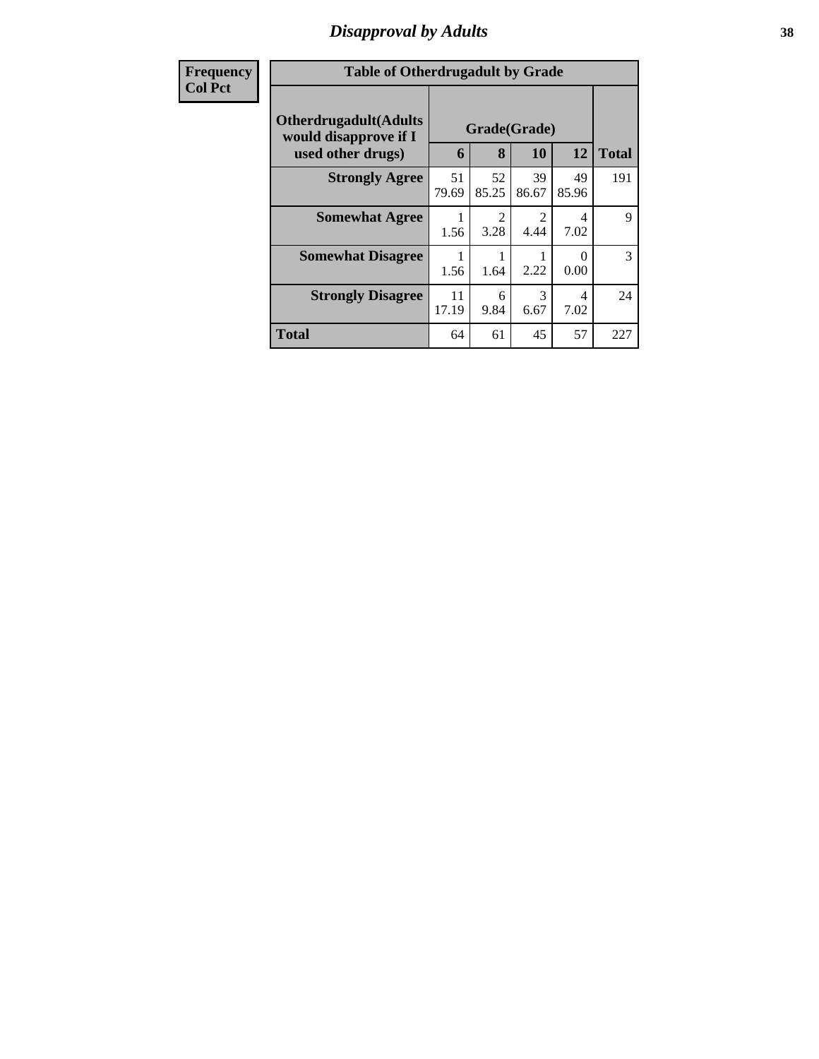## Disapproval by Adults

| Frequency Col Pct | Table of Otherdrugadult by Grade | | | | |
|---|---|---|---|---|---|
| Otherdrugadult(Adults would disapprove if I used other drugs) | Grade(Grade) | | | | |
| | 6 | 8 | 10 | 12 | Total |
| **Strongly Agree** | 51<br>79.69 | 52<br>85.25 | 39<br>86.67 | 49<br>85.96 | 191 |
| **Somewhat Agree** | 1<br>1.56 | 2<br>3.28 | 2<br>4.44 | 4<br>7.02 | 9 |
| **Somewhat Disagree** | 1<br>1.56 | 1<br>1.64 | 1<br>2.22 | 0<br>0.00 | 3 |
| **Strongly Disagree** | 11<br>17.19 | 6<br>9.84 | 3<br>6.67 | 4<br>7.02 | 24 |
| **Total** | 64 | 61 | 45 | 57 | 227 |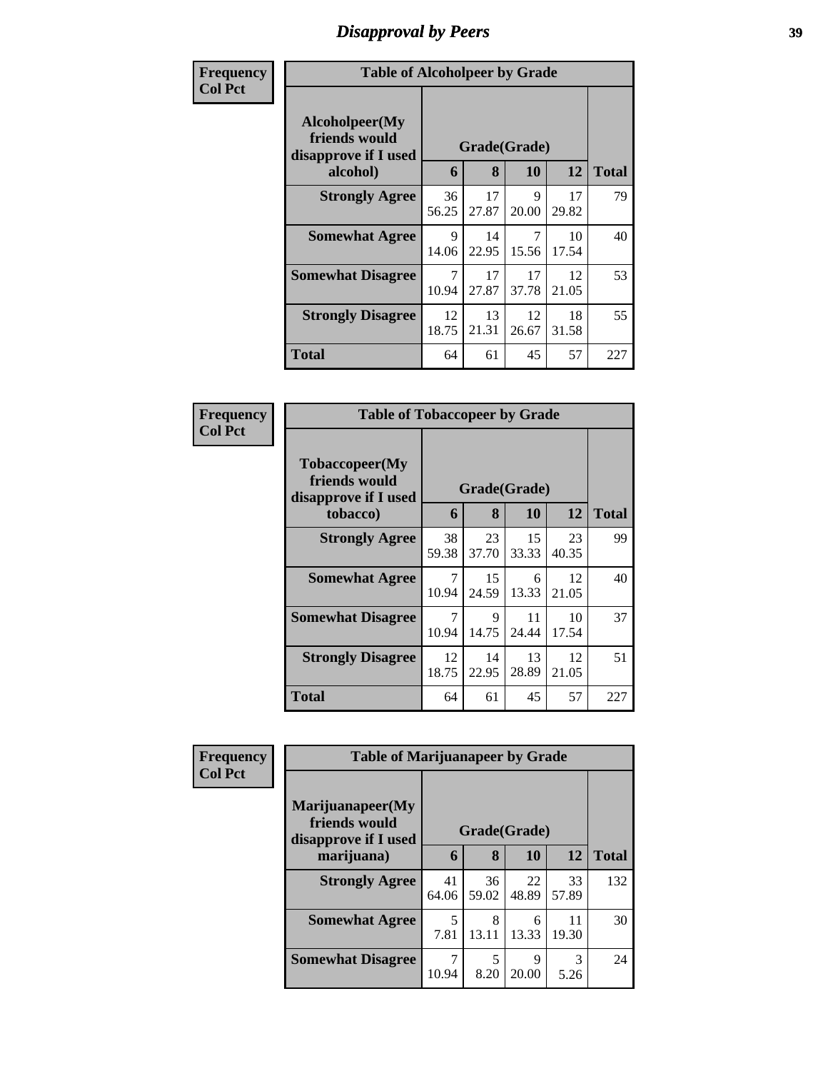# Disapproval by Peers

| Frequency<br>Col Pct | Table of Alcoholpeer by Grade | | | | |
|---|---|---|---|---|---|
| **Alcoholpeer(My friends would disapprove if I used alcohol)** | **Grade(Grade)** | | | | |
| | **6** | **8** | **10** | **12** | **Total** |
| **Strongly Agree** | 36<br>56.25 | 17<br>27.87 | 9<br>20.00 | 17<br>29.82 | 79 |
| **Somewhat Agree** | 9<br>14.06 | 14<br>22.95 | 7<br>15.56 | 10<br>17.54 | 40 |
| **Somewhat Disagree** | 7<br>10.94 | 17<br>27.87 | 17<br>37.78 | 12<br>21.05 | 53 |
| **Strongly Disagree** | 12<br>18.75 | 13<br>21.31 | 12<br>26.67 | 18<br>31.58 | 55 |
| **Total** | 64 | 61 | 45 | 57 | 227 |

| Frequency<br>Col Pct | Table of Tobaccopeer by Grade | | | | |
|---|---|---|---|---|---|
| **Tobaccopeer(My friends would disapprove if I used tobacco)** | **Grade(Grade)** | | | | |
| | **6** | **8** | **10** | **12** | **Total** |
| **Strongly Agree** | 38<br>59.38 | 23<br>37.70 | 15<br>33.33 | 23<br>40.35 | 99 |
| **Somewhat Agree** | 7<br>10.94 | 15<br>24.59 | 6<br>13.33 | 12<br>21.05 | 40 |
| **Somewhat Disagree** | 7<br>10.94 | 9<br>14.75 | 11<br>24.44 | 10<br>17.54 | 37 |
| **Strongly Disagree** | 12<br>18.75 | 14<br>22.95 | 13<br>28.89 | 12<br>21.05 | 51 |
| **Total** | 64 | 61 | 45 | 57 | 227 |

| Frequency<br>Col Pct | Table of Marijuanapeer by Grade | | | | |
|---|---|---|---|---|---|
| **Marijuanapeer(My friends would disapprove if I used marijuana)** | **Grade(Grade)** | | | | |
| | **6** | **8** | **10** | **12** | **Total** |
| **Strongly Agree** | 41<br>64.06 | 36<br>59.02 | 22<br>48.89 | 33<br>57.89 | 132 |
| **Somewhat Agree** | 5<br>7.81 | 8<br>13.11 | 6<br>13.33 | 11<br>19.30 | 30 |
| **Somewhat Disagree** | 7<br>10.94 | 5<br>8.20 | 9<br>20.00 | 3<br>5.26 | 24 |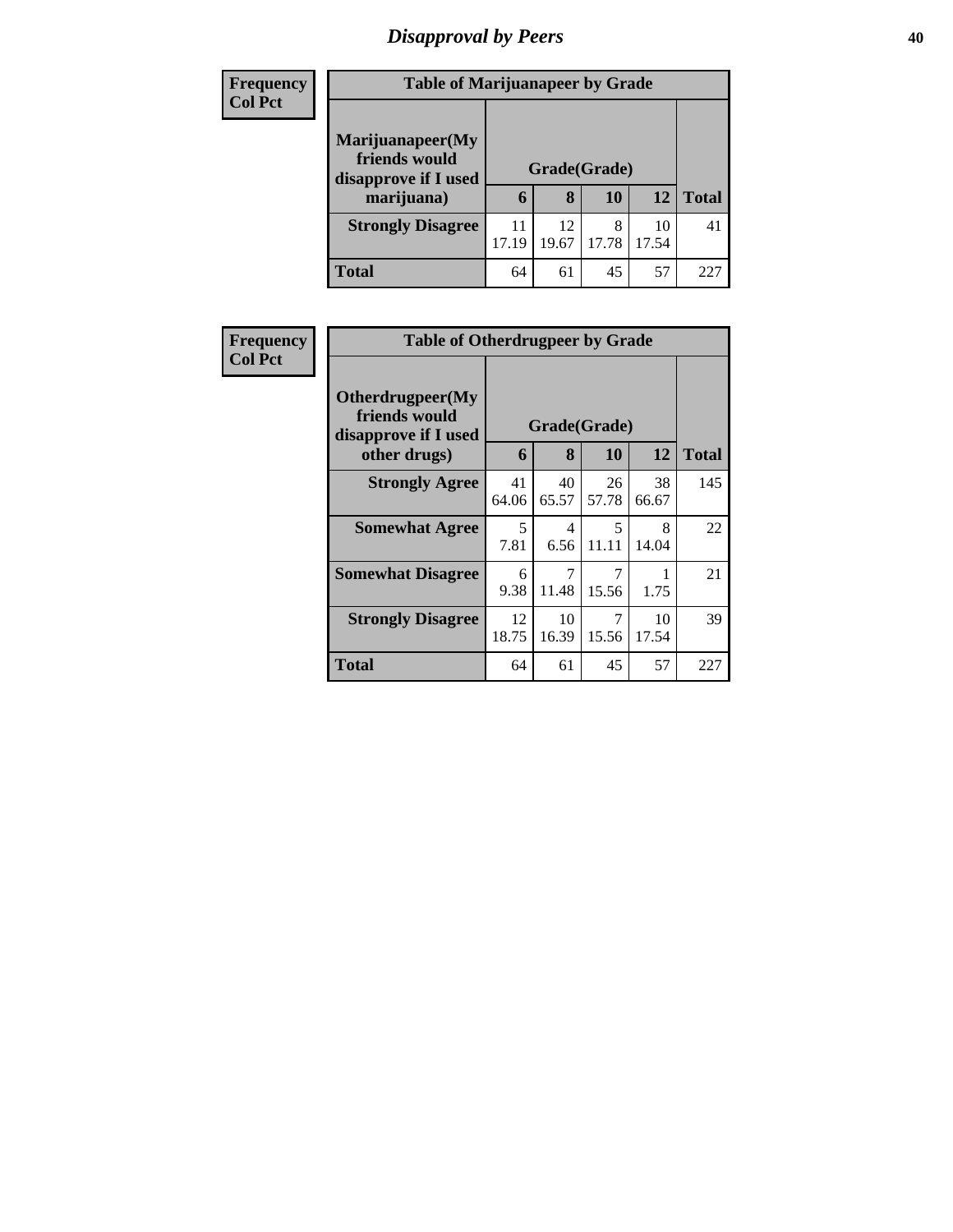# Disapproval by Peers

| Frequency Col Pct |
|---|

**Table of Marijuanapeer by Grade**

| Marijuanapeer(My friends would disapprove if I used marijuana) | Grade(Grade) | | | | |
|---|---|---|---|---|---|
| | 6 | 8 | 10 | 12 | Total |
| **Strongly Disagree** | 11<br>17.19 | 12<br>19.67 | 8<br>17.78 | 10<br>17.54 | 41 |
| **Total** | 64 | 61 | 45 | 57 | 227 |

| Frequency Col Pct |
|---|

**Table of Otherdrugpeer by Grade**

| Otherdrugpeer(My friends would disapprove if I used other drugs) | Grade(Grade) | | | | |
|---|---|---|---|---|---|
| | 6 | 8 | 10 | 12 | Total |
| **Strongly Agree** | 41<br>64.06 | 40<br>65.57 | 26<br>57.78 | 38<br>66.67 | 145 |
| **Somewhat Agree** | 5<br>7.81 | 4<br>6.56 | 5<br>11.11 | 8<br>14.04 | 22 |
| **Somewhat Disagree** | 6<br>9.38 | 7<br>11.48 | 7<br>15.56 | 1<br>1.75 | 21 |
| **Strongly Disagree** | 12<br>18.75 | 10<br>16.39 | 7<br>15.56 | 10<br>17.54 | 39 |
| **Total** | 64 | 61 | 45 | 57 | 227 |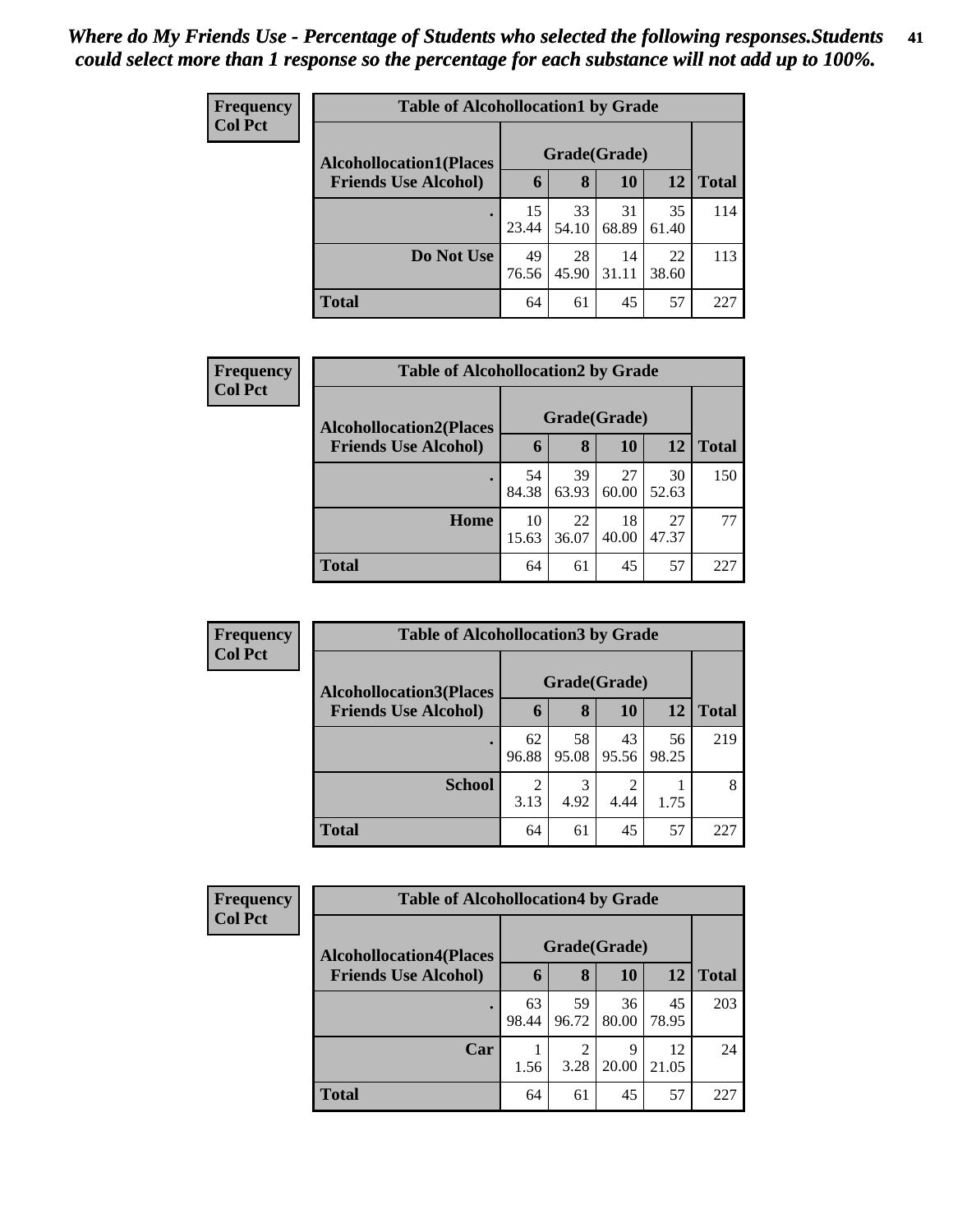*Where do My Friends Use - Percentage of Students who selected the following responses.Students could select more than 1 response so the percentage for each substance will not add up to 100%.*

**Frequency**
**Col Pct**

| Table of Alcohollocation1 by Grade | | | | | |
|---|---|---|---|---|---|
| **Alcohollocation1(Places Friends Use Alcohol)** | **Grade(Grade)** | | | | **Total** |
| | **6** | **8** | **10** | **12** | |
| **.** | 15<br>23.44 | 33<br>54.10 | 31<br>68.89 | 35<br>61.40 | 114 |
| **Do Not Use** | 49<br>76.56 | 28<br>45.90 | 14<br>31.11 | 22<br>38.60 | 113 |
| **Total** | 64 | 61 | 45 | 57 | 227 |

**Frequency**
**Col Pct**

| Table of Alcohollocation2 by Grade | | | | | |
|---|---|---|---|---|---|
| **Alcohollocation2(Places Friends Use Alcohol)** | **Grade(Grade)** | | | | **Total** |
| | **6** | **8** | **10** | **12** | |
| **.** | 54<br>84.38 | 39<br>63.93 | 27<br>60.00 | 30<br>52.63 | 150 |
| **Home** | 10<br>15.63 | 22<br>36.07 | 18<br>40.00 | 27<br>47.37 | 77 |
| **Total** | 64 | 61 | 45 | 57 | 227 |

**Frequency**
**Col Pct**

| Table of Alcohollocation3 by Grade | | | | | |
|---|---|---|---|---|---|
| **Alcohollocation3(Places Friends Use Alcohol)** | **Grade(Grade)** | | | | **Total** |
| | **6** | **8** | **10** | **12** | |
| **.** | 62<br>96.88 | 58<br>95.08 | 43<br>95.56 | 56<br>98.25 | 219 |
| **School** | 2<br>3.13 | 3<br>4.92 | 2<br>4.44 | 1<br>1.75 | 8 |
| **Total** | 64 | 61 | 45 | 57 | 227 |

**Frequency**
**Col Pct**

| Table of Alcohollocation4 by Grade | | | | | |
|---|---|---|---|---|---|
| **Alcohollocation4(Places Friends Use Alcohol)** | **Grade(Grade)** | | | | **Total** |
| | **6** | **8** | **10** | **12** | |
| **.** | 63<br>98.44 | 59<br>96.72 | 36<br>80.00 | 45<br>78.95 | 203 |
| **Car** | 1<br>1.56 | 2<br>3.28 | 9<br>20.00 | 12<br>21.05 | 24 |
| **Total** | 64 | 61 | 45 | 57 | 227 |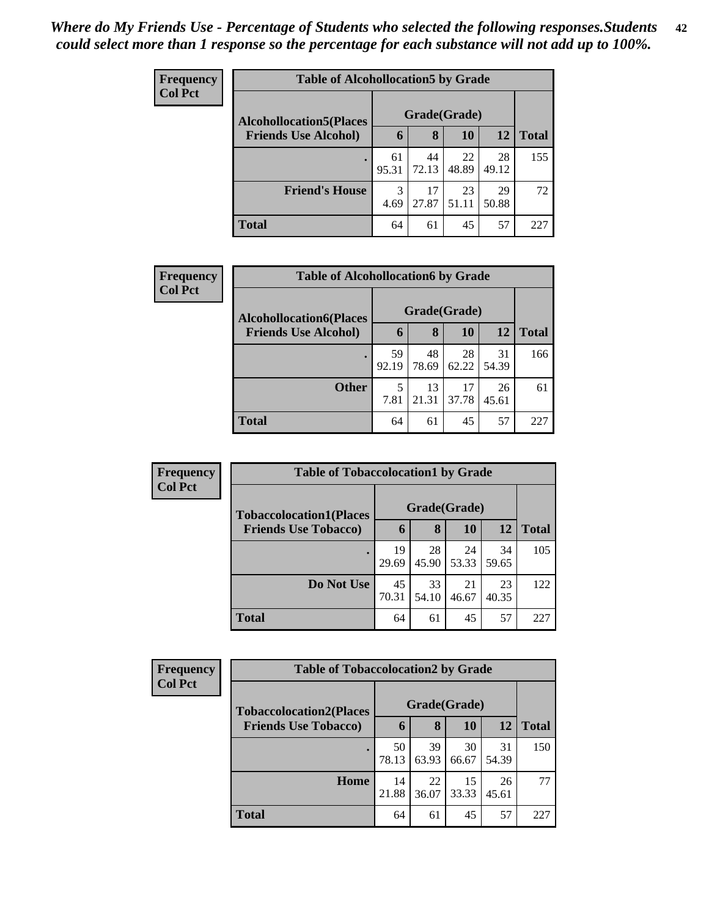*Where do My Friends Use - Percentage of Students who selected the following responses.Students could select more than 1 response so the percentage for each substance will not add up to 100%.*

**Frequency**
**Col Pct**

| Table of Alcohollocation5 by Grade | | | | | |
|---|---|---|---|---|---|
| **Alcohollocation5(Places Friends Use Alcohol)** | **Grade(Grade)** | | | | |
| | **6** | **8** | **10** | **12** | **Total** |
| **.** | 61<br>95.31 | 44<br>72.13 | 22<br>48.89 | 28<br>49.12 | 155 |
| **Friend's House** | 3<br>4.69 | 17<br>27.87 | 23<br>51.11 | 29<br>50.88 | 72 |
| **Total** | 64 | 61 | 45 | 57 | 227 |

**Frequency**
**Col Pct**

| Table of Alcohollocation6 by Grade | | | | | |
|---|---|---|---|---|---|
| **Alcohollocation6(Places Friends Use Alcohol)** | **Grade(Grade)** | | | | |
| | **6** | **8** | **10** | **12** | **Total** |
| **.** | 59<br>92.19 | 48<br>78.69 | 28<br>62.22 | 31<br>54.39 | 166 |
| **Other** | 5<br>7.81 | 13<br>21.31 | 17<br>37.78 | 26<br>45.61 | 61 |
| **Total** | 64 | 61 | 45 | 57 | 227 |

**Frequency**
**Col Pct**

| Table of Tobaccolocation1 by Grade | | | | | |
|---|---|---|---|---|---|
| **Tobaccolocation1(Places Friends Use Tobacco)** | **Grade(Grade)** | | | | |
| | **6** | **8** | **10** | **12** | **Total** |
| **.** | 19<br>29.69 | 28<br>45.90 | 24<br>53.33 | 34<br>59.65 | 105 |
| **Do Not Use** | 45<br>70.31 | 33<br>54.10 | 21<br>46.67 | 23<br>40.35 | 122 |
| **Total** | 64 | 61 | 45 | 57 | 227 |

**Frequency**
**Col Pct**

| Table of Tobaccolocation2 by Grade | | | | | |
|---|---|---|---|---|---|
| **Tobaccolocation2(Places Friends Use Tobacco)** | **Grade(Grade)** | | | | |
| | **6** | **8** | **10** | **12** | **Total** |
| **.** | 50<br>78.13 | 39<br>63.93 | 30<br>66.67 | 31<br>54.39 | 150 |
| **Home** | 14<br>21.88 | 22<br>36.07 | 15<br>33.33 | 26<br>45.61 | 77 |
| **Total** | 64 | 61 | 45 | 57 | 227 |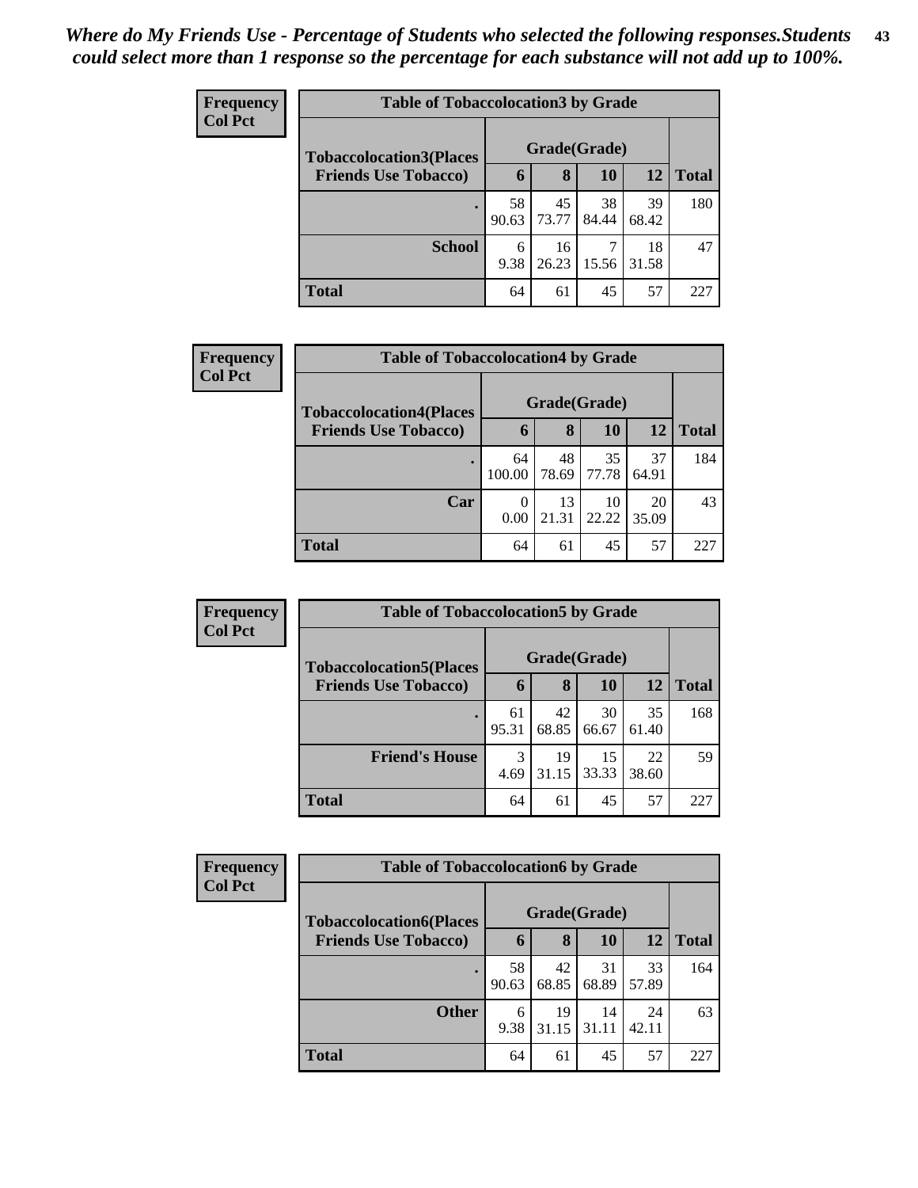*Where do My Friends Use - Percentage of Students who selected the following responses.Students could select more than 1 response so the percentage for each substance will not add up to 100%.*

**Frequency**
**Col Pct**

**Table of Tobaccolocation3 by Grade**

| Tobaccolocation3(Places Friends Use Tobacco) | Grade(Grade) | | | | Total |
|---|---|---|---|---|---|
| | 6 | 8 | 10 | 12 | |
| . | 58<br>90.63 | 45<br>73.77 | 38<br>84.44 | 39<br>68.42 | 180 |
| School | 6<br>9.38 | 16<br>26.23 | 7<br>15.56 | 18<br>31.58 | 47 |
| Total | 64 | 61 | 45 | 57 | 227 |

**Frequency**
**Col Pct**

**Table of Tobaccolocation4 by Grade**

| Tobaccolocation4(Places Friends Use Tobacco) | Grade(Grade) | | | | Total |
|---|---|---|---|---|---|
| | 6 | 8 | 10 | 12 | |
| . | 64<br>100.00 | 48<br>78.69 | 35<br>77.78 | 37<br>64.91 | 184 |
| Car | 0<br>0.00 | 13<br>21.31 | 10<br>22.22 | 20<br>35.09 | 43 |
| Total | 64 | 61 | 45 | 57 | 227 |

**Frequency**
**Col Pct**

**Table of Tobaccolocation5 by Grade**

| Tobaccolocation5(Places Friends Use Tobacco) | Grade(Grade) | | | | Total |
|---|---|---|---|---|---|
| | 6 | 8 | 10 | 12 | |
| . | 61<br>95.31 | 42<br>68.85 | 30<br>66.67 | 35<br>61.40 | 168 |
| Friend's House | 3<br>4.69 | 19<br>31.15 | 15<br>33.33 | 22<br>38.60 | 59 |
| Total | 64 | 61 | 45 | 57 | 227 |

**Frequency**
**Col Pct**

**Table of Tobaccolocation6 by Grade**

| Tobaccolocation6(Places Friends Use Tobacco) | Grade(Grade) | | | | Total |
|---|---|---|---|---|---|
| | 6 | 8 | 10 | 12 | |
| . | 58<br>90.63 | 42<br>68.85 | 31<br>68.89 | 33<br>57.89 | 164 |
| Other | 6<br>9.38 | 19<br>31.15 | 14<br>31.11 | 24<br>42.11 | 63 |
| Total | 64 | 61 | 45 | 57 | 227 |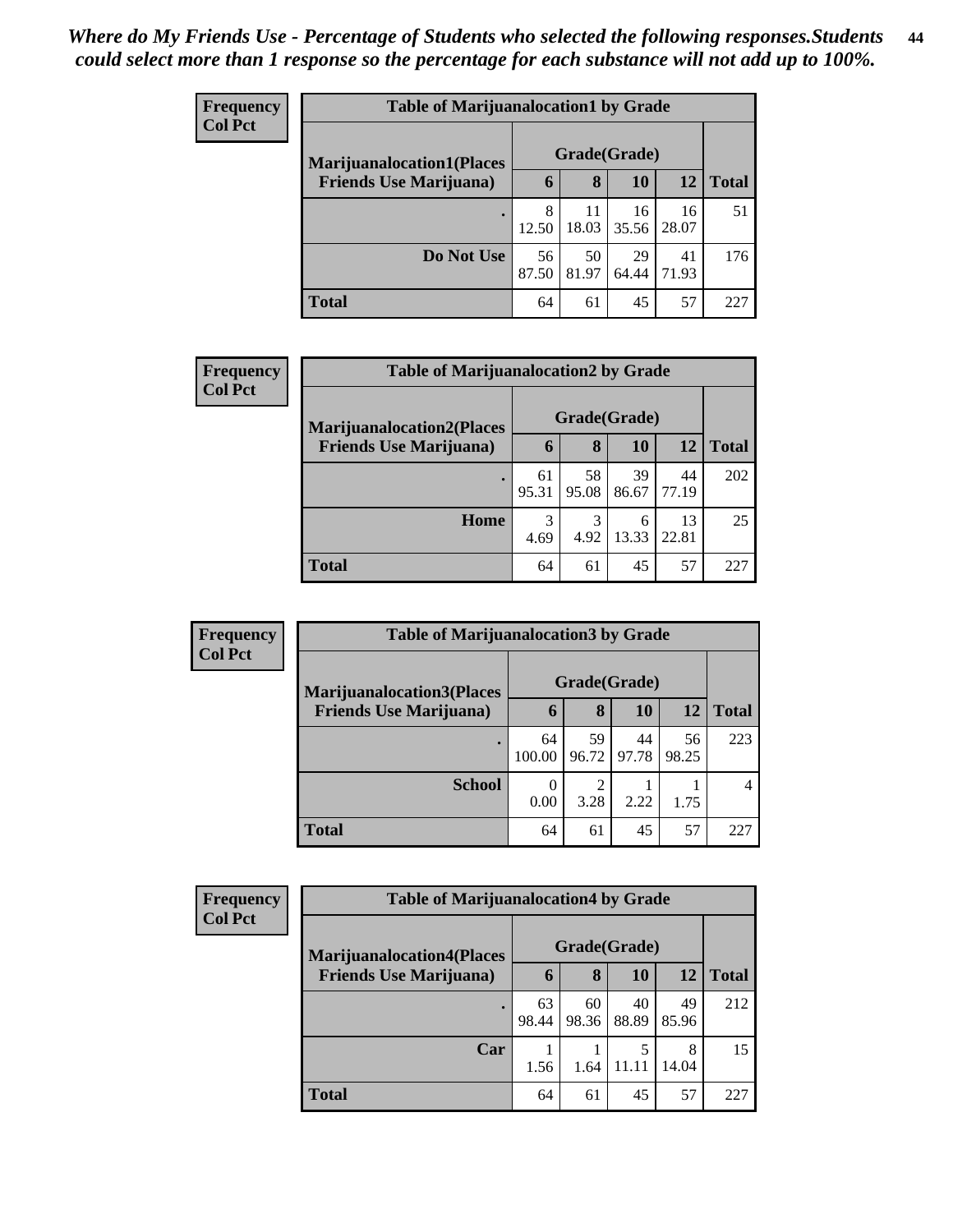*Where do My Friends Use - Percentage of Students who selected the following responses.Students could select more than 1 response so the percentage for each substance will not add up to 100%.*

**Frequency**
**Col Pct**

| Table of Marijuanalocation1 by Grade | | | | | |
|---|---|---|---|---|---|
| **Marijuanalocation1(Places Friends Use Marijuana)** | **Grade(Grade)** | | | | |
| | **6** | **8** | **10** | **12** | **Total** |
| **.** | 8<br>12.50 | 11<br>18.03 | 16<br>35.56 | 16<br>28.07 | 51 |
| **Do Not Use** | 56<br>87.50 | 50<br>81.97 | 29<br>64.44 | 41<br>71.93 | 176 |
| **Total** | 64 | 61 | 45 | 57 | 227 |

**Frequency**
**Col Pct**

| Table of Marijuanalocation2 by Grade | | | | | |
|---|---|---|---|---|---|
| **Marijuanalocation2(Places Friends Use Marijuana)** | **Grade(Grade)** | | | | |
| | **6** | **8** | **10** | **12** | **Total** |
| **.** | 61<br>95.31 | 58<br>95.08 | 39<br>86.67 | 44<br>77.19 | 202 |
| **Home** | 3<br>4.69 | 3<br>4.92 | 6<br>13.33 | 13<br>22.81 | 25 |
| **Total** | 64 | 61 | 45 | 57 | 227 |

**Frequency**
**Col Pct**

| Table of Marijuanalocation3 by Grade | | | | | |
|---|---|---|---|---|---|
| **Marijuanalocation3(Places Friends Use Marijuana)** | **Grade(Grade)** | | | | |
| | **6** | **8** | **10** | **12** | **Total** |
| **.** | 64<br>100.00 | 59<br>96.72 | 44<br>97.78 | 56<br>98.25 | 223 |
| **School** | 0<br>0.00 | 2<br>3.28 | 1<br>2.22 | 1<br>1.75 | 4 |
| **Total** | 64 | 61 | 45 | 57 | 227 |

**Frequency**
**Col Pct**

| Table of Marijuanalocation4 by Grade | | | | | |
|---|---|---|---|---|---|
| **Marijuanalocation4(Places Friends Use Marijuana)** | **Grade(Grade)** | | | | |
| | **6** | **8** | **10** | **12** | **Total** |
| **.** | 63<br>98.44 | 60<br>98.36 | 40<br>88.89 | 49<br>85.96 | 212 |
| **Car** | 1<br>1.56 | 1<br>1.64 | 5<br>11.11 | 8<br>14.04 | 15 |
| **Total** | 64 | 61 | 45 | 57 | 227 |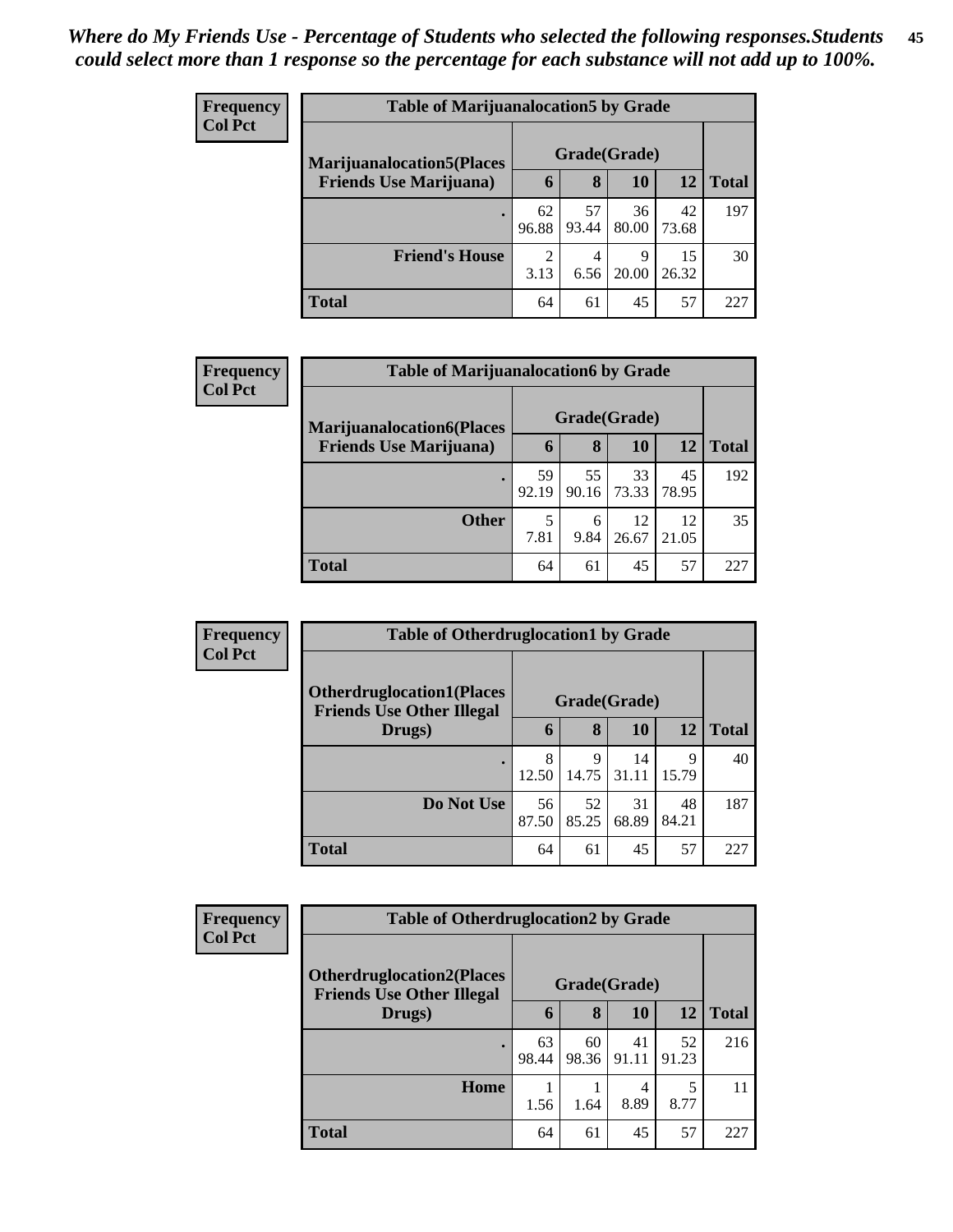*Where do My Friends Use - Percentage of Students who selected the following responses.Students could select more than 1 response so the percentage for each substance will not add up to 100%.*

**Frequency**
**Col Pct**

| Table of Marijuanalocation5 by Grade | | | | | |
|---|---|---|---|---|---|
| **Marijuanalocation5(Places Friends Use Marijuana)** | **Grade(Grade)** | | | | **Total** |
| | **6** | **8** | **10** | **12** | |
| **.** | 62<br>96.88 | 57<br>93.44 | 36<br>80.00 | 42<br>73.68 | 197 |
| **Friend's House** | 2<br>3.13 | 4<br>6.56 | 9<br>20.00 | 15<br>26.32 | 30 |
| **Total** | 64 | 61 | 45 | 57 | 227 |

**Frequency**
**Col Pct**

| Table of Marijuanalocation6 by Grade | | | | | |
|---|---|---|---|---|---|
| **Marijuanalocation6(Places Friends Use Marijuana)** | **Grade(Grade)** | | | | **Total** |
| | **6** | **8** | **10** | **12** | |
| **.** | 59<br>92.19 | 55<br>90.16 | 33<br>73.33 | 45<br>78.95 | 192 |
| **Other** | 5<br>7.81 | 6<br>9.84 | 12<br>26.67 | 12<br>21.05 | 35 |
| **Total** | 64 | 61 | 45 | 57 | 227 |

**Frequency**
**Col Pct**

| Table of Otherdruglocation1 by Grade | | | | | |
|---|---|---|---|---|---|
| **Otherdruglocation1(Places Friends Use Other Illegal Drugs)** | **Grade(Grade)** | | | | **Total** |
| | **6** | **8** | **10** | **12** | |
| **.** | 8<br>12.50 | 9<br>14.75 | 14<br>31.11 | 9<br>15.79 | 40 |
| **Do Not Use** | 56<br>87.50 | 52<br>85.25 | 31<br>68.89 | 48<br>84.21 | 187 |
| **Total** | 64 | 61 | 45 | 57 | 227 |

**Frequency**
**Col Pct**

| Table of Otherdruglocation2 by Grade | | | | | |
|---|---|---|---|---|---|
| **Otherdruglocation2(Places Friends Use Other Illegal Drugs)** | **Grade(Grade)** | | | | **Total** |
| | **6** | **8** | **10** | **12** | |
| **.** | 63<br>98.44 | 60<br>98.36 | 41<br>91.11 | 52<br>91.23 | 216 |
| **Home** | 1<br>1.56 | 1<br>1.64 | 4<br>8.89 | 5<br>8.77 | 11 |
| **Total** | 64 | 61 | 45 | 57 | 227 |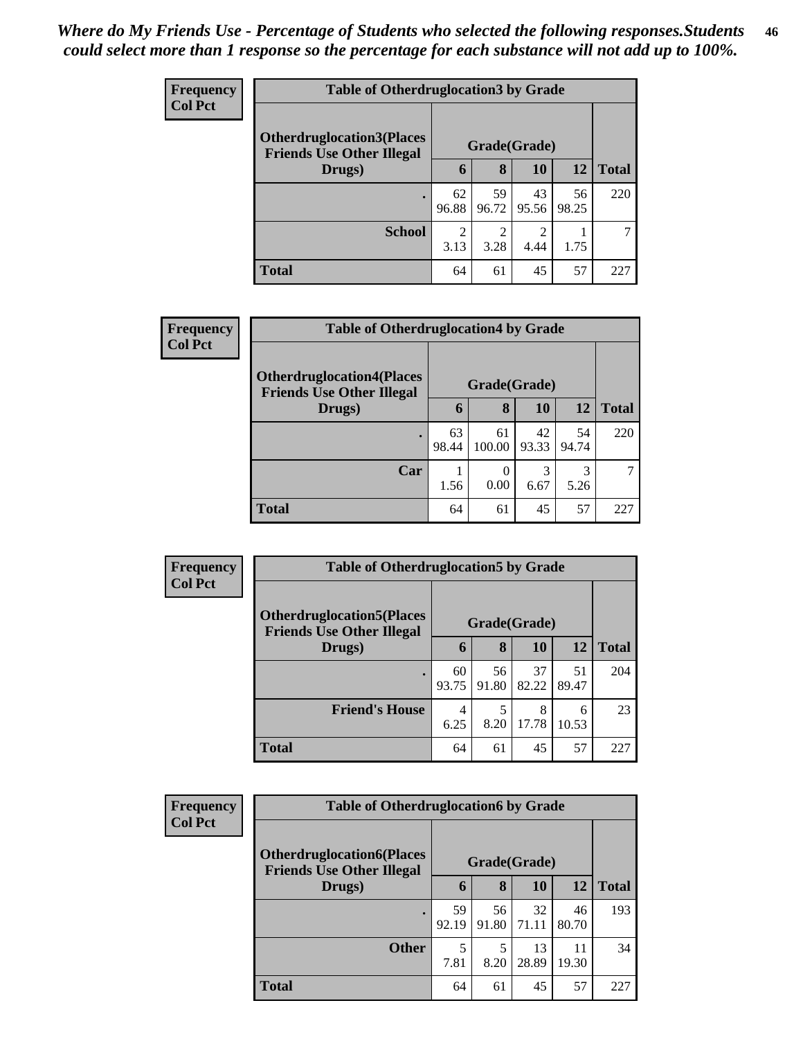*Where do My Friends Use - Percentage of Students who selected the following responses.Students could select more than 1 response so the percentage for each substance will not add up to 100%.*

**Frequency**
**Col Pct**

| Table of Otherdruglocation3 by Grade | | | | | |
|---|---|---|---|---|---|
| **Otherdruglocation3(Places Friends Use Other Illegal Drugs)** | **Grade(Grade)** | | | | **Total** |
| | **6** | **8** | **10** | **12** | |
| **.** | 62<br>96.88 | 59<br>96.72 | 43<br>95.56 | 56<br>98.25 | 220 |
| **School** | 2<br>3.13 | 2<br>3.28 | 2<br>4.44 | 1<br>1.75 | 7 |
| **Total** | 64 | 61 | 45 | 57 | 227 |

**Frequency**
**Col Pct**

| Table of Otherdruglocation4 by Grade | | | | | |
|---|---|---|---|---|---|
| **Otherdruglocation4(Places Friends Use Other Illegal Drugs)** | **Grade(Grade)** | | | | **Total** |
| | **6** | **8** | **10** | **12** | |
| **.** | 63<br>98.44 | 61<br>100.00 | 42<br>93.33 | 54<br>94.74 | 220 |
| **Car** | 1<br>1.56 | 0<br>0.00 | 3<br>6.67 | 3<br>5.26 | 7 |
| **Total** | 64 | 61 | 45 | 57 | 227 |

**Frequency**
**Col Pct**

| Table of Otherdruglocation5 by Grade | | | | | |
|---|---|---|---|---|---|
| **Otherdruglocation5(Places Friends Use Other Illegal Drugs)** | **Grade(Grade)** | | | | **Total** |
| | **6** | **8** | **10** | **12** | |
| **.** | 60<br>93.75 | 56<br>91.80 | 37<br>82.22 | 51<br>89.47 | 204 |
| **Friend's House** | 4<br>6.25 | 5<br>8.20 | 8<br>17.78 | 6<br>10.53 | 23 |
| **Total** | 64 | 61 | 45 | 57 | 227 |

**Frequency**
**Col Pct**

| Table of Otherdruglocation6 by Grade | | | | | |
|---|---|---|---|---|---|
| **Otherdruglocation6(Places Friends Use Other Illegal Drugs)** | **Grade(Grade)** | | | | **Total** |
| | **6** | **8** | **10** | **12** | |
| **.** | 59<br>92.19 | 56<br>91.80 | 32<br>71.11 | 46<br>80.70 | 193 |
| **Other** | 5<br>7.81 | 5<br>8.20 | 13<br>28.89 | 11<br>19.30 | 34 |
| **Total** | 64 | 61 | 45 | 57 | 227 |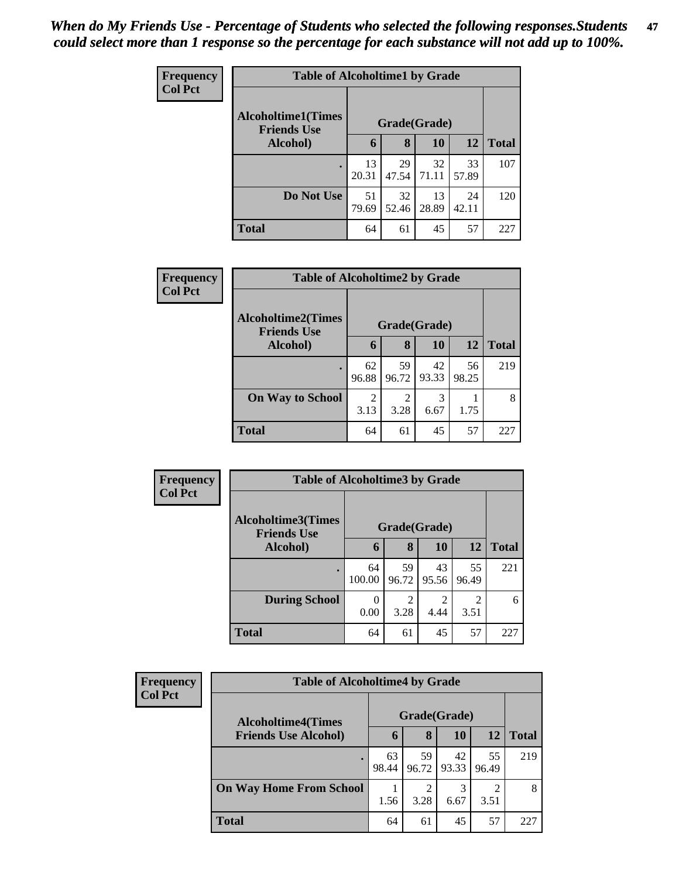*When do My Friends Use - Percentage of Students who selected the following responses.Students could select more than 1 response so the percentage for each substance will not add up to 100%.*

**Frequency**
**Col Pct**

| Table of Alcoholtime1 by Grade | | | | | |
|---|---|---|---|---|---|
| **Alcoholtime1(Times Friends Use Alcohol)** | **Grade(Grade)** | | | | |
| | **6** | **8** | **10** | **12** | **Total** |
| **.** | 13<br>20.31 | 29<br>47.54 | 32<br>71.11 | 33<br>57.89 | 107 |
| **Do Not Use** | 51<br>79.69 | 32<br>52.46 | 13<br>28.89 | 24<br>42.11 | 120 |
| **Total** | 64 | 61 | 45 | 57 | 227 |

**Frequency**
**Col Pct**

| Table of Alcoholtime2 by Grade | | | | | |
|---|---|---|---|---|---|
| **Alcoholtime2(Times Friends Use Alcohol)** | **Grade(Grade)** | | | | |
| | **6** | **8** | **10** | **12** | **Total** |
| **.** | 62<br>96.88 | 59<br>96.72 | 42<br>93.33 | 56<br>98.25 | 219 |
| **On Way to School** | 2<br>3.13 | 2<br>3.28 | 3<br>6.67 | 1<br>1.75 | 8 |
| **Total** | 64 | 61 | 45 | 57 | 227 |

**Frequency**
**Col Pct**

| Table of Alcoholtime3 by Grade | | | | | |
|---|---|---|---|---|---|
| **Alcoholtime3(Times Friends Use Alcohol)** | **Grade(Grade)** | | | | |
| | **6** | **8** | **10** | **12** | **Total** |
| **.** | 64<br>100.00 | 59<br>96.72 | 43<br>95.56 | 55<br>96.49 | 221 |
| **During School** | 0<br>0.00 | 2<br>3.28 | 2<br>4.44 | 2<br>3.51 | 6 |
| **Total** | 64 | 61 | 45 | 57 | 227 |

**Frequency**
**Col Pct**

| Table of Alcoholtime4 by Grade | | | | | |
|---|---|---|---|---|---|
| **Alcoholtime4(Times Friends Use Alcohol)** | **Grade(Grade)** | | | | |
| | **6** | **8** | **10** | **12** | **Total** |
| **.** | 63<br>98.44 | 59<br>96.72 | 42<br>93.33 | 55<br>96.49 | 219 |
| **On Way Home From School** | 1<br>1.56 | 2<br>3.28 | 3<br>6.67 | 2<br>3.51 | 8 |
| **Total** | 64 | 61 | 45 | 57 | 227 |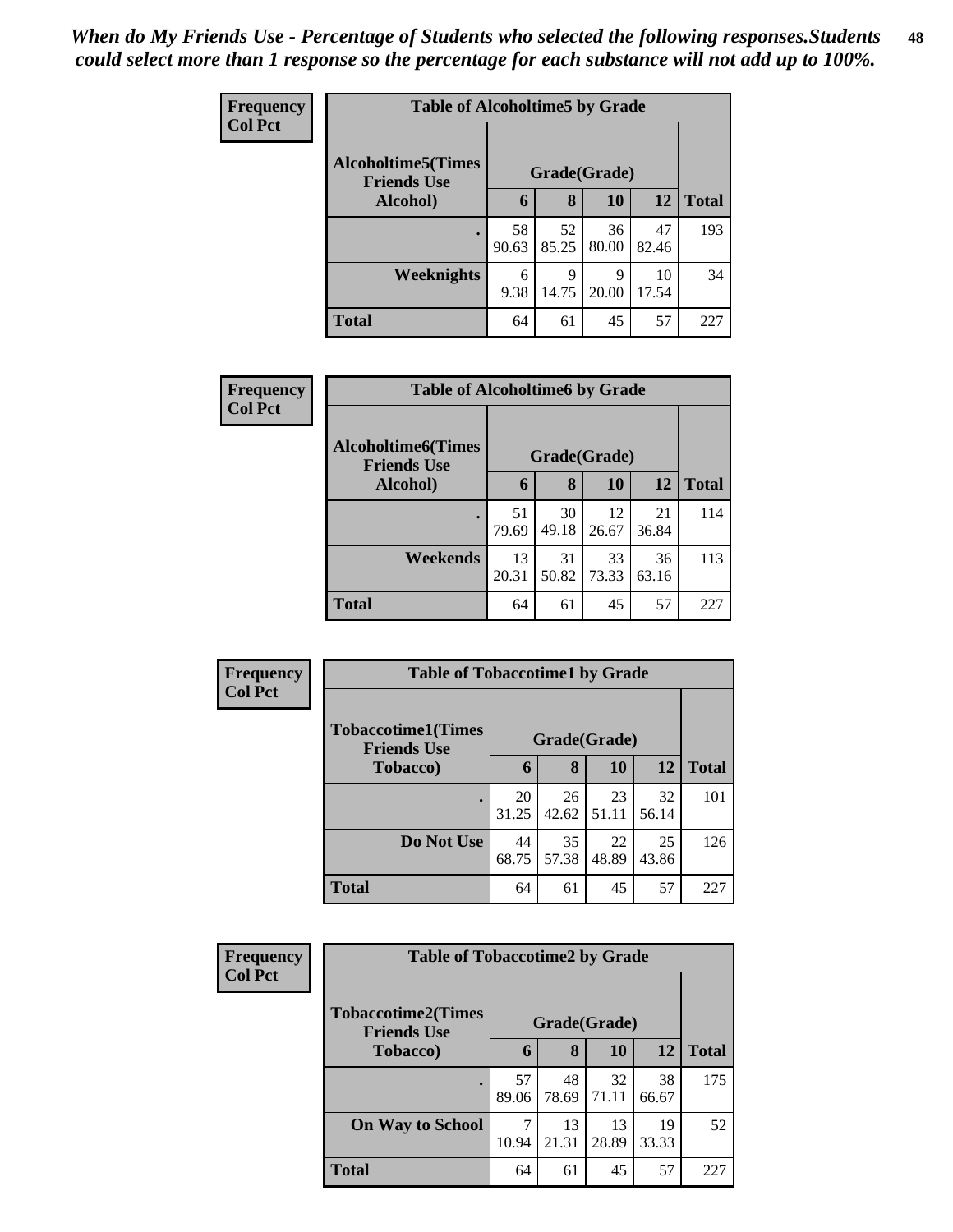*When do My Friends Use - Percentage of Students who selected the following responses.Students could select more than 1 response so the percentage for each substance will not add up to 100%.*

**Frequency**
**Col Pct**

**Table of Alcoholtime5 by Grade**

| Alcoholtime5(Times Friends Use Alcohol) | Grade(Grade) | | | | Total |
|---|---|---|---|---|---|
| | 6 | 8 | 10 | 12 | |
| . | 58<br>90.63 | 52<br>85.25 | 36<br>80.00 | 47<br>82.46 | 193 |
| Weeknights | 6<br>9.38 | 9<br>14.75 | 9<br>20.00 | 10<br>17.54 | 34 |
| Total | 64 | 61 | 45 | 57 | 227 |

**Frequency**
**Col Pct**

**Table of Alcoholtime6 by Grade**

| Alcoholtime6(Times Friends Use Alcohol) | Grade(Grade) | | | | Total |
|---|---|---|---|---|---|
| | 6 | 8 | 10 | 12 | |
| . | 51<br>79.69 | 30<br>49.18 | 12<br>26.67 | 21<br>36.84 | 114 |
| Weekends | 13<br>20.31 | 31<br>50.82 | 33<br>73.33 | 36<br>63.16 | 113 |
| Total | 64 | 61 | 45 | 57 | 227 |

**Frequency**
**Col Pct**

**Table of Tobaccotime1 by Grade**

| Tobaccotime1(Times Friends Use Tobacco) | Grade(Grade) | | | | Total |
|---|---|---|---|---|---|
| | 6 | 8 | 10 | 12 | |
| . | 20<br>31.25 | 26<br>42.62 | 23<br>51.11 | 32<br>56.14 | 101 |
| Do Not Use | 44<br>68.75 | 35<br>57.38 | 22<br>48.89 | 25<br>43.86 | 126 |
| Total | 64 | 61 | 45 | 57 | 227 |

**Frequency**
**Col Pct**

**Table of Tobaccotime2 by Grade**

| Tobaccotime2(Times Friends Use Tobacco) | Grade(Grade) | | | | Total |
|---|---|---|---|---|---|
| | 6 | 8 | 10 | 12 | |
| . | 57<br>89.06 | 48<br>78.69 | 32<br>71.11 | 38<br>66.67 | 175 |
| On Way to School | 7<br>10.94 | 13<br>21.31 | 13<br>28.89 | 19<br>33.33 | 52 |
| Total | 64 | 61 | 45 | 57 | 227 |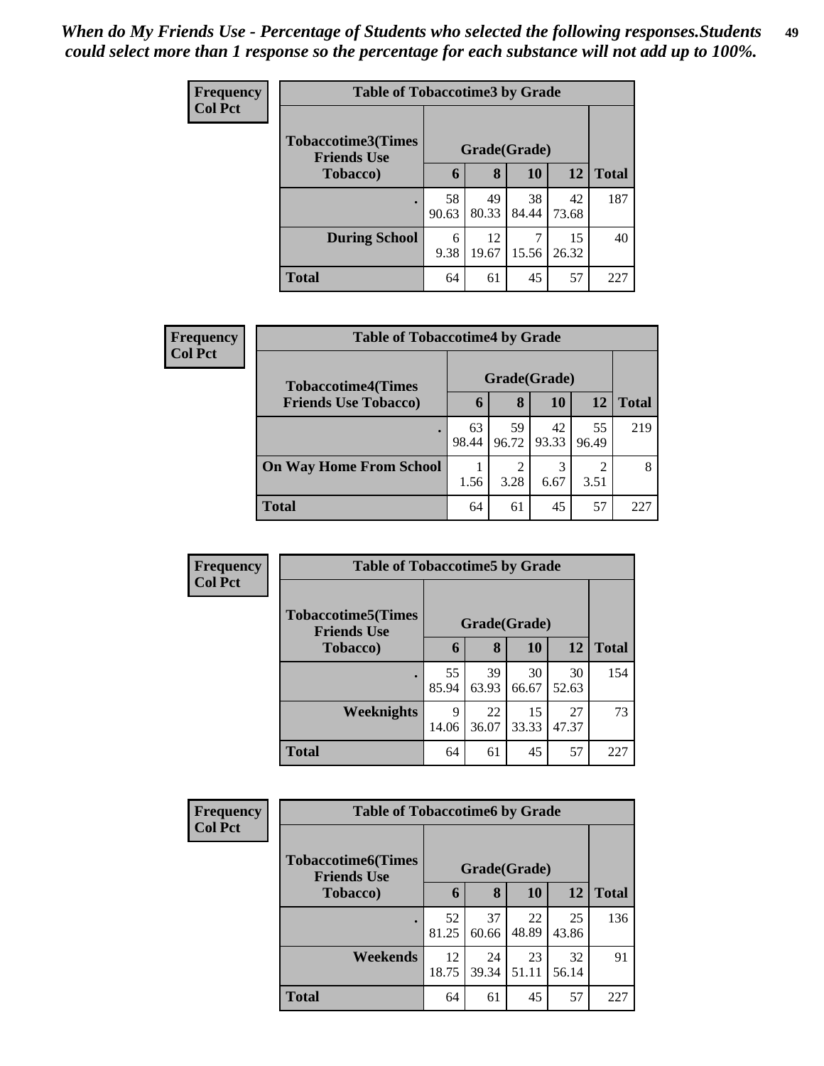*When do My Friends Use - Percentage of Students who selected the following responses.Students could select more than 1 response so the percentage for each substance will not add up to 100%.*

**Frequency**
**Col Pct**

| Table of Tobaccotime3 by Grade | | | | | |
|---|---|---|---|---|---|
| **Tobaccotime3(Times Friends Use Tobacco)** | **Grade(Grade)** | | | | **Total** |
| | **6** | **8** | **10** | **12** | |
| **.** | 58<br>90.63 | 49<br>80.33 | 38<br>84.44 | 42<br>73.68 | 187 |
| **During School** | 6<br>9.38 | 12<br>19.67 | 7<br>15.56 | 15<br>26.32 | 40 |
| **Total** | 64 | 61 | 45 | 57 | 227 |

**Frequency**
**Col Pct**

| Table of Tobaccotime4 by Grade | | | | | |
|---|---|---|---|---|---|
| **Tobaccotime4(Times Friends Use Tobacco)** | **Grade(Grade)** | | | | **Total** |
| | **6** | **8** | **10** | **12** | |
| **.** | 63<br>98.44 | 59<br>96.72 | 42<br>93.33 | 55<br>96.49 | 219 |
| **On Way Home From School** | 1<br>1.56 | 2<br>3.28 | 3<br>6.67 | 2<br>3.51 | 8 |
| **Total** | 64 | 61 | 45 | 57 | 227 |

**Frequency**
**Col Pct**

| Table of Tobaccotime5 by Grade | | | | | |
|---|---|---|---|---|---|
| **Tobaccotime5(Times Friends Use Tobacco)** | **Grade(Grade)** | | | | **Total** |
| | **6** | **8** | **10** | **12** | |
| **.** | 55<br>85.94 | 39<br>63.93 | 30<br>66.67 | 30<br>52.63 | 154 |
| **Weeknights** | 9<br>14.06 | 22<br>36.07 | 15<br>33.33 | 27<br>47.37 | 73 |
| **Total** | 64 | 61 | 45 | 57 | 227 |

**Frequency**
**Col Pct**

| Table of Tobaccotime6 by Grade | | | | | |
|---|---|---|---|---|---|
| **Tobaccotime6(Times Friends Use Tobacco)** | **Grade(Grade)** | | | | **Total** |
| | **6** | **8** | **10** | **12** | |
| **.** | 52<br>81.25 | 37<br>60.66 | 22<br>48.89 | 25<br>43.86 | 136 |
| **Weekends** | 12<br>18.75 | 24<br>39.34 | 23<br>51.11 | 32<br>56.14 | 91 |
| **Total** | 64 | 61 | 45 | 57 | 227 |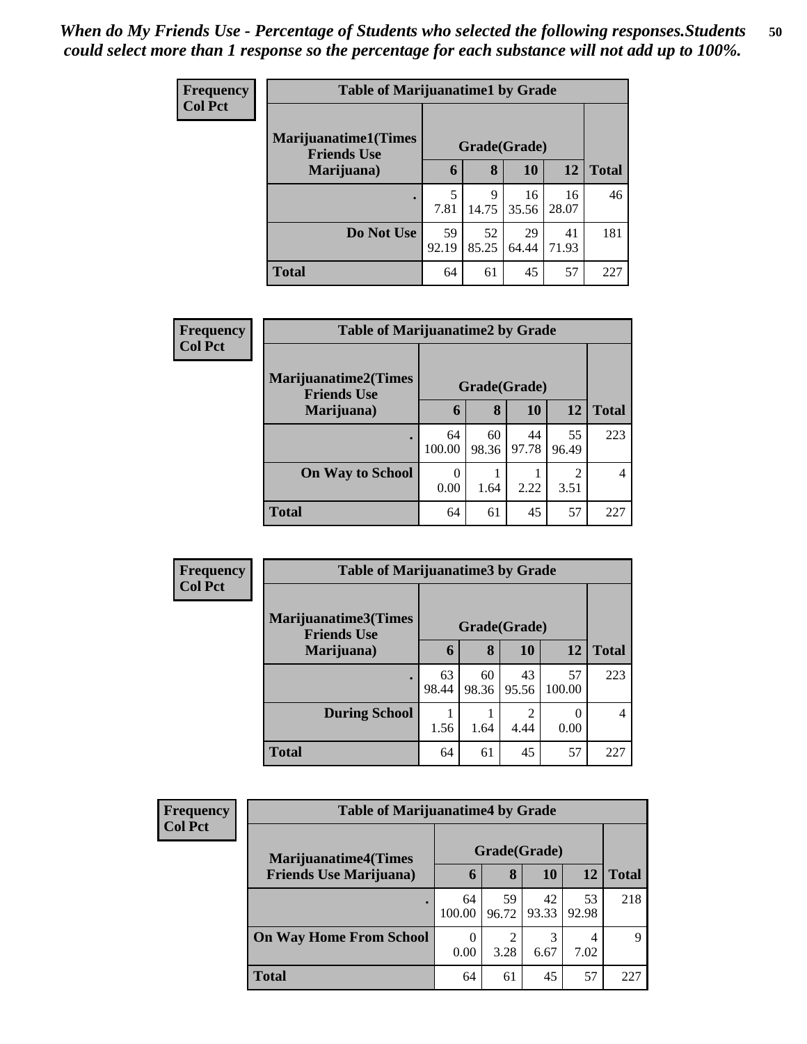*When do My Friends Use - Percentage of Students who selected the following responses.Students could select more than 1 response so the percentage for each substance will not add up to 100%.*

**Frequency**
**Col Pct**

| Table of Marijuanatime1 by Grade | | | | | |
|---|---|---|---|---|---|
| **Marijuanatime1(Times Friends Use Marijuana)** | **Grade(Grade)** | | | | |
| | **6** | **8** | **10** | **12** | **Total** |
| **.** | 5<br>7.81 | 9<br>14.75 | 16<br>35.56 | 16<br>28.07 | 46 |
| **Do Not Use** | 59<br>92.19 | 52<br>85.25 | 29<br>64.44 | 41<br>71.93 | 181 |
| **Total** | 64 | 61 | 45 | 57 | 227 |

**Frequency**
**Col Pct**

| Table of Marijuanatime2 by Grade | | | | | |
|---|---|---|---|---|---|
| **Marijuanatime2(Times Friends Use Marijuana)** | **Grade(Grade)** | | | | |
| | **6** | **8** | **10** | **12** | **Total** |
| **.** | 64<br>100.00 | 60<br>98.36 | 44<br>97.78 | 55<br>96.49 | 223 |
| **On Way to School** | 0<br>0.00 | 1<br>1.64 | 1<br>2.22 | 2<br>3.51 | 4 |
| **Total** | 64 | 61 | 45 | 57 | 227 |

**Frequency**
**Col Pct**

| Table of Marijuanatime3 by Grade | | | | | |
|---|---|---|---|---|---|
| **Marijuanatime3(Times Friends Use Marijuana)** | **Grade(Grade)** | | | | |
| | **6** | **8** | **10** | **12** | **Total** |
| **.** | 63<br>98.44 | 60<br>98.36 | 43<br>95.56 | 57<br>100.00 | 223 |
| **During School** | 1<br>1.56 | 1<br>1.64 | 2<br>4.44 | 0<br>0.00 | 4 |
| **Total** | 64 | 61 | 45 | 57 | 227 |

**Frequency**
**Col Pct**

| Table of Marijuanatime4 by Grade | | | | | |
|---|---|---|---|---|---|
| **Marijuanatime4(Times Friends Use Marijuana)** | **Grade(Grade)** | | | | |
| | **6** | **8** | **10** | **12** | **Total** |
| **.** | 64<br>100.00 | 59<br>96.72 | 42<br>93.33 | 53<br>92.98 | 218 |
| **On Way Home From School** | 0<br>0.00 | 2<br>3.28 | 3<br>6.67 | 4<br>7.02 | 9 |
| **Total** | 64 | 61 | 45 | 57 | 227 |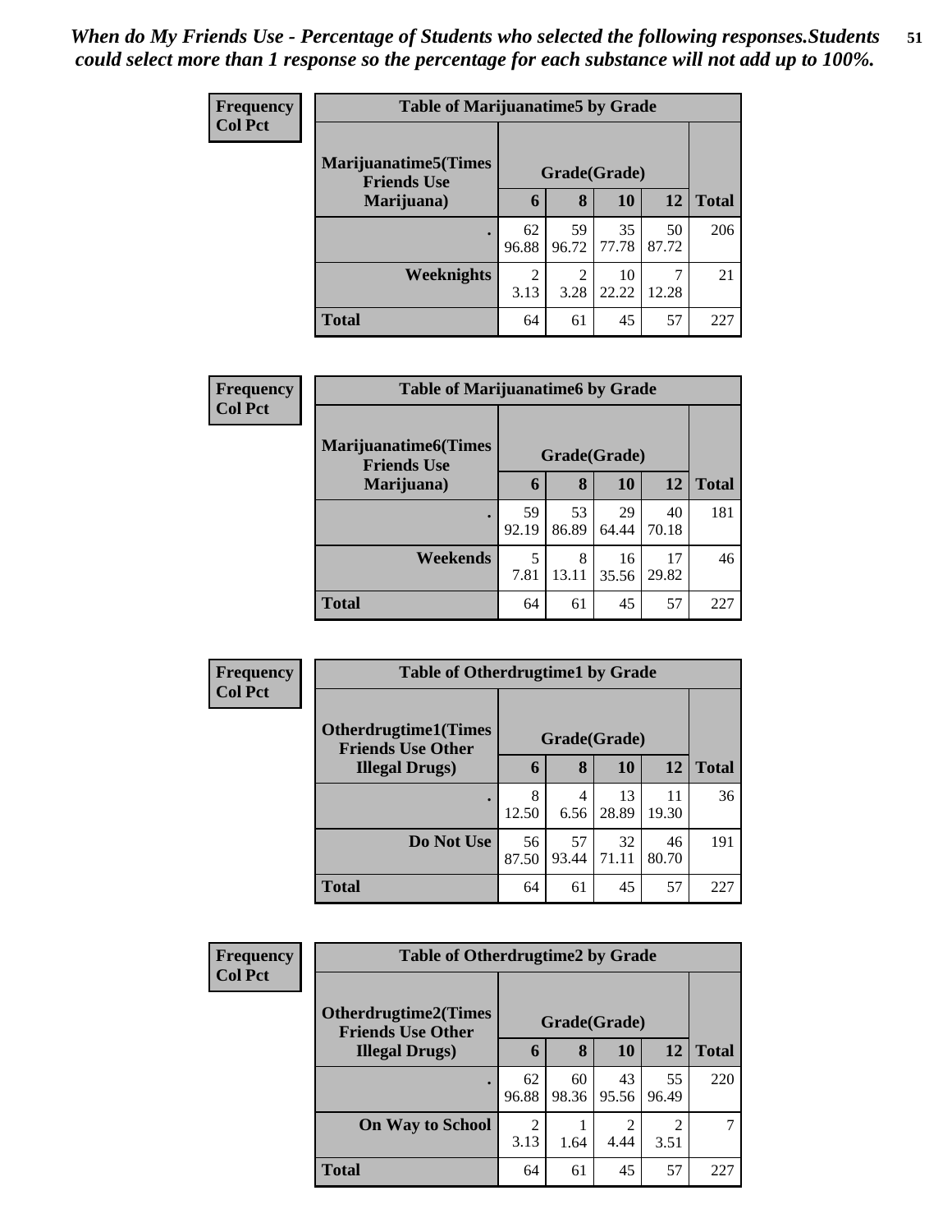*When do My Friends Use - Percentage of Students who selected the following responses.Students could select more than 1 response so the percentage for each substance will not add up to 100%.*

**Frequency**
**Col Pct**

| Table of Marijuanatime5 by Grade | | | | | |
|---|---|---|---|---|---|
| **Marijuanatime5(Times Friends Use Marijuana)** | **Grade(Grade)** | | | | |
| | **6** | **8** | **10** | **12** | **Total** |
| **.** | 62<br>96.88 | 59<br>96.72 | 35<br>77.78 | 50<br>87.72 | 206 |
| **Weeknights** | 2<br>3.13 | 2<br>3.28 | 10<br>22.22 | 7<br>12.28 | 21 |
| **Total** | 64 | 61 | 45 | 57 | 227 |

**Frequency**
**Col Pct**

| Table of Marijuanatime6 by Grade | | | | | |
|---|---|---|---|---|---|
| **Marijuanatime6(Times Friends Use Marijuana)** | **Grade(Grade)** | | | | |
| | **6** | **8** | **10** | **12** | **Total** |
| **.** | 59<br>92.19 | 53<br>86.89 | 29<br>64.44 | 40<br>70.18 | 181 |
| **Weekends** | 5<br>7.81 | 8<br>13.11 | 16<br>35.56 | 17<br>29.82 | 46 |
| **Total** | 64 | 61 | 45 | 57 | 227 |

**Frequency**
**Col Pct**

| Table of Otherdrugtime1 by Grade | | | | | |
|---|---|---|---|---|---|
| **Otherdrugtime1(Times Friends Use Other Illegal Drugs)** | **Grade(Grade)** | | | | |
| | **6** | **8** | **10** | **12** | **Total** |
| **.** | 8<br>12.50 | 4<br>6.56 | 13<br>28.89 | 11<br>19.30 | 36 |
| **Do Not Use** | 56<br>87.50 | 57<br>93.44 | 32<br>71.11 | 46<br>80.70 | 191 |
| **Total** | 64 | 61 | 45 | 57 | 227 |

**Frequency**
**Col Pct**

| Table of Otherdrugtime2 by Grade | | | | | |
|---|---|---|---|---|---|
| **Otherdrugtime2(Times Friends Use Other Illegal Drugs)** | **Grade(Grade)** | | | | |
| | **6** | **8** | **10** | **12** | **Total** |
| **.** | 62<br>96.88 | 60<br>98.36 | 43<br>95.56 | 55<br>96.49 | 220 |
| **On Way to School** | 2<br>3.13 | 1<br>1.64 | 2<br>4.44 | 2<br>3.51 | 7 |
| **Total** | 64 | 61 | 45 | 57 | 227 |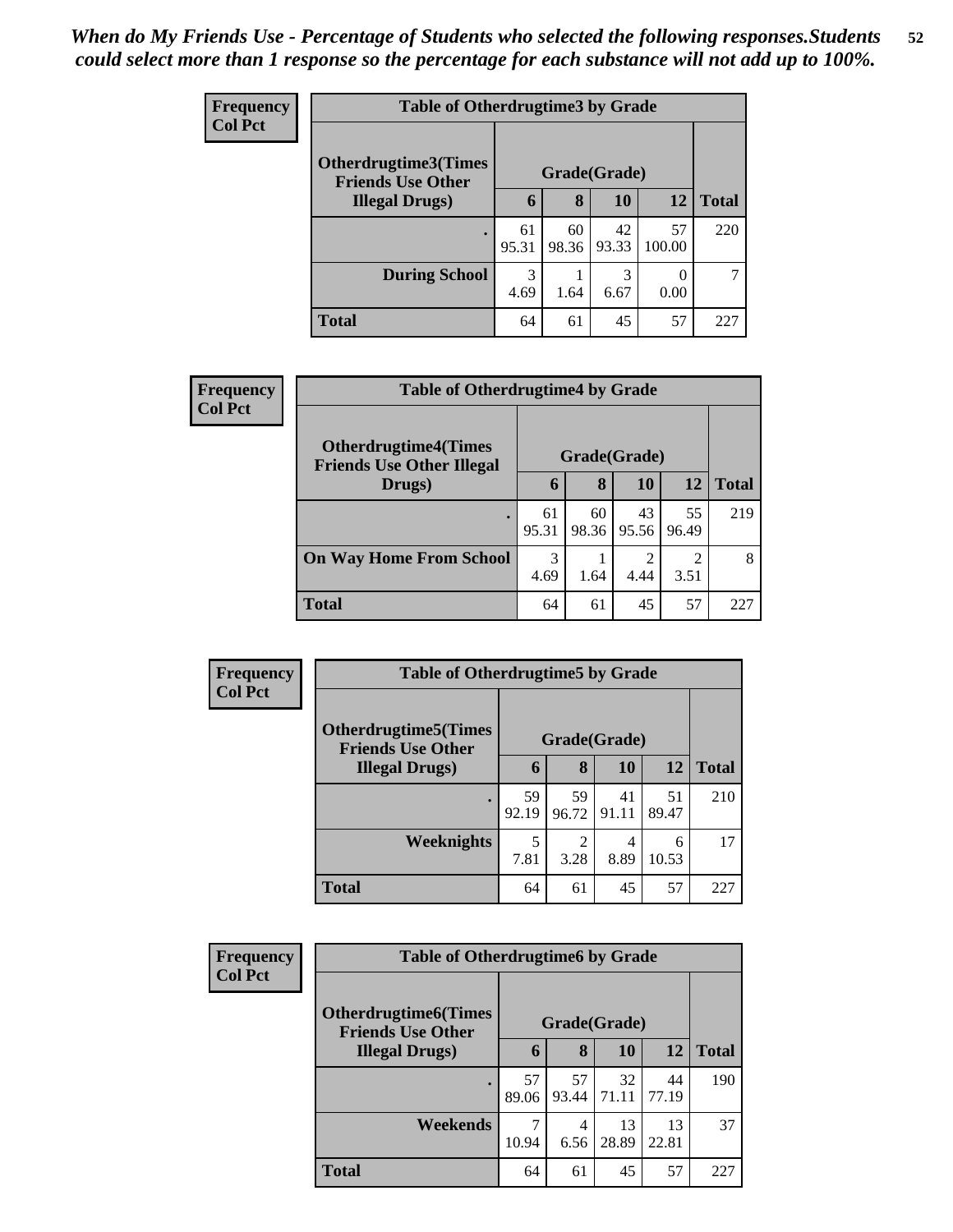*When do My Friends Use - Percentage of Students who selected the following responses.Students could select more than 1 response so the percentage for each substance will not add up to 100%.*

**Frequency / Col Pct**

| Table of Otherdrugtime3 by Grade | | | | | |
|---|---|---|---|---|---|
| Otherdrugtime3(Times Friends Use Other Illegal Drugs) | Grade(Grade) | | | | |
| | 6 | 8 | 10 | 12 | Total |
| . | 61<br>95.31 | 60<br>98.36 | 42<br>93.33 | 57<br>100.00 | 220 |
| During School | 3<br>4.69 | 1<br>1.64 | 3<br>6.67 | 0<br>0.00 | 7 |
| Total | 64 | 61 | 45 | 57 | 227 |

**Frequency / Col Pct**

| Table of Otherdrugtime4 by Grade | | | | | |
|---|---|---|---|---|---|
| Otherdrugtime4(Times Friends Use Other Illegal Drugs) | Grade(Grade) | | | | |
| | 6 | 8 | 10 | 12 | Total |
| . | 61<br>95.31 | 60<br>98.36 | 43<br>95.56 | 55<br>96.49 | 219 |
| On Way Home From School | 3<br>4.69 | 1<br>1.64 | 2<br>4.44 | 2<br>3.51 | 8 |
| Total | 64 | 61 | 45 | 57 | 227 |

**Frequency / Col Pct**

| Table of Otherdrugtime5 by Grade | | | | | |
|---|---|---|---|---|---|
| Otherdrugtime5(Times Friends Use Other Illegal Drugs) | Grade(Grade) | | | | |
| | 6 | 8 | 10 | 12 | Total |
| . | 59<br>92.19 | 59<br>96.72 | 41<br>91.11 | 51<br>89.47 | 210 |
| Weeknights | 5<br>7.81 | 2<br>3.28 | 4<br>8.89 | 6<br>10.53 | 17 |
| Total | 64 | 61 | 45 | 57 | 227 |

**Frequency / Col Pct**

| Table of Otherdrugtime6 by Grade | | | | | |
|---|---|---|---|---|---|
| Otherdrugtime6(Times Friends Use Other Illegal Drugs) | Grade(Grade) | | | | |
| | 6 | 8 | 10 | 12 | Total |
| . | 57<br>89.06 | 57<br>93.44 | 32<br>71.11 | 44<br>77.19 | 190 |
| Weekends | 7<br>10.94 | 4<br>6.56 | 13<br>28.89 | 13<br>22.81 | 37 |
| Total | 64 | 61 | 45 | 57 | 227 |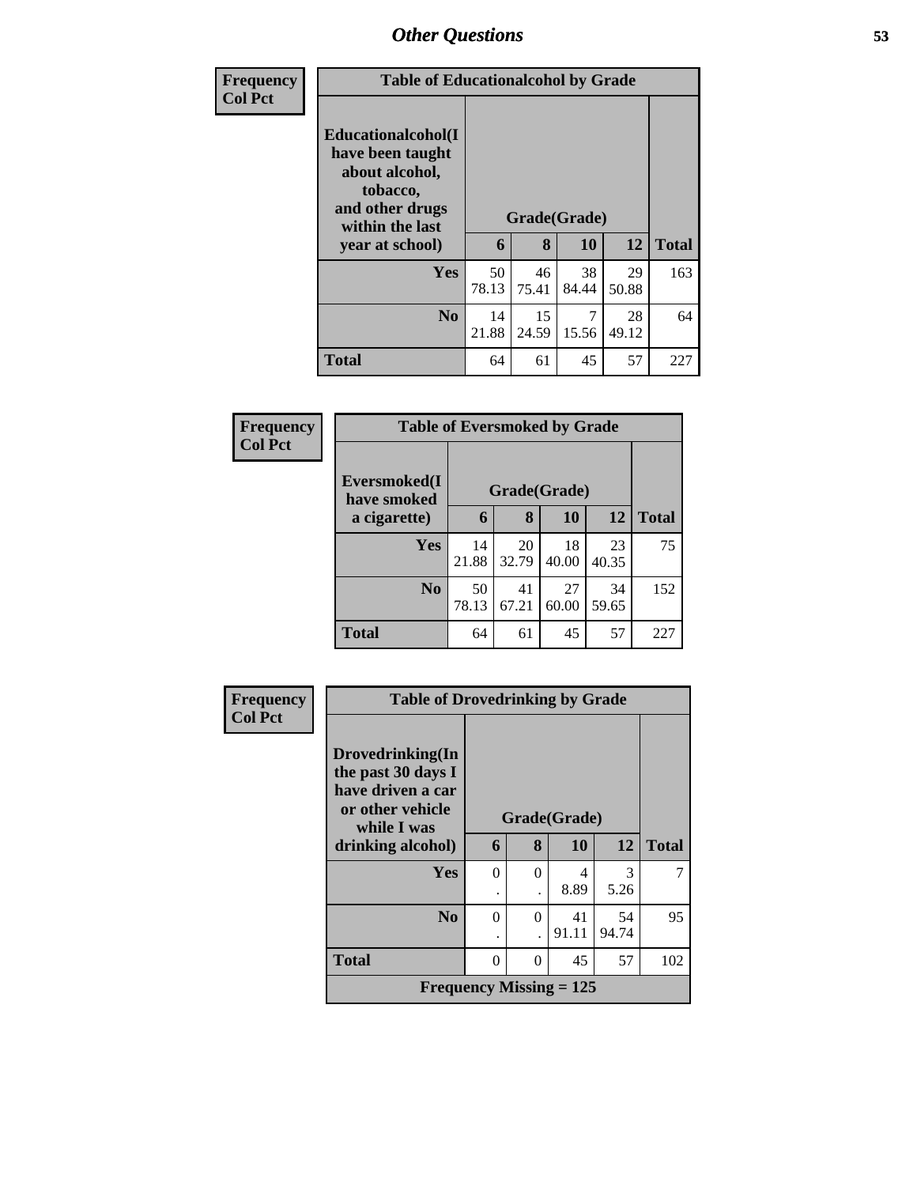# Other Questions

Frequency
Col Pct

| Table of Educationalalcohol by Grade | | | | | |
|---|---|---|---|---|---|
| Educationalalcohol(I have been taught about alcohol, tobacco, and other drugs within the last year at school) | Grade(Grade) | | | | |
| | 6 | 8 | 10 | 12 | Total |
| Yes | 50<br>78.13 | 46<br>75.41 | 38<br>84.44 | 29<br>50.88 | 163 |
| No | 14<br>21.88 | 15<br>24.59 | 7<br>15.56 | 28<br>49.12 | 64 |
| Total | 64 | 61 | 45 | 57 | 227 |

Frequency
Col Pct

| Table of Eversmoked by Grade | | | | | |
|---|---|---|---|---|---|
| Eversmoked(I have smoked a cigarette) | Grade(Grade) | | | | |
| | 6 | 8 | 10 | 12 | Total |
| Yes | 14<br>21.88 | 20<br>32.79 | 18<br>40.00 | 23<br>40.35 | 75 |
| No | 50<br>78.13 | 41<br>67.21 | 27<br>60.00 | 34<br>59.65 | 152 |
| Total | 64 | 61 | 45 | 57 | 227 |

Frequency
Col Pct

| Table of Drovedrinking by Grade | | | | | |
|---|---|---|---|---|---|
| Drovedrinking(In the past 30 days I have driven a car or other vehicle while I was drinking alcohol) | Grade(Grade) | | | | |
| | 6 | 8 | 10 | 12 | Total |
| Yes | 0<br>. | 0<br>. | 4<br>8.89 | 3<br>5.26 | 7 |
| No | 0<br>. | 0<br>. | 41<br>91.11 | 54<br>94.74 | 95 |
| Total | 0 | 0 | 45 | 57 | 102 |
| Frequency Missing = 125 | | | | | |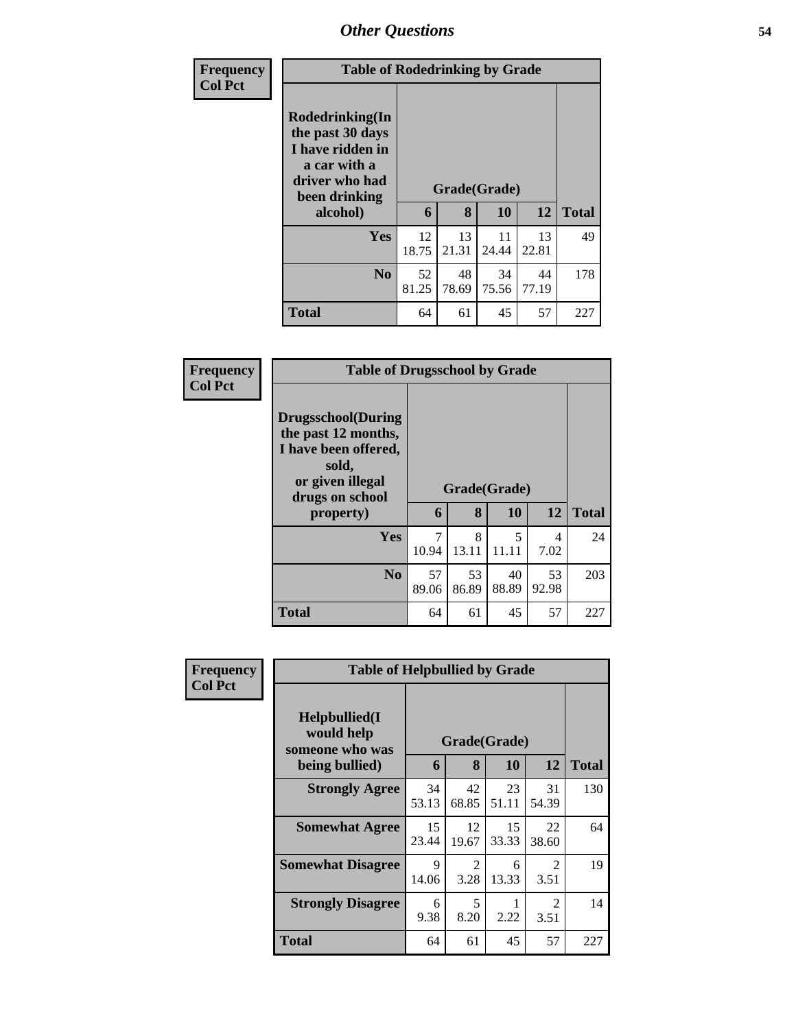| Frequency<br>Col Pct | Table of Rodedrinking by Grade | | | | |
|---|---|---|---|---|---|
| Rodedrinking(In the past 30 days I have ridden in a car with a driver who had been drinking alcohol) | Grade(Grade) | | | | |
| | 6 | 8 | 10 | 12 | Total |
| Yes | 12<br>18.75 | 13<br>21.31 | 11<br>24.44 | 13<br>22.81 | 49 |
| No | 52<br>81.25 | 48<br>78.69 | 34<br>75.56 | 44<br>77.19 | 178 |
| Total | 64 | 61 | 45 | 57 | 227 |

| Frequency<br>Col Pct | Table of Drugsschool by Grade | | | | |
|---|---|---|---|---|---|
| Drugsschool(During the past 12 months, I have been offered, sold, or given illegal drugs on school property) | Grade(Grade) | | | | |
| | 6 | 8 | 10 | 12 | Total |
| Yes | 7<br>10.94 | 8<br>13.11 | 5<br>11.11 | 4<br>7.02 | 24 |
| No | 57<br>89.06 | 53<br>86.89 | 40<br>88.89 | 53<br>92.98 | 203 |
| Total | 64 | 61 | 45 | 57 | 227 |

| Frequency<br>Col Pct | Table of Helpbullied by Grade | | | | |
|---|---|---|---|---|---|
| Helpbullied(I would help someone who was being bullied) | Grade(Grade) | | | | |
| | 6 | 8 | 10 | 12 | Total |
| Strongly Agree | 34<br>53.13 | 42<br>68.85 | 23<br>51.11 | 31<br>54.39 | 130 |
| Somewhat Agree | 15<br>23.44 | 12<br>19.67 | 15<br>33.33 | 22<br>38.60 | 64 |
| Somewhat Disagree | 9<br>14.06 | 2<br>3.28 | 6<br>13.33 | 2<br>3.51 | 19 |
| Strongly Disagree | 6<br>9.38 | 5<br>8.20 | 1<br>2.22 | 2<br>3.51 | 14 |
| Total | 64 | 61 | 45 | 57 | 227 |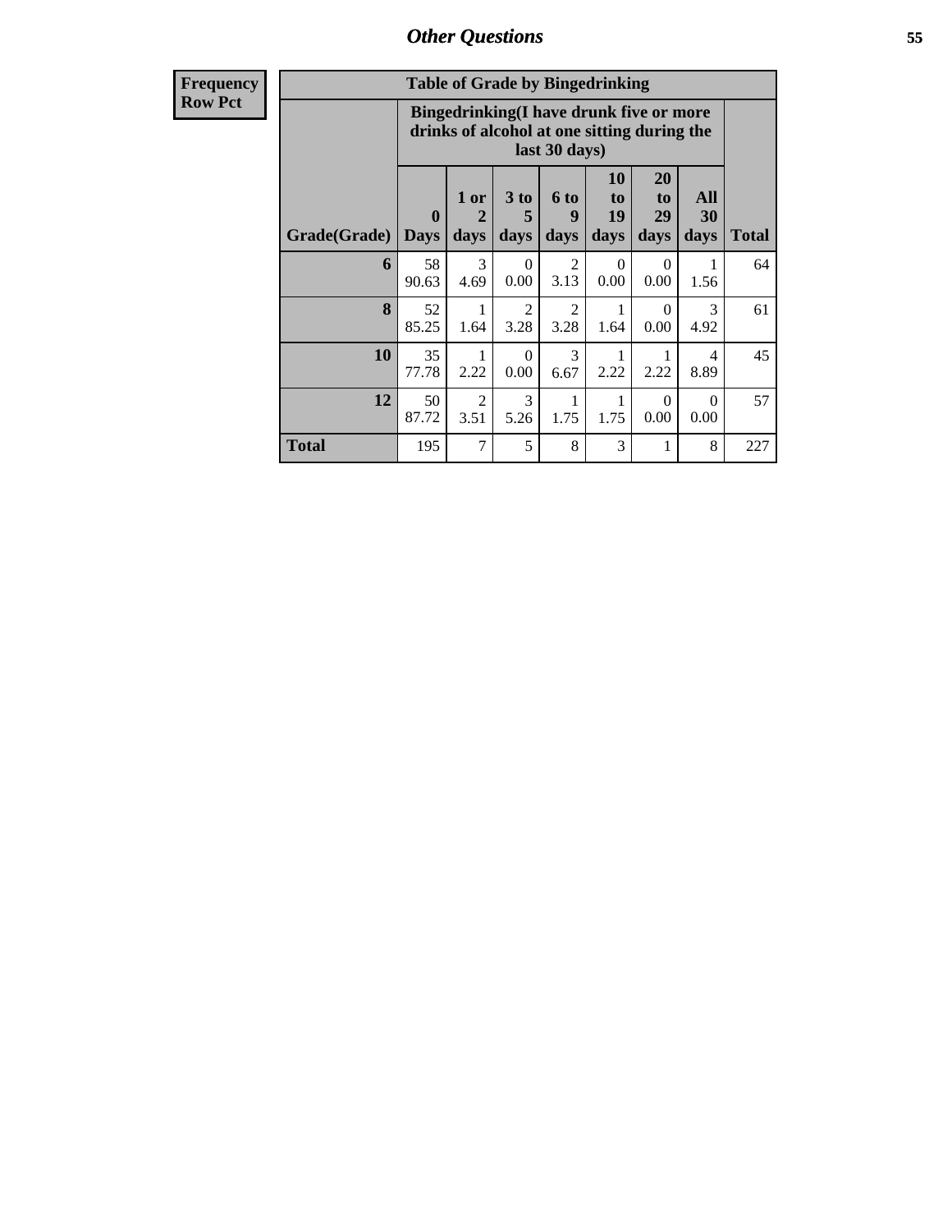| Frequency<br>Row Pct |
|---|

**Table of Grade by Bingedrinking**

| Grade(Grade) | Bingedrinking(I have drunk five or more drinks of alcohol at one sitting during the last 30 days) | | | | | | | Total |
|---|---|---|---|---|---|---|---|---|
| | 0 Days | 1 or 2 days | 3 to 5 days | 6 to 9 days | 10 to 19 days | 20 to 29 days | All 30 days | |
| **6** | 58<br>90.63 | 3<br>4.69 | 0<br>0.00 | 2<br>3.13 | 0<br>0.00 | 0<br>0.00 | 1<br>1.56 | 64 |
| **8** | 52<br>85.25 | 1<br>1.64 | 2<br>3.28 | 2<br>3.28 | 1<br>1.64 | 0<br>0.00 | 3<br>4.92 | 61 |
| **10** | 35<br>77.78 | 1<br>2.22 | 0<br>0.00 | 3<br>6.67 | 1<br>2.22 | 1<br>2.22 | 4<br>8.89 | 45 |
| **12** | 50<br>87.72 | 2<br>3.51 | 3<br>5.26 | 1<br>1.75 | 1<br>1.75 | 0<br>0.00 | 0<br>0.00 | 57 |
| **Total** | 195 | 7 | 5 | 8 | 3 | 1 | 8 | 227 |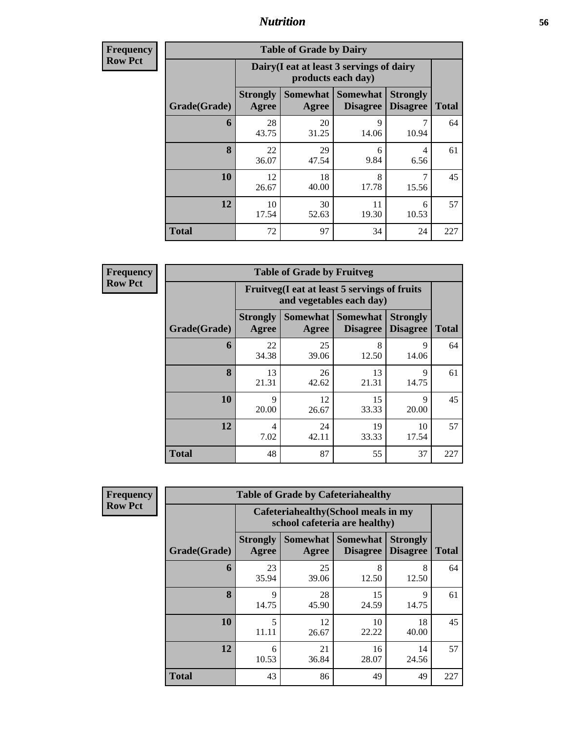## Nutrition

**Frequency**
**Row Pct**

| Table of Grade by Dairy | | | | | |
|---|---|---|---|---|---|
| | Dairy(I eat at least 3 servings of dairy products each day) | | | | |
| Grade(Grade) | Strongly Agree | Somewhat Agree | Somewhat Disagree | Strongly Disagree | Total |
| **6** | 28<br>43.75 | 20<br>31.25 | 9<br>14.06 | 7<br>10.94 | 64 |
| **8** | 22<br>36.07 | 29<br>47.54 | 6<br>9.84 | 4<br>6.56 | 61 |
| **10** | 12<br>26.67 | 18<br>40.00 | 8<br>17.78 | 7<br>15.56 | 45 |
| **12** | 10<br>17.54 | 30<br>52.63 | 11<br>19.30 | 6<br>10.53 | 57 |
| **Total** | 72 | 97 | 34 | 24 | 227 |

**Frequency**
**Row Pct**

| Table of Grade by Fruitveg | | | | | |
|---|---|---|---|---|---|
| | Fruitveg(I eat at least 5 servings of fruits and vegetables each day) | | | | |
| Grade(Grade) | Strongly Agree | Somewhat Agree | Somewhat Disagree | Strongly Disagree | Total |
| **6** | 22<br>34.38 | 25<br>39.06 | 8<br>12.50 | 9<br>14.06 | 64 |
| **8** | 13<br>21.31 | 26<br>42.62 | 13<br>21.31 | 9<br>14.75 | 61 |
| **10** | 9<br>20.00 | 12<br>26.67 | 15<br>33.33 | 9<br>20.00 | 45 |
| **12** | 4<br>7.02 | 24<br>42.11 | 19<br>33.33 | 10<br>17.54 | 57 |
| **Total** | 48 | 87 | 55 | 37 | 227 |

**Frequency**
**Row Pct**

| Table of Grade by Cafeteriahealthy | | | | | |
|---|---|---|---|---|---|
| | Cafeteriahealthy(School meals in my school cafeteria are healthy) | | | | |
| Grade(Grade) | Strongly Agree | Somewhat Agree | Somewhat Disagree | Strongly Disagree | Total |
| **6** | 23<br>35.94 | 25<br>39.06 | 8<br>12.50 | 8<br>12.50 | 64 |
| **8** | 9<br>14.75 | 28<br>45.90 | 15<br>24.59 | 9<br>14.75 | 61 |
| **10** | 5<br>11.11 | 12<br>26.67 | 10<br>22.22 | 18<br>40.00 | 45 |
| **12** | 6<br>10.53 | 21<br>36.84 | 16<br>28.07 | 14<br>24.56 | 57 |
| **Total** | 43 | 86 | 49 | 49 | 227 |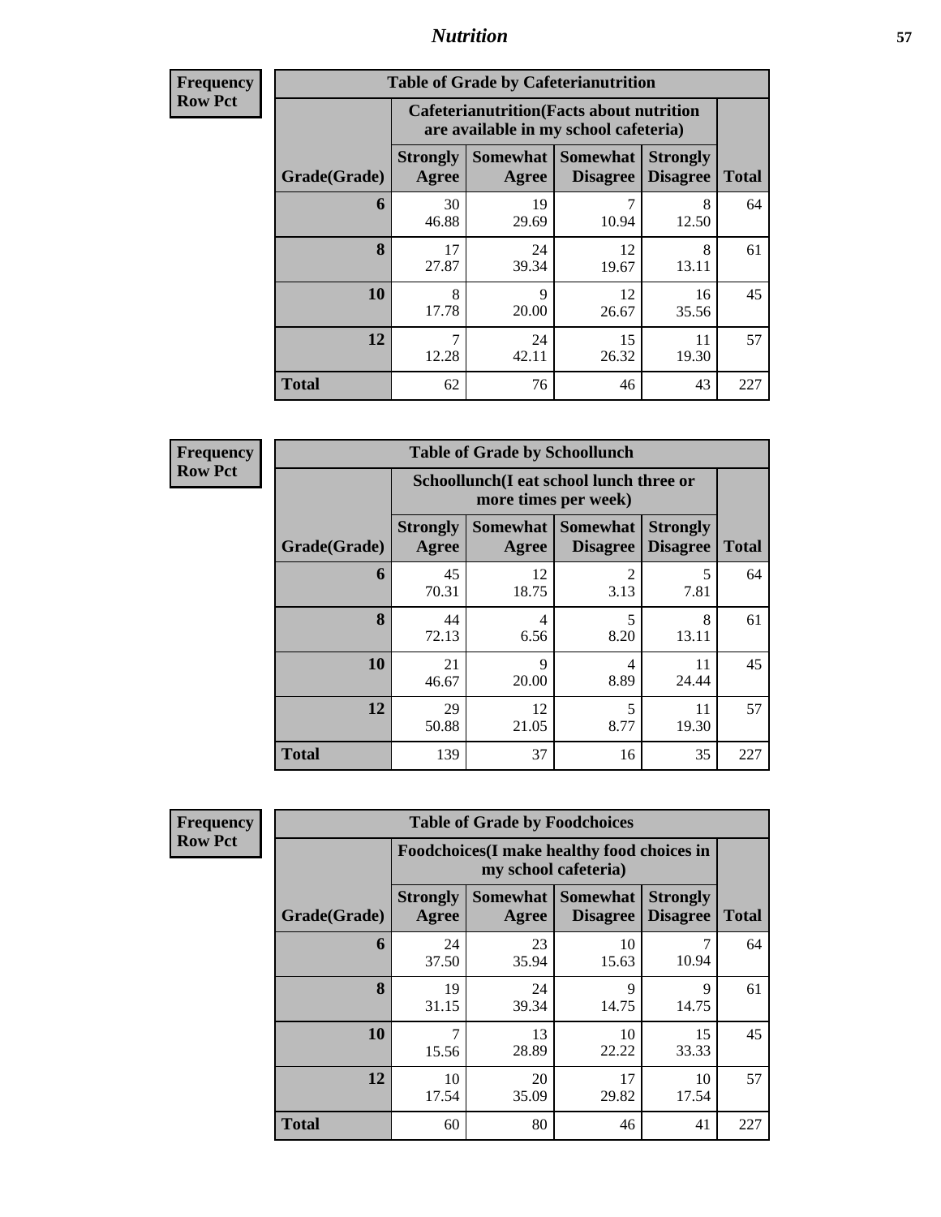**Frequency**
**Row Pct**

**Table of Grade by Cafeterianutrition**

| Grade(Grade) | Cafeterianutrition(Facts about nutrition are available in my school cafeteria) | | | | Total |
|---|---|---|---|---|---|
| | Strongly Agree | Somewhat Agree | Somewhat Disagree | Strongly Disagree | |
| 6 | 30<br>46.88 | 19<br>29.69 | 7<br>10.94 | 8<br>12.50 | 64 |
| 8 | 17<br>27.87 | 24<br>39.34 | 12<br>19.67 | 8<br>13.11 | 61 |
| 10 | 8<br>17.78 | 9<br>20.00 | 12<br>26.67 | 16<br>35.56 | 45 |
| 12 | 7<br>12.28 | 24<br>42.11 | 15<br>26.32 | 11<br>19.30 | 57 |
| Total | 62 | 76 | 46 | 43 | 227 |

**Frequency**
**Row Pct**

**Table of Grade by Schoollunch**

| Grade(Grade) | Schoollunch(I eat school lunch three or more times per week) | | | | Total |
|---|---|---|---|---|---|
| | Strongly Agree | Somewhat Agree | Somewhat Disagree | Strongly Disagree | |
| 6 | 45<br>70.31 | 12<br>18.75 | 2<br>3.13 | 5<br>7.81 | 64 |
| 8 | 44<br>72.13 | 4<br>6.56 | 5<br>8.20 | 8<br>13.11 | 61 |
| 10 | 21<br>46.67 | 9<br>20.00 | 4<br>8.89 | 11<br>24.44 | 45 |
| 12 | 29<br>50.88 | 12<br>21.05 | 5<br>8.77 | 11<br>19.30 | 57 |
| Total | 139 | 37 | 16 | 35 | 227 |

**Frequency**
**Row Pct**

**Table of Grade by Foodchoices**

| Grade(Grade) | Foodchoices(I make healthy food choices in my school cafeteria) | | | | Total |
|---|---|---|---|---|---|
| | Strongly Agree | Somewhat Agree | Somewhat Disagree | Strongly Disagree | |
| 6 | 24<br>37.50 | 23<br>35.94 | 10<br>15.63 | 7<br>10.94 | 64 |
| 8 | 19<br>31.15 | 24<br>39.34 | 9<br>14.75 | 9<br>14.75 | 61 |
| 10 | 7<br>15.56 | 13<br>28.89 | 10<br>22.22 | 15<br>33.33 | 45 |
| 12 | 10<br>17.54 | 20<br>35.09 | 17<br>29.82 | 10<br>17.54 | 57 |
| Total | 60 | 80 | 46 | 41 | 227 |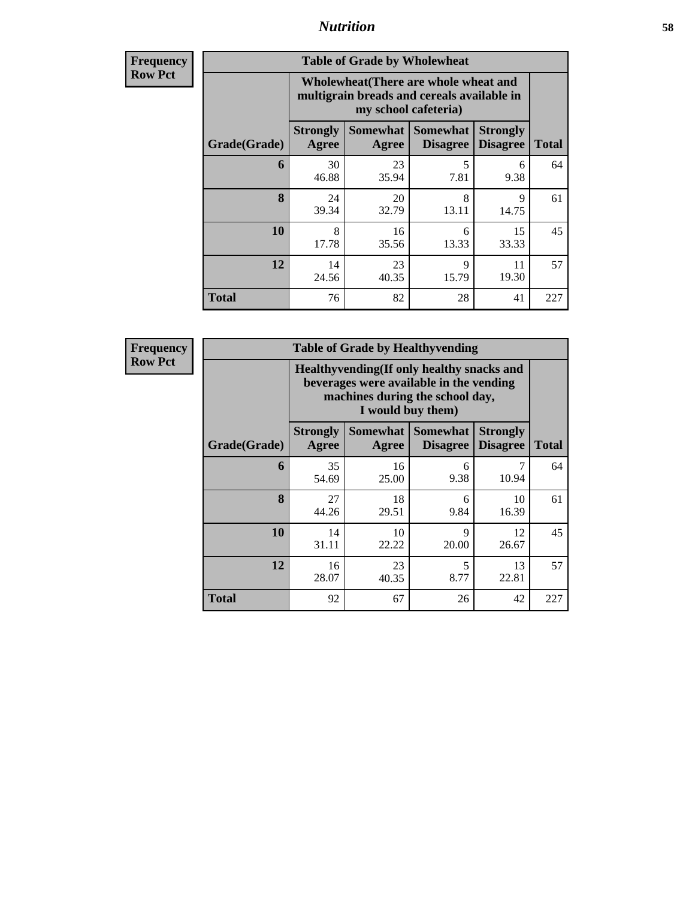| Frequency Row Pct | | | | | |
|---|---|---|---|---|---|

**Table of Grade by Wholewheat**

| Grade(Grade) | Wholewheat(There are whole wheat and multigrain breads and cereals available in my school cafeteria) | | | | Total |
|---|---|---|---|---|---|
| | Strongly Agree | Somewhat Agree | Somewhat Disagree | Strongly Disagree | |
| 6 | 30<br>46.88 | 23<br>35.94 | 5<br>7.81 | 6<br>9.38 | 64 |
| 8 | 24<br>39.34 | 20<br>32.79 | 8<br>13.11 | 9<br>14.75 | 61 |
| 10 | 8<br>17.78 | 16<br>35.56 | 6<br>13.33 | 15<br>33.33 | 45 |
| 12 | 14<br>24.56 | 23<br>40.35 | 9<br>15.79 | 11<br>19.30 | 57 |
| Total | 76 | 82 | 28 | 41 | 227 |

| Frequency Row Pct | | | | | |
|---|---|---|---|---|---|

**Table of Grade by Healthyvending**

| Grade(Grade) | Healthyvending(If only healthy snacks and beverages were available in the vending machines during the school day, I would buy them) | | | | Total |
|---|---|---|---|---|---|
| | Strongly Agree | Somewhat Agree | Somewhat Disagree | Strongly Disagree | |
| 6 | 35<br>54.69 | 16<br>25.00 | 6<br>9.38 | 7<br>10.94 | 64 |
| 8 | 27<br>44.26 | 18<br>29.51 | 6<br>9.84 | 10<br>16.39 | 61 |
| 10 | 14<br>31.11 | 10<br>22.22 | 9<br>20.00 | 12<br>26.67 | 45 |
| 12 | 16<br>28.07 | 23<br>40.35 | 5<br>8.77 | 13<br>22.81 | 57 |
| Total | 92 | 67 | 26 | 42 | 227 |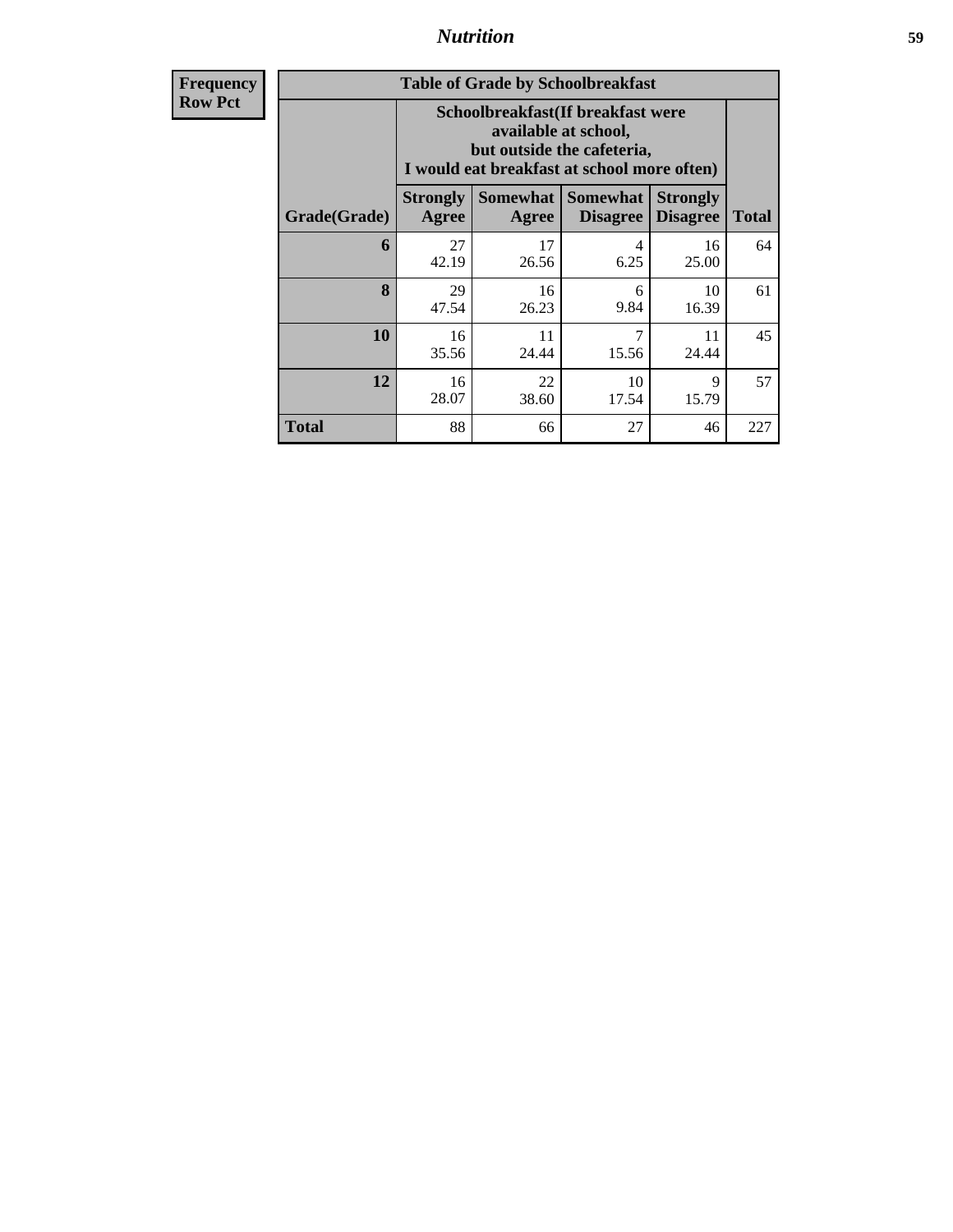**Frequency**
**Row Pct**

| Table of Grade by Schoolbreakfast | | | | | |
|---|---|---|---|---|---|
| | Schoolbreakfast(If breakfast were available at school, but outside the cafeteria, I would eat breakfast at school more often) | | | | |
| Grade(Grade) | Strongly Agree | Somewhat Agree | Somewhat Disagree | Strongly Disagree | Total |
| 6 | 27<br>42.19 | 17<br>26.56 | 4<br>6.25 | 16<br>25.00 | 64 |
| 8 | 29<br>47.54 | 16<br>26.23 | 6<br>9.84 | 10<br>16.39 | 61 |
| 10 | 16<br>35.56 | 11<br>24.44 | 7<br>15.56 | 11<br>24.44 | 45 |
| 12 | 16<br>28.07 | 22<br>38.60 | 10<br>17.54 | 9<br>15.79 | 57 |
| Total | 88 | 66 | 27 | 46 | 227 |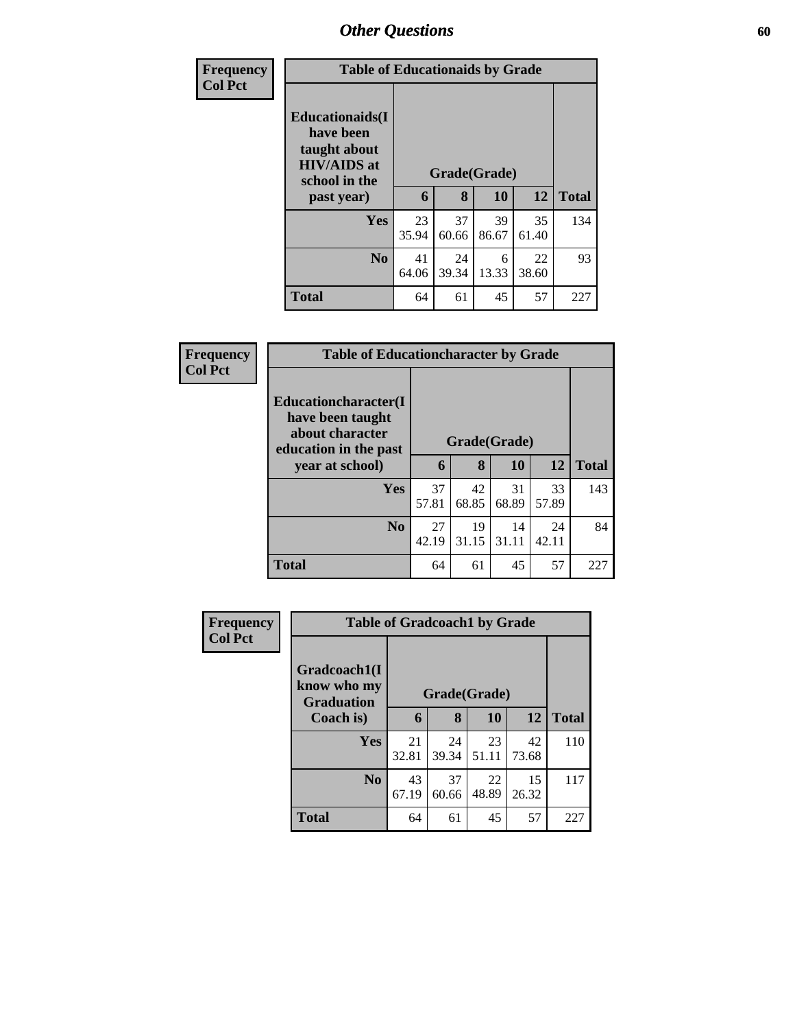## Other Questions

**Frequency**
**Col Pct**

| Table of Educationaids by Grade | | | | | |
|---|---|---|---|---|---|
| Educationaids(I have been taught about HIV/AIDS at school in the past year) | Grade(Grade) | | | | Total |
| | 6 | 8 | 10 | 12 | |
| Yes | 23<br>35.94 | 37<br>60.66 | 39<br>86.67 | 35<br>61.40 | 134 |
| No | 41<br>64.06 | 24<br>39.34 | 6<br>13.33 | 22<br>38.60 | 93 |
| Total | 64 | 61 | 45 | 57 | 227 |

**Frequency**
**Col Pct**

| Table of Educationcharacter by Grade | | | | | |
|---|---|---|---|---|---|
| Educationcharacter(I have been taught about character education in the past year at school) | Grade(Grade) | | | | Total |
| | 6 | 8 | 10 | 12 | |
| Yes | 37<br>57.81 | 42<br>68.85 | 31<br>68.89 | 33<br>57.89 | 143 |
| No | 27<br>42.19 | 19<br>31.15 | 14<br>31.11 | 24<br>42.11 | 84 |
| Total | 64 | 61 | 45 | 57 | 227 |

**Frequency**
**Col Pct**

| Table of Gradcoach1 by Grade | | | | | |
|---|---|---|---|---|---|
| Gradcoach1(I know who my Graduation Coach is) | Grade(Grade) | | | | Total |
| | 6 | 8 | 10 | 12 | |
| Yes | 21<br>32.81 | 24<br>39.34 | 23<br>51.11 | 42<br>73.68 | 110 |
| No | 43<br>67.19 | 37<br>60.66 | 22<br>48.89 | 15<br>26.32 | 117 |
| Total | 64 | 61 | 45 | 57 | 227 |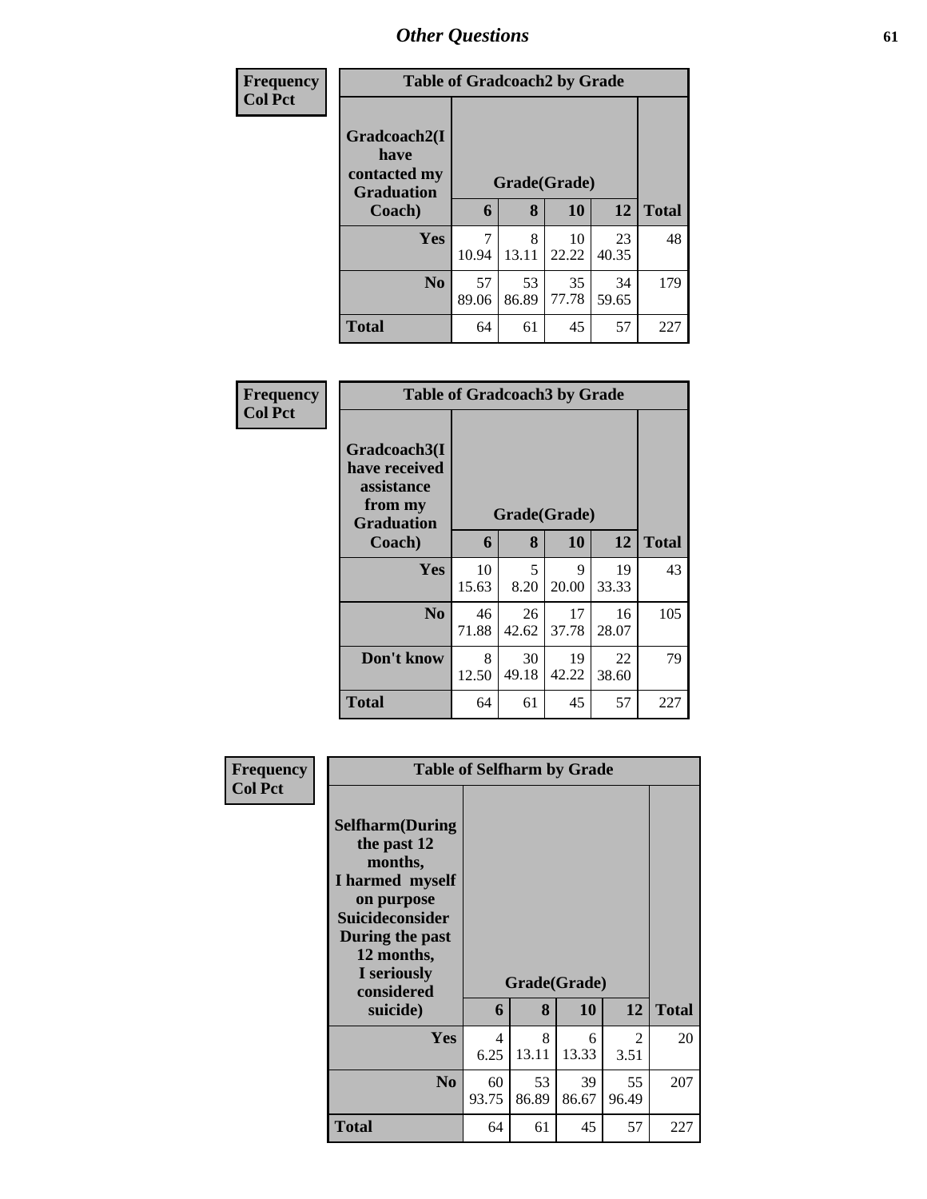## Other Questions

**Frequency**
**Col Pct**

**Table of Gradcoach2 by Grade**

| Gradcoach2(I have contacted my Graduation Coach) | Grade(Grade) | | | | Total |
|---|---|---|---|---|---|
| | 6 | 8 | 10 | 12 | |
| **Yes** | 7<br>10.94 | 8<br>13.11 | 10<br>22.22 | 23<br>40.35 | 48 |
| **No** | 57<br>89.06 | 53<br>86.89 | 35<br>77.78 | 34<br>59.65 | 179 |
| **Total** | 64 | 61 | 45 | 57 | 227 |

**Frequency**
**Col Pct**

**Table of Gradcoach3 by Grade**

| Gradcoach3(I have received assistance from my Graduation Coach) | Grade(Grade) | | | | Total |
|---|---|---|---|---|---|
| | 6 | 8 | 10 | 12 | |
| **Yes** | 10<br>15.63 | 5<br>8.20 | 9<br>20.00 | 19<br>33.33 | 43 |
| **No** | 46<br>71.88 | 26<br>42.62 | 17<br>37.78 | 16<br>28.07 | 105 |
| **Don't know** | 8<br>12.50 | 30<br>49.18 | 19<br>42.22 | 22<br>38.60 | 79 |
| **Total** | 64 | 61 | 45 | 57 | 227 |

**Frequency**
**Col Pct**

**Table of Selfharm by Grade**

| Selfharm(During the past 12 months, I harmed myself on purpose Suicideconsider During the past 12 months, I seriously considered suicide) | Grade(Grade) | | | | Total |
|---|---|---|---|---|---|
| | 6 | 8 | 10 | 12 | |
| **Yes** | 4<br>6.25 | 8<br>13.11 | 6<br>13.33 | 2<br>3.51 | 20 |
| **No** | 60<br>93.75 | 53<br>86.89 | 39<br>86.67 | 55<br>96.49 | 207 |
| **Total** | 64 | 61 | 45 | 57 | 227 |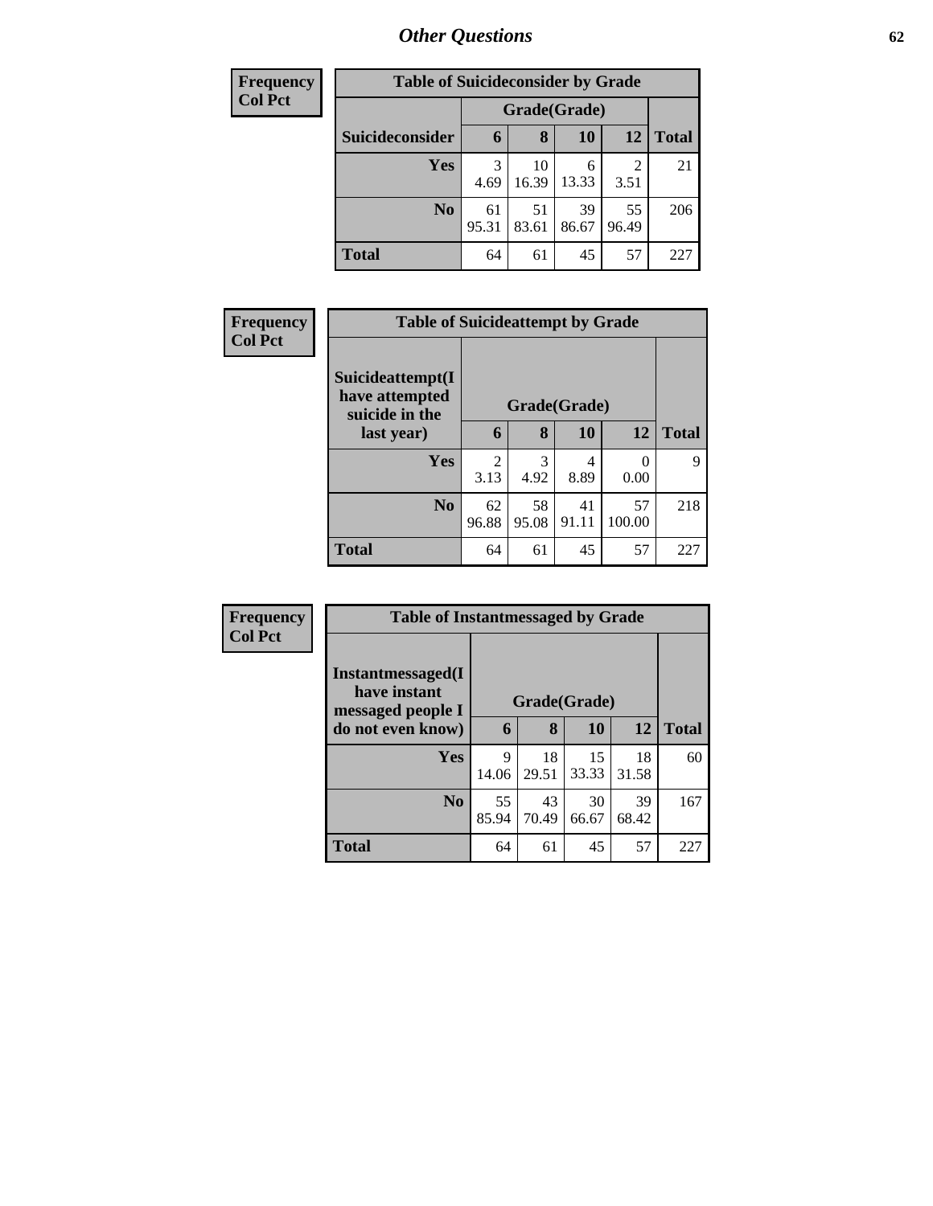## Other Questions

**Frequency**
**Col Pct**

| Table of Suicideconsider by Grade | | | | | |
|---|---|---|---|---|---|
| | Grade(Grade) | | | | |
| **Suicideconsider** | **6** | **8** | **10** | **12** | **Total** |
| **Yes** | 3<br>4.69 | 10<br>16.39 | 6<br>13.33 | 2<br>3.51 | 21 |
| **No** | 61<br>95.31 | 51<br>83.61 | 39<br>86.67 | 55<br>96.49 | 206 |
| **Total** | 64 | 61 | 45 | 57 | 227 |

**Frequency**
**Col Pct**

| Table of Suicideattempt by Grade | | | | | |
|---|---|---|---|---|---|
| **Suicideattempt(I have attempted suicide in the last year)** | Grade(Grade) | | | | |
| | **6** | **8** | **10** | **12** | **Total** |
| **Yes** | 2<br>3.13 | 3<br>4.92 | 4<br>8.89 | 0<br>0.00 | 9 |
| **No** | 62<br>96.88 | 58<br>95.08 | 41<br>91.11 | 57<br>100.00 | 218 |
| **Total** | 64 | 61 | 45 | 57 | 227 |

**Frequency**
**Col Pct**

| Table of Instantmessaged by Grade | | | | | |
|---|---|---|---|---|---|
| **Instantmessaged(I have instant messaged people I do not even know)** | Grade(Grade) | | | | |
| | **6** | **8** | **10** | **12** | **Total** |
| **Yes** | 9<br>14.06 | 18<br>29.51 | 15<br>33.33 | 18<br>31.58 | 60 |
| **No** | 55<br>85.94 | 43<br>70.49 | 30<br>66.67 | 39<br>68.42 | 167 |
| **Total** | 64 | 61 | 45 | 57 | 227 |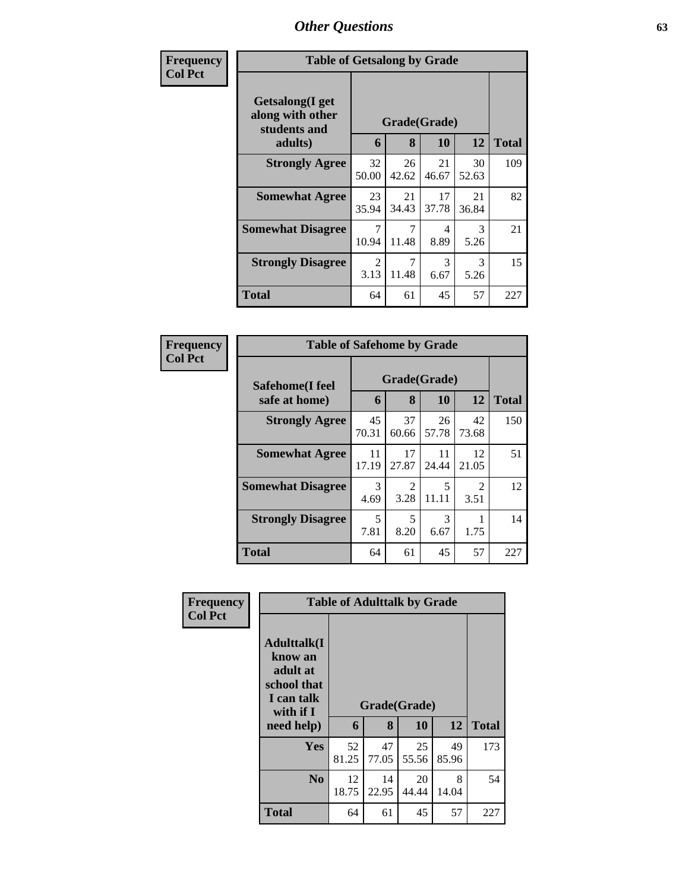## Other Questions

**Frequency**
**Col Pct**

| Table of Getsalong by Grade | | | | | |
|---|---|---|---|---|---|
| **Getsalong(I get along with other students and adults)** | **Grade(Grade)** | | | | **Total** |
| | **6** | **8** | **10** | **12** | |
| **Strongly Agree** | 32<br>50.00 | 26<br>42.62 | 21<br>46.67 | 30<br>52.63 | 109 |
| **Somewhat Agree** | 23<br>35.94 | 21<br>34.43 | 17<br>37.78 | 21<br>36.84 | 82 |
| **Somewhat Disagree** | 7<br>10.94 | 7<br>11.48 | 4<br>8.89 | 3<br>5.26 | 21 |
| **Strongly Disagree** | 2<br>3.13 | 7<br>11.48 | 3<br>6.67 | 3<br>5.26 | 15 |
| **Total** | 64 | 61 | 45 | 57 | 227 |

**Frequency**
**Col Pct**

| Table of Safehome by Grade | | | | | |
|---|---|---|---|---|---|
| **Safehome(I feel safe at home)** | **Grade(Grade)** | | | | **Total** |
| | **6** | **8** | **10** | **12** | |
| **Strongly Agree** | 45<br>70.31 | 37<br>60.66 | 26<br>57.78 | 42<br>73.68 | 150 |
| **Somewhat Agree** | 11<br>17.19 | 17<br>27.87 | 11<br>24.44 | 12<br>21.05 | 51 |
| **Somewhat Disagree** | 3<br>4.69 | 2<br>3.28 | 5<br>11.11 | 2<br>3.51 | 12 |
| **Strongly Disagree** | 5<br>7.81 | 5<br>8.20 | 3<br>6.67 | 1<br>1.75 | 14 |
| **Total** | 64 | 61 | 45 | 57 | 227 |

**Frequency**
**Col Pct**

| Table of Adulttalk by Grade | | | | | |
|---|---|---|---|---|---|
| **Adulttalk(I know an adult at school that I can talk with if I need help)** | **Grade(Grade)** | | | | **Total** |
| | **6** | **8** | **10** | **12** | |
| **Yes** | 52<br>81.25 | 47<br>77.05 | 25<br>55.56 | 49<br>85.96 | 173 |
| **No** | 12<br>18.75 | 14<br>22.95 | 20<br>44.44 | 8<br>14.04 | 54 |
| **Total** | 64 | 61 | 45 | 57 | 227 |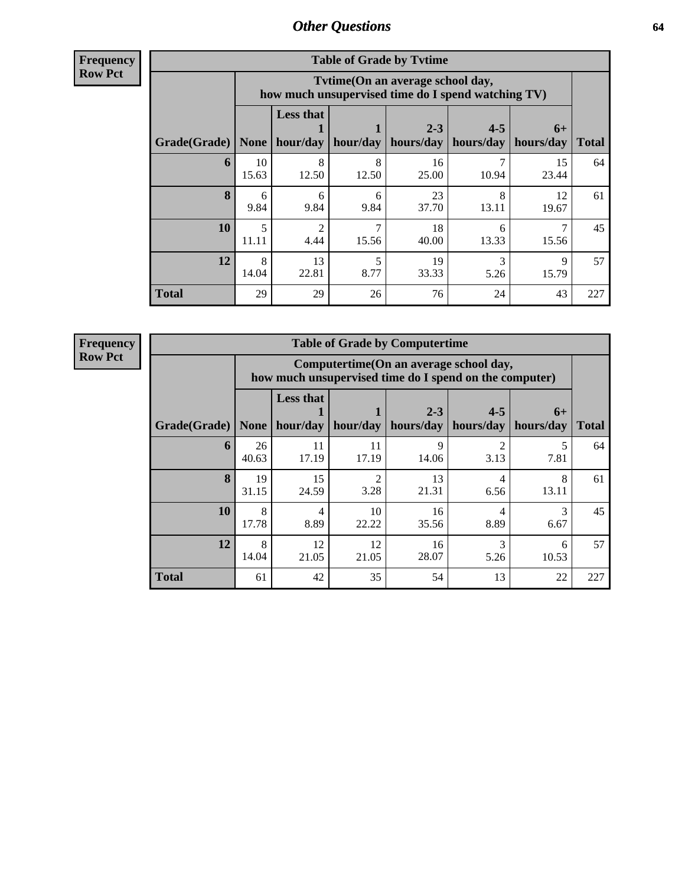## Other Questions

**Frequency**
**Row Pct**

**Table of Grade by Tvtime**

| Grade(Grade) | Tvtime(On an average school day, how much unsupervised time do I spend watching TV) | | | | | | Total |
|---|---|---|---|---|---|---|---|
| | None | Less that 1 hour/day | 1 hour/day | 2-3 hours/day | 4-5 hours/day | 6+ hours/day | |
| **6** | 10<br>15.63 | 8<br>12.50 | 8<br>12.50 | 16<br>25.00 | 7<br>10.94 | 15<br>23.44 | 64 |
| **8** | 6<br>9.84 | 6<br>9.84 | 6<br>9.84 | 23<br>37.70 | 8<br>13.11 | 12<br>19.67 | 61 |
| **10** | 5<br>11.11 | 2<br>4.44 | 7<br>15.56 | 18<br>40.00 | 6<br>13.33 | 7<br>15.56 | 45 |
| **12** | 8<br>14.04 | 13<br>22.81 | 5<br>8.77 | 19<br>33.33 | 3<br>5.26 | 9<br>15.79 | 57 |
| **Total** | 29 | 29 | 26 | 76 | 24 | 43 | 227 |

**Frequency**
**Row Pct**

**Table of Grade by Computertime**

| Grade(Grade) | Computertime(On an average school day, how much unsupervised time do I spend on the computer) | | | | | | Total |
|---|---|---|---|---|---|---|---|
| | None | Less that 1 hour/day | 1 hour/day | 2-3 hours/day | 4-5 hours/day | 6+ hours/day | |
| **6** | 26<br>40.63 | 11<br>17.19 | 11<br>17.19 | 9<br>14.06 | 2<br>3.13 | 5<br>7.81 | 64 |
| **8** | 19<br>31.15 | 15<br>24.59 | 2<br>3.28 | 13<br>21.31 | 4<br>6.56 | 8<br>13.11 | 61 |
| **10** | 8<br>17.78 | 4<br>8.89 | 10<br>22.22 | 16<br>35.56 | 4<br>8.89 | 3<br>6.67 | 45 |
| **12** | 8<br>14.04 | 12<br>21.05 | 12<br>21.05 | 16<br>28.07 | 3<br>5.26 | 6<br>10.53 | 57 |
| **Total** | 61 | 42 | 35 | 54 | 13 | 22 | 227 |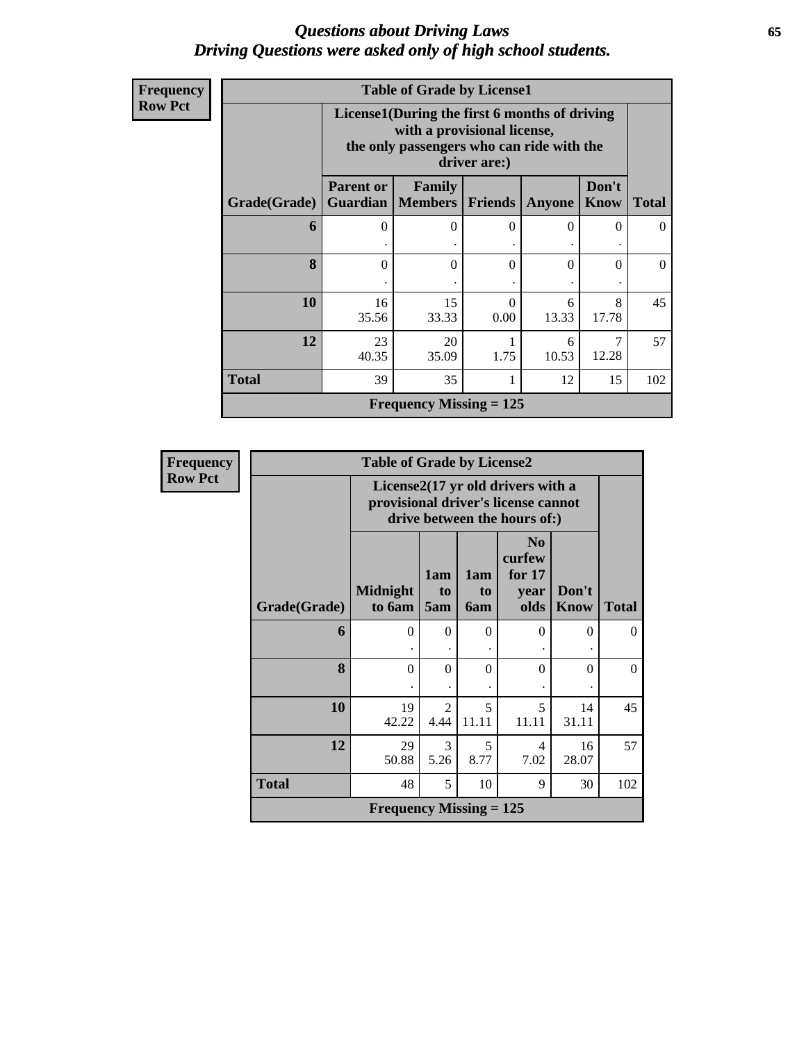# Questions about Driving Laws
## Driving Questions were asked only of high school students.

**Frequency**
**Row Pct**

| Table of Grade by License1 | | | | | | |
|---|---|---|---|---|---|---|
| | License1(During the first 6 months of driving with a provisional license, the only passengers who can ride with the driver are:) | | | | | |
| Grade(Grade) | Parent or Guardian | Family Members | Friends | Anyone | Don't Know | Total |
| **6** | 0<br>. | 0<br>. | 0<br>. | 0<br>. | 0<br>. | 0 |
| **8** | 0<br>. | 0<br>. | 0<br>. | 0<br>. | 0<br>. | 0 |
| **10** | 16<br>35.56 | 15<br>33.33 | 0<br>0.00 | 6<br>13.33 | 8<br>17.78 | 45 |
| **12** | 23<br>40.35 | 20<br>35.09 | 1<br>1.75 | 6<br>10.53 | 7<br>12.28 | 57 |
| **Total** | 39 | 35 | 1 | 12 | 15 | 102 |
| Frequency Missing = 125 | | | | | | |

**Frequency**
**Row Pct**

| Table of Grade by License2 | | | | | | |
|---|---|---|---|---|---|---|
| | License2(17 yr old drivers with a provisional driver's license cannot drive between the hours of:) | | | | | |
| Grade(Grade) | Midnight to 6am | 1am to 5am | 1am to 6am | No curfew for 17 year olds | Don't Know | Total |
| **6** | 0<br>. | 0<br>. | 0<br>. | 0<br>. | 0<br>. | 0 |
| **8** | 0<br>. | 0<br>. | 0<br>. | 0<br>. | 0<br>. | 0 |
| **10** | 19<br>42.22 | 2<br>4.44 | 5<br>11.11 | 5<br>11.11 | 14<br>31.11 | 45 |
| **12** | 29<br>50.88 | 3<br>5.26 | 5<br>8.77 | 4<br>7.02 | 16<br>28.07 | 57 |
| **Total** | 48 | 5 | 10 | 9 | 30 | 102 |
| Frequency Missing = 125 | | | | | | |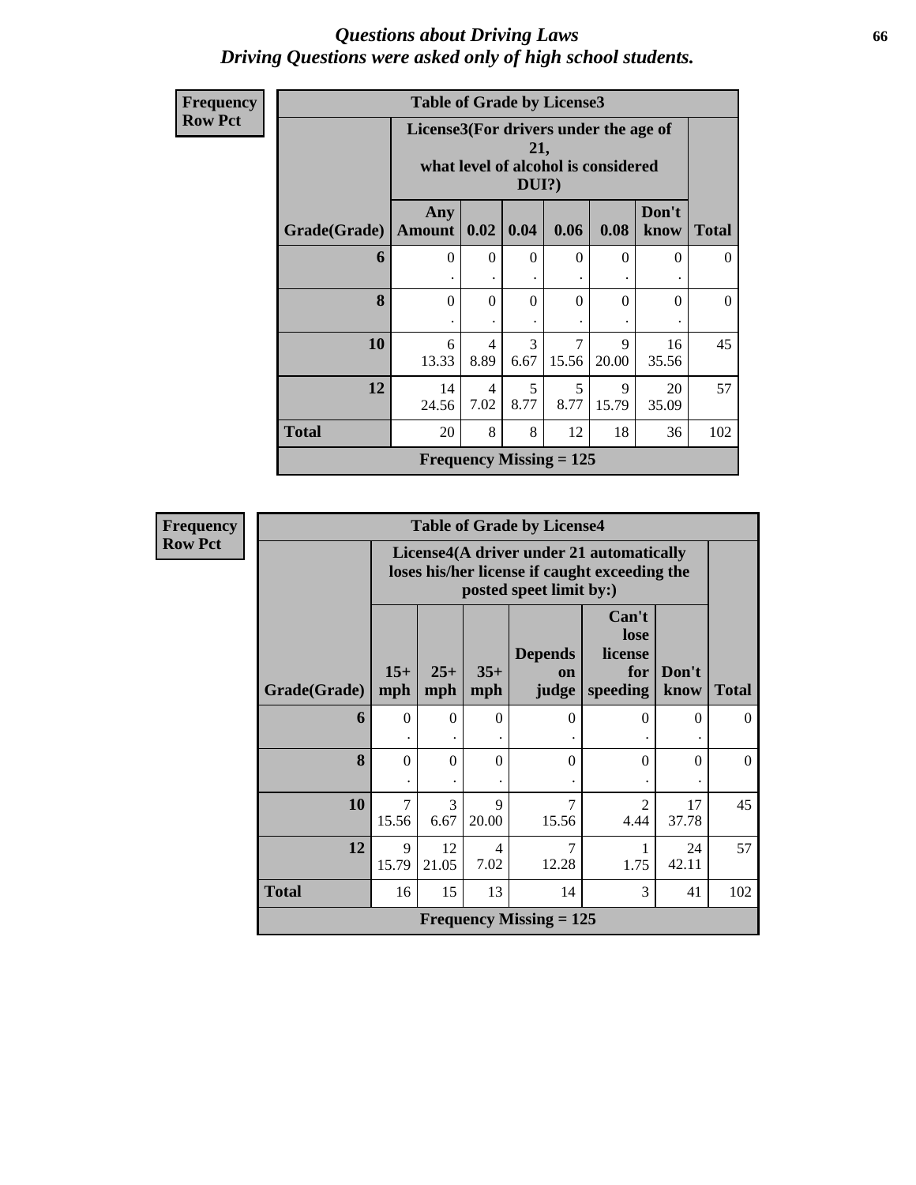# Questions about Driving Laws
## Driving Questions were asked only of high school students.

**Frequency**
**Row Pct**

| Table of Grade by License3 | | | | | | | |
|---|---|---|---|---|---|---|---|
| | License3(For drivers under the age of 21, what level of alcohol is considered DUI?) | | | | | | |
| Grade(Grade) | Any Amount | 0.02 | 0.04 | 0.06 | 0.08 | Don't know | Total |
| 6 | 0<br>. | 0<br>. | 0<br>. | 0<br>. | 0<br>. | 0<br>. | 0 |
| 8 | 0<br>. | 0<br>. | 0<br>. | 0<br>. | 0<br>. | 0<br>. | 0 |
| 10 | 6<br>13.33 | 4<br>8.89 | 3<br>6.67 | 7<br>15.56 | 9<br>20.00 | 16<br>35.56 | 45 |
| 12 | 14<br>24.56 | 4<br>7.02 | 5<br>8.77 | 5<br>8.77 | 9<br>15.79 | 20<br>35.09 | 57 |
| Total | 20 | 8 | 8 | 12 | 18 | 36 | 102 |
| Frequency Missing = 125 | | | | | | | |

**Frequency**
**Row Pct**

| Table of Grade by License4 | | | | | | | |
|---|---|---|---|---|---|---|---|
| | License4(A driver under 21 automatically loses his/her license if caught exceeding the posted speet limit by:) | | | | | | |
| Grade(Grade) | 15+ mph | 25+ mph | 35+ mph | Depends on judge | Can't lose license for speeding | Don't know | Total |
| 6 | 0<br>. | 0<br>. | 0<br>. | 0<br>. | 0<br>. | 0<br>. | 0 |
| 8 | 0<br>. | 0<br>. | 0<br>. | 0<br>. | 0<br>. | 0<br>. | 0 |
| 10 | 7<br>15.56 | 3<br>6.67 | 9<br>20.00 | 7<br>15.56 | 2<br>4.44 | 17<br>37.78 | 45 |
| 12 | 9<br>15.79 | 12<br>21.05 | 4<br>7.02 | 7<br>12.28 | 1<br>1.75 | 24<br>42.11 | 57 |
| Total | 16 | 15 | 13 | 14 | 3 | 41 | 102 |
| Frequency Missing = 125 | | | | | | | |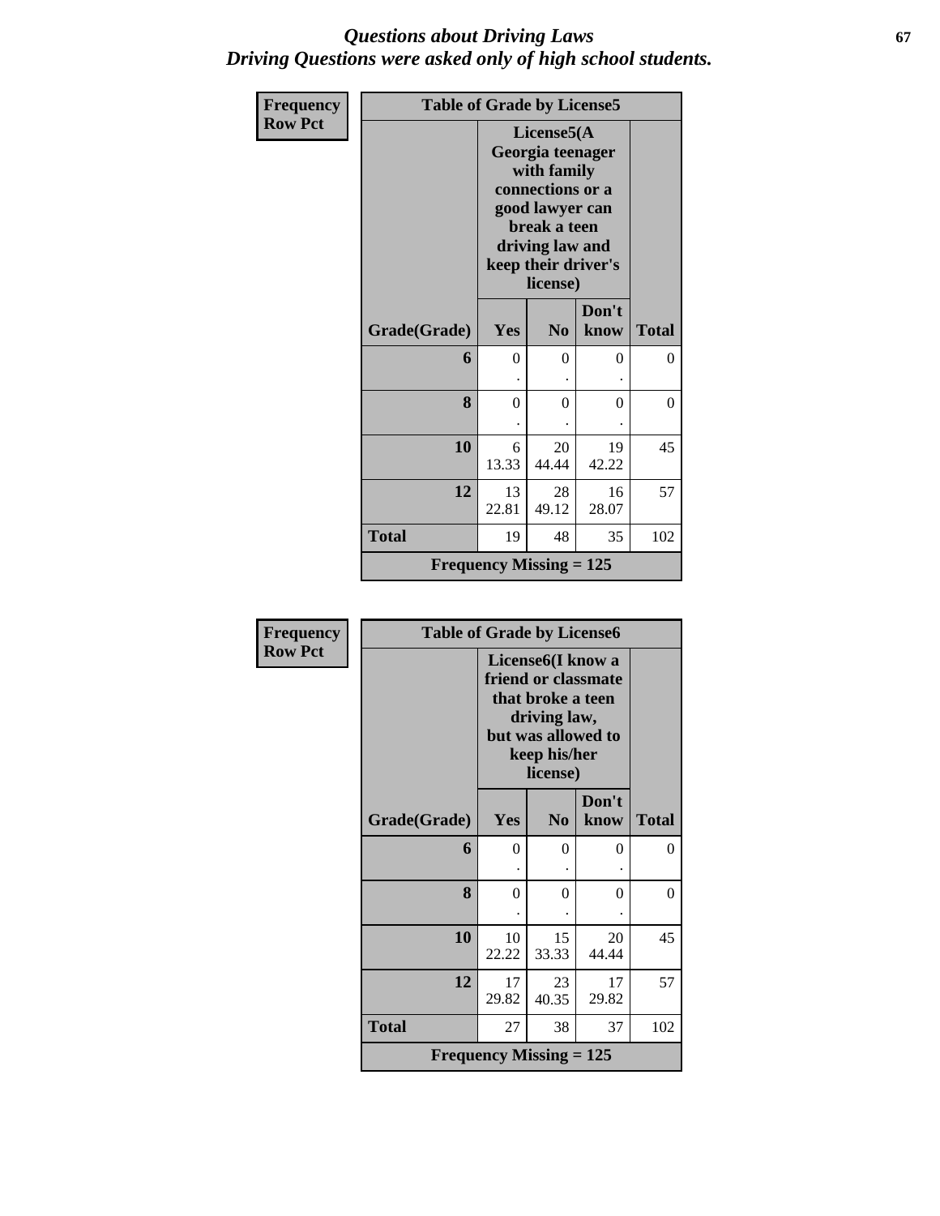# *Questions about Driving Laws*
## *Driving Questions were asked only of high school students.*

**Frequency**
**Row Pct**

| Table of Grade by License5 | | | | |
|---|---|---|---|---|
| | License5(A Georgia teenager with family connections or a good lawyer can break a teen driving law and keep their driver's license) | | | |
| **Grade(Grade)** | **Yes** | **No** | **Don't know** | **Total** |
| **6** | 0<br>. | 0<br>. | 0<br>. | 0 |
| **8** | 0<br>. | 0<br>. | 0<br>. | 0 |
| **10** | 6<br>13.33 | 20<br>44.44 | 19<br>42.22 | 45 |
| **12** | 13<br>22.81 | 28<br>49.12 | 16<br>28.07 | 57 |
| **Total** | 19 | 48 | 35 | 102 |
| **Frequency Missing = 125** | | | | |

**Frequency**
**Row Pct**

| Table of Grade by License6 | | | | |
|---|---|---|---|---|
| | License6(I know a friend or classmate that broke a teen driving law, but was allowed to keep his/her license) | | | |
| **Grade(Grade)** | **Yes** | **No** | **Don't know** | **Total** |
| **6** | 0<br>. | 0<br>. | 0<br>. | 0 |
| **8** | 0<br>. | 0<br>. | 0<br>. | 0 |
| **10** | 10<br>22.22 | 15<br>33.33 | 20<br>44.44 | 45 |
| **12** | 17<br>29.82 | 23<br>40.35 | 17<br>29.82 | 57 |
| **Total** | 27 | 38 | 37 | 102 |
| **Frequency Missing = 125** | | | | |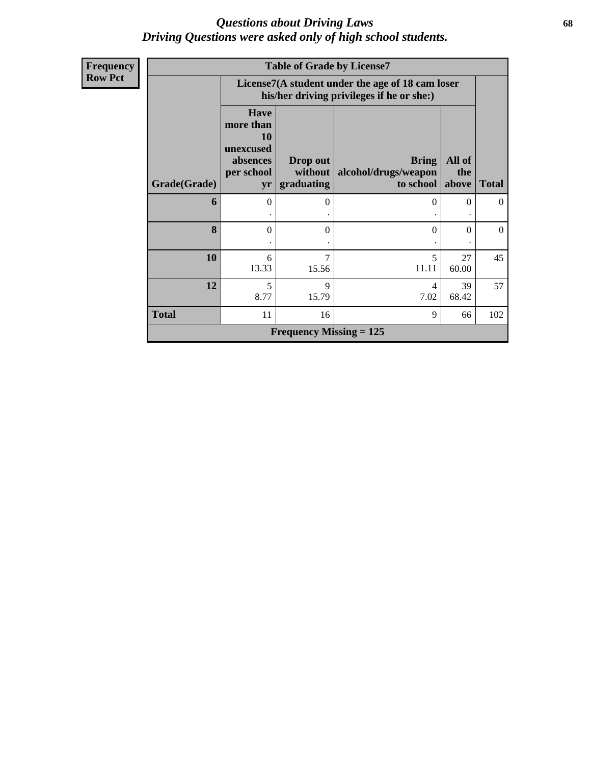# *Questions about Driving Laws*
# *Driving Questions were asked only of high school students.*

**Frequency**
**Row Pct**

| Table of Grade by License7 | | | | | |
|---|---|---|---|---|---|
| | License7(A student under the age of 18 cam loser his/her driving privileges if he or she:) | | | | |
| Grade(Grade) | Have more than 10 unexcused absences per school yr | Drop out without graduating | Bring alcohol/drugs/weapon to school | All of the above | Total |
| **6** | 0<br>. | 0<br>. | 0<br>. | 0<br>. | 0 |
| **8** | 0<br>. | 0<br>. | 0<br>. | 0<br>. | 0 |
| **10** | 6<br>13.33 | 7<br>15.56 | 5<br>11.11 | 27<br>60.00 | 45 |
| **12** | 5<br>8.77 | 9<br>15.79 | 4<br>7.02 | 39<br>68.42 | 57 |
| **Total** | 11 | 16 | 9 | 66 | 102 |
| **Frequency Missing = 125** | | | | | |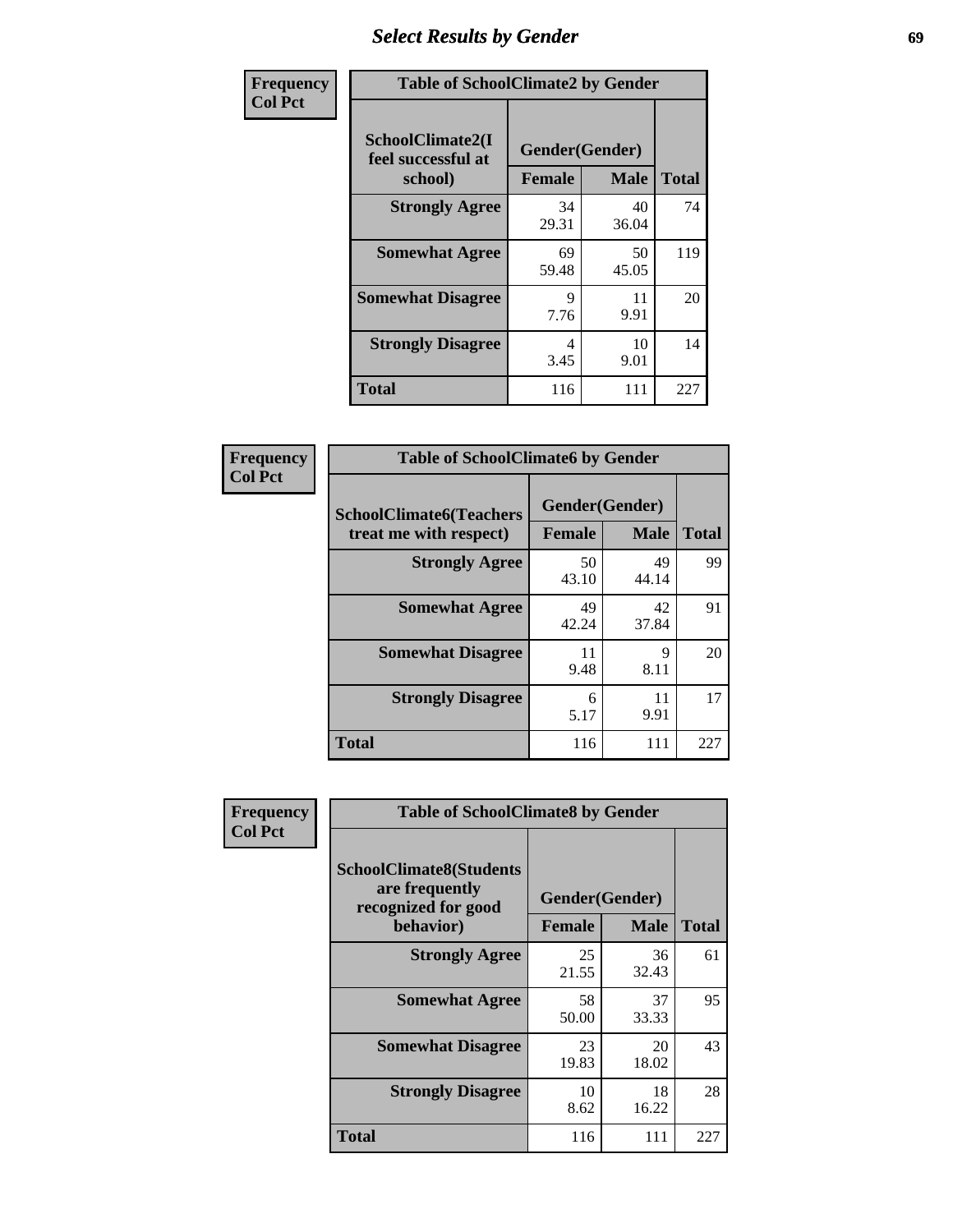# Select Results by Gender

| Frequency Col Pct | Table of SchoolClimate2 by Gender | | |
|---|---|---|---|
| **SchoolClimate2(I feel successful at school)** | **Gender(Gender)** | | |
| | **Female** | **Male** | **Total** |
| **Strongly Agree** | 34<br>29.31 | 40<br>36.04 | 74 |
| **Somewhat Agree** | 69<br>59.48 | 50<br>45.05 | 119 |
| **Somewhat Disagree** | 9<br>7.76 | 11<br>9.91 | 20 |
| **Strongly Disagree** | 4<br>3.45 | 10<br>9.01 | 14 |
| **Total** | 116 | 111 | 227 |

| Frequency Col Pct | Table of SchoolClimate6 by Gender | | |
|---|---|---|---|
| **SchoolClimate6(Teachers treat me with respect)** | **Gender(Gender)** | | |
| | **Female** | **Male** | **Total** |
| **Strongly Agree** | 50<br>43.10 | 49<br>44.14 | 99 |
| **Somewhat Agree** | 49<br>42.24 | 42<br>37.84 | 91 |
| **Somewhat Disagree** | 11<br>9.48 | 9<br>8.11 | 20 |
| **Strongly Disagree** | 6<br>5.17 | 11<br>9.91 | 17 |
| **Total** | 116 | 111 | 227 |

| Frequency Col Pct | Table of SchoolClimate8 by Gender | | |
|---|---|---|---|
| **SchoolClimate8(Students are frequently recognized for good behavior)** | **Gender(Gender)** | | |
| | **Female** | **Male** | **Total** |
| **Strongly Agree** | 25<br>21.55 | 36<br>32.43 | 61 |
| **Somewhat Agree** | 58<br>50.00 | 37<br>33.33 | 95 |
| **Somewhat Disagree** | 23<br>19.83 | 20<br>18.02 | 43 |
| **Strongly Disagree** | 10<br>8.62 | 18<br>16.22 | 28 |
| **Total** | 116 | 111 | 227 |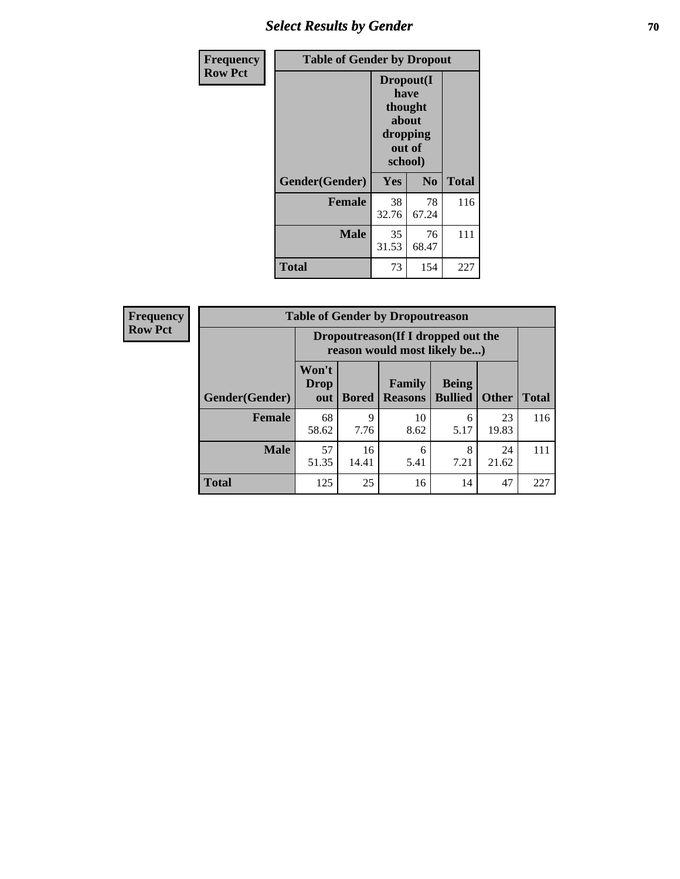## Select Results by Gender

**Frequency**
**Row Pct**

| Table of Gender by Dropout | | | |
|---|---|---|---|
| | Dropout(I have thought about dropping out of school) | | |
| Gender(Gender) | Yes | No | Total |
| **Female** | 38<br>32.76 | 78<br>67.24 | 116 |
| **Male** | 35<br>31.53 | 76<br>68.47 | 111 |
| **Total** | 73 | 154 | 227 |

**Frequency**
**Row Pct**

| Table of Gender by Dropoutreason | | | | | | |
|---|---|---|---|---|---|---|
| | Dropoutreason(If I dropped out the reason would most likely be...) | | | | | |
| Gender(Gender) | Won't Drop out | Bored | Family Reasons | Being Bullied | Other | Total |
| **Female** | 68<br>58.62 | 9<br>7.76 | 10<br>8.62 | 6<br>5.17 | 23<br>19.83 | 116 |
| **Male** | 57<br>51.35 | 16<br>14.41 | 6<br>5.41 | 8<br>7.21 | 24<br>21.62 | 111 |
| **Total** | 125 | 25 | 16 | 14 | 47 | 227 |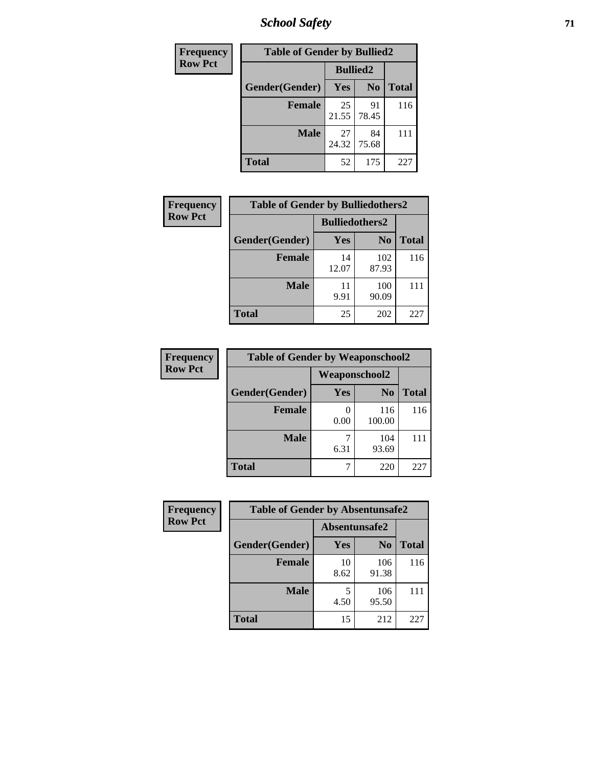| Frequency<br>Row Pct | Table of Gender by Bullied2 | | |
|---|---|---|---|
| | **Bullied2** | | |
| **Gender(Gender)** | **Yes** | **No** | **Total** |
| **Female** | 25<br>21.55 | 91<br>78.45 | 116 |
| **Male** | 27<br>24.32 | 84<br>75.68 | 111 |
| **Total** | 52 | 175 | 227 |

| Frequency<br>Row Pct | Table of Gender by Bulliedothers2 | | |
|---|---|---|---|
| | **Bulliedothers2** | | |
| **Gender(Gender)** | **Yes** | **No** | **Total** |
| **Female** | 14<br>12.07 | 102<br>87.93 | 116 |
| **Male** | 11<br>9.91 | 100<br>90.09 | 111 |
| **Total** | 25 | 202 | 227 |

| Frequency<br>Row Pct | Table of Gender by Weaponschool2 | | |
|---|---|---|---|
| | **Weaponschool2** | | |
| **Gender(Gender)** | **Yes** | **No** | **Total** |
| **Female** | 0<br>0.00 | 116<br>100.00 | 116 |
| **Male** | 7<br>6.31 | 104<br>93.69 | 111 |
| **Total** | 7 | 220 | 227 |

| Frequency<br>Row Pct | Table of Gender by Absentunsafe2 | | |
|---|---|---|---|
| | **Absentunsafe2** | | |
| **Gender(Gender)** | **Yes** | **No** | **Total** |
| **Female** | 10<br>8.62 | 106<br>91.38 | 116 |
| **Male** | 5<br>4.50 | 106<br>95.50 | 111 |
| **Total** | 15 | 212 | 227 |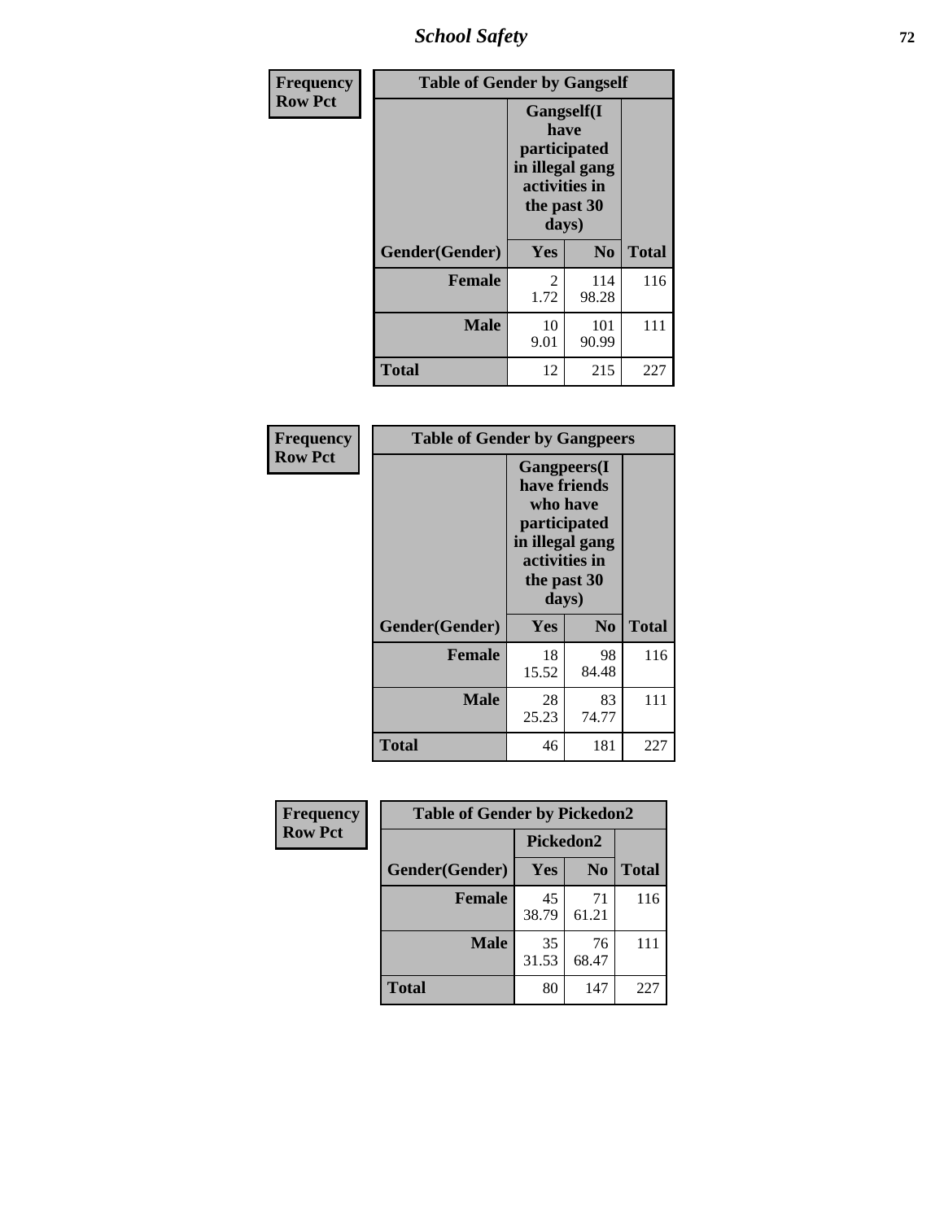| Frequency Row Pct |
|---|

**Table of Gender by Gangself**

| Gender(Gender) | Gangself(I have participated in illegal gang activities in the past 30 days) Yes | No | Total |
|---|---|---|---|
| **Female** | 2<br>1.72 | 114<br>98.28 | 116 |
| **Male** | 10<br>9.01 | 101<br>90.99 | 111 |
| **Total** | 12 | 215 | 227 |

| Frequency Row Pct |
|---|

**Table of Gender by Gangpeers**

| Gender(Gender) | Gangpeers(I have friends who have participated in illegal gang activities in the past 30 days) Yes | No | Total |
|---|---|---|---|
| **Female** | 18<br>15.52 | 98<br>84.48 | 116 |
| **Male** | 28<br>25.23 | 83<br>74.77 | 111 |
| **Total** | 46 | 181 | 227 |

| Frequency Row Pct |
|---|

**Table of Gender by Pickedon2**

| Gender(Gender) | Pickedon2 Yes | No | Total |
|---|---|---|---|
| **Female** | 45<br>38.79 | 71<br>61.21 | 116 |
| **Male** | 35<br>31.53 | 76<br>68.47 | 111 |
| **Total** | 80 | 147 | 227 |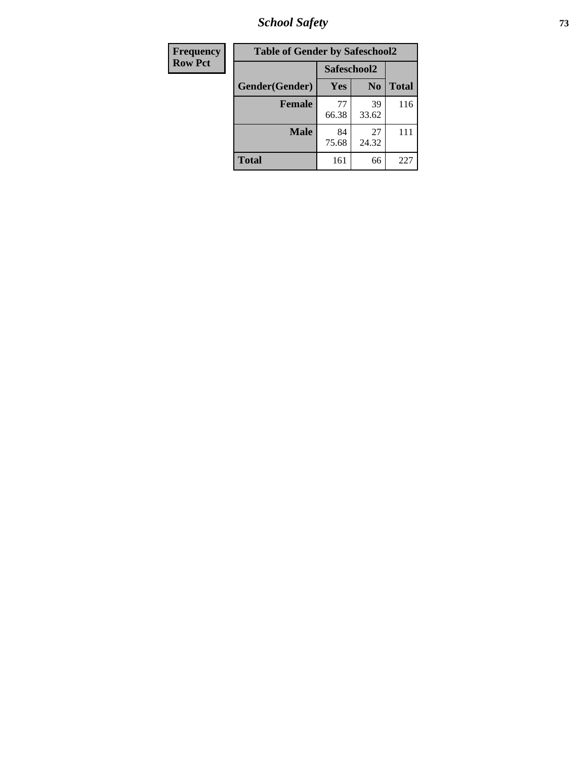| Frequency<br>Row Pct |
|---|

**Table of Gender by Safeschool2**

| Gender(Gender) | Safeschool2 | | |
|---|---|---|---|
| | Yes | No | Total |
| **Female** | 77<br>66.38 | 39<br>33.62 | 116 |
| **Male** | 84<br>75.68 | 27<br>24.32 | 111 |
| **Total** | 161 | 66 | 227 |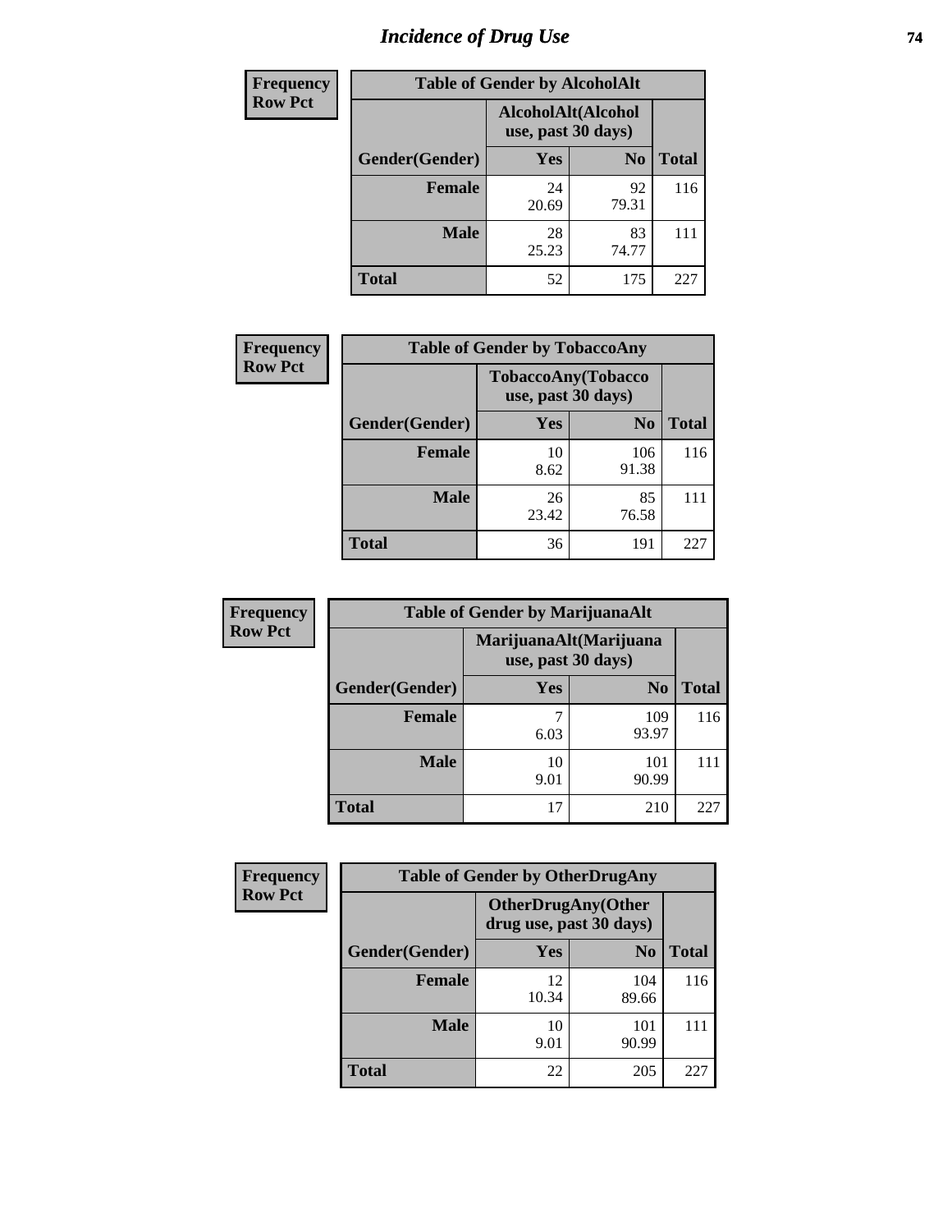# Incidence of Drug Use

| Frequency Row Pct | Table of Gender by AlcoholAlt | | |
|---|---|---|---|
| | AlcoholAlt(Alcohol use, past 30 days) | | |
| Gender(Gender) | Yes | No | Total |
| Female | 24<br>20.69 | 92<br>79.31 | 116 |
| Male | 28<br>25.23 | 83<br>74.77 | 111 |
| Total | 52 | 175 | 227 |

| Frequency Row Pct | Table of Gender by TobaccoAny | | |
|---|---|---|---|
| | TobaccoAny(Tobacco use, past 30 days) | | |
| Gender(Gender) | Yes | No | Total |
| Female | 10<br>8.62 | 106<br>91.38 | 116 |
| Male | 26<br>23.42 | 85<br>76.58 | 111 |
| Total | 36 | 191 | 227 |

| Frequency Row Pct | Table of Gender by MarijuanaAlt | | |
|---|---|---|---|
| | MarijuanaAlt(Marijuana use, past 30 days) | | |
| Gender(Gender) | Yes | No | Total |
| Female | 7<br>6.03 | 109<br>93.97 | 116 |
| Male | 10<br>9.01 | 101<br>90.99 | 111 |
| Total | 17 | 210 | 227 |

| Frequency Row Pct | Table of Gender by OtherDrugAny | | |
|---|---|---|---|
| | OtherDrugAny(Other drug use, past 30 days) | | |
| Gender(Gender) | Yes | No | Total |
| Female | 12<br>10.34 | 104<br>89.66 | 116 |
| Male | 10<br>9.01 | 101<br>90.99 | 111 |
| Total | 22 | 205 | 227 |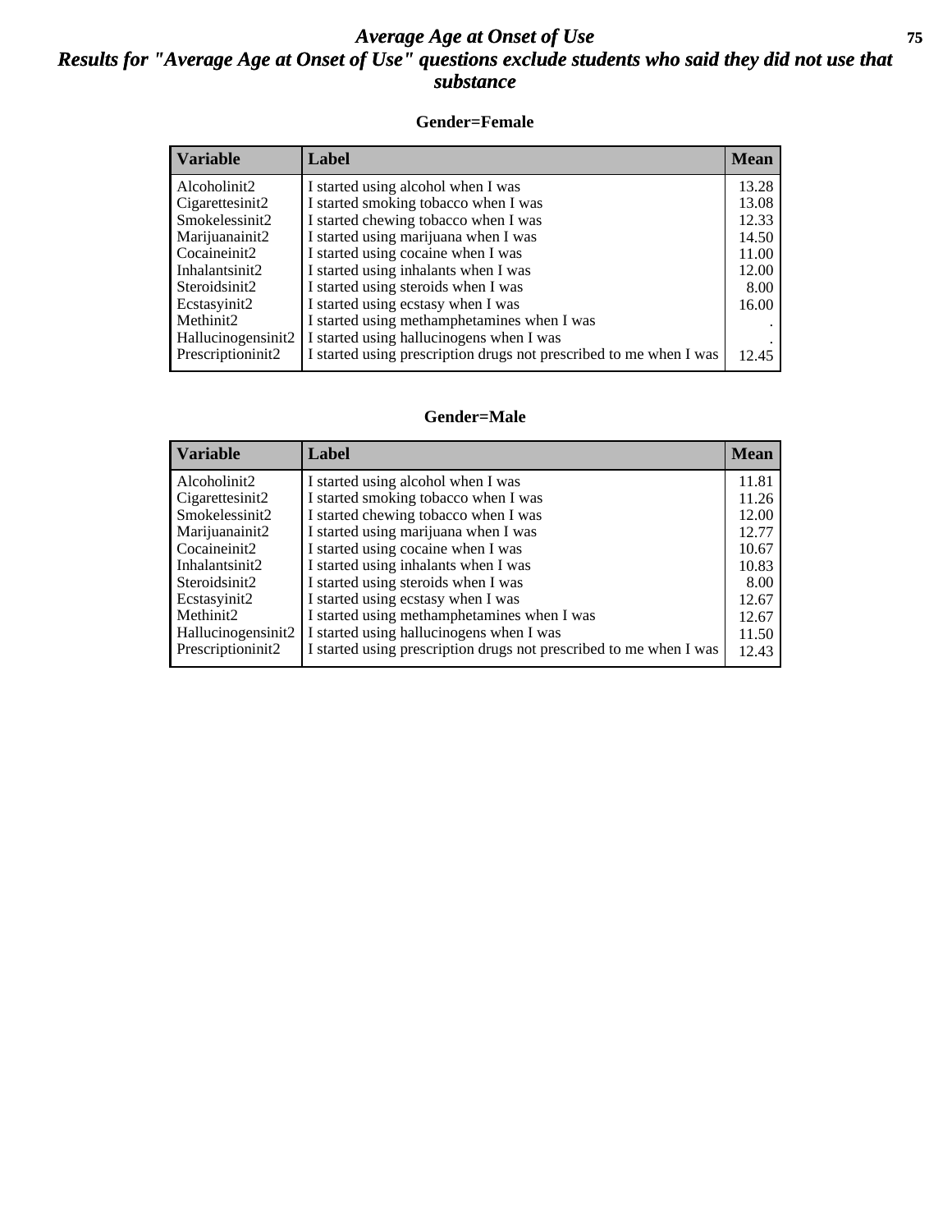# *Average Age at Onset of Use*

## *Results for "Average Age at Onset of Use" questions exclude students who said they did not use that substance*

### Gender=Female

| Variable | Label | Mean |
| --- | --- | --- |
| Alcoholinit2 | I started using alcohol when I was | 13.28 |
| Cigarettesinit2 | I started smoking tobacco when I was | 13.08 |
| Smokelessinit2 | I started chewing tobacco when I was | 12.33 |
| Marijuanainit2 | I started using marijuana when I was | 14.50 |
| Cocaineinit2 | I started using cocaine when I was | 11.00 |
| Inhalantsinit2 | I started using inhalants when I was | 12.00 |
| Steroidsinit2 | I started using steroids when I was | 8.00 |
| Ecstasyinit2 | I started using ecstasy when I was | 16.00 |
| Methinit2 | I started using methamphetamines when I was | . |
| Hallucinogensinit2 | I started using hallucinogens when I was | . |
| Prescriptioninit2 | I started using prescription drugs not prescribed to me when I was | 12.45 |

### Gender=Male

| Variable | Label | Mean |
| --- | --- | --- |
| Alcoholinit2 | I started using alcohol when I was | 11.81 |
| Cigarettesinit2 | I started smoking tobacco when I was | 11.26 |
| Smokelessinit2 | I started chewing tobacco when I was | 12.00 |
| Marijuanainit2 | I started using marijuana when I was | 12.77 |
| Cocaineinit2 | I started using cocaine when I was | 10.67 |
| Inhalantsinit2 | I started using inhalants when I was | 10.83 |
| Steroidsinit2 | I started using steroids when I was | 8.00 |
| Ecstasyinit2 | I started using ecstasy when I was | 12.67 |
| Methinit2 | I started using methamphetamines when I was | 12.67 |
| Hallucinogensinit2 | I started using hallucinogens when I was | 11.50 |
| Prescriptioninit2 | I started using prescription drugs not prescribed to me when I was | 12.43 |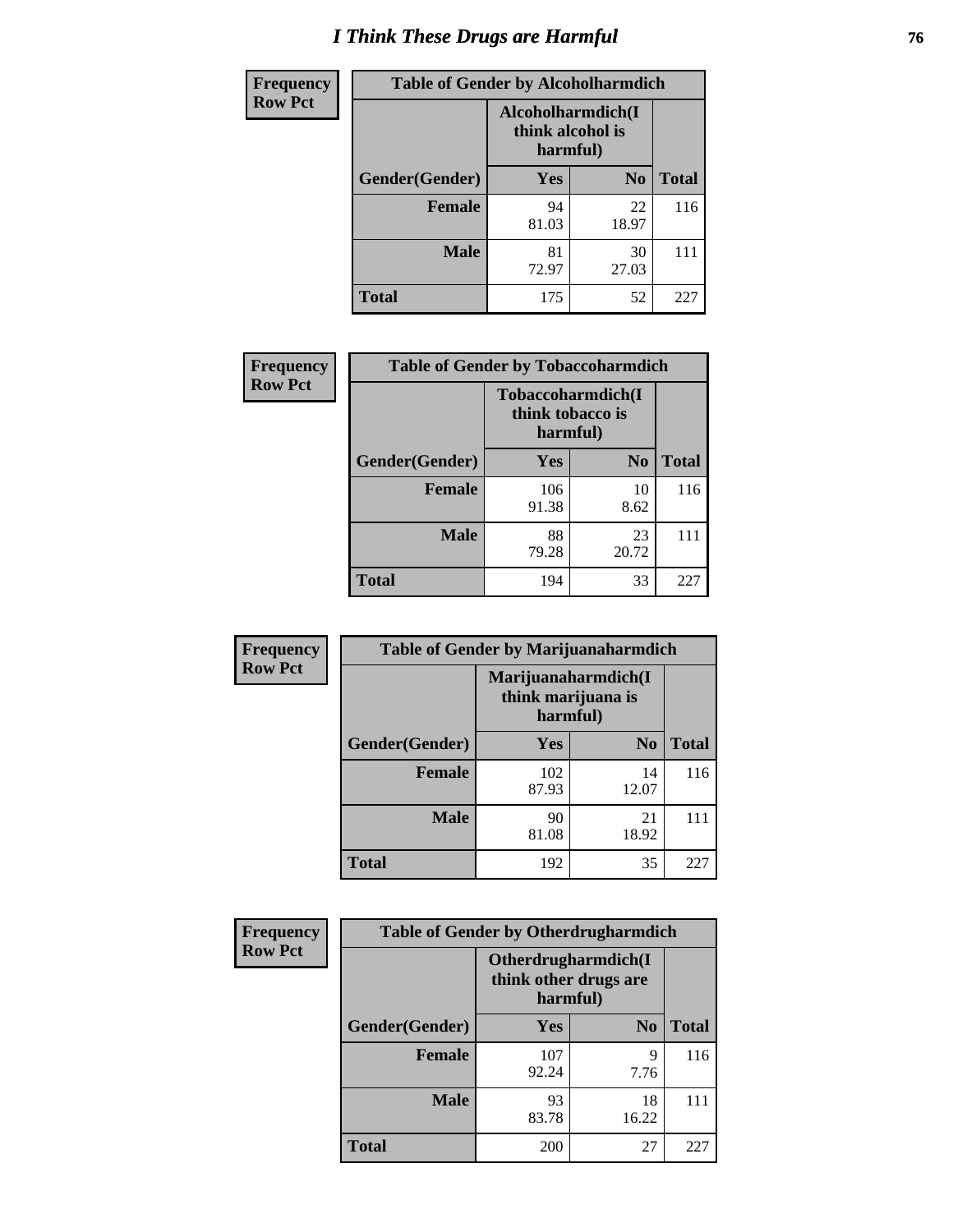# I Think These Drugs are Harmful

| Frequency Row Pct | Table of Gender by Alcoholharmdich | | |
|---|---|---|---|
| | Alcoholharmdich(I think alcohol is harmful) | | |
| Gender(Gender) | Yes | No | Total |
| Female | 94<br>81.03 | 22<br>18.97 | 116 |
| Male | 81<br>72.97 | 30<br>27.03 | 111 |
| Total | 175 | 52 | 227 |

| Frequency Row Pct | Table of Gender by Tobaccoharmdich | | |
|---|---|---|---|
| | Tobaccoharmdich(I think tobacco is harmful) | | |
| Gender(Gender) | Yes | No | Total |
| Female | 106<br>91.38 | 10<br>8.62 | 116 |
| Male | 88<br>79.28 | 23<br>20.72 | 111 |
| Total | 194 | 33 | 227 |

| Frequency Row Pct | Table of Gender by Marijuanaharmdich | | |
|---|---|---|---|
| | Marijuanaharmdich(I think marijuana is harmful) | | |
| Gender(Gender) | Yes | No | Total |
| Female | 102<br>87.93 | 14<br>12.07 | 116 |
| Male | 90<br>81.08 | 21<br>18.92 | 111 |
| Total | 192 | 35 | 227 |

| Frequency Row Pct | Table of Gender by Otherdrugharmdich | | |
|---|---|---|---|
| | Otherdrugharmdich(I think other drugs are harmful) | | |
| Gender(Gender) | Yes | No | Total |
| Female | 107<br>92.24 | 9<br>7.76 | 116 |
| Male | 93<br>83.78 | 18<br>16.22 | 111 |
| Total | 200 | 27 | 227 |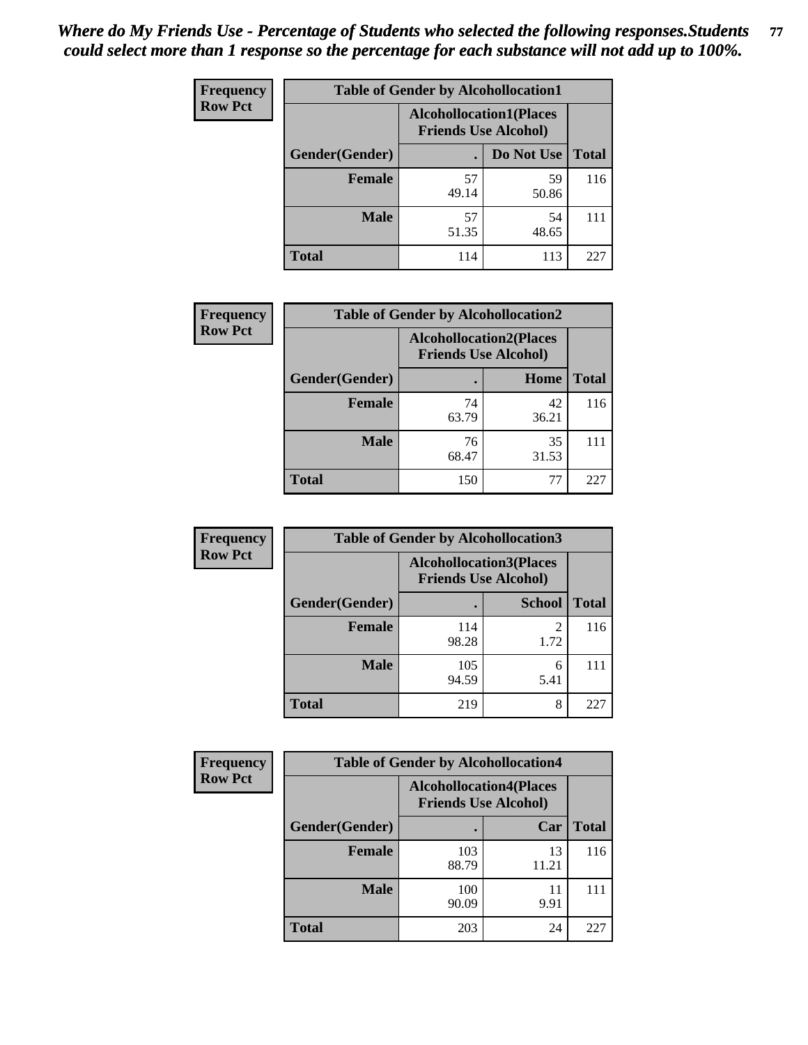*Where do My Friends Use - Percentage of Students who selected the following responses.Students could select more than 1 response so the percentage for each substance will not add up to 100%.*

**Frequency**
**Row Pct**

| Table of Gender by Alcohollocation1 | | | |
|---|---|---|---|
| | Alcohollocation1(Places Friends Use Alcohol) | | |
| Gender(Gender) | . | Do Not Use | Total |
| Female | 57<br>49.14 | 59<br>50.86 | 116 |
| Male | 57<br>51.35 | 54<br>48.65 | 111 |
| Total | 114 | 113 | 227 |

**Frequency**
**Row Pct**

| Table of Gender by Alcohollocation2 | | | |
|---|---|---|---|
| | Alcohollocation2(Places Friends Use Alcohol) | | |
| Gender(Gender) | . | Home | Total |
| Female | 74<br>63.79 | 42<br>36.21 | 116 |
| Male | 76<br>68.47 | 35<br>31.53 | 111 |
| Total | 150 | 77 | 227 |

**Frequency**
**Row Pct**

| Table of Gender by Alcohollocation3 | | | |
|---|---|---|---|
| | Alcohollocation3(Places Friends Use Alcohol) | | |
| Gender(Gender) | . | School | Total |
| Female | 114<br>98.28 | 2<br>1.72 | 116 |
| Male | 105<br>94.59 | 6<br>5.41 | 111 |
| Total | 219 | 8 | 227 |

**Frequency**
**Row Pct**

| Table of Gender by Alcohollocation4 | | | |
|---|---|---|---|
| | Alcohollocation4(Places Friends Use Alcohol) | | |
| Gender(Gender) | . | Car | Total |
| Female | 103<br>88.79 | 13<br>11.21 | 116 |
| Male | 100<br>90.09 | 11<br>9.91 | 111 |
| Total | 203 | 24 | 227 |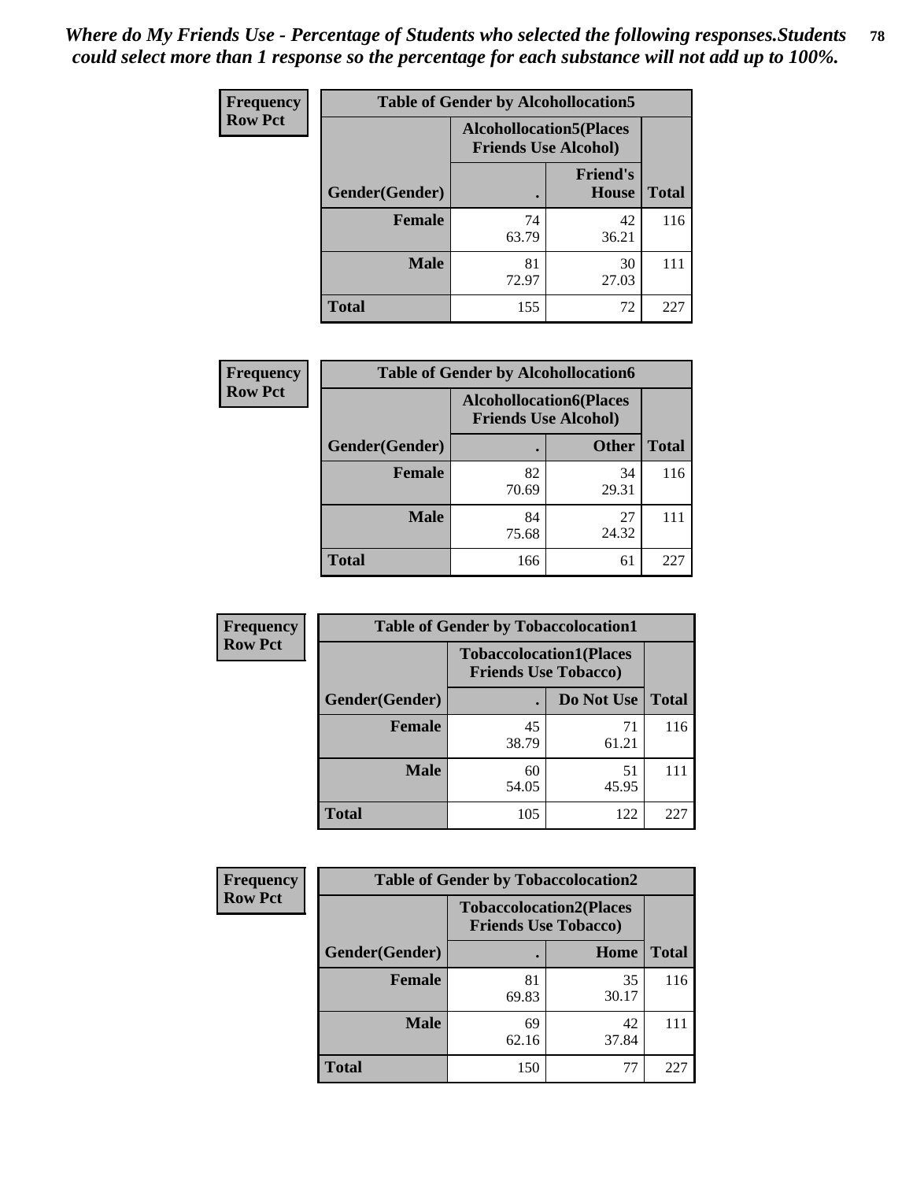*Where do My Friends Use - Percentage of Students who selected the following responses.Students could select more than 1 response so the percentage for each substance will not add up to 100%.*

**Frequency / Row Pct**

| Table of Gender by Alcohollocation5 | | | |
|---|---|---|---|
| | Alcohollocation5(Places Friends Use Alcohol) | | |
| Gender(Gender) | . | Friend's House | Total |
| **Female** | 74<br>63.79 | 42<br>36.21 | 116 |
| **Male** | 81<br>72.97 | 30<br>27.03 | 111 |
| **Total** | 155 | 72 | 227 |

**Frequency / Row Pct**

| Table of Gender by Alcohollocation6 | | | |
|---|---|---|---|
| | Alcohollocation6(Places Friends Use Alcohol) | | |
| Gender(Gender) | . | Other | Total |
| **Female** | 82<br>70.69 | 34<br>29.31 | 116 |
| **Male** | 84<br>75.68 | 27<br>24.32 | 111 |
| **Total** | 166 | 61 | 227 |

**Frequency / Row Pct**

| Table of Gender by Tobaccolocation1 | | | |
|---|---|---|---|
| | Tobaccolocation1(Places Friends Use Tobacco) | | |
| Gender(Gender) | . | Do Not Use | Total |
| **Female** | 45<br>38.79 | 71<br>61.21 | 116 |
| **Male** | 60<br>54.05 | 51<br>45.95 | 111 |
| **Total** | 105 | 122 | 227 |

**Frequency / Row Pct**

| Table of Gender by Tobaccolocation2 | | | |
|---|---|---|---|
| | Tobaccolocation2(Places Friends Use Tobacco) | | |
| Gender(Gender) | . | Home | Total |
| **Female** | 81<br>69.83 | 35<br>30.17 | 116 |
| **Male** | 69<br>62.16 | 42<br>37.84 | 111 |
| **Total** | 150 | 77 | 227 |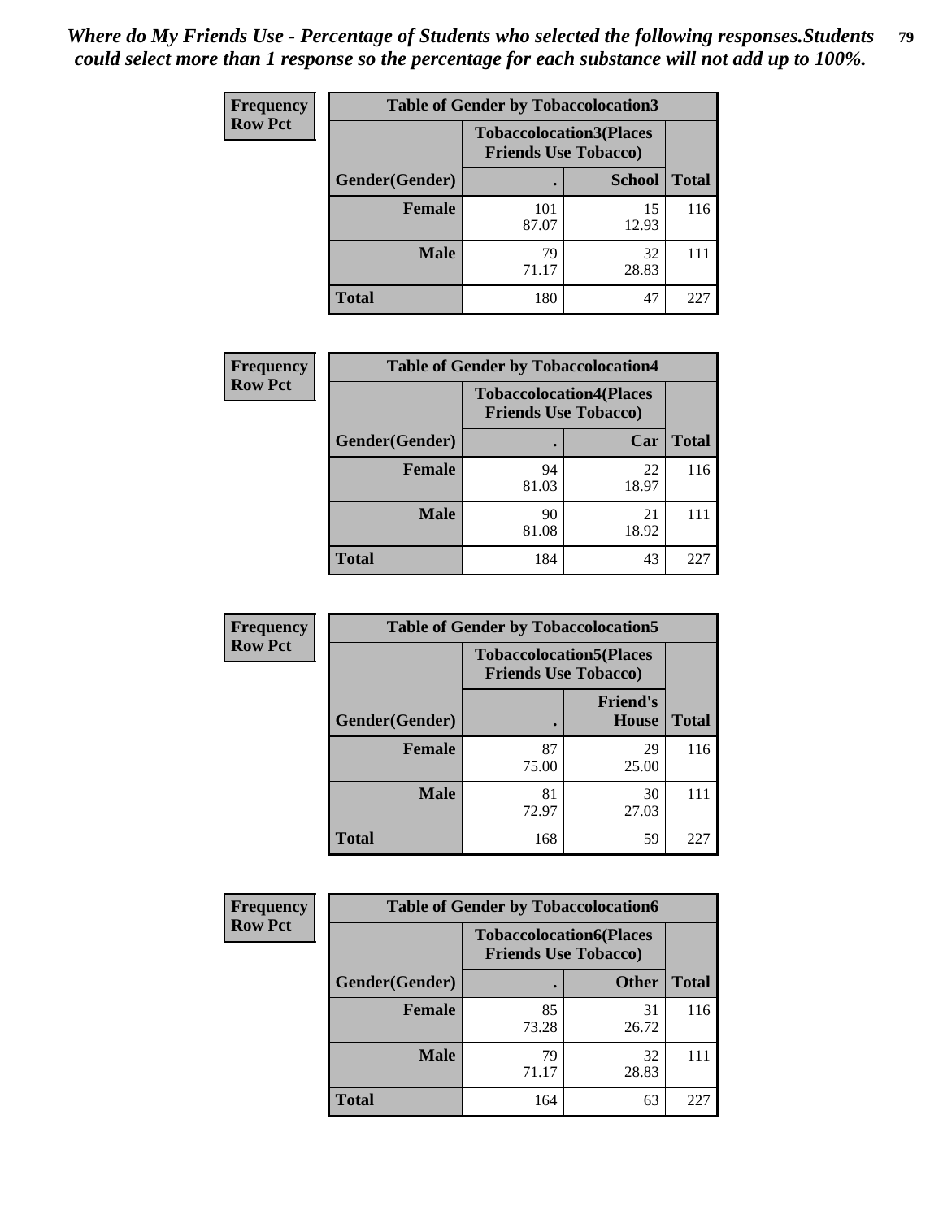*Where do My Friends Use - Percentage of Students who selected the following responses.Students could select more than 1 response so the percentage for each substance will not add up to 100%.*

**Frequency**
**Row Pct**

| Table of Gender by Tobaccolocation3 | | | |
|---|---|---|---|
| | Tobaccolocation3(Places Friends Use Tobacco) | | |
| Gender(Gender) | . | School | Total |
| Female | 101<br>87.07 | 15<br>12.93 | 116 |
| Male | 79<br>71.17 | 32<br>28.83 | 111 |
| Total | 180 | 47 | 227 |

**Frequency**
**Row Pct**

| Table of Gender by Tobaccolocation4 | | | |
|---|---|---|---|
| | Tobaccolocation4(Places Friends Use Tobacco) | | |
| Gender(Gender) | . | Car | Total |
| Female | 94<br>81.03 | 22<br>18.97 | 116 |
| Male | 90<br>81.08 | 21<br>18.92 | 111 |
| Total | 184 | 43 | 227 |

**Frequency**
**Row Pct**

| Table of Gender by Tobaccolocation5 | | | |
|---|---|---|---|
| | Tobaccolocation5(Places Friends Use Tobacco) | | |
| Gender(Gender) | . | Friend's House | Total |
| Female | 87<br>75.00 | 29<br>25.00 | 116 |
| Male | 81<br>72.97 | 30<br>27.03 | 111 |
| Total | 168 | 59 | 227 |

**Frequency**
**Row Pct**

| Table of Gender by Tobaccolocation6 | | | |
|---|---|---|---|
| | Tobaccolocation6(Places Friends Use Tobacco) | | |
| Gender(Gender) | . | Other | Total |
| Female | 85<br>73.28 | 31<br>26.72 | 116 |
| Male | 79<br>71.17 | 32<br>28.83 | 111 |
| Total | 164 | 63 | 227 |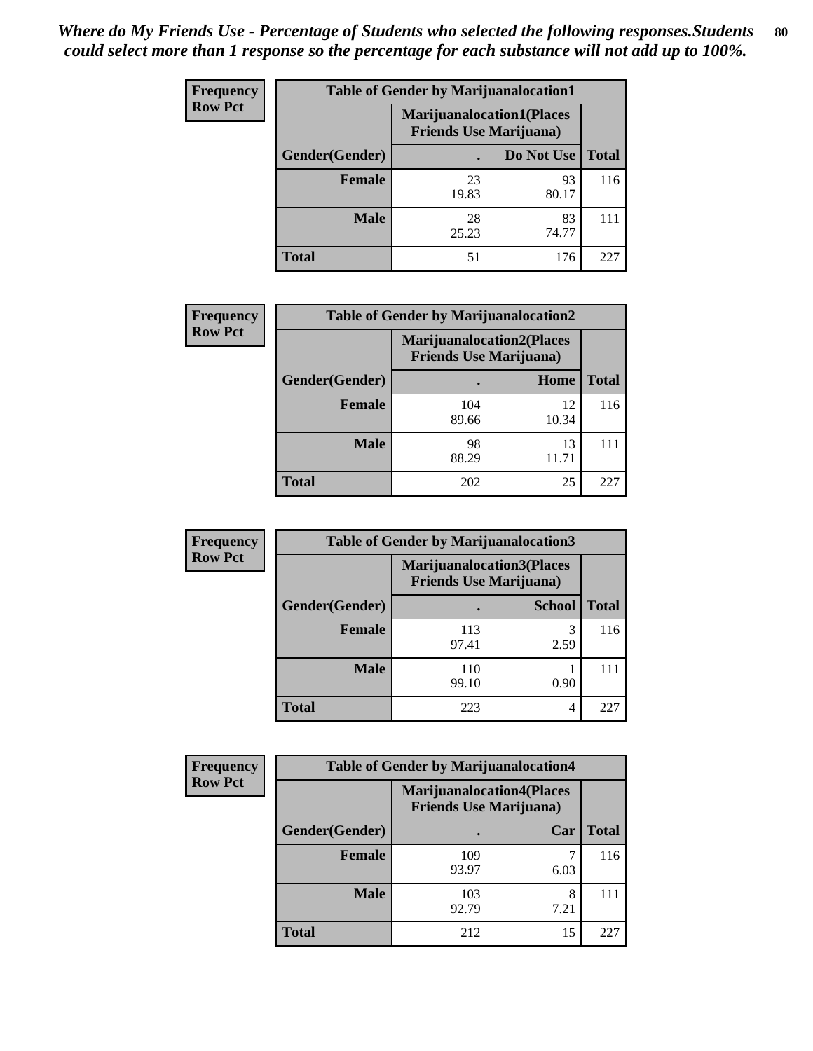*Where do My Friends Use - Percentage of Students who selected the following responses.Students could select more than 1 response so the percentage for each substance will not add up to 100%.*

**Frequency**
**Row Pct**

| Table of Gender by Marijuanalocation1 | | | |
|---|---|---|---|
| | Marijuanalocation1(Places Friends Use Marijuana) | | |
| Gender(Gender) | . | Do Not Use | Total |
| **Female** | 23<br>19.83 | 93<br>80.17 | 116 |
| **Male** | 28<br>25.23 | 83<br>74.77 | 111 |
| **Total** | 51 | 176 | 227 |

**Frequency**
**Row Pct**

| Table of Gender by Marijuanalocation2 | | | |
|---|---|---|---|
| | Marijuanalocation2(Places Friends Use Marijuana) | | |
| Gender(Gender) | . | Home | Total |
| **Female** | 104<br>89.66 | 12<br>10.34 | 116 |
| **Male** | 98<br>88.29 | 13<br>11.71 | 111 |
| **Total** | 202 | 25 | 227 |

**Frequency**
**Row Pct**

| Table of Gender by Marijuanalocation3 | | | |
|---|---|---|---|
| | Marijuanalocation3(Places Friends Use Marijuana) | | |
| Gender(Gender) | . | School | Total |
| **Female** | 113<br>97.41 | 3<br>2.59 | 116 |
| **Male** | 110<br>99.10 | 1<br>0.90 | 111 |
| **Total** | 223 | 4 | 227 |

**Frequency**
**Row Pct**

| Table of Gender by Marijuanalocation4 | | | |
|---|---|---|---|
| | Marijuanalocation4(Places Friends Use Marijuana) | | |
| Gender(Gender) | . | Car | Total |
| **Female** | 109<br>93.97 | 7<br>6.03 | 116 |
| **Male** | 103<br>92.79 | 8<br>7.21 | 111 |
| **Total** | 212 | 15 | 227 |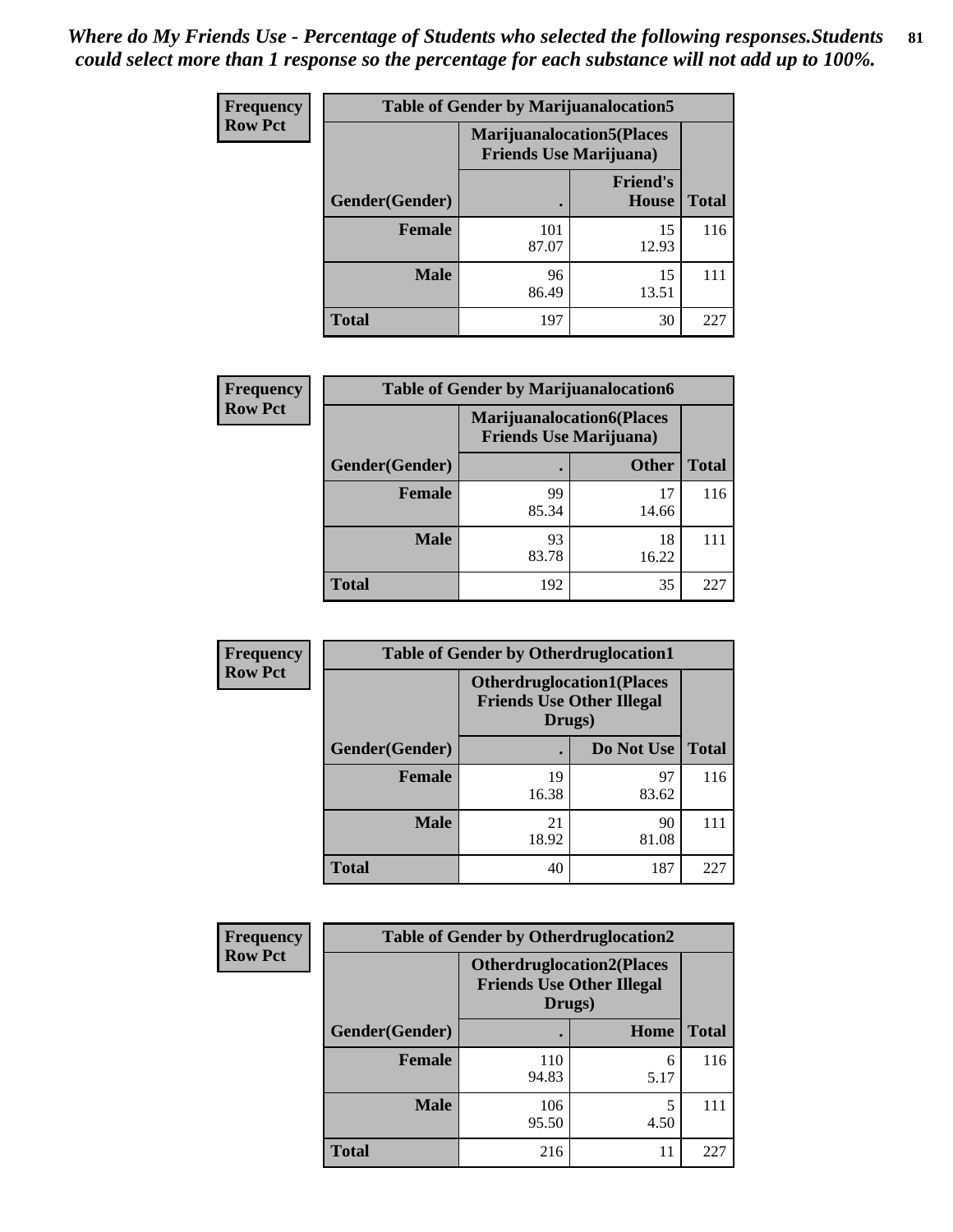*Where do My Friends Use - Percentage of Students who selected the following responses.Students could select more than 1 response so the percentage for each substance will not add up to 100%.*

**Frequency Row Pct**

| Table of Gender by Marijuanalocation5 | | | |
|---|---|---|---|
| | Marijuanalocation5(Places Friends Use Marijuana) | | |
| Gender(Gender) | . | Friend's House | Total |
| Female | 101<br>87.07 | 15<br>12.93 | 116 |
| Male | 96<br>86.49 | 15<br>13.51 | 111 |
| Total | 197 | 30 | 227 |

**Frequency Row Pct**

| Table of Gender by Marijuanalocation6 | | | |
|---|---|---|---|
| | Marijuanalocation6(Places Friends Use Marijuana) | | |
| Gender(Gender) | . | Other | Total |
| Female | 99<br>85.34 | 17<br>14.66 | 116 |
| Male | 93<br>83.78 | 18<br>16.22 | 111 |
| Total | 192 | 35 | 227 |

**Frequency Row Pct**

| Table of Gender by Otherdruglocation1 | | | |
|---|---|---|---|
| | Otherdruglocation1(Places Friends Use Other Illegal Drugs) | | |
| Gender(Gender) | . | Do Not Use | Total |
| Female | 19<br>16.38 | 97<br>83.62 | 116 |
| Male | 21<br>18.92 | 90<br>81.08 | 111 |
| Total | 40 | 187 | 227 |

**Frequency Row Pct**

| Table of Gender by Otherdruglocation2 | | | |
|---|---|---|---|
| | Otherdruglocation2(Places Friends Use Other Illegal Drugs) | | |
| Gender(Gender) | . | Home | Total |
| Female | 110<br>94.83 | 6<br>5.17 | 116 |
| Male | 106<br>95.50 | 5<br>4.50 | 111 |
| Total | 216 | 11 | 227 |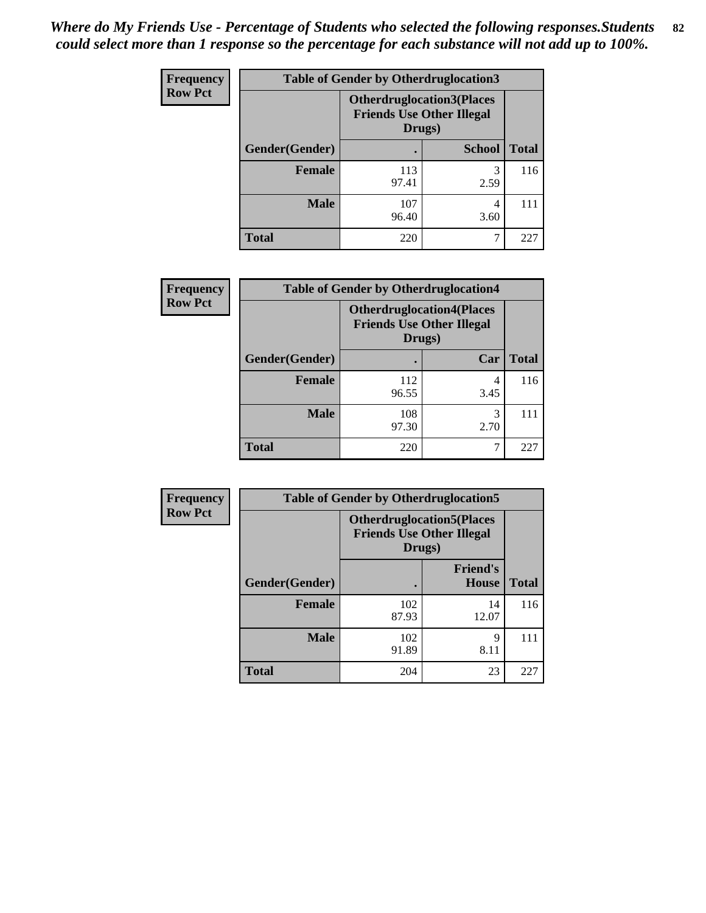*Where do My Friends Use - Percentage of Students who selected the following responses.Students could select more than 1 response so the percentage for each substance will not add up to 100%.*

**Frequency Row Pct**

| Table of Gender by Otherdruglocation3 | | | |
|---|---|---|---|
| | Otherdruglocation3(Places Friends Use Other Illegal Drugs) | | |
| Gender(Gender) | . | School | Total |
| Female | 113<br>97.41 | 3<br>2.59 | 116 |
| Male | 107<br>96.40 | 4<br>3.60 | 111 |
| Total | 220 | 7 | 227 |

**Frequency Row Pct**

| Table of Gender by Otherdruglocation4 | | | |
|---|---|---|---|
| | Otherdruglocation4(Places Friends Use Other Illegal Drugs) | | |
| Gender(Gender) | . | Car | Total |
| Female | 112<br>96.55 | 4<br>3.45 | 116 |
| Male | 108<br>97.30 | 3<br>2.70 | 111 |
| Total | 220 | 7 | 227 |

**Frequency Row Pct**

| Table of Gender by Otherdruglocation5 | | | |
|---|---|---|---|
| | Otherdruglocation5(Places Friends Use Other Illegal Drugs) | | |
| Gender(Gender) | . | Friend's House | Total |
| Female | 102<br>87.93 | 14<br>12.07 | 116 |
| Male | 102<br>91.89 | 9<br>8.11 | 111 |
| Total | 204 | 23 | 227 |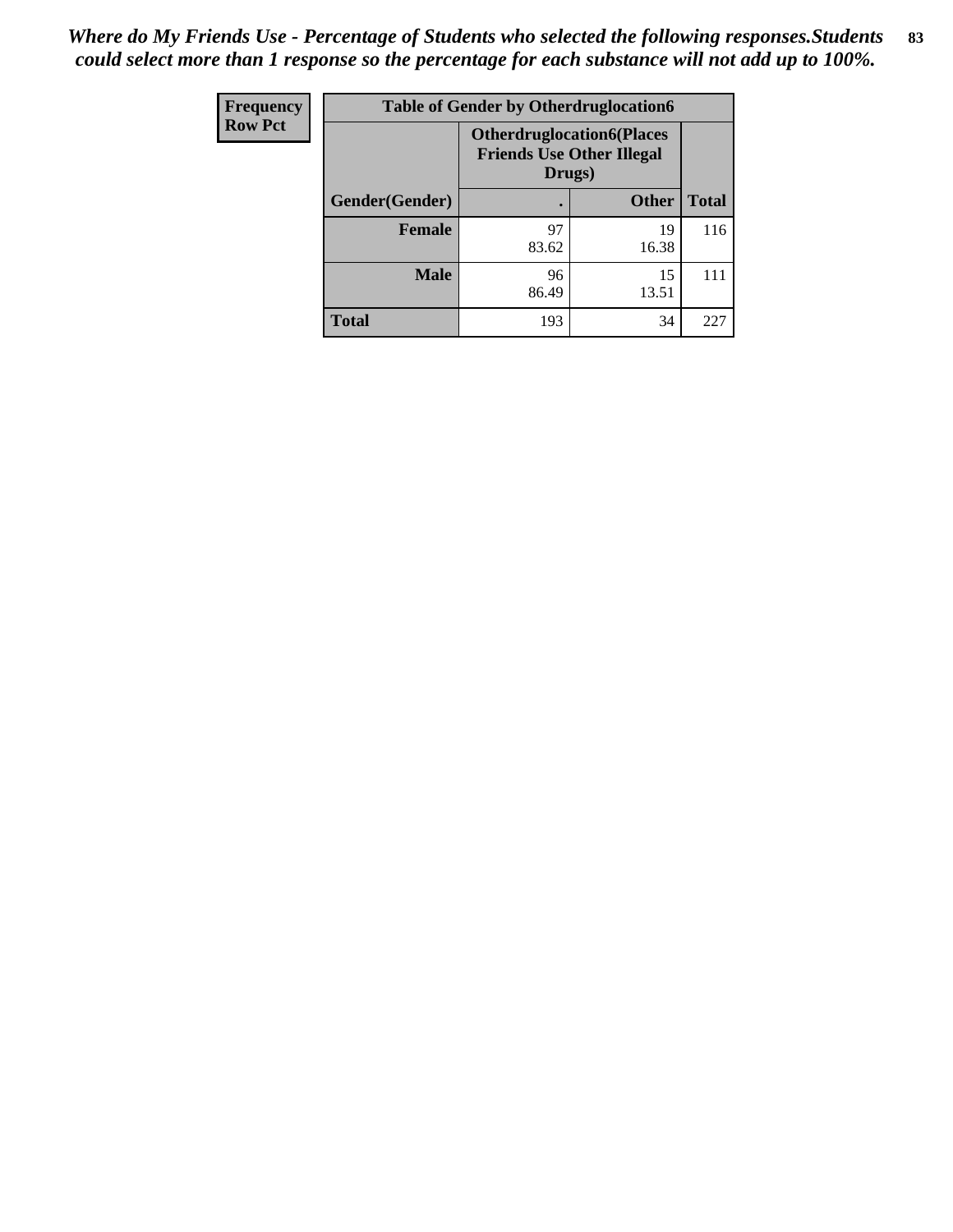*Where do My Friends Use - Percentage of Students who selected the following responses.Students could select more than 1 response so the percentage for each substance will not add up to 100%.*

| Frequency<br>Row Pct | Table of Gender by Otherdruglocation6 | | |
|---|---|---|---|
| | Otherdruglocation6(Places Friends Use Other Illegal Drugs) | | |
| Gender(Gender) | . | Other | Total |
| Female | 97<br>83.62 | 19<br>16.38 | 116 |
| Male | 96<br>86.49 | 15<br>13.51 | 111 |
| Total | 193 | 34 | 227 |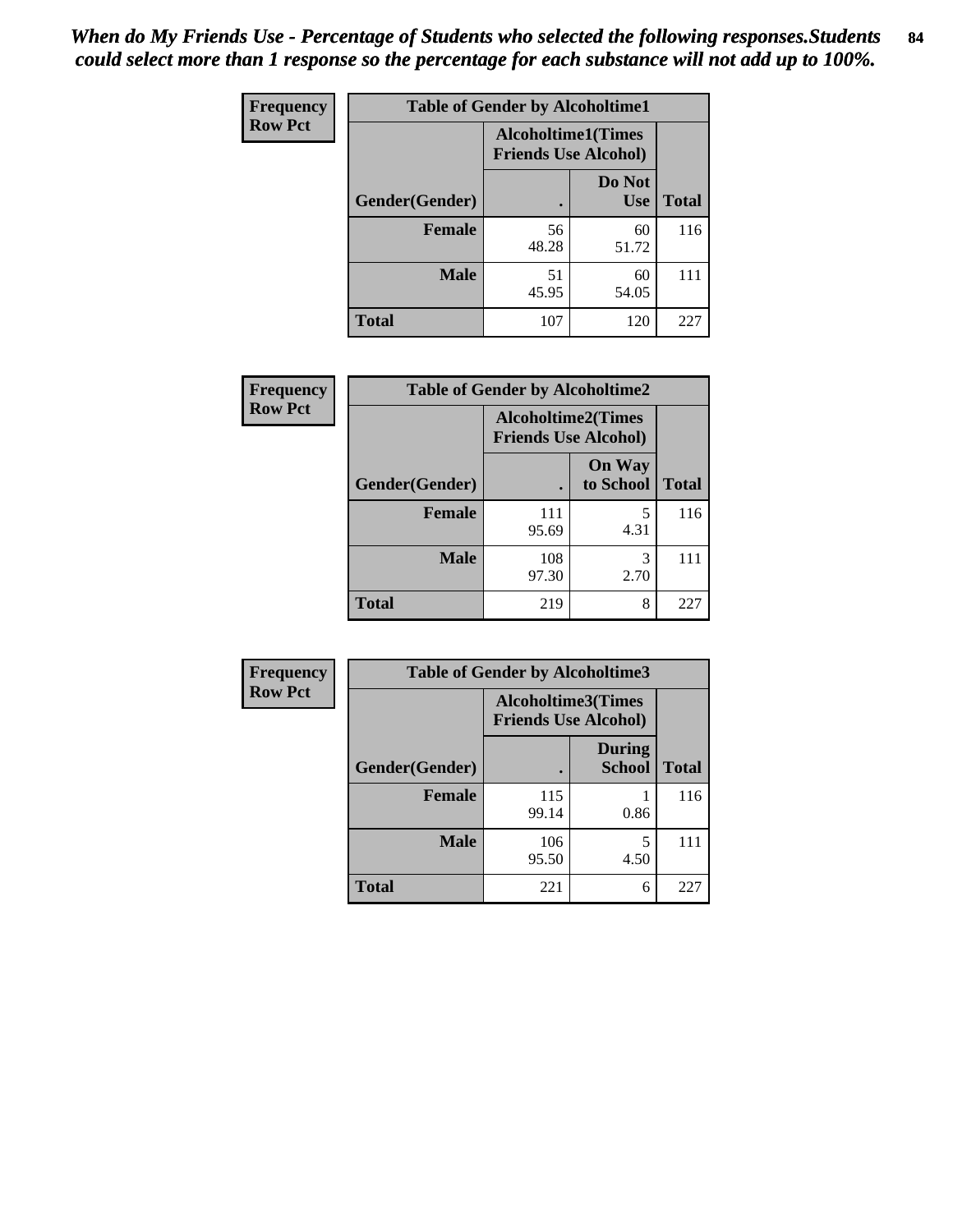*When do My Friends Use - Percentage of Students who selected the following responses.Students could select more than 1 response so the percentage for each substance will not add up to 100%.*

**Frequency**
**Row Pct**

| Table of Gender by Alcoholtime1 | | | |
|---|---|---|---|
| | Alcoholtime1(Times Friends Use Alcohol) | | |
| Gender(Gender) | . | Do Not Use | Total |
| **Female** | 56<br>48.28 | 60<br>51.72 | 116 |
| **Male** | 51<br>45.95 | 60<br>54.05 | 111 |
| **Total** | 107 | 120 | 227 |

**Frequency**
**Row Pct**

| Table of Gender by Alcoholtime2 | | | |
|---|---|---|---|
| | Alcoholtime2(Times Friends Use Alcohol) | | |
| Gender(Gender) | . | On Way to School | Total |
| **Female** | 111<br>95.69 | 5<br>4.31 | 116 |
| **Male** | 108<br>97.30 | 3<br>2.70 | 111 |
| **Total** | 219 | 8 | 227 |

**Frequency**
**Row Pct**

| Table of Gender by Alcoholtime3 | | | |
|---|---|---|---|
| | Alcoholtime3(Times Friends Use Alcohol) | | |
| Gender(Gender) | . | During School | Total |
| **Female** | 115<br>99.14 | 1<br>0.86 | 116 |
| **Male** | 106<br>95.50 | 5<br>4.50 | 111 |
| **Total** | 221 | 6 | 227 |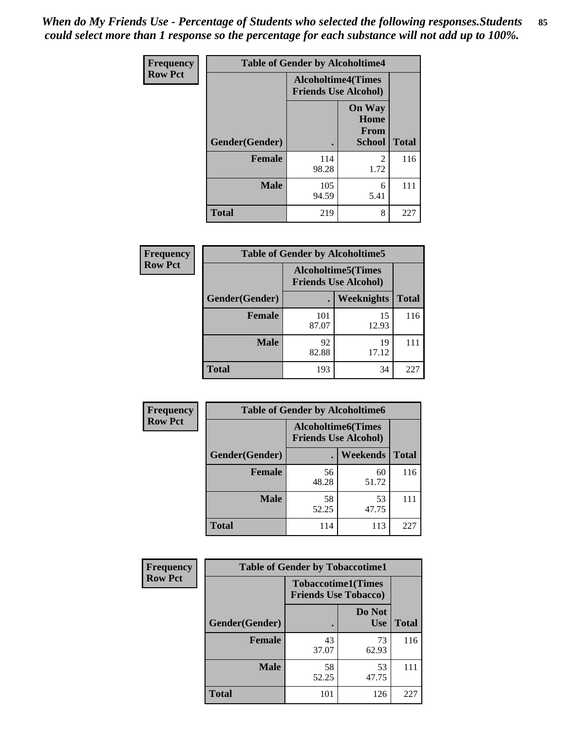*When do My Friends Use - Percentage of Students who selected the following responses.Students could select more than 1 response so the percentage for each substance will not add up to 100%.*

| Frequency Row Pct | Table of Gender by Alcoholtime4 | | |
|---|---|---|---|
| | Alcoholtime4(Times Friends Use Alcohol) | | |
| Gender(Gender) | . | On Way Home From School | Total |
| Female | 114<br>98.28 | 2<br>1.72 | 116 |
| Male | 105<br>94.59 | 6<br>5.41 | 111 |
| Total | 219 | 8 | 227 |

| Frequency Row Pct | Table of Gender by Alcoholtime5 | | |
|---|---|---|---|
| | Alcoholtime5(Times Friends Use Alcohol) | | |
| Gender(Gender) | . | Weeknights | Total |
| Female | 101<br>87.07 | 15<br>12.93 | 116 |
| Male | 92<br>82.88 | 19<br>17.12 | 111 |
| Total | 193 | 34 | 227 |

| Frequency Row Pct | Table of Gender by Alcoholtime6 | | |
|---|---|---|---|
| | Alcoholtime6(Times Friends Use Alcohol) | | |
| Gender(Gender) | . | Weekends | Total |
| Female | 56<br>48.28 | 60<br>51.72 | 116 |
| Male | 58<br>52.25 | 53<br>47.75 | 111 |
| Total | 114 | 113 | 227 |

| Frequency Row Pct | Table of Gender by Tobaccotime1 | | |
|---|---|---|---|
| | Tobaccotime1(Times Friends Use Tobacco) | | |
| Gender(Gender) | . | Do Not Use | Total |
| Female | 43<br>37.07 | 73<br>62.93 | 116 |
| Male | 58<br>52.25 | 53<br>47.75 | 111 |
| Total | 101 | 126 | 227 |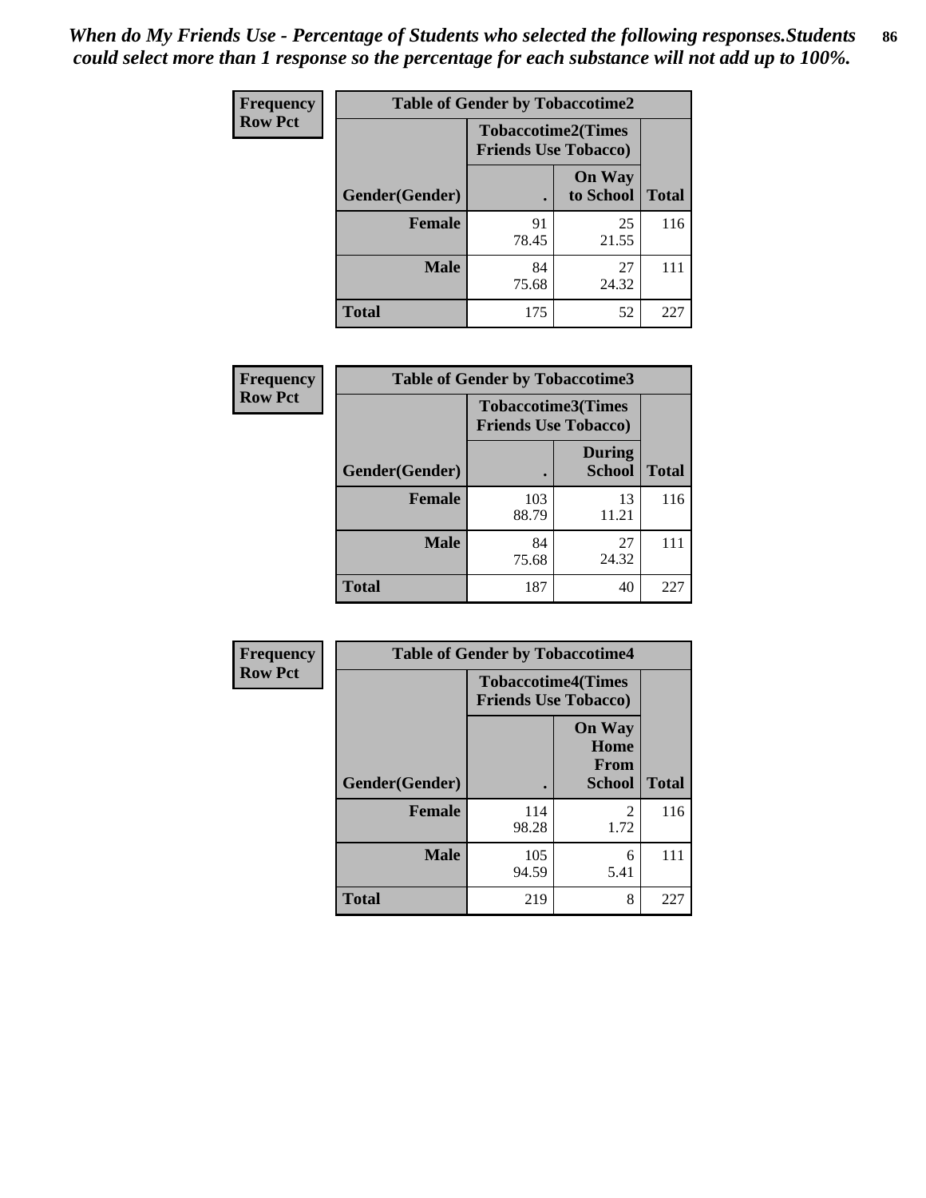*When do My Friends Use - Percentage of Students who selected the following responses.Students could select more than 1 response so the percentage for each substance will not add up to 100%.*

| Frequency Row Pct | Table of Gender by Tobaccotime2 | | |
|---|---|---|---|
| | Tobaccotime2(Times Friends Use Tobacco) | | |
| Gender(Gender) | . | On Way to School | Total |
| **Female** | 91<br>78.45 | 25<br>21.55 | 116 |
| **Male** | 84<br>75.68 | 27<br>24.32 | 111 |
| **Total** | 175 | 52 | 227 |

| Frequency Row Pct | Table of Gender by Tobaccotime3 | | |
|---|---|---|---|
| | Tobaccotime3(Times Friends Use Tobacco) | | |
| Gender(Gender) | . | During School | Total |
| **Female** | 103<br>88.79 | 13<br>11.21 | 116 |
| **Male** | 84<br>75.68 | 27<br>24.32 | 111 |
| **Total** | 187 | 40 | 227 |

| Frequency Row Pct | Table of Gender by Tobaccotime4 | | |
|---|---|---|---|
| | Tobaccotime4(Times Friends Use Tobacco) | | |
| Gender(Gender) | . | On Way Home From School | Total |
| **Female** | 114<br>98.28 | 2<br>1.72 | 116 |
| **Male** | 105<br>94.59 | 6<br>5.41 | 111 |
| **Total** | 219 | 8 | 227 |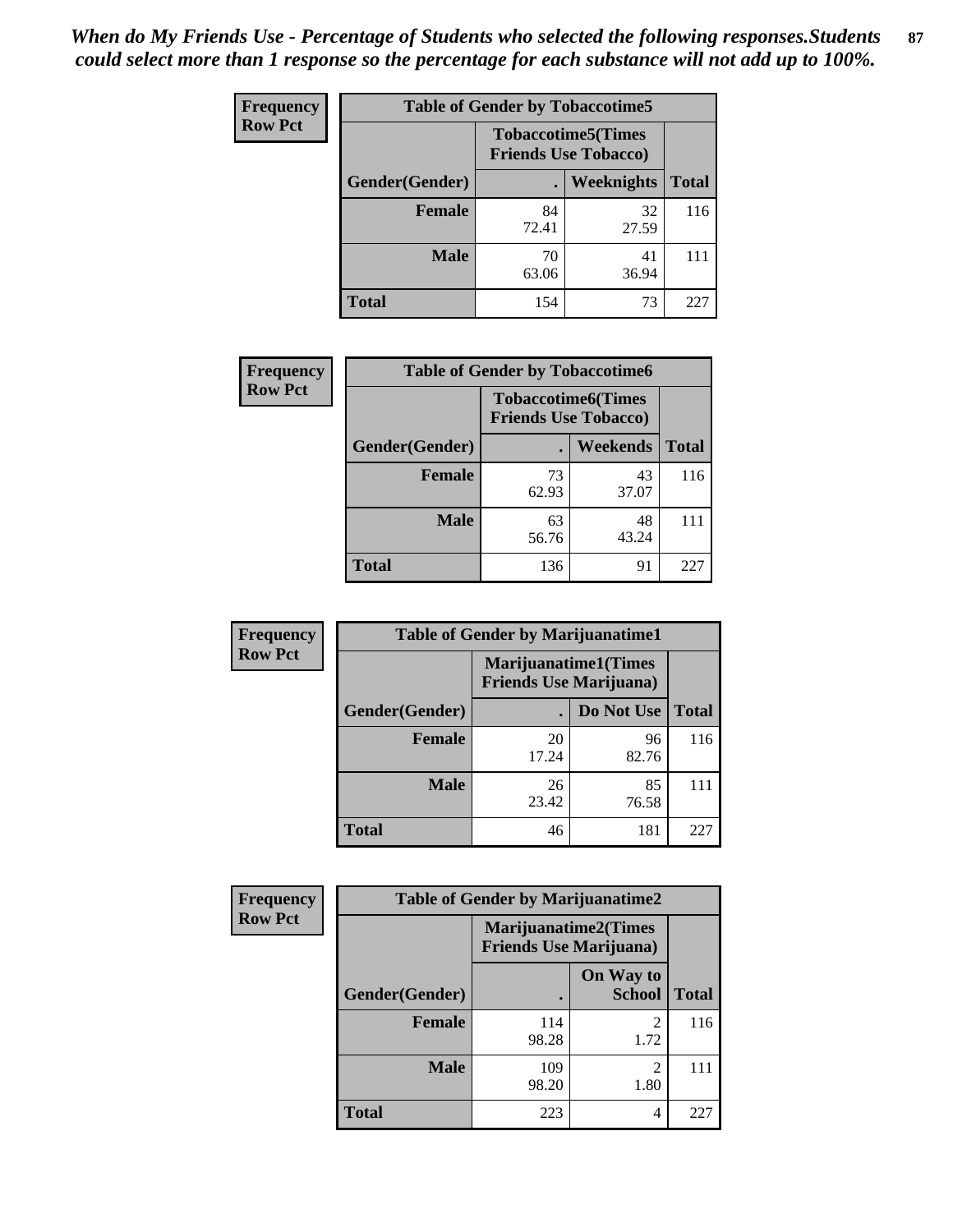*When do My Friends Use - Percentage of Students who selected the following responses.Students could select more than 1 response so the percentage for each substance will not add up to 100%.*

**Frequency**
**Row Pct**

| Table of Gender by Tobaccotime5 | | | |
|---|---|---|---|
| | Tobaccotime5(Times Friends Use Tobacco) | | |
| Gender(Gender) | . | Weeknights | Total |
| **Female** | 84<br>72.41 | 32<br>27.59 | 116 |
| **Male** | 70<br>63.06 | 41<br>36.94 | 111 |
| **Total** | 154 | 73 | 227 |

**Frequency**
**Row Pct**

| Table of Gender by Tobaccotime6 | | | |
|---|---|---|---|
| | Tobaccotime6(Times Friends Use Tobacco) | | |
| Gender(Gender) | . | Weekends | Total |
| **Female** | 73<br>62.93 | 43<br>37.07 | 116 |
| **Male** | 63<br>56.76 | 48<br>43.24 | 111 |
| **Total** | 136 | 91 | 227 |

**Frequency**
**Row Pct**

| Table of Gender by Marijuanatime1 | | | |
|---|---|---|---|
| | Marijuanatime1(Times Friends Use Marijuana) | | |
| Gender(Gender) | . | Do Not Use | Total |
| **Female** | 20<br>17.24 | 96<br>82.76 | 116 |
| **Male** | 26<br>23.42 | 85<br>76.58 | 111 |
| **Total** | 46 | 181 | 227 |

**Frequency**
**Row Pct**

| Table of Gender by Marijuanatime2 | | | |
|---|---|---|---|
| | Marijuanatime2(Times Friends Use Marijuana) | | |
| Gender(Gender) | . | On Way to School | Total |
| **Female** | 114<br>98.28 | 2<br>1.72 | 116 |
| **Male** | 109<br>98.20 | 2<br>1.80 | 111 |
| **Total** | 223 | 4 | 227 |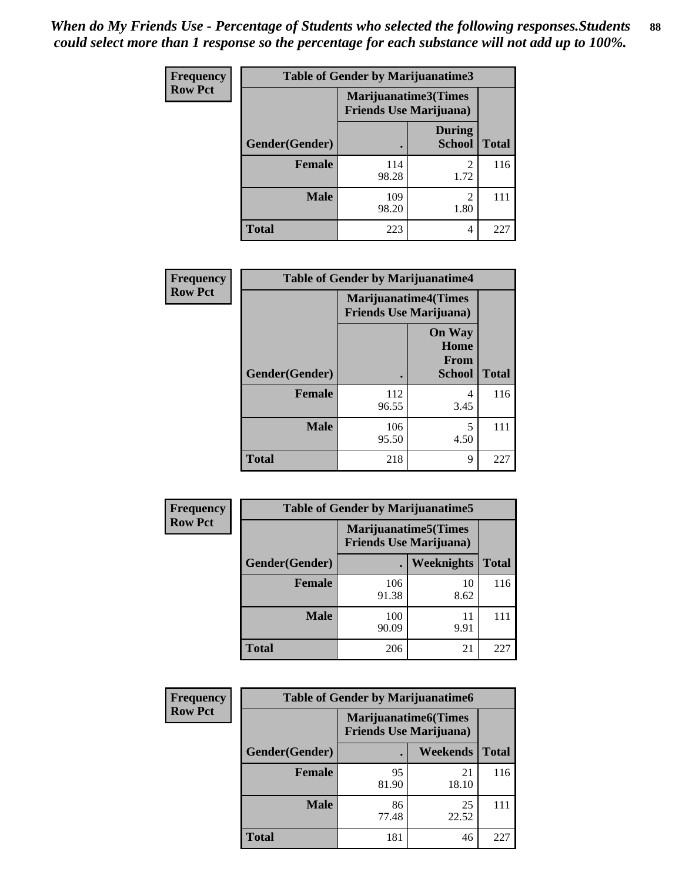*When do My Friends Use - Percentage of Students who selected the following responses.Students could select more than 1 response so the percentage for each substance will not add up to 100%.*

**Frequency / Row Pct**

| Table of Gender by Marijuanatime3 | | | |
|---|---|---|---|
| | Marijuanatime3(Times Friends Use Marijuana) | | |
| Gender(Gender) | . | During School | Total |
| **Female** | 114<br>98.28 | 2<br>1.72 | 116 |
| **Male** | 109<br>98.20 | 2<br>1.80 | 111 |
| **Total** | 223 | 4 | 227 |

**Frequency / Row Pct**

| Table of Gender by Marijuanatime4 | | | |
|---|---|---|---|
| | Marijuanatime4(Times Friends Use Marijuana) | | |
| Gender(Gender) | . | On Way Home From School | Total |
| **Female** | 112<br>96.55 | 4<br>3.45 | 116 |
| **Male** | 106<br>95.50 | 5<br>4.50 | 111 |
| **Total** | 218 | 9 | 227 |

**Frequency / Row Pct**

| Table of Gender by Marijuanatime5 | | | |
|---|---|---|---|
| | Marijuanatime5(Times Friends Use Marijuana) | | |
| Gender(Gender) | . | Weeknights | Total |
| **Female** | 106<br>91.38 | 10<br>8.62 | 116 |
| **Male** | 100<br>90.09 | 11<br>9.91 | 111 |
| **Total** | 206 | 21 | 227 |

**Frequency / Row Pct**

| Table of Gender by Marijuanatime6 | | | |
|---|---|---|---|
| | Marijuanatime6(Times Friends Use Marijuana) | | |
| Gender(Gender) | . | Weekends | Total |
| **Female** | 95<br>81.90 | 21<br>18.10 | 116 |
| **Male** | 86<br>77.48 | 25<br>22.52 | 111 |
| **Total** | 181 | 46 | 227 |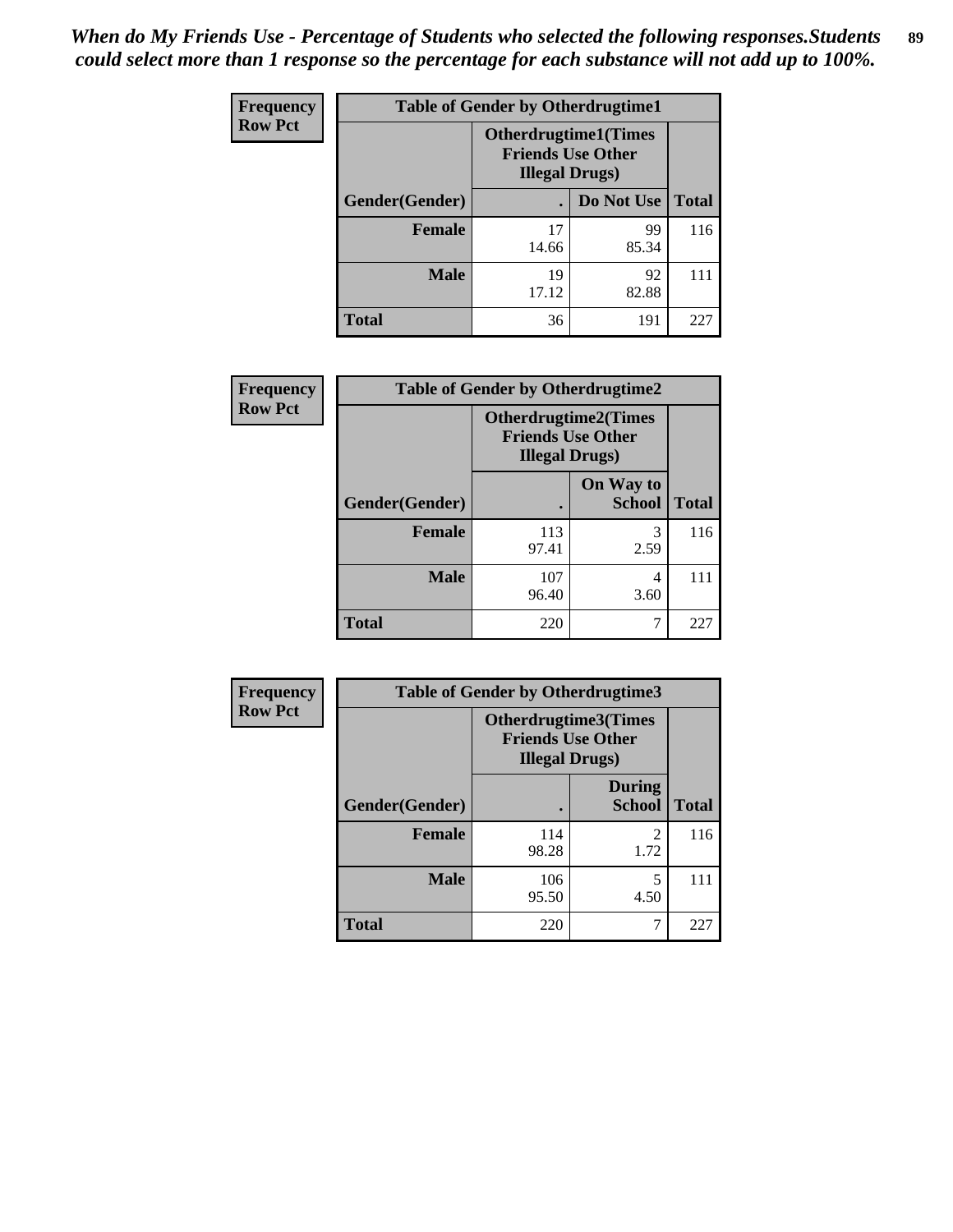*When do My Friends Use - Percentage of Students who selected the following responses.Students could select more than 1 response so the percentage for each substance will not add up to 100%.*

**Frequency**
**Row Pct**

| Table of Gender by Otherdrugtime1 | | | |
|---|---|---|---|
| | Otherdrugtime1(Times Friends Use Other Illegal Drugs) | | |
| Gender(Gender) | . | Do Not Use | Total |
| Female | 17<br>14.66 | 99<br>85.34 | 116 |
| Male | 19<br>17.12 | 92<br>82.88 | 111 |
| Total | 36 | 191 | 227 |

**Frequency**
**Row Pct**

| Table of Gender by Otherdrugtime2 | | | |
|---|---|---|---|
| | Otherdrugtime2(Times Friends Use Other Illegal Drugs) | | |
| Gender(Gender) | . | On Way to School | Total |
| Female | 113<br>97.41 | 3<br>2.59 | 116 |
| Male | 107<br>96.40 | 4<br>3.60 | 111 |
| Total | 220 | 7 | 227 |

**Frequency**
**Row Pct**

| Table of Gender by Otherdrugtime3 | | | |
|---|---|---|---|
| | Otherdrugtime3(Times Friends Use Other Illegal Drugs) | | |
| Gender(Gender) | . | During School | Total |
| Female | 114<br>98.28 | 2<br>1.72 | 116 |
| Male | 106<br>95.50 | 5<br>4.50 | 111 |
| Total | 220 | 7 | 227 |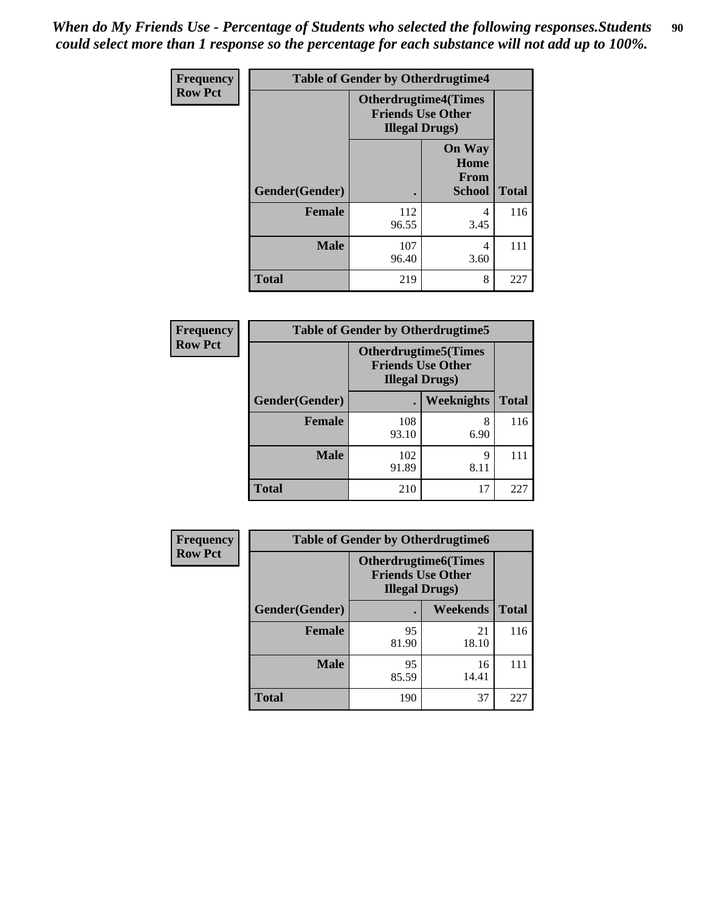*When do My Friends Use - Percentage of Students who selected the following responses.Students could select more than 1 response so the percentage for each substance will not add up to 100%.*

| Frequency<br>Row Pct | Table of Gender by Otherdrugtime4 | | |
|---|---|---|---|
| | Otherdrugtime4(Times Friends Use Other Illegal Drugs) | | |
| Gender(Gender) | . | On Way Home From School | Total |
| Female | 112<br>96.55 | 4<br>3.45 | 116 |
| Male | 107<br>96.40 | 4<br>3.60 | 111 |
| Total | 219 | 8 | 227 |

| Frequency<br>Row Pct | Table of Gender by Otherdrugtime5 | | |
|---|---|---|---|
| | Otherdrugtime5(Times Friends Use Other Illegal Drugs) | | |
| Gender(Gender) | . | Weeknights | Total |
| Female | 108<br>93.10 | 8<br>6.90 | 116 |
| Male | 102<br>91.89 | 9<br>8.11 | 111 |
| Total | 210 | 17 | 227 |

| Frequency<br>Row Pct | Table of Gender by Otherdrugtime6 | | |
|---|---|---|---|
| | Otherdrugtime6(Times Friends Use Other Illegal Drugs) | | |
| Gender(Gender) | . | Weekends | Total |
| Female | 95<br>81.90 | 21<br>18.10 | 116 |
| Male | 95<br>85.59 | 16<br>14.41 | 111 |
| Total | 190 | 37 | 227 |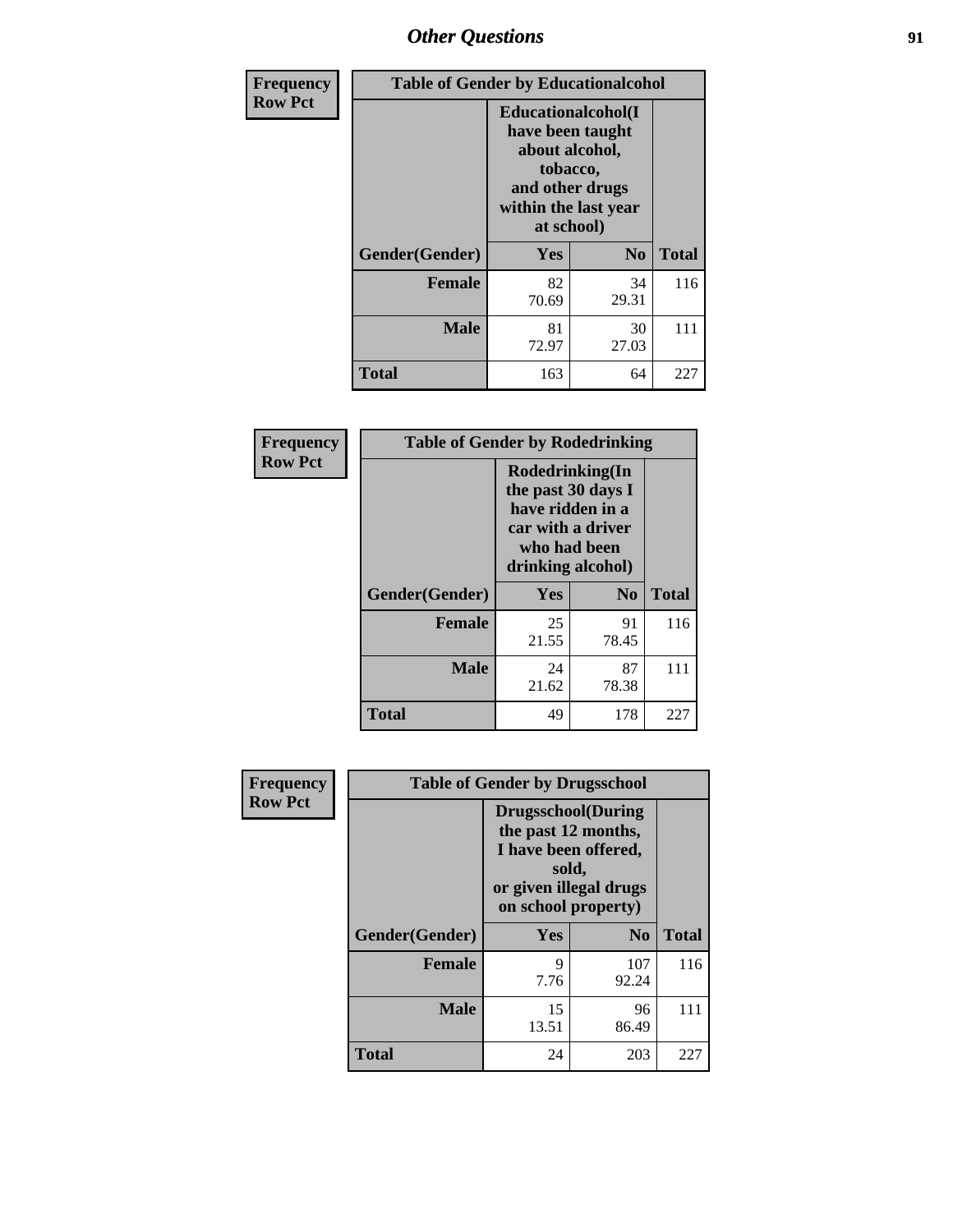## Other Questions

**Frequency**
**Row Pct**

| Table of Gender by Educationalcohol | | | |
|---|---|---|---|
| | Educationalcohol(I have been taught about alcohol, tobacco, and other drugs within the last year at school) | | |
| Gender(Gender) | Yes | No | Total |
| Female | 82<br>70.69 | 34<br>29.31 | 116 |
| Male | 81<br>72.97 | 30<br>27.03 | 111 |
| Total | 163 | 64 | 227 |

**Frequency**
**Row Pct**

| Table of Gender by Rodedrinking | | | |
|---|---|---|---|
| | Rodedrinking(In the past 30 days I have ridden in a car with a driver who had been drinking alcohol) | | |
| Gender(Gender) | Yes | No | Total |
| Female | 25<br>21.55 | 91<br>78.45 | 116 |
| Male | 24<br>21.62 | 87<br>78.38 | 111 |
| Total | 49 | 178 | 227 |

**Frequency**
**Row Pct**

| Table of Gender by Drugsschool | | | |
|---|---|---|---|
| | Drugsschool(During the past 12 months, I have been offered, sold, or given illegal drugs on school property) | | |
| Gender(Gender) | Yes | No | Total |
| Female | 9<br>7.76 | 107<br>92.24 | 116 |
| Male | 15<br>13.51 | 96<br>86.49 | 111 |
| Total | 24 | 203 | 227 |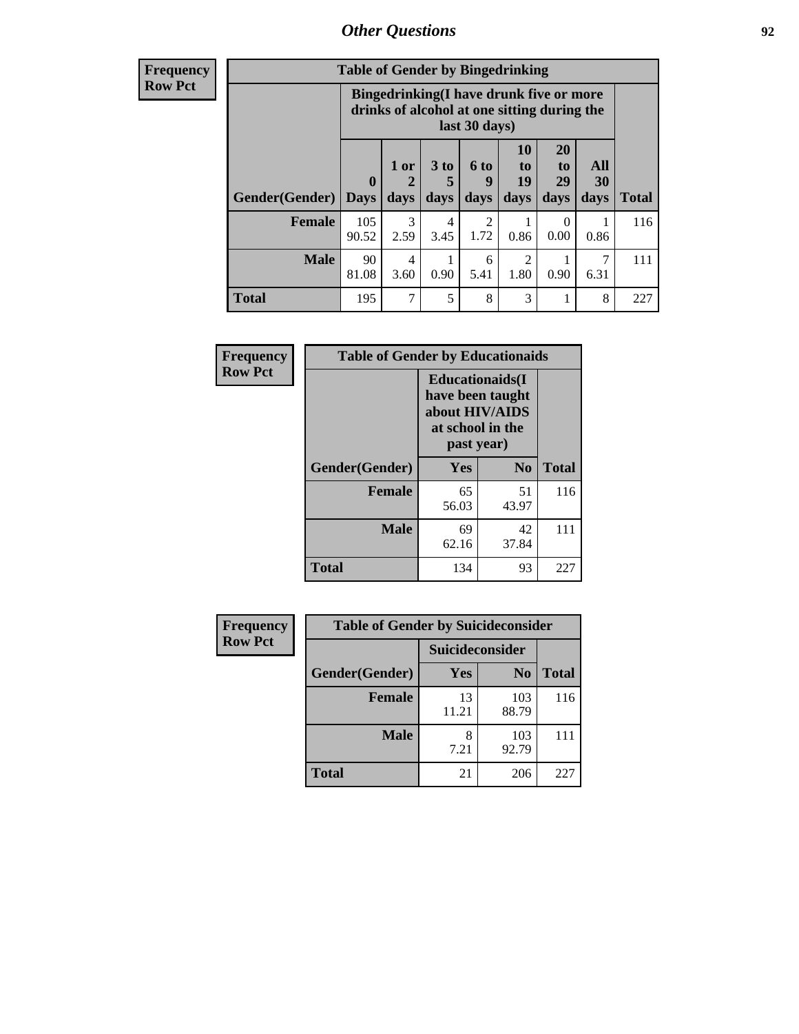## Other Questions

| Frequency Row Pct |
|---|

**Table of Gender by Bingedrinking**

| | Bingedrinking(I have drunk five or more drinks of alcohol at one sitting during the last 30 days) | | | | | | | |
|---|---|---|---|---|---|---|---|---|
| Gender(Gender) | 0 Days | 1 or 2 days | 3 to 5 days | 6 to 9 days | 10 to 19 days | 20 to 29 days | All 30 days | Total |
| **Female** | 105<br>90.52 | 3<br>2.59 | 4<br>3.45 | 2<br>1.72 | 1<br>0.86 | 0<br>0.00 | 1<br>0.86 | 116 |
| **Male** | 90<br>81.08 | 4<br>3.60 | 1<br>0.90 | 6<br>5.41 | 2<br>1.80 | 1<br>0.90 | 7<br>6.31 | 111 |
| **Total** | 195 | 7 | 5 | 8 | 3 | 1 | 8 | 227 |

| Frequency Row Pct |
|---|

**Table of Gender by Educationaids**

| | Educationaids(I have been taught about HIV/AIDS at school in the past year) | | |
|---|---|---|---|
| Gender(Gender) | Yes | No | Total |
| **Female** | 65<br>56.03 | 51<br>43.97 | 116 |
| **Male** | 69<br>62.16 | 42<br>37.84 | 111 |
| **Total** | 134 | 93 | 227 |

| Frequency Row Pct |
|---|

**Table of Gender by Suicideconsider**

| | Suicideconsider | | |
|---|---|---|---|
| Gender(Gender) | Yes | No | Total |
| **Female** | 13<br>11.21 | 103<br>88.79 | 116 |
| **Male** | 8<br>7.21 | 103<br>92.79 | 111 |
| **Total** | 21 | 206 | 227 |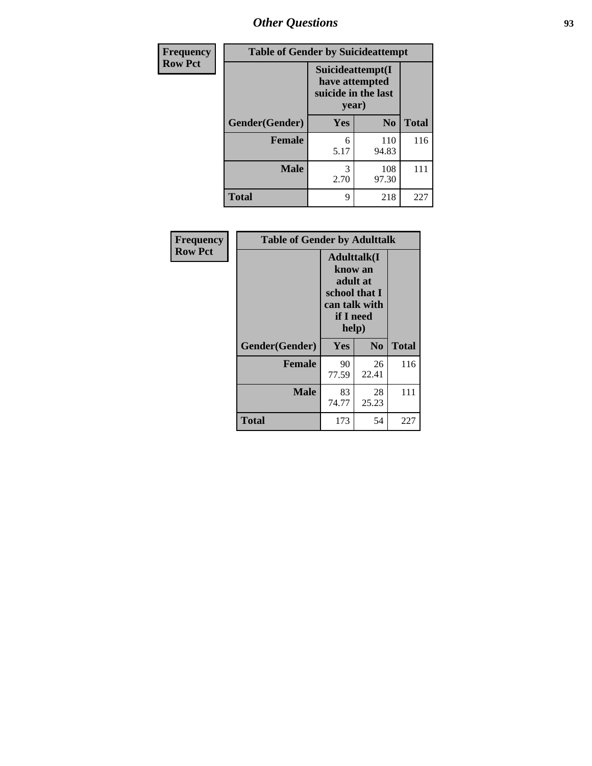## Other Questions

| Frequency Row Pct | Table of Gender by Suicideattempt | | |
|---|---|---|---|
| | Suicideattempt(I have attempted suicide in the last year) | | |
| Gender(Gender) | Yes | No | Total |
| Female | 6<br>5.17 | 110<br>94.83 | 116 |
| Male | 3<br>2.70 | 108<br>97.30 | 111 |
| Total | 9 | 218 | 227 |

| Frequency Row Pct | Table of Gender by Adulttalk | | |
|---|---|---|---|
| | Adulttalk(I know an adult at school that I can talk with if I need help) | | |
| Gender(Gender) | Yes | No | Total |
| Female | 90<br>77.59 | 26<br>22.41 | 116 |
| Male | 83<br>74.77 | 28<br>25.23 | 111 |
| Total | 173 | 54 | 227 |